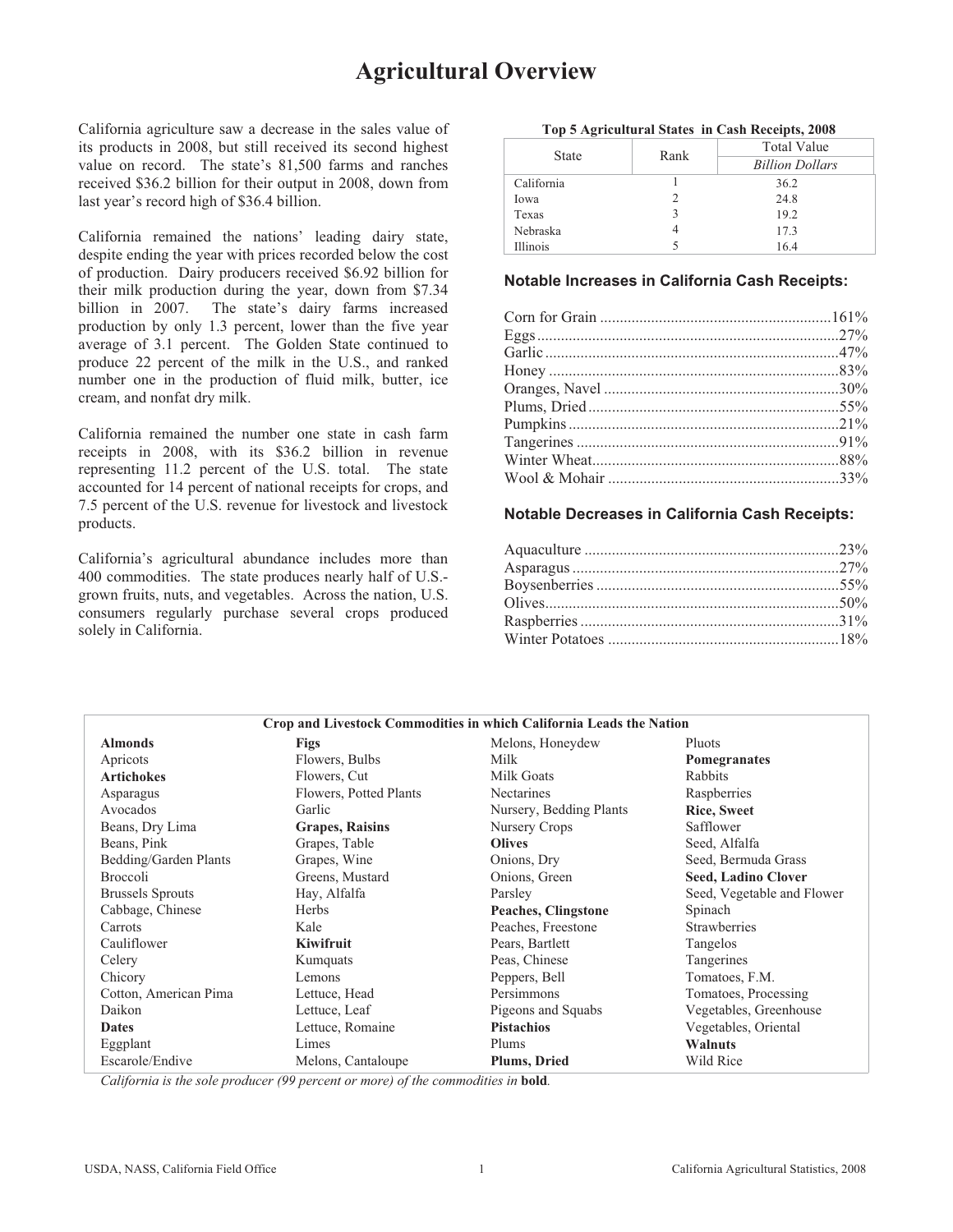# Agricultural Overview

California agriculture saw a decrease in the sales value of its products in 2008, but still received its second highest value on record. The state's 81,500 farms and ranches received $36.2 billion for their output in 2008, down from last year's record high of $36.4 billion.

California remained the nations' leading dairy state, despite ending the year with prices recorded below the cost of production. Dairy producers received $6.92 billion for their milk production during the year, down from $7.34 billion in 2007. The state's dairy farms increased production by only 1.3 percent, lower than the five year average of 3.1 percent. The Golden State continued to produce 22 percent of the milk in the U.S., and ranked number one in the production of fluid milk, butter, ice cream, and nonfat dry milk.

California remained the number one state in cash farm receipts in 2008, with its $36.2 billion in revenue representing 11.2 percent of the U.S. total. The state accounted for 14 percent of national receipts for crops, and 7.5 percent of the U.S. revenue for livestock and livestock products.

California's agricultural abundance includes more than 400 commodities. The state produces nearly half of U.S.-grown fruits, nuts, and vegetables. Across the nation, U.S. consumers regularly purchase several crops produced solely in California.

**Top 5 Agricultural States in Cash Receipts, 2008**

| State | Rank | Total Value |
|---|---|---|
| | | *Billion Dollars* |
| California | 1 | 36.2 |
| Iowa | 2 | 24.8 |
| Texas | 3 | 19.2 |
| Nebraska | 4 | 17.3 |
| Illinois | 5 | 16.4 |

### Notable Increases in California Cash Receipts:

- Corn for Grain .......... 161%
- Eggs .......... 27%
- Garlic .......... 47%
- Honey .......... 83%
- Oranges, Navel .......... 30%
- Plums, Dried .......... 55%
- Pumpkins .......... 21%
- Tangerines .......... 91%
- Winter Wheat .......... 88%
- Wool & Mohair .......... 33%

### Notable Decreases in California Cash Receipts:

- Aquaculture .......... 23%
- Asparagus .......... 27%
- Boysenberries .......... 55%
- Olives .......... 50%
- Raspberries .......... 31%
- Winter Potatoes .......... 18%

**Crop and Livestock Commodities in which California Leads the Nation**

| | | | |
|---|---|---|---|
| **Almonds** | **Figs** | Melons, Honeydew | Pluots |
| Apricots | Flowers, Bulbs | Milk | **Pomegranates** |
| **Artichokes** | Flowers, Cut | Milk Goats | Rabbits |
| Asparagus | Flowers, Potted Plants | Nectarines | Raspberries |
| Avocados | Garlic | Nursery, Bedding Plants | **Rice, Sweet** |
| Beans, Dry Lima | **Grapes, Raisins** | Nursery Crops | Safflower |
| Beans, Pink | Grapes, Table | **Olives** | Seed, Alfalfa |
| Bedding/Garden Plants | Grapes, Wine | Onions, Dry | Seed, Bermuda Grass |
| Broccoli | Greens, Mustard | Onions, Green | **Seed, Ladino Clover** |
| Brussels Sprouts | Hay, Alfalfa | Parsley | Seed, Vegetable and Flower |
| Cabbage, Chinese | Herbs | **Peaches, Clingstone** | Spinach |
| Carrots | Kale | Peaches, Freestone | Strawberries |
| Cauliflower | **Kiwifruit** | Pears, Bartlett | Tangelos |
| Celery | Kumquats | Peas, Chinese | Tangerines |
| Chicory | Lemons | Peppers, Bell | Tomatoes, F.M. |
| Cotton, American Pima | Lettuce, Head | Persimmons | Tomatoes, Processing |
| Daikon | Lettuce, Leaf | Pigeons and Squabs | Vegetables, Greenhouse |
| **Dates** | Lettuce, Romaine | **Pistachios** | Vegetables, Oriental |
| Eggplant | Limes | Plums | **Walnuts** |
| Escarole/Endive | Melons, Cantaloupe | **Plums, Dried** | Wild Rice |

*California is the sole producer (99 percent or more) of the commodities in* **bold**.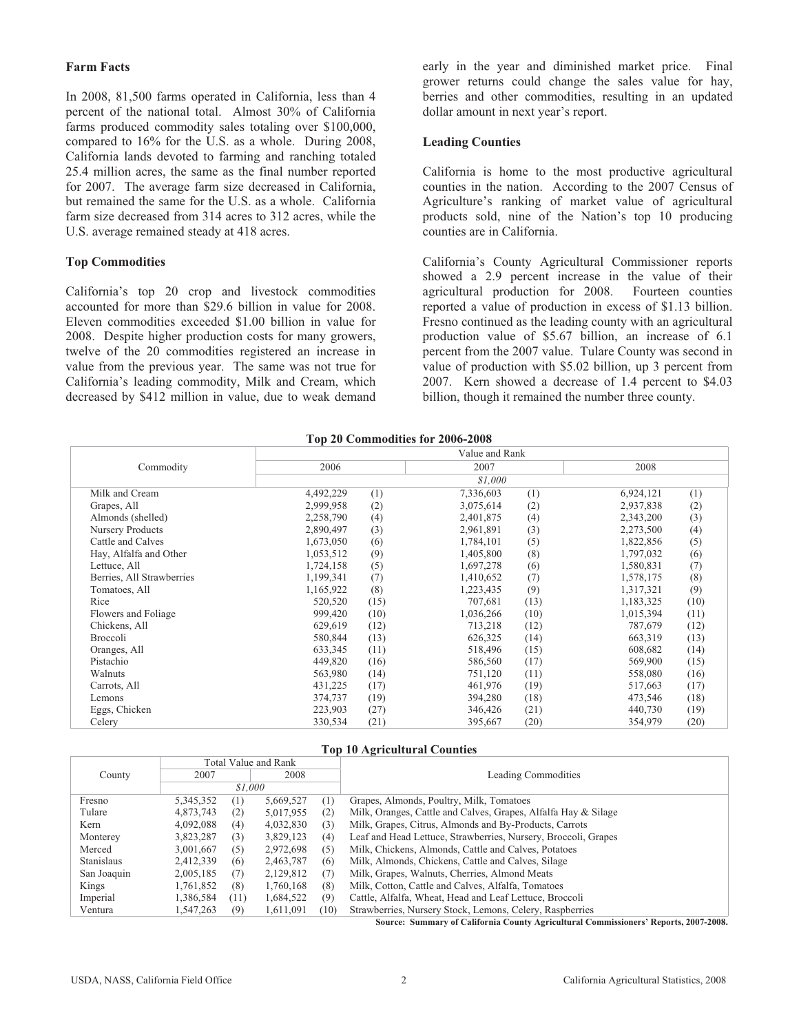### Farm Facts

In 2008, 81,500 farms operated in California, less than 4 percent of the national total. Almost 30% of California farms produced commodity sales totaling over $100,000, compared to 16% for the U.S. as a whole. During 2008, California lands devoted to farming and ranching totaled 25.4 million acres, the same as the final number reported for 2007. The average farm size decreased in California, but remained the same for the U.S. as a whole. California farm size decreased from 314 acres to 312 acres, while the U.S. average remained steady at 418 acres.

### Top Commodities

California's top 20 crop and livestock commodities accounted for more than $29.6 billion in value for 2008. Eleven commodities exceeded $1.00 billion in value for 2008. Despite higher production costs for many growers, twelve of the 20 commodities registered an increase in value from the previous year. The same was not true for California's leading commodity, Milk and Cream, which decreased by $412 million in value, due to weak demand early in the year and diminished market price. Final grower returns could change the sales value for hay, berries and other commodities, resulting in an updated dollar amount in next year's report.

### Leading Counties

California is home to the most productive agricultural counties in the nation. According to the 2007 Census of Agriculture's ranking of market value of agricultural products sold, nine of the Nation's top 10 producing counties are in California.

California's County Agricultural Commissioner reports showed a 2.9 percent increase in the value of their agricultural production for 2008. Fourteen counties reported a value of production in excess of $1.13 billion. Fresno continued as the leading county with an agricultural production value of $5.67 billion, an increase of 6.1 percent from the 2007 value. Tulare County was second in value of production with $5.02 billion, up 3 percent from 2007. Kern showed a decrease of 1.4 percent to $4.03 billion, though it remained the number three county.

**Top 20 Commodities for 2006-2008**

| Commodity | Value and Rank | | | | | |
|---|---|---|---|---|---|---|
| | 2006 | | 2007 | | 2008 | |
| | *$1,000* | | | | | |
| Milk and Cream | 4,492,229 | (1) | 7,336,603 | (1) | 6,924,121 | (1) |
| Grapes, All | 2,999,958 | (2) | 3,075,614 | (2) | 2,937,838 | (2) |
| Almonds (shelled) | 2,258,790 | (4) | 2,401,875 | (4) | 2,343,200 | (3) |
| Nursery Products | 2,890,497 | (3) | 2,961,891 | (3) | 2,273,500 | (4) |
| Cattle and Calves | 1,673,050 | (6) | 1,784,101 | (5) | 1,822,856 | (5) |
| Hay, Alfalfa and Other | 1,053,512 | (9) | 1,405,800 | (8) | 1,797,032 | (6) |
| Lettuce, All | 1,724,158 | (5) | 1,697,278 | (6) | 1,580,831 | (7) |
| Berries, All Strawberries | 1,199,341 | (7) | 1,410,652 | (7) | 1,578,175 | (8) |
| Tomatoes, All | 1,165,922 | (8) | 1,223,435 | (9) | 1,317,321 | (9) |
| Rice | 520,520 | (15) | 707,681 | (13) | 1,183,325 | (10) |
| Flowers and Foliage | 999,420 | (10) | 1,036,266 | (10) | 1,015,394 | (11) |
| Chickens, All | 629,619 | (12) | 713,218 | (12) | 787,679 | (12) |
| Broccoli | 580,844 | (13) | 626,325 | (14) | 663,319 | (13) |
| Oranges, All | 633,345 | (11) | 518,496 | (15) | 608,682 | (14) |
| Pistachio | 449,820 | (16) | 586,560 | (17) | 569,900 | (15) |
| Walnuts | 563,980 | (14) | 751,120 | (11) | 558,080 | (16) |
| Carrots, All | 431,225 | (17) | 461,976 | (19) | 517,663 | (17) |
| Lemons | 374,737 | (19) | 394,280 | (18) | 473,546 | (18) |
| Eggs, Chicken | 223,903 | (27) | 346,426 | (21) | 440,730 | (19) |
| Celery | 330,534 | (21) | 395,667 | (20) | 354,979 | (20) |

**Top 10 Agricultural Counties**

| County | Total Value and Rank | | | | Leading Commodities |
|---|---|---|---|---|---|
| | 2007 | | 2008 | | |
| | *$1,000* | | | | |
| Fresno | 5,345,352 | (1) | 5,669,527 | (1) | Grapes, Almonds, Poultry, Milk, Tomatoes |
| Tulare | 4,873,743 | (2) | 5,017,955 | (2) | Milk, Oranges, Cattle and Calves, Grapes, Alfalfa Hay & Silage |
| Kern | 4,092,088 | (4) | 4,032,830 | (3) | Milk, Grapes, Citrus, Almonds and By-Products, Carrots |
| Monterey | 3,823,287 | (3) | 3,829,123 | (4) | Leaf and Head Lettuce, Strawberries, Nursery, Broccoli, Grapes |
| Merced | 3,001,667 | (5) | 2,972,698 | (5) | Milk, Chickens, Almonds, Cattle and Calves, Potatoes |
| Stanislaus | 2,412,339 | (6) | 2,463,787 | (6) | Milk, Almonds, Chickens, Cattle and Calves, Silage |
| San Joaquin | 2,005,185 | (7) | 2,129,812 | (7) | Milk, Grapes, Walnuts, Cherries, Almond Meats |
| Kings | 1,761,852 | (8) | 1,760,168 | (8) | Milk, Cotton, Cattle and Calves, Alfalfa, Tomatoes |
| Imperial | 1,386,584 | (11) | 1,684,522 | (9) | Cattle, Alfalfa, Wheat, Head and Leaf Lettuce, Broccoli |
| Ventura | 1,547,263 | (9) | 1,611,091 | (10) | Strawberries, Nursery Stock, Lemons, Celery, Raspberries |

**Source: Summary of California County Agricultural Commissioners' Reports, 2007-2008.**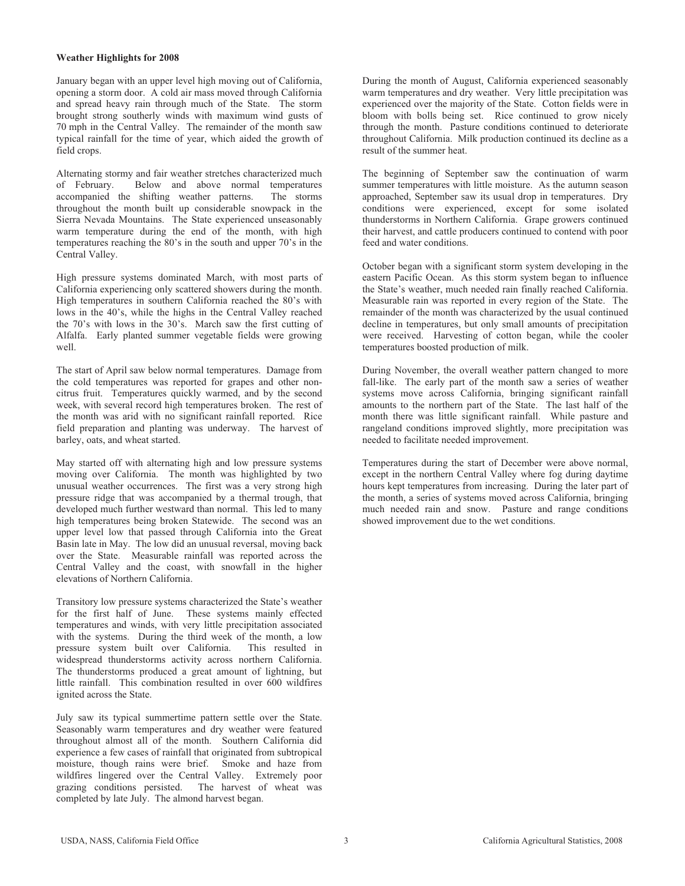**Weather Highlights for 2008**

January began with an upper level high moving out of California, opening a storm door. A cold air mass moved through California and spread heavy rain through much of the State. The storm brought strong southerly winds with maximum wind gusts of 70 mph in the Central Valley. The remainder of the month saw typical rainfall for the time of year, which aided the growth of field crops.

Alternating stormy and fair weather stretches characterized much of February. Below and above normal temperatures accompanied the shifting weather patterns. The storms throughout the month built up considerable snowpack in the Sierra Nevada Mountains. The State experienced unseasonably warm temperature during the end of the month, with high temperatures reaching the 80's in the south and upper 70's in the Central Valley.

High pressure systems dominated March, with most parts of California experiencing only scattered showers during the month. High temperatures in southern California reached the 80's with lows in the 40's, while the highs in the Central Valley reached the 70's with lows in the 30's. March saw the first cutting of Alfalfa. Early planted summer vegetable fields were growing well.

The start of April saw below normal temperatures. Damage from the cold temperatures was reported for grapes and other non-citrus fruit. Temperatures quickly warmed, and by the second week, with several record high temperatures broken. The rest of the month was arid with no significant rainfall reported. Rice field preparation and planting was underway. The harvest of barley, oats, and wheat started.

May started off with alternating high and low pressure systems moving over California. The month was highlighted by two unusual weather occurrences. The first was a very strong high pressure ridge that was accompanied by a thermal trough, that developed much further westward than normal. This led to many high temperatures being broken Statewide. The second was an upper level low that passed through California into the Great Basin late in May. The low did an unusual reversal, moving back over the State. Measurable rainfall was reported across the Central Valley and the coast, with snowfall in the higher elevations of Northern California.

Transitory low pressure systems characterized the State's weather for the first half of June. These systems mainly effected temperatures and winds, with very little precipitation associated with the systems. During the third week of the month, a low pressure system built over California. This resulted in widespread thunderstorms activity across northern California. The thunderstorms produced a great amount of lightning, but little rainfall. This combination resulted in over 600 wildfires ignited across the State.

July saw its typical summertime pattern settle over the State. Seasonably warm temperatures and dry weather were featured throughout almost all of the month. Southern California did experience a few cases of rainfall that originated from subtropical moisture, though rains were brief. Smoke and haze from wildfires lingered over the Central Valley. Extremely poor grazing conditions persisted. The harvest of wheat was completed by late July. The almond harvest began.

During the month of August, California experienced seasonably warm temperatures and dry weather. Very little precipitation was experienced over the majority of the State. Cotton fields were in bloom with bolls being set. Rice continued to grow nicely through the month. Pasture conditions continued to deteriorate throughout California. Milk production continued its decline as a result of the summer heat.

The beginning of September saw the continuation of warm summer temperatures with little moisture. As the autumn season approached, September saw its usual drop in temperatures. Dry conditions were experienced, except for some isolated thunderstorms in Northern California. Grape growers continued their harvest, and cattle producers continued to contend with poor feed and water conditions.

October began with a significant storm system developing in the eastern Pacific Ocean. As this storm system began to influence the State's weather, much needed rain finally reached California. Measurable rain was reported in every region of the State. The remainder of the month was characterized by the usual continued decline in temperatures, but only small amounts of precipitation were received. Harvesting of cotton began, while the cooler temperatures boosted production of milk.

During November, the overall weather pattern changed to more fall-like. The early part of the month saw a series of weather systems move across California, bringing significant rainfall amounts to the northern part of the State. The last half of the month there was little significant rainfall. While pasture and rangeland conditions improved slightly, more precipitation was needed to facilitate needed improvement.

Temperatures during the start of December were above normal, except in the northern Central Valley where fog during daytime hours kept temperatures from increasing. During the later part of the month, a series of systems moved across California, bringing much needed rain and snow. Pasture and range conditions showed improvement due to the wet conditions.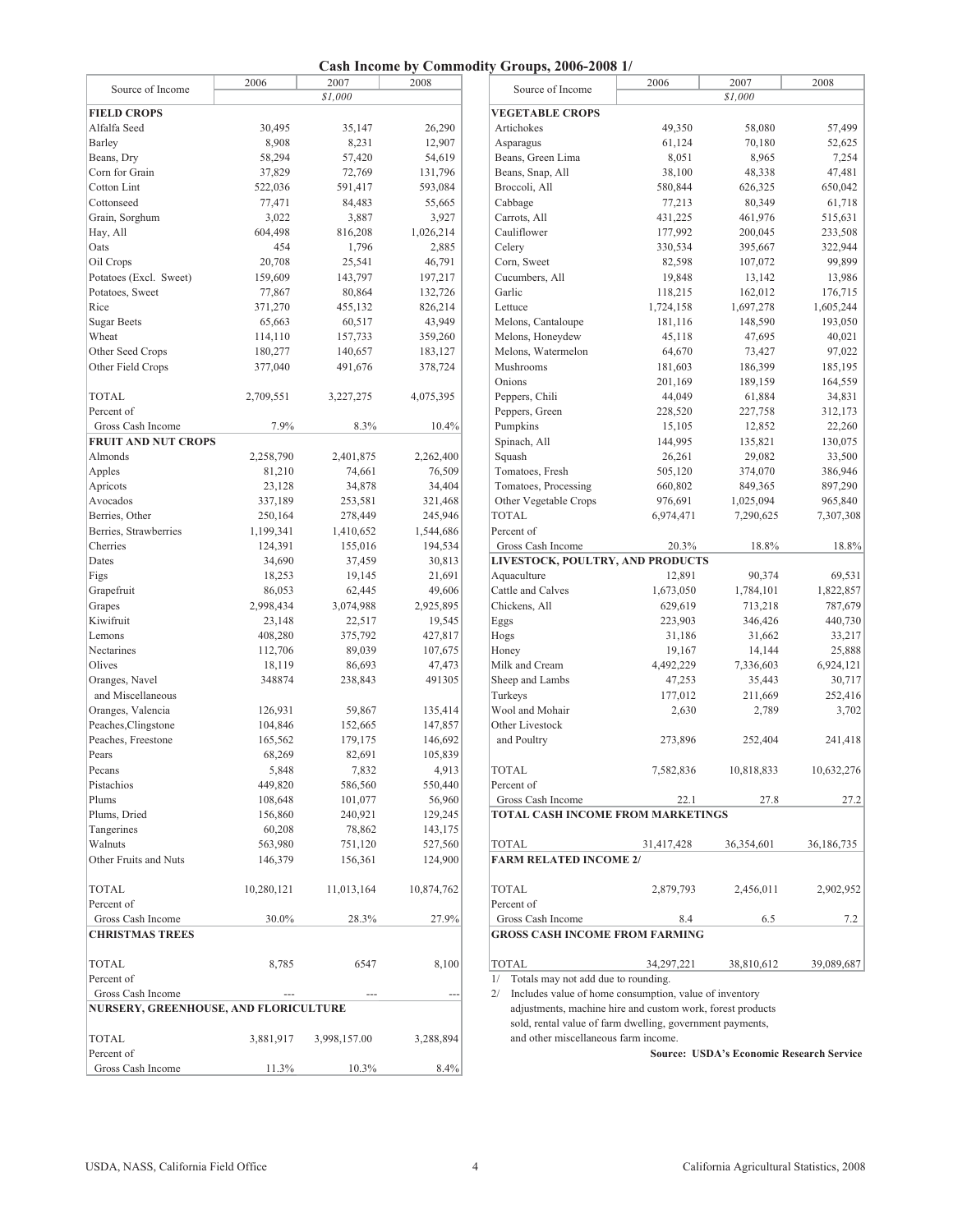# Cash Income by Commodity Groups, 2006-2008 1/

| Source of Income | 2006 | 2007 | 2008 |
|---|---|---|---|
| | | *$1,000* | |
| **FIELD CROPS** | | | |
| Alfalfa Seed | 30,495 | 35,147 | 26,290 |
| Barley | 8,908 | 8,231 | 12,907 |
| Beans, Dry | 58,294 | 57,420 | 54,619 |
| Corn for Grain | 37,829 | 72,769 | 131,796 |
| Cotton Lint | 522,036 | 591,417 | 593,084 |
| Cottonseed | 77,471 | 84,483 | 55,665 |
| Grain, Sorghum | 3,022 | 3,887 | 3,927 |
| Hay, All | 604,498 | 816,208 | 1,026,214 |
| Oats | 454 | 1,796 | 2,885 |
| Oil Crops | 20,708 | 25,541 | 46,791 |
| Potatoes (Excl. Sweet) | 159,609 | 143,797 | 197,217 |
| Potatoes, Sweet | 77,867 | 80,864 | 132,726 |
| Rice | 371,270 | 455,132 | 826,214 |
| Sugar Beets | 65,663 | 60,517 | 43,949 |
| Wheat | 114,110 | 157,733 | 359,260 |
| Other Seed Crops | 180,277 | 140,657 | 183,127 |
| Other Field Crops | 377,040 | 491,676 | 378,724 |
| TOTAL | 2,709,551 | 3,227,275 | 4,075,395 |
| Percent of Gross Cash Income | 7.9% | 8.3% | 10.4% |
| **FRUIT AND NUT CROPS** | | | |
| Almonds | 2,258,790 | 2,401,875 | 2,262,400 |
| Apples | 81,210 | 74,661 | 76,509 |
| Apricots | 23,128 | 34,878 | 34,404 |
| Avocados | 337,189 | 253,581 | 321,468 |
| Berries, Other | 250,164 | 278,449 | 245,946 |
| Berries, Strawberries | 1,199,341 | 1,410,652 | 1,544,686 |
| Cherries | 124,391 | 155,016 | 194,534 |
| Dates | 34,690 | 37,459 | 30,813 |
| Figs | 18,253 | 19,145 | 21,691 |
| Grapefruit | 86,053 | 62,445 | 49,606 |
| Grapes | 2,998,434 | 3,074,988 | 2,925,895 |
| Kiwifruit | 23,148 | 22,517 | 19,545 |
| Lemons | 408,280 | 375,792 | 427,817 |
| Nectarines | 112,706 | 89,039 | 107,675 |
| Olives | 18,119 | 86,693 | 47,473 |
| Oranges, Navel and Miscellaneous | 348874 | 238,843 | 491305 |
| Oranges, Valencia | 126,931 | 59,867 | 135,414 |
| Peaches,Clingstone | 104,846 | 152,665 | 147,857 |
| Peaches, Freestone | 165,562 | 179,175 | 146,692 |
| Pears | 68,269 | 82,691 | 105,839 |
| Pecans | 5,848 | 7,832 | 4,913 |
| Pistachios | 449,820 | 586,560 | 550,440 |
| Plums | 108,648 | 101,077 | 56,960 |
| Plums, Dried | 156,860 | 240,921 | 129,245 |
| Tangerines | 60,208 | 78,862 | 143,175 |
| Walnuts | 563,980 | 751,120 | 527,560 |
| Other Fruits and Nuts | 146,379 | 156,361 | 124,900 |
| TOTAL | 10,280,121 | 11,013,164 | 10,874,762 |
| Percent of Gross Cash Income | 30.0% | 28.3% | 27.9% |
| **CHRISTMAS TREES** | | | |
| TOTAL | 8,785 | 6547 | 8,100 |
| Percent of Gross Cash Income | --- | --- | --- |
| **NURSERY, GREENHOUSE, AND FLORICULTURE** | | | |
| TOTAL | 3,881,917 | 3,998,157.00 | 3,288,894 |
| Percent of Gross Cash Income | 11.3% | 10.3% | 8.4% |
| **VEGETABLE CROPS** | | | |
| Artichokes | 49,350 | 58,080 | 57,499 |
| Asparagus | 61,124 | 70,180 | 52,625 |
| Beans, Green Lima | 8,051 | 8,965 | 7,254 |
| Beans, Snap, All | 38,100 | 48,338 | 47,481 |
| Broccoli, All | 580,844 | 626,325 | 650,042 |
| Cabbage | 77,213 | 80,349 | 61,718 |
| Carrots, All | 431,225 | 461,976 | 515,631 |
| Cauliflower | 177,992 | 200,045 | 233,508 |
| Celery | 330,534 | 395,667 | 322,944 |
| Corn, Sweet | 82,598 | 107,072 | 99,899 |
| Cucumbers, All | 19,848 | 13,142 | 13,986 |
| Garlic | 118,215 | 162,012 | 176,715 |
| Lettuce | 1,724,158 | 1,697,278 | 1,605,244 |
| Melons, Cantaloupe | 181,116 | 148,590 | 193,050 |
| Melons, Honeydew | 45,118 | 47,695 | 40,021 |
| Melons, Watermelon | 64,670 | 73,427 | 97,022 |
| Mushrooms | 181,603 | 186,399 | 185,195 |
| Onions | 201,169 | 189,159 | 164,559 |
| Peppers, Chili | 44,049 | 61,884 | 34,831 |
| Peppers, Green | 228,520 | 227,758 | 312,173 |
| Pumpkins | 15,105 | 12,852 | 22,260 |
| Spinach, All | 144,995 | 135,821 | 130,075 |
| Squash | 26,261 | 29,082 | 33,500 |
| Tomatoes, Fresh | 505,120 | 374,070 | 386,946 |
| Tomatoes, Processing | 660,802 | 849,365 | 897,290 |
| Other Vegetable Crops | 976,691 | 1,025,094 | 965,840 |
| TOTAL | 6,974,471 | 7,290,625 | 7,307,308 |
| Percent of Gross Cash Income | 20.3% | 18.8% | 18.8% |
| **LIVESTOCK, POULTRY, AND PRODUCTS** | | | |
| Aquaculture | 12,891 | 90,374 | 69,531 |
| Cattle and Calves | 1,673,050 | 1,784,101 | 1,822,857 |
| Chickens, All | 629,619 | 713,218 | 787,679 |
| Eggs | 223,903 | 346,426 | 440,730 |
| Hogs | 31,186 | 31,662 | 33,217 |
| Honey | 19,167 | 14,144 | 25,888 |
| Milk and Cream | 4,492,229 | 7,336,603 | 6,924,121 |
| Sheep and Lambs | 47,253 | 35,443 | 30,717 |
| Turkeys | 177,012 | 211,669 | 252,416 |
| Wool and Mohair | 2,630 | 2,789 | 3,702 |
| Other Livestock and Poultry | 273,896 | 252,404 | 241,418 |
| TOTAL | 7,582,836 | 10,818,833 | 10,632,276 |
| Percent of Gross Cash Income | 22.1 | 27.8 | 27.2 |
| **TOTAL CASH INCOME FROM MARKETINGS** | | | |
| TOTAL | 31,417,428 | 36,354,601 | 36,186,735 |
| **FARM RELATED INCOME 2/** | | | |
| TOTAL | 2,879,793 | 2,456,011 | 2,902,952 |
| Percent of Gross Cash Income | 8.4 | 6.5 | 7.2 |
| **GROSS CASH INCOME FROM FARMING** | | | |
| TOTAL | 34,297,221 | 38,810,612 | 39,089,687 |

1/ Totals may not add due to rounding.

2/ Includes value of home consumption, value of inventory adjustments, machine hire and custom work, forest products sold, rental value of farm dwelling, government payments, and other miscellaneous farm income.

**Source: USDA's Economic Research Service**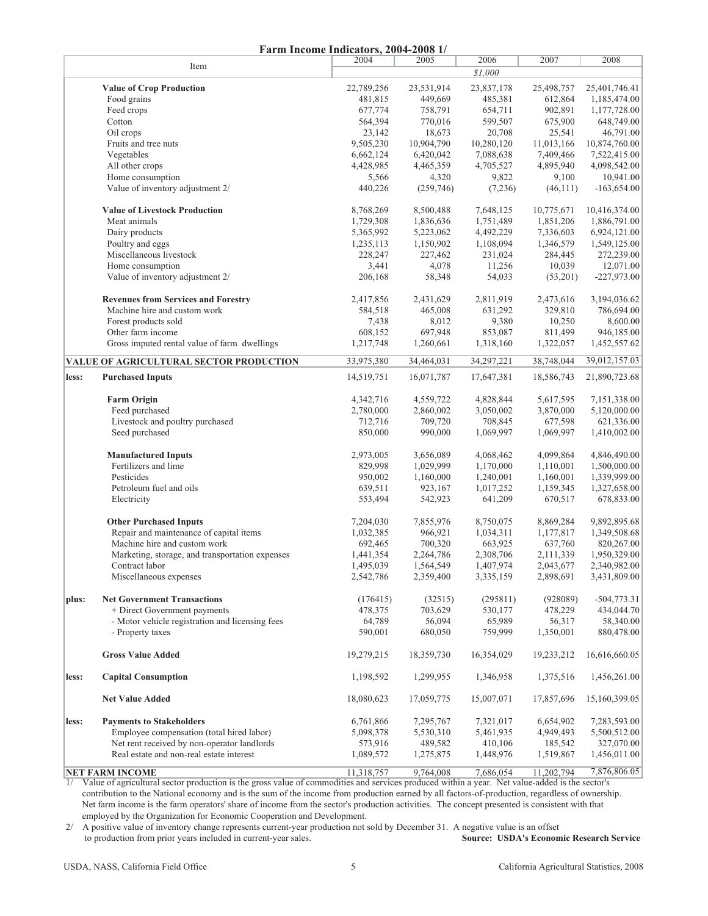## Farm Income Indicators, 2004-2008 1/

| | Item | 2004 | 2005 | 2006 | 2007 | 2008 |
|---|---|---|---|---|---|---|
| | | | | $1,000 | | |
| | **Value of Crop Production** | 22,789,256 | 23,531,914 | 23,837,178 | 25,498,757 | 25,401,746.41 |
| | Food grains | 481,815 | 449,669 | 485,381 | 612,864 | 1,185,474.00 |
| | Feed crops | 677,774 | 758,791 | 654,711 | 902,891 | 1,177,728.00 |
| | Cotton | 564,394 | 770,016 | 599,507 | 675,900 | 648,749.00 |
| | Oil crops | 23,142 | 18,673 | 20,708 | 25,541 | 46,791.00 |
| | Fruits and tree nuts | 9,505,230 | 10,904,790 | 10,280,120 | 11,013,166 | 10,874,760.00 |
| | Vegetables | 6,662,124 | 6,420,042 | 7,088,638 | 7,409,466 | 7,522,415.00 |
| | All other crops | 4,428,985 | 4,465,359 | 4,705,527 | 4,895,940 | 4,098,542.00 |
| | Home consumption | 5,566 | 4,320 | 9,822 | 9,100 | 10,941.00 |
| | Value of inventory adjustment 2/ | 440,226 | (259,746) | (7,236) | (46,111) | -163,654.00 |
| | **Value of Livestock Production** | 8,768,269 | 8,500,488 | 7,648,125 | 10,775,671 | 10,416,374.00 |
| | Meat animals | 1,729,308 | 1,836,636 | 1,751,489 | 1,851,206 | 1,886,791.00 |
| | Dairy products | 5,365,992 | 5,223,062 | 4,492,229 | 7,336,603 | 6,924,121.00 |
| | Poultry and eggs | 1,235,113 | 1,150,902 | 1,108,094 | 1,346,579 | 1,549,125.00 |
| | Miscellaneous livestock | 228,247 | 227,462 | 231,024 | 284,445 | 272,239.00 |
| | Home consumption | 3,441 | 4,078 | 11,256 | 10,039 | 12,071.00 |
| | Value of inventory adjustment 2/ | 206,168 | 58,348 | 54,033 | (53,201) | -227,973.00 |
| | **Revenues from Services and Forestry** | 2,417,856 | 2,431,629 | 2,811,919 | 2,473,616 | 3,194,036.62 |
| | Machine hire and custom work | 584,518 | 465,008 | 631,292 | 329,810 | 786,694.00 |
| | Forest products sold | 7,438 | 8,012 | 9,380 | 10,250 | 8,600.00 |
| | Other farm income | 608,152 | 697,948 | 853,087 | 811,499 | 946,185.00 |
| | Gross imputed rental value of farm dwellings | 1,217,748 | 1,260,661 | 1,318,160 | 1,322,057 | 1,452,557.62 |
| **VALUE OF AGRICULTURAL SECTOR PRODUCTION** | | 33,975,380 | 34,464,031 | 34,297,221 | 38,748,044 | 39,012,157.03 |
| less: | **Purchased Inputs** | 14,519,751 | 16,071,787 | 17,647,381 | 18,586,743 | 21,890,723.68 |
| | **Farm Origin** | 4,342,716 | 4,559,722 | 4,828,844 | 5,617,595 | 7,151,338.00 |
| | Feed purchased | 2,780,000 | 2,860,002 | 3,050,002 | 3,870,000 | 5,120,000.00 |
| | Livestock and poultry purchased | 712,716 | 709,720 | 708,845 | 677,598 | 621,336.00 |
| | Seed purchased | 850,000 | 990,000 | 1,069,997 | 1,069,997 | 1,410,002.00 |
| | **Manufactured Inputs** | 2,973,005 | 3,656,089 | 4,068,462 | 4,099,864 | 4,846,490.00 |
| | Fertilizers and lime | 829,998 | 1,029,999 | 1,170,000 | 1,110,001 | 1,500,000.00 |
| | Pesticides | 950,002 | 1,160,000 | 1,240,001 | 1,160,001 | 1,339,999.00 |
| | Petroleum fuel and oils | 639,511 | 923,167 | 1,017,252 | 1,159,345 | 1,327,658.00 |
| | Electricity | 553,494 | 542,923 | 641,209 | 670,517 | 678,833.00 |
| | **Other Purchased Inputs** | 7,204,030 | 7,855,976 | 8,750,075 | 8,869,284 | 9,892,895.68 |
| | Repair and maintenance of capital items | 1,032,385 | 966,921 | 1,034,311 | 1,177,817 | 1,349,508.68 |
| | Machine hire and custom work | 692,465 | 700,320 | 663,925 | 637,760 | 820,267.00 |
| | Marketing, storage, and transportation expenses | 1,441,354 | 2,264,786 | 2,308,706 | 2,111,339 | 1,950,329.00 |
| | Contract labor | 1,495,039 | 1,564,549 | 1,407,974 | 2,043,677 | 2,340,982.00 |
| | Miscellaneous expenses | 2,542,786 | 2,359,400 | 3,335,159 | 2,898,691 | 3,431,809.00 |
| plus: | **Net Government Transactions** | (176415) | (32515) | (295811) | (928089) | -504,773.31 |
| | + Direct Government payments | 478,375 | 703,629 | 530,177 | 478,229 | 434,044.70 |
| | - Motor vehicle registration and licensing fees | 64,789 | 56,094 | 65,989 | 56,317 | 58,340.00 |
| | - Property taxes | 590,001 | 680,050 | 759,999 | 1,350,001 | 880,478.00 |
| | **Gross Value Added** | 19,279,215 | 18,359,730 | 16,354,029 | 19,233,212 | 16,616,660.05 |
| less: | **Capital Consumption** | 1,198,592 | 1,299,955 | 1,346,958 | 1,375,516 | 1,456,261.00 |
| | **Net Value Added** | 18,080,623 | 17,059,775 | 15,007,071 | 17,857,696 | 15,160,399.05 |
| less: | **Payments to Stakeholders** | 6,761,866 | 7,295,767 | 7,321,017 | 6,654,902 | 7,283,593.00 |
| | Employee compensation (total hired labor) | 5,098,378 | 5,530,310 | 5,461,935 | 4,949,493 | 5,500,512.00 |
| | Net rent received by non-operator landlords | 573,916 | 489,582 | 410,106 | 185,542 | 327,070.00 |
| | Real estate and non-real estate interest | 1,089,572 | 1,275,875 | 1,448,976 | 1,519,867 | 1,456,011.00 |
| **NET FARM INCOME** | | 11,318,757 | 9,764,008 | 7,686,054 | 11,202,794 | 7,876,806.05 |

1/ Value of agricultural sector production is the gross value of commodities and services produced within a year. Net value-added is the sector's contribution to the National economy and is the sum of the income from production earned by all factors-of-production, regardless of ownership. Net farm income is the farm operators' share of income from the sector's production activities. The concept presented is consistent with that employed by the Organization for Economic Cooperation and Development.

2/ A positive value of inventory change represents current-year production not sold by December 31. A negative value is an offset to production from prior years included in current-year sales.

**Source: USDA's Economic Research Service**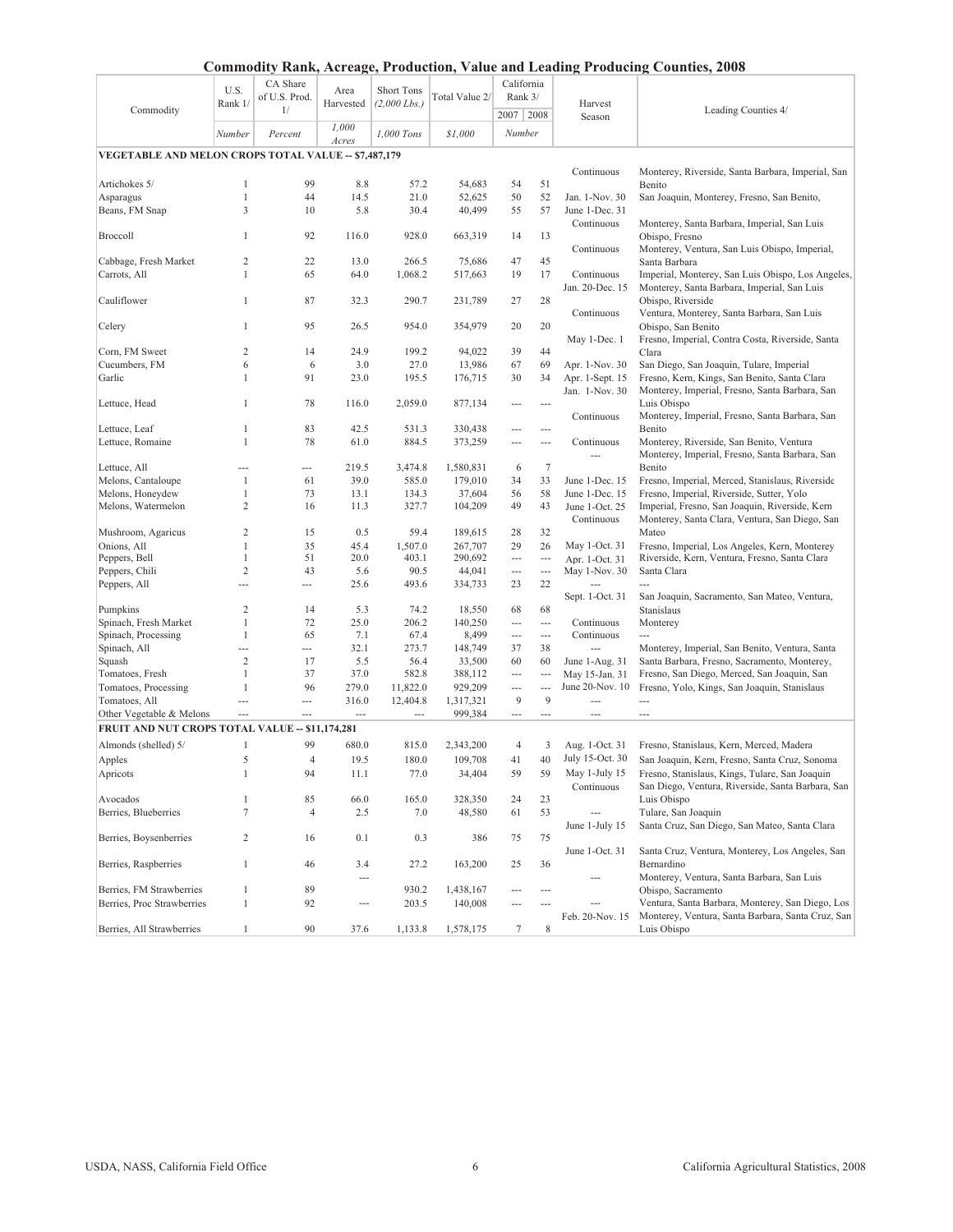## Commodity Rank, Acreage, Production, Value and Leading Producing Counties, 2008

| Commodity | U.S. Rank 1/ | CA Share of U.S. Prod. 1/ | Area Harvested | Short Tons (2,000 Lbs.) | Total Value 2/ | California Rank 3/ 2007 | California Rank 3/ 2008 | Harvest Season | Leading Counties 4/ |
|---|---|---|---|---|---|---|---|---|---|
| | *Number* | *Percent* | *1,000 Acres* | *1,000 Tons* | *$1,000* | *Number* | | | |
| **VEGETABLE AND MELON CROPS TOTAL VALUE -- $7,487,179** | | | | | | | | | |
| Artichokes 5/ | 1 | 99 | 8.8 | 57.2 | 54,683 | 54 | 51 | Continuous | Monterey, Riverside, Santa Barbara, Imperial, San Benito |
| Asparagus | 1 | 44 | 14.5 | 21.0 | 52,625 | 50 | 52 | Jan. 1-Nov. 30 | San Joaquin, Monterey, Fresno, San Benito, |
| Beans, FM Snap | 3 | 10 | 5.8 | 30.4 | 40,499 | 55 | 57 | June 1-Dec. 31 | |
| Broccoli | 1 | 92 | 116.0 | 928.0 | 663,319 | 14 | 13 | Continuous | Monterey, Santa Barbara, Imperial, San Luis Obispo, Fresno |
| Cabbage, Fresh Market | 2 | 22 | 13.0 | 266.5 | 75,686 | 47 | 45 | Continuous | Monterey, Ventura, San Luis Obispo, Imperial, Santa Barbara |
| Carrots, All | 1 | 65 | 64.0 | 1,068.2 | 517,663 | 19 | 17 | Continuous | Imperial, Monterey, San Luis Obispo, Los Angeles, |
| Cauliflower | 1 | 87 | 32.3 | 290.7 | 231,789 | 27 | 28 | Jan. 20-Dec. 15 | Monterey, Santa Barbara, Imperial, San Luis Obispo, Riverside |
| Celery | 1 | 95 | 26.5 | 954.0 | 354,979 | 20 | 20 | Continuous | Ventura, Monterey, Santa Barbara, San Luis Obispo, San Benito |
| Corn, FM Sweet | 2 | 14 | 24.9 | 199.2 | 94,022 | 39 | 44 | May 1-Dec. 1 | Fresno, Imperial, Contra Costa, Riverside, Santa Clara |
| Cucumbers, FM | 6 | 6 | 3.0 | 27.0 | 13,986 | 67 | 69 | Apr. 1-Nov. 30 | San Diego, San Joaquin, Tulare, Imperial |
| Garlic | 1 | 91 | 23.0 | 195.5 | 176,715 | 30 | 34 | Apr. 1-Sept. 15 | Fresno, Kern, Kings, San Benito, Santa Clara |
| Lettuce, Head | 1 | 78 | 116.0 | 2,059.0 | 877,134 | --- | --- | Jan. 1-Nov. 30 | Monterey, Imperial, Fresno, Santa Barbara, San Luis Obispo |
| Lettuce, Leaf | 1 | 83 | 42.5 | 531.3 | 330,438 | --- | --- | Continuous | Monterey, Imperial, Fresno, Santa Barbara, San Benito |
| Lettuce, Romaine | 1 | 78 | 61.0 | 884.5 | 373,259 | --- | --- | Continuous | Monterey, Riverside, San Benito, Ventura |
| Lettuce, All | --- | --- | 219.5 | 3,474.8 | 1,580,831 | 6 | 7 | --- | Monterey, Imperial, Fresno, Santa Barbara, San Benito |
| Melons, Cantaloupe | 1 | 61 | 39.0 | 585.0 | 179,010 | 34 | 33 | June 1-Dec. 15 | Fresno, Imperial, Merced, Stanislaus, Riverside |
| Melons, Honeydew | 1 | 73 | 13.1 | 134.3 | 37,604 | 56 | 58 | June 1-Dec. 15 | Fresno, Imperial, Riverside, Sutter, Yolo |
| Melons, Watermelon | 2 | 16 | 11.3 | 327.7 | 104,209 | 49 | 43 | June 1-Oct. 25 | Imperial, Fresno, San Joaquin, Riverside, Kern |
| Mushroom, Agaricus | 2 | 15 | 0.5 | 59.4 | 189,615 | 28 | 32 | Continuous | Monterey, Santa Clara, Ventura, San Diego, San Mateo |
| Onions, All | 1 | 35 | 45.4 | 1,507.0 | 267,707 | 29 | 26 | May 1-Oct. 31 | Fresno, Imperial, Los Angeles, Kern, Monterey |
| Peppers, Bell | 1 | 51 | 20.0 | 403.1 | 290,692 | --- | --- | Apr. 1-Oct. 31 | Riverside, Kern, Ventura, Fresno, Santa Clara |
| Peppers, Chili | 2 | 43 | 5.6 | 90.5 | 44,041 | --- | --- | May 1-Nov. 30 | Santa Clara |
| Peppers, All | --- | --- | 25.6 | 493.6 | 334,733 | 23 | 22 | --- | --- |
| Pumpkins | 2 | 14 | 5.3 | 74.2 | 18,550 | 68 | 68 | Sept. 1-Oct. 31 | San Joaquin, Sacramento, San Mateo, Ventura, Stanislaus |
| Spinach, Fresh Market | 1 | 72 | 25.0 | 206.2 | 140,250 | --- | --- | Continuous | Monterey |
| Spinach, Processing | 1 | 65 | 7.1 | 67.4 | 8,499 | --- | --- | Continuous | --- |
| Spinach, All | --- | --- | 32.1 | 273.7 | 148,749 | 37 | 38 | --- | Monterey, Imperial, San Benito, Ventura, Santa |
| Squash | 2 | 17 | 5.5 | 56.4 | 33,500 | 60 | 60 | June 1-Aug. 31 | Santa Barbara, Fresno, Sacramento, Monterey, |
| Tomatoes, Fresh | 1 | 37 | 37.0 | 582.8 | 388,112 | --- | --- | May 15-Jan. 31 | Fresno, San Diego, Merced, San Joaquin, San |
| Tomatoes, Processing | 1 | 96 | 279.0 | 11,822.0 | 929,209 | --- | --- | June 20-Nov. 10 | Fresno, Yolo, Kings, San Joaquin, Stanislaus |
| Tomatoes, All | --- | --- | 316.0 | 12,404.8 | 1,317,321 | 9 | 9 | --- | --- |
| Other Vegetable & Melons | --- | --- | --- | --- | 999,384 | --- | --- | --- | --- |
| **FRUIT AND NUT CROPS TOTAL VALUE -- $11,174,281** | | | | | | | | | |
| Almonds (shelled) 5/ | 1 | 99 | 680.0 | 815.0 | 2,343,200 | 4 | 3 | Aug. 1-Oct. 31 | Fresno, Stanislaus, Kern, Merced, Madera |
| Apples | 5 | 4 | 19.5 | 180.0 | 109,708 | 41 | 40 | July 15-Oct. 30 | San Joaquin, Kern, Fresno, Santa Cruz, Sonoma |
| Apricots | 1 | 94 | 11.1 | 77.0 | 34,404 | 59 | 59 | May 1-July 15 | Fresno, Stanislaus, Kings, Tulare, San Joaquin |
| Avocados | 1 | 85 | 66.0 | 165.0 | 328,350 | 24 | 23 | Continuous | San Diego, Ventura, Riverside, Santa Barbara, San Luis Obispo |
| Berries, Blueberries | 7 | 4 | 2.5 | 7.0 | 48,580 | 61 | 53 | --- | Tulare, San Joaquin |
| Berries, Boysenberries | 2 | 16 | 0.1 | 0.3 | 386 | 75 | 75 | June 1-July 15 | Santa Cruz, San Diego, San Mateo, Santa Clara |
| Berries, Raspberries | 1 | 46 | 3.4 | 27.2 | 163,200 | 25 | 36 | June 1-Oct. 31 | Santa Cruz, Ventura, Monterey, Los Angeles, San Bernardino |
| Berries, FM Strawberries | 1 | 89 | --- | 930.2 | 1,438,167 | --- | --- | --- | Monterey, Ventura, Santa Barbara, San Luis Obispo, Sacramento |
| Berries, Proc Strawberries | 1 | 92 | --- | 203.5 | 140,008 | --- | --- | --- | Ventura, Santa Barbara, Monterey, San Diego, Los |
| Berries, All Strawberries | 1 | 90 | 37.6 | 1,133.8 | 1,578,175 | 7 | 8 | Feb. 20-Nov. 15 | Monterey, Ventura, Santa Barbara, Santa Cruz, San Luis Obispo |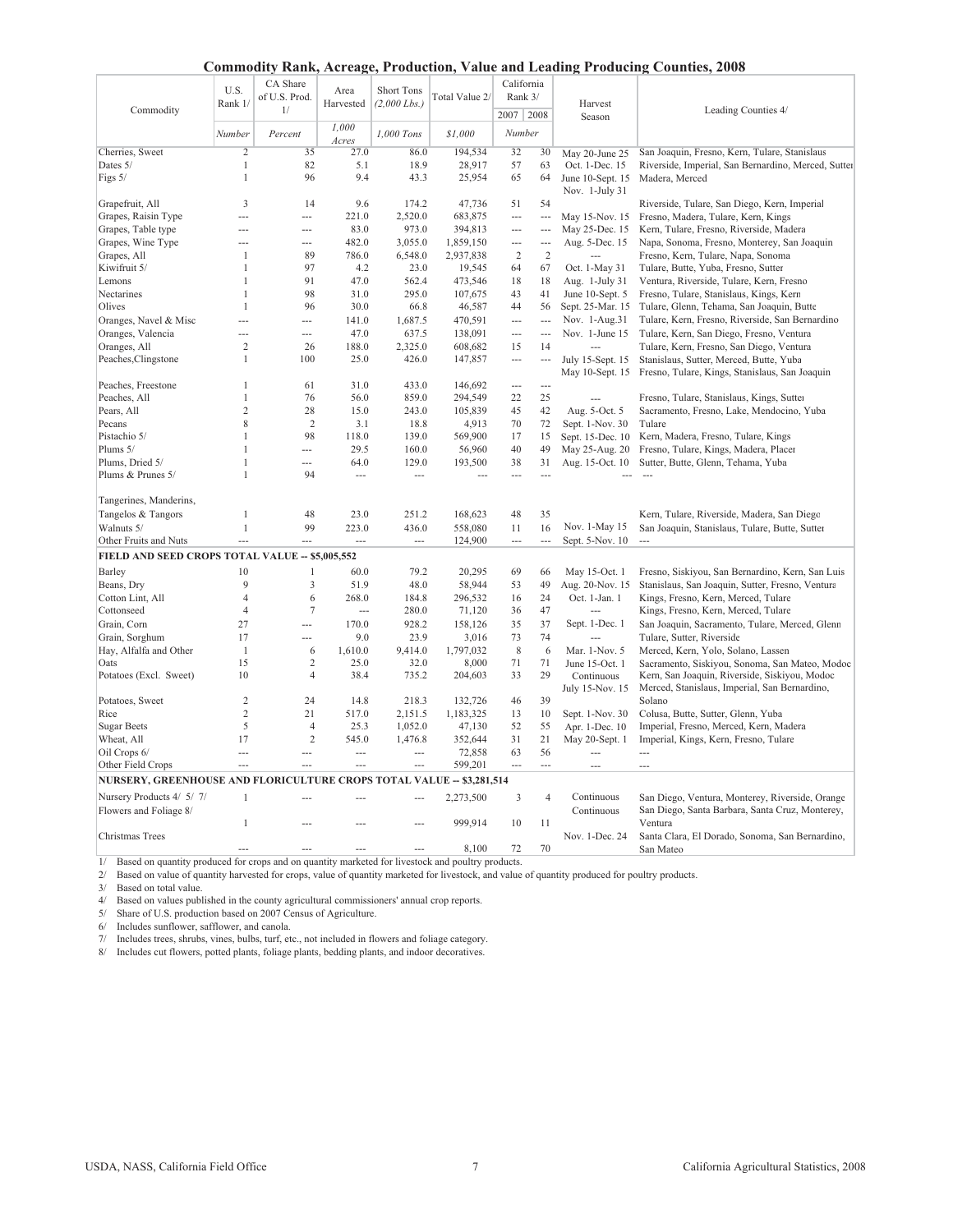# Commodity Rank, Acreage, Production, Value and Leading Producing Counties, 2008

| Commodity | U.S. Rank 1/ | CA Share of U.S. Prod. 1/ | Area Harvested | Short Tons (2,000 Lbs.) | Total Value 2/ | California Rank 3/ | | Harvest Season | Leading Counties 4/ |
|---|---|---|---|---|---|---|---|---|---|
| | | | | | | 2007 | 2008 | | |
| | Number | Percent | 1,000 Acres | 1,000 Tons | $1,000 | Number | | | |
| Cherries, Sweet | 2 | 35 | 27.0 | 86.0 | 194,534 | 32 | 30 | May 20-June 25 | San Joaquin, Fresno, Kern, Tulare, Stanislaus |
| Dates 5/ | 1 | 82 | 5.1 | 18.9 | 28,917 | 57 | 63 | Oct. 1-Dec. 15 | Riverside, Imperial, San Bernardino, Merced, Sutter |
| Figs 5/ | 1 | 96 | 9.4 | 43.3 | 25,954 | 65 | 64 | June 10-Sept. 15 | Madera, Merced |
| | | | | | | | | Nov. 1-July 31 | |
| Grapefruit, All | 3 | 14 | 9.6 | 174.2 | 47,736 | 51 | 54 | | Riverside, Tulare, San Diego, Kern, Imperial |
| Grapes, Raisin Type | --- | --- | 221.0 | 2,520.0 | 683,875 | --- | --- | May 15-Nov. 15 | Fresno, Madera, Tulare, Kern, Kings |
| Grapes, Table type | --- | --- | 83.0 | 973.0 | 394,813 | --- | --- | May 25-Dec. 15 | Kern, Tulare, Fresno, Riverside, Madera |
| Grapes, Wine Type | --- | --- | 482.0 | 3,055.0 | 1,859,150 | --- | --- | Aug. 5-Dec. 15 | Napa, Sonoma, Fresno, Monterey, San Joaquin |
| Grapes, All | 1 | 89 | 786.0 | 6,548.0 | 2,937,838 | 2 | 2 | --- | Fresno, Kern, Tulare, Napa, Sonoma |
| Kiwifruit 5/ | 1 | 97 | 4.2 | 23.0 | 19,545 | 64 | 67 | Oct. 1-May 31 | Tulare, Butte, Yuba, Fresno, Sutter |
| Lemons | 1 | 91 | 47.0 | 562.4 | 473,546 | 18 | 18 | Aug. 1-July 31 | Ventura, Riverside, Tulare, Kern, Fresno |
| Nectarines | 1 | 98 | 31.0 | 295.0 | 107,675 | 43 | 41 | June 10-Sept. 5 | Fresno, Tulare, Stanislaus, Kings, Kern |
| Olives | 1 | 96 | 30.0 | 66.8 | 46,587 | 44 | 56 | Sept. 25-Mar. 15 | Tulare, Glenn, Tehama, San Joaquin, Butte |
| Oranges, Navel & Misc | --- | --- | 141.0 | 1,687.5 | 470,591 | --- | --- | Nov. 1-Aug.31 | Tulare, Kern, Fresno, Riverside, San Bernardino |
| Oranges, Valencia | --- | --- | 47.0 | 637.5 | 138,091 | --- | --- | Nov. 1-June 15 | Tulare, Kern, San Diego, Fresno, Ventura |
| Oranges, All | 2 | 26 | 188.0 | 2,325.0 | 608,682 | 15 | 14 | --- | Tulare, Kern, Fresno, San Diego, Ventura |
| Peaches,Clingstone | 1 | 100 | 25.0 | 426.0 | 147,857 | --- | --- | July 15-Sept. 15 | Stanislaus, Sutter, Merced, Butte, Yuba |
| | | | | | | | | May 10-Sept. 15 | Fresno, Tulare, Kings, Stanislaus, San Joaquin |
| Peaches, Freestone | 1 | 61 | 31.0 | 433.0 | 146,692 | --- | --- | | |
| Peaches, All | 1 | 76 | 56.0 | 859.0 | 294,549 | 22 | 25 | --- | Fresno, Tulare, Stanislaus, Kings, Sutter |
| Pears, All | 2 | 28 | 15.0 | 243.0 | 105,839 | 45 | 42 | Aug. 5-Oct. 5 | Sacramento, Fresno, Lake, Mendocino, Yuba |
| Pecans | 8 | 2 | 3.1 | 18.8 | 4,913 | 70 | 72 | Sept. 1-Nov. 30 | Tulare |
| Pistachio 5/ | 1 | 98 | 118.0 | 139.0 | 569,900 | 17 | 15 | Sept. 15-Dec. 10 | Kern, Madera, Fresno, Tulare, Kings |
| Plums 5/ | 1 | --- | 29.5 | 160.0 | 56,960 | 40 | 49 | May 25-Aug. 20 | Fresno, Tulare, Kings, Madera, Placer |
| Plums, Dried 5/ | 1 | --- | 64.0 | 129.0 | 193,500 | 38 | 31 | Aug. 15-Oct. 10 | Sutter, Butte, Glenn, Tehama, Yuba |
| Plums & Prunes 5/ | 1 | 94 | --- | --- | --- | --- | --- | --- | --- |
| Tangerines, Manderins, Tangelos & Tangors | 1 | 48 | 23.0 | 251.2 | 168,623 | 48 | 35 | | Kern, Tulare, Riverside, Madera, San Diego |
| Walnuts 5/ | 1 | 99 | 223.0 | 436.0 | 558,080 | 11 | 16 | Nov. 1-May 15 | San Joaquin, Stanislaus, Tulare, Butte, Sutter |
| Other Fruits and Nuts | --- | --- | --- | --- | 124,900 | --- | --- | Sept. 5-Nov. 10 | --- |
| **FIELD AND SEED CROPS TOTAL VALUE -- $5,005,552** | | | | | | | | | |
| Barley | 10 | 1 | 60.0 | 79.2 | 20,295 | 69 | 66 | May 15-Oct. 1 | Fresno, Siskiyou, San Bernardino, Kern, San Luis |
| Beans, Dry | 9 | 3 | 51.9 | 48.0 | 58,944 | 53 | 49 | Aug. 20-Nov. 15 | Stanislaus, San Joaquin, Sutter, Fresno, Ventura |
| Cotton Lint, All | 4 | 6 | 268.0 | 184.8 | 296,532 | 16 | 24 | Oct. 1-Jan. 1 | Kings, Fresno, Kern, Merced, Tulare |
| Cottonseed | 4 | 7 | --- | 280.0 | 71,120 | 36 | 47 | --- | Kings, Fresno, Kern, Merced, Tulare |
| Grain, Corn | 27 | --- | 170.0 | 928.2 | 158,126 | 35 | 37 | Sept. 1-Dec. 1 | San Joaquin, Sacramento, Tulare, Merced, Glenn |
| Grain, Sorghum | 17 | --- | 9.0 | 23.9 | 3,016 | 73 | 74 | --- | Tulare, Sutter, Riverside |
| Hay, Alfalfa and Other | 1 | 6 | 1,610.0 | 9,414.0 | 1,797,032 | 8 | 6 | Mar. 1-Nov. 5 | Merced, Kern, Yolo, Solano, Lassen |
| Oats | 15 | 2 | 25.0 | 32.0 | 8,000 | 71 | 71 | June 15-Oct. 1 | Sacramento, Siskiyou, Sonoma, San Mateo, Modoc |
| Potatoes (Excl. Sweet) | 10 | 4 | 38.4 | 735.2 | 204,603 | 33 | 29 | Continuous | Kern, San Joaquin, Riverside, Siskiyou, Modoc |
| | | | | | | | | July 15-Nov. 15 | Merced, Stanislaus, Imperial, San Bernardino, |
| Potatoes, Sweet | 2 | 24 | 14.8 | 218.3 | 132,726 | 46 | 39 | | Solano |
| Rice | 2 | 21 | 517.0 | 2,151.5 | 1,183,325 | 13 | 10 | Sept. 1-Nov. 30 | Colusa, Butte, Sutter, Glenn, Yuba |
| Sugar Beets | 5 | 4 | 25.3 | 1,052.0 | 47,130 | 52 | 55 | Apr. 1-Dec. 10 | Imperial, Fresno, Merced, Kern, Madera |
| Wheat, All | 17 | 2 | 545.0 | 1,476.8 | 352,644 | 31 | 21 | May 20-Sept. 1 | Imperial, Kings, Kern, Fresno, Tulare |
| Oil Crops 6/ | --- | --- | --- | --- | 72,858 | 63 | 56 | --- | --- |
| Other Field Crops | --- | --- | --- | --- | 599,201 | --- | --- | --- | --- |
| **NURSERY, GREENHOUSE AND FLORICULTURE CROPS TOTAL VALUE -- $3,281,514** | | | | | | | | | |
| Nursery Products 4/ 5/ 7/ | 1 | --- | --- | --- | 2,273,500 | 3 | 4 | Continuous | San Diego, Ventura, Monterey, Riverside, Orange |
| Flowers and Foliage 8/ | 1 | --- | --- | --- | 999,914 | 10 | 11 | Continuous | San Diego, Santa Barbara, Santa Cruz, Monterey, Ventura |
| Christmas Trees | --- | --- | --- | --- | 8,100 | 72 | 70 | Nov. 1-Dec. 24 | Santa Clara, El Dorado, Sonoma, San Bernardino, San Mateo |

1/ Based on quantity produced for crops and on quantity marketed for livestock and poultry products.
2/ Based on value of quantity harvested for crops, value of quantity marketed for livestock, and value of quantity produced for poultry products.
3/ Based on total value.
4/ Based on values published in the county agricultural commissioners' annual crop reports.
5/ Share of U.S. production based on 2007 Census of Agriculture.
6/ Includes sunflower, safflower, and canola.
7/ Includes trees, shrubs, vines, bulbs, turf, etc., not included in flowers and foliage category.
8/ Includes cut flowers, potted plants, foliage plants, bedding plants, and indoor decoratives.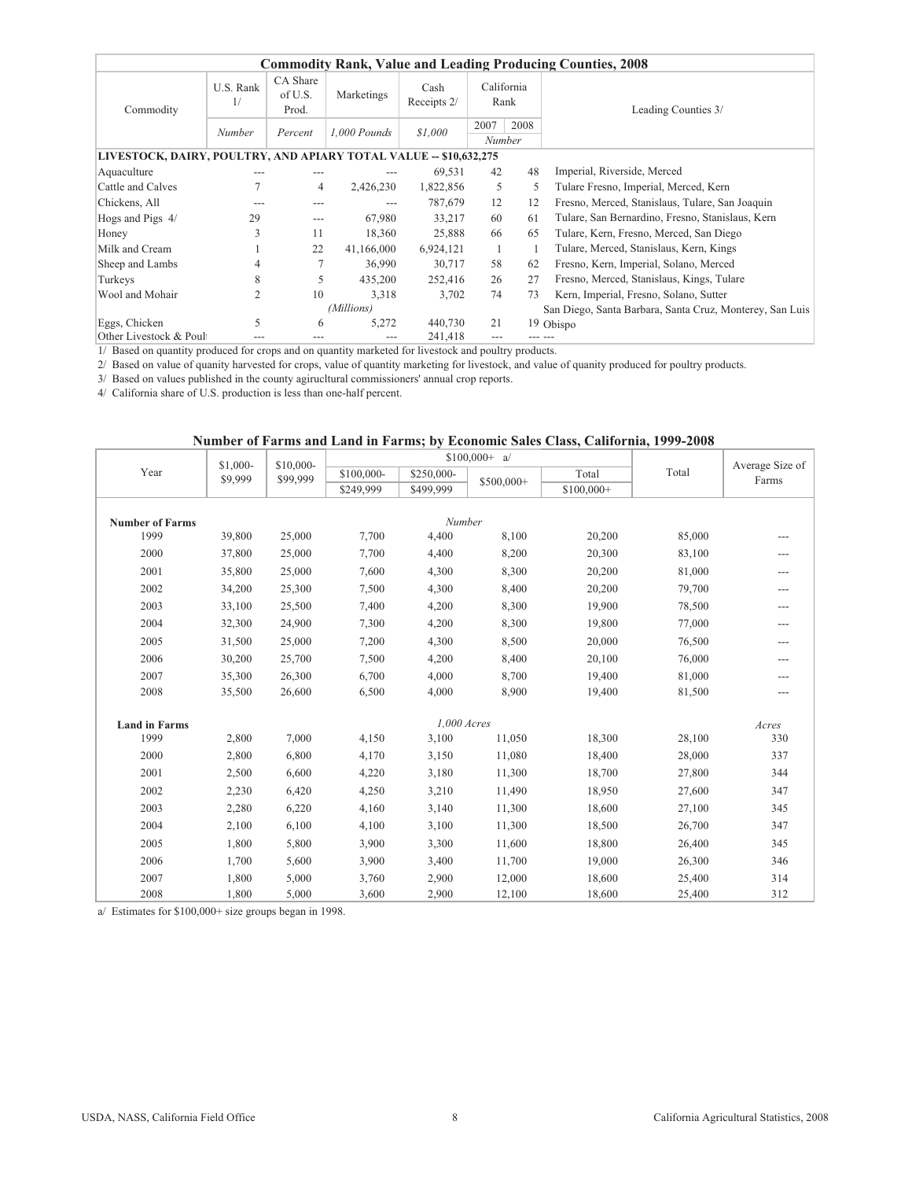## Commodity Rank, Value and Leading Producing Counties, 2008

| Commodity | U.S. Rank 1/ | CA Share of U.S. Prod. | Marketings | Cash Receipts 2/ | California Rank 2007 | California Rank 2008 | Leading Counties 3/ |
|---|---|---|---|---|---|---|---|
| | *Number* | *Percent* | *1,000 Pounds* | *$1,000* | *Number* | | |
| **LIVESTOCK, DAIRY, POULTRY, AND APIARY TOTAL VALUE -- $10,632,275** | | | | | | | |
| Aquaculture | --- | --- | --- | 69,531 | 42 | 48 | Imperial, Riverside, Merced |
| Cattle and Calves | 7 | 4 | 2,426,230 | 1,822,856 | 5 | 5 | Tulare Fresno, Imperial, Merced, Kern |
| Chickens, All | --- | --- | --- | 787,679 | 12 | 12 | Fresno, Merced, Stanislaus, Tulare, San Joaquin |
| Hogs and Pigs 4/ | 29 | --- | 67,980 | 33,217 | 60 | 61 | Tulare, San Bernardino, Fresno, Stanislaus, Kern |
| Honey | 3 | 11 | 18,360 | 25,888 | 66 | 65 | Tulare, Kern, Fresno, Merced, San Diego |
| Milk and Cream | 1 | 22 | 41,166,000 | 6,924,121 | 1 | 1 | Tulare, Merced, Stanislaus, Kern, Kings |
| Sheep and Lambs | 4 | 7 | 36,990 | 30,717 | 58 | 62 | Fresno, Kern, Imperial, Solano, Merced |
| Turkeys | 8 | 5 | 435,200 | 252,416 | 26 | 27 | Fresno, Merced, Stanislaus, Kings, Tulare |
| Wool and Mohair | 2 | 10 | 3,318 | 3,702 | 74 | 73 | Kern, Imperial, Fresno, Solano, Sutter |
| | | | *(Millions)* | | | | |
| Eggs, Chicken | 5 | 6 | 5,272 | 440,730 | 21 | 19 | San Diego, Santa Barbara, Santa Cruz, Monterey, San Luis Obispo |
| Other Livestock & Poult | --- | --- | --- | 241,418 | --- | --- | --- |

1/ Based on quantity produced for crops and on quantity marketed for livestock and poultry products.

2/ Based on value of quanity harvested for crops, value of quantity marketing for livestock, and value of quanity produced for poultry products.

3/ Based on values published in the county agirucltural commissioners' annual crop reports.

4/ California share of U.S. production is less than one-half percent.

## Number of Farms and Land in Farms; by Economic Sales Class, California, 1999-2008

| Year | $1,000-$9,999 | $10,000-$99,999 | $100,000+ a/ $100,000-$249,999 | $250,000-$499,999 | $500,000+ | Total $100,000+ | Total | Average Size of Farms |
|---|---|---|---|---|---|---|---|---|
| **Number of Farms** | | | | *Number* | | | | |
| 1999 | 39,800 | 25,000 | 7,700 | 4,400 | 8,100 | 20,200 | 85,000 | --- |
| 2000 | 37,800 | 25,000 | 7,700 | 4,400 | 8,200 | 20,300 | 83,100 | --- |
| 2001 | 35,800 | 25,000 | 7,600 | 4,300 | 8,300 | 20,200 | 81,000 | --- |
| 2002 | 34,200 | 25,300 | 7,500 | 4,300 | 8,400 | 20,200 | 79,700 | --- |
| 2003 | 33,100 | 25,500 | 7,400 | 4,200 | 8,300 | 19,900 | 78,500 | --- |
| 2004 | 32,300 | 24,900 | 7,300 | 4,200 | 8,300 | 19,800 | 77,000 | --- |
| 2005 | 31,500 | 25,000 | 7,200 | 4,300 | 8,500 | 20,000 | 76,500 | --- |
| 2006 | 30,200 | 25,700 | 7,500 | 4,200 | 8,400 | 20,100 | 76,000 | --- |
| 2007 | 35,300 | 26,300 | 6,700 | 4,000 | 8,700 | 19,400 | 81,000 | --- |
| 2008 | 35,500 | 26,600 | 6,500 | 4,000 | 8,900 | 19,400 | 81,500 | --- |
| **Land in Farms** | | | | *1,000 Acres* | | | | *Acres* |
| 1999 | 2,800 | 7,000 | 4,150 | 3,100 | 11,050 | 18,300 | 28,100 | 330 |
| 2000 | 2,800 | 6,800 | 4,170 | 3,150 | 11,080 | 18,400 | 28,000 | 337 |
| 2001 | 2,500 | 6,600 | 4,220 | 3,180 | 11,300 | 18,700 | 27,800 | 344 |
| 2002 | 2,230 | 6,420 | 4,250 | 3,210 | 11,490 | 18,950 | 27,600 | 347 |
| 2003 | 2,280 | 6,220 | 4,160 | 3,140 | 11,300 | 18,600 | 27,100 | 345 |
| 2004 | 2,100 | 6,100 | 4,100 | 3,100 | 11,300 | 18,500 | 26,700 | 347 |
| 2005 | 1,800 | 5,800 | 3,900 | 3,300 | 11,600 | 18,800 | 26,400 | 345 |
| 2006 | 1,700 | 5,600 | 3,900 | 3,400 | 11,700 | 19,000 | 26,300 | 346 |
| 2007 | 1,800 | 5,000 | 3,760 | 2,900 | 12,000 | 18,600 | 25,400 | 314 |
| 2008 | 1,800 | 5,000 | 3,600 | 2,900 | 12,100 | 18,600 | 25,400 | 312 |

a/ Estimates for $100,000+ size groups began in 1998.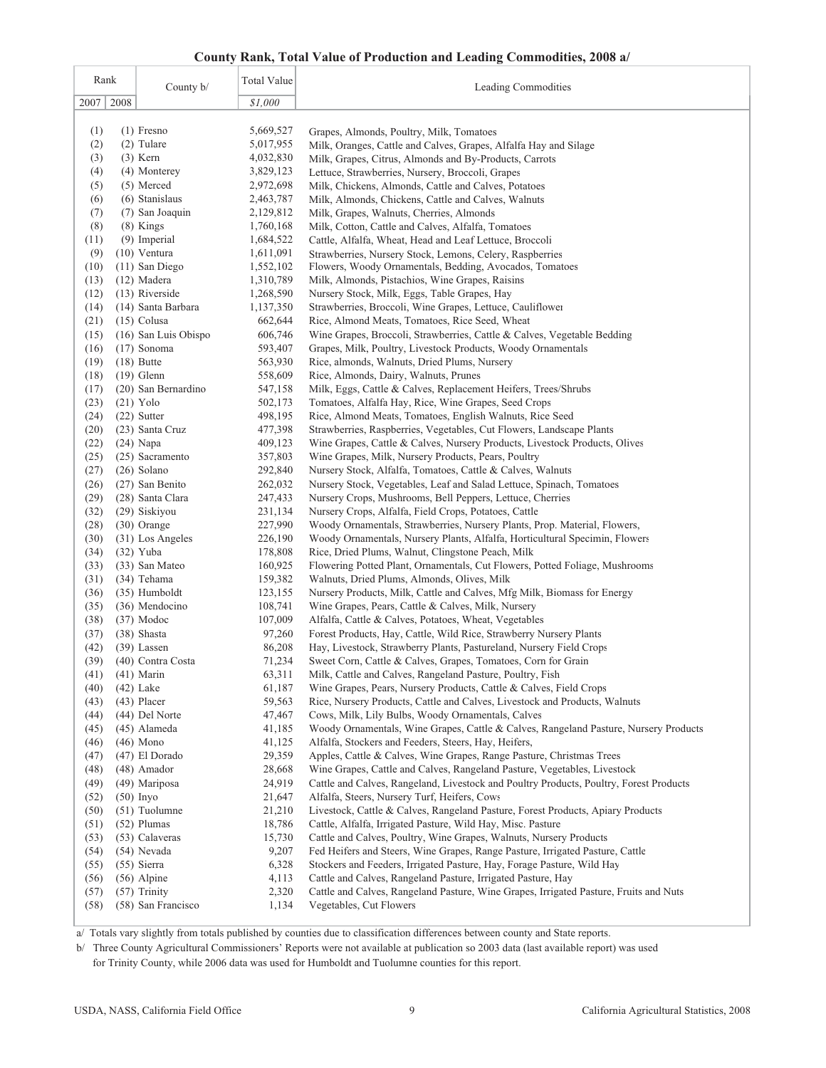## County Rank, Total Value of Production and Leading Commodities, 2008 a/

| Rank 2007 | Rank 2008 | County b/ | Total Value $1,000 | Leading Commodities |
|---|---|---|---|---|
| (1) | (1) | Fresno | 5,669,527 | Grapes, Almonds, Poultry, Milk, Tomatoes |
| (2) | (2) | Tulare | 5,017,955 | Milk, Oranges, Cattle and Calves, Grapes, Alfalfa Hay and Silage |
| (3) | (3) | Kern | 4,032,830 | Milk, Grapes, Citrus, Almonds and By-Products, Carrots |
| (4) | (4) | Monterey | 3,829,123 | Lettuce, Strawberries, Nursery, Broccoli, Grapes |
| (5) | (5) | Merced | 2,972,698 | Milk, Chickens, Almonds, Cattle and Calves, Potatoes |
| (6) | (6) | Stanislaus | 2,463,787 | Milk, Almonds, Chickens, Cattle and Calves, Walnuts |
| (7) | (7) | San Joaquin | 2,129,812 | Milk, Grapes, Walnuts, Cherries, Almonds |
| (8) | (8) | Kings | 1,760,168 | Milk, Cotton, Cattle and Calves, Alfalfa, Tomatoes |
| (11) | (9) | Imperial | 1,684,522 | Cattle, Alfalfa, Wheat, Head and Leaf Lettuce, Broccoli |
| (9) | (10) | Ventura | 1,611,091 | Strawberries, Nursery Stock, Lemons, Celery, Raspberries |
| (10) | (11) | San Diego | 1,552,102 | Flowers, Woody Ornamentals, Bedding, Avocados, Tomatoes |
| (13) | (12) | Madera | 1,310,789 | Milk, Almonds, Pistachios, Wine Grapes, Raisins |
| (12) | (13) | Riverside | 1,268,590 | Nursery Stock, Milk, Eggs, Table Grapes, Hay |
| (14) | (14) | Santa Barbara | 1,137,350 | Strawberries, Broccoli, Wine Grapes, Lettuce, Cauliflower |
| (21) | (15) | Colusa | 662,644 | Rice, Almond Meats, Tomatoes, Rice Seed, Wheat |
| (15) | (16) | San Luis Obispo | 606,746 | Wine Grapes, Broccoli, Strawberries, Cattle & Calves, Vegetable Bedding |
| (16) | (17) | Sonoma | 593,407 | Grapes, Milk, Poultry, Livestock Products, Woody Ornamentals |
| (19) | (18) | Butte | 563,930 | Rice, almonds, Walnuts, Dried Plums, Nursery |
| (18) | (19) | Glenn | 558,609 | Rice, Almonds, Dairy, Walnuts, Prunes |
| (17) | (20) | San Bernardino | 547,158 | Milk, Eggs, Cattle & Calves, Replacement Heifers, Trees/Shrubs |
| (23) | (21) | Yolo | 502,173 | Tomatoes, Alfalfa Hay, Rice, Wine Grapes, Seed Crops |
| (24) | (22) | Sutter | 498,195 | Rice, Almond Meats, Tomatoes, English Walnuts, Rice Seed |
| (20) | (23) | Santa Cruz | 477,398 | Strawberries, Raspberries, Vegetables, Cut Flowers, Landscape Plants |
| (22) | (24) | Napa | 409,123 | Wine Grapes, Cattle & Calves, Nursery Products, Livestock Products, Olives |
| (25) | (25) | Sacramento | 357,803 | Wine Grapes, Milk, Nursery Products, Pears, Poultry |
| (27) | (26) | Solano | 292,840 | Nursery Stock, Alfalfa, Tomatoes, Cattle & Calves, Walnuts |
| (26) | (27) | San Benito | 262,032 | Nursery Stock, Vegetables, Leaf and Salad Lettuce, Spinach, Tomatoes |
| (29) | (28) | Santa Clara | 247,433 | Nursery Crops, Mushrooms, Bell Peppers, Lettuce, Cherries |
| (32) | (29) | Siskiyou | 231,134 | Nursery Crops, Alfalfa, Field Crops, Potatoes, Cattle |
| (28) | (30) | Orange | 227,990 | Woody Ornamentals, Strawberries, Nursery Plants, Prop. Material, Flowers, |
| (30) | (31) | Los Angeles | 226,190 | Woody Ornamentals, Nursery Plants, Alfalfa, Horticultural Specimin, Flowers |
| (34) | (32) | Yuba | 178,808 | Rice, Dried Plums, Walnut, Clingstone Peach, Milk |
| (33) | (33) | San Mateo | 160,925 | Flowering Potted Plant, Ornamentals, Cut Flowers, Potted Foliage, Mushrooms |
| (31) | (34) | Tehama | 159,382 | Walnuts, Dried Plums, Almonds, Olives, Milk |
| (36) | (35) | Humboldt | 123,155 | Nursery Products, Milk, Cattle and Calves, Mfg Milk, Biomass for Energy |
| (35) | (36) | Mendocino | 108,741 | Wine Grapes, Pears, Cattle & Calves, Milk, Nursery |
| (38) | (37) | Modoc | 107,009 | Alfalfa, Cattle & Calves, Potatoes, Wheat, Vegetables |
| (37) | (38) | Shasta | 97,260 | Forest Products, Hay, Cattle, Wild Rice, Strawberry Nursery Plants |
| (42) | (39) | Lassen | 86,208 | Hay, Livestock, Strawberry Plants, Pastureland, Nursery Field Crops |
| (39) | (40) | Contra Costa | 71,234 | Sweet Corn, Cattle & Calves, Grapes, Tomatoes, Corn for Grain |
| (41) | (41) | Marin | 63,311 | Milk, Cattle and Calves, Rangeland Pasture, Poultry, Fish |
| (40) | (42) | Lake | 61,187 | Wine Grapes, Pears, Nursery Products, Cattle & Calves, Field Crops |
| (43) | (43) | Placer | 59,563 | Rice, Nursery Products, Cattle and Calves, Livestock and Products, Walnuts |
| (44) | (44) | Del Norte | 47,467 | Cows, Milk, Lily Bulbs, Woody Ornamentals, Calves |
| (45) | (45) | Alameda | 41,185 | Woody Ornamentals, Wine Grapes, Cattle & Calves, Rangeland Pasture, Nursery Products |
| (46) | (46) | Mono | 41,125 | Alfalfa, Stockers and Feeders, Steers, Hay, Heifers, |
| (47) | (47) | El Dorado | 29,359 | Apples, Cattle & Calves, Wine Grapes, Range Pasture, Christmas Trees |
| (48) | (48) | Amador | 28,668 | Wine Grapes, Cattle and Calves, Rangeland Pasture, Vegetables, Livestock |
| (49) | (49) | Mariposa | 24,919 | Cattle and Calves, Rangeland, Livestock and Poultry Products, Poultry, Forest Products |
| (52) | (50) | Inyo | 21,647 | Alfalfa, Steers, Nursery Turf, Heifers, Cows |
| (50) | (51) | Tuolumne | 21,210 | Livestock, Cattle & Calves, Rangeland Pasture, Forest Products, Apiary Products |
| (51) | (52) | Plumas | 18,786 | Cattle, Alfalfa, Irrigated Pasture, Wild Hay, Misc. Pasture |
| (53) | (53) | Calaveras | 15,730 | Cattle and Calves, Poultry, Wine Grapes, Walnuts, Nursery Products |
| (54) | (54) | Nevada | 9,207 | Fed Heifers and Steers, Wine Grapes, Range Pasture, Irrigated Pasture, Cattle |
| (55) | (55) | Sierra | 6,328 | Stockers and Feeders, Irrigated Pasture, Hay, Forage Pasture, Wild Hay |
| (56) | (56) | Alpine | 4,113 | Cattle and Calves, Rangeland Pasture, Irrigated Pasture, Hay |
| (57) | (57) | Trinity | 2,320 | Cattle and Calves, Rangeland Pasture, Wine Grapes, Irrigated Pasture, Fruits and Nuts |
| (58) | (58) | San Francisco | 1,134 | Vegetables, Cut Flowers |

a/ Totals vary slightly from totals published by counties due to classification differences between county and State reports.

b/ Three County Agricultural Commissioners' Reports were not available at publication so 2003 data (last available report) was used for Trinity County, while 2006 data was used for Humboldt and Tuolumne counties for this report.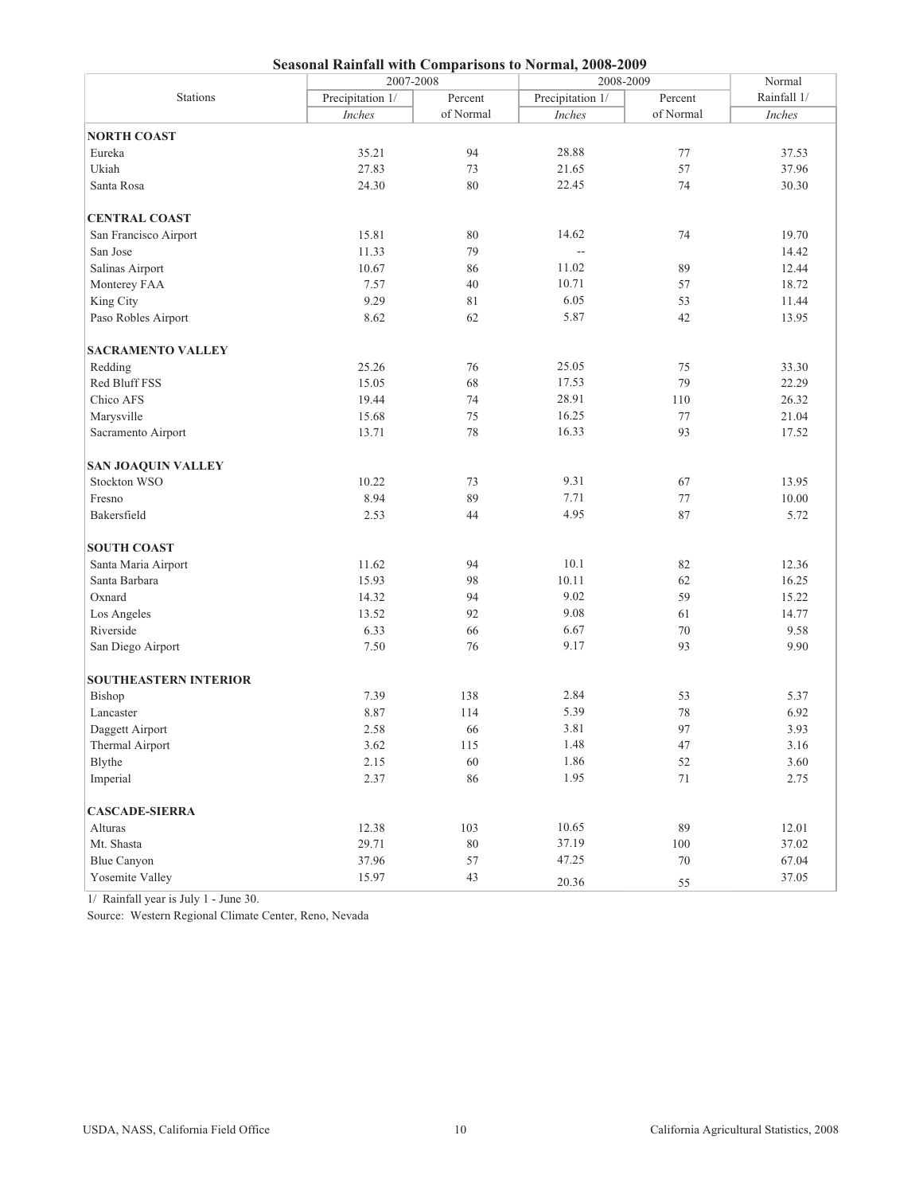## Seasonal Rainfall with Comparisons to Normal, 2008-2009

| Stations | 2007-2008 | | 2008-2009 | | Normal |
|---|---|---|---|---|---|
| | Precipitation 1/ | Percent | Precipitation 1/ | Percent | Rainfall 1/ |
| | *Inches* | of Normal | *Inches* | of Normal | *Inches* |
| **NORTH COAST** | | | | | |
| Eureka | 35.21 | 94 | 28.88 | 77 | 37.53 |
| Ukiah | 27.83 | 73 | 21.65 | 57 | 37.96 |
| Santa Rosa | 24.30 | 80 | 22.45 | 74 | 30.30 |
| **CENTRAL COAST** | | | | | |
| San Francisco Airport | 15.81 | 80 | 14.62 | 74 | 19.70 |
| San Jose | 11.33 | 79 | -- | | 14.42 |
| Salinas Airport | 10.67 | 86 | 11.02 | 89 | 12.44 |
| Monterey FAA | 7.57 | 40 | 10.71 | 57 | 18.72 |
| King City | 9.29 | 81 | 6.05 | 53 | 11.44 |
| Paso Robles Airport | 8.62 | 62 | 5.87 | 42 | 13.95 |
| **SACRAMENTO VALLEY** | | | | | |
| Redding | 25.26 | 76 | 25.05 | 75 | 33.30 |
| Red Bluff FSS | 15.05 | 68 | 17.53 | 79 | 22.29 |
| Chico AFS | 19.44 | 74 | 28.91 | 110 | 26.32 |
| Marysville | 15.68 | 75 | 16.25 | 77 | 21.04 |
| Sacramento Airport | 13.71 | 78 | 16.33 | 93 | 17.52 |
| **SAN JOAQUIN VALLEY** | | | | | |
| Stockton WSO | 10.22 | 73 | 9.31 | 67 | 13.95 |
| Fresno | 8.94 | 89 | 7.71 | 77 | 10.00 |
| Bakersfield | 2.53 | 44 | 4.95 | 87 | 5.72 |
| **SOUTH COAST** | | | | | |
| Santa Maria Airport | 11.62 | 94 | 10.1 | 82 | 12.36 |
| Santa Barbara | 15.93 | 98 | 10.11 | 62 | 16.25 |
| Oxnard | 14.32 | 94 | 9.02 | 59 | 15.22 |
| Los Angeles | 13.52 | 92 | 9.08 | 61 | 14.77 |
| Riverside | 6.33 | 66 | 6.67 | 70 | 9.58 |
| San Diego Airport | 7.50 | 76 | 9.17 | 93 | 9.90 |
| **SOUTHEASTERN INTERIOR** | | | | | |
| Bishop | 7.39 | 138 | 2.84 | 53 | 5.37 |
| Lancaster | 8.87 | 114 | 5.39 | 78 | 6.92 |
| Daggett Airport | 2.58 | 66 | 3.81 | 97 | 3.93 |
| Thermal Airport | 3.62 | 115 | 1.48 | 47 | 3.16 |
| Blythe | 2.15 | 60 | 1.86 | 52 | 3.60 |
| Imperial | 2.37 | 86 | 1.95 | 71 | 2.75 |
| **CASCADE-SIERRA** | | | | | |
| Alturas | 12.38 | 103 | 10.65 | 89 | 12.01 |
| Mt. Shasta | 29.71 | 80 | 37.19 | 100 | 37.02 |
| Blue Canyon | 37.96 | 57 | 47.25 | 70 | 67.04 |
| Yosemite Valley | 15.97 | 43 | 20.36 | 55 | 37.05 |

1/ Rainfall year is July 1 - June 30.

Source: Western Regional Climate Center, Reno, Nevada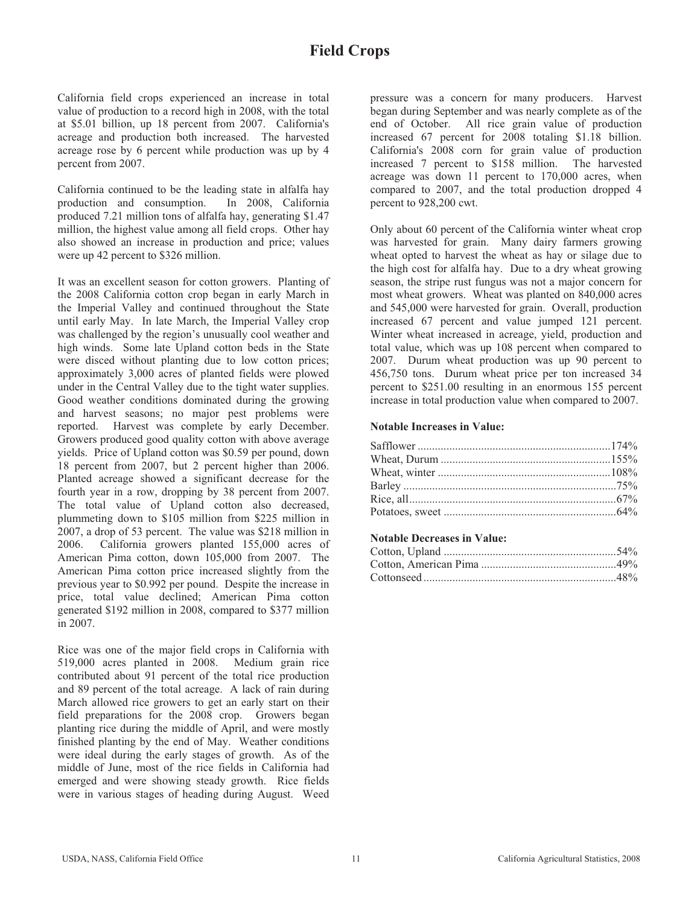# Field Crops

California field crops experienced an increase in total value of production to a record high in 2008, with the total at $5.01 billion, up 18 percent from 2007. California's acreage and production both increased. The harvested acreage rose by 6 percent while production was up by 4 percent from 2007.

California continued to be the leading state in alfalfa hay production and consumption. In 2008, California produced 7.21 million tons of alfalfa hay, generating $1.47 million, the highest value among all field crops. Other hay also showed an increase in production and price; values were up 42 percent to $326 million.

It was an excellent season for cotton growers. Planting of the 2008 California cotton crop began in early March in the Imperial Valley and continued throughout the State until early May. In late March, the Imperial Valley crop was challenged by the region's unusually cool weather and high winds. Some late Upland cotton beds in the State were disced without planting due to low cotton prices; approximately 3,000 acres of planted fields were plowed under in the Central Valley due to the tight water supplies. Good weather conditions dominated during the growing and harvest seasons; no major pest problems were reported. Harvest was complete by early December. Growers produced good quality cotton with above average yields. Price of Upland cotton was $0.59 per pound, down 18 percent from 2007, but 2 percent higher than 2006. Planted acreage showed a significant decrease for the fourth year in a row, dropping by 38 percent from 2007. The total value of Upland cotton also decreased, plummeting down to $105 million from $225 million in 2007, a drop of 53 percent. The value was $218 million in 2006. California growers planted 155,000 acres of American Pima cotton, down 105,000 from 2007. The American Pima cotton price increased slightly from the previous year to $0.992 per pound. Despite the increase in price, total value declined; American Pima cotton generated $192 million in 2008, compared to $377 million in 2007.

Rice was one of the major field crops in California with 519,000 acres planted in 2008. Medium grain rice contributed about 91 percent of the total rice production and 89 percent of the total acreage. A lack of rain during March allowed rice growers to get an early start on their field preparations for the 2008 crop. Growers began planting rice during the middle of April, and were mostly finished planting by the end of May. Weather conditions were ideal during the early stages of growth. As of the middle of June, most of the rice fields in California had emerged and were showing steady growth. Rice fields were in various stages of heading during August. Weed pressure was a concern for many producers. Harvest began during September and was nearly complete as of the end of October. All rice grain value of production increased 67 percent for 2008 totaling $1.18 billion. California's 2008 corn for grain value of production increased 7 percent to $158 million. The harvested acreage was down 11 percent to 170,000 acres, when compared to 2007, and the total production dropped 4 percent to 928,200 cwt.

Only about 60 percent of the California winter wheat crop was harvested for grain. Many dairy farmers growing wheat opted to harvest the wheat as hay or silage due to the high cost for alfalfa hay. Due to a dry wheat growing season, the stripe rust fungus was not a major concern for most wheat growers. Wheat was planted on 840,000 acres and 545,000 were harvested for grain. Overall, production increased 67 percent and value jumped 121 percent. Winter wheat increased in acreage, yield, production and total value, which was up 108 percent when compared to 2007. Durum wheat production was up 90 percent to 456,750 tons. Durum wheat price per ton increased 34 percent to $251.00 resulting in an enormous 155 percent increase in total production value when compared to 2007.

**Notable Increases in Value:**

| | |
|---|---|
| Safflower | 174% |
| Wheat, Durum | 155% |
| Wheat, winter | 108% |
| Barley | 75% |
| Rice, all | 67% |
| Potatoes, sweet | 64% |

**Notable Decreases in Value:**

| | |
|---|---|
| Cotton, Upland | 54% |
| Cotton, American Pima | 49% |
| Cottonseed | 48% |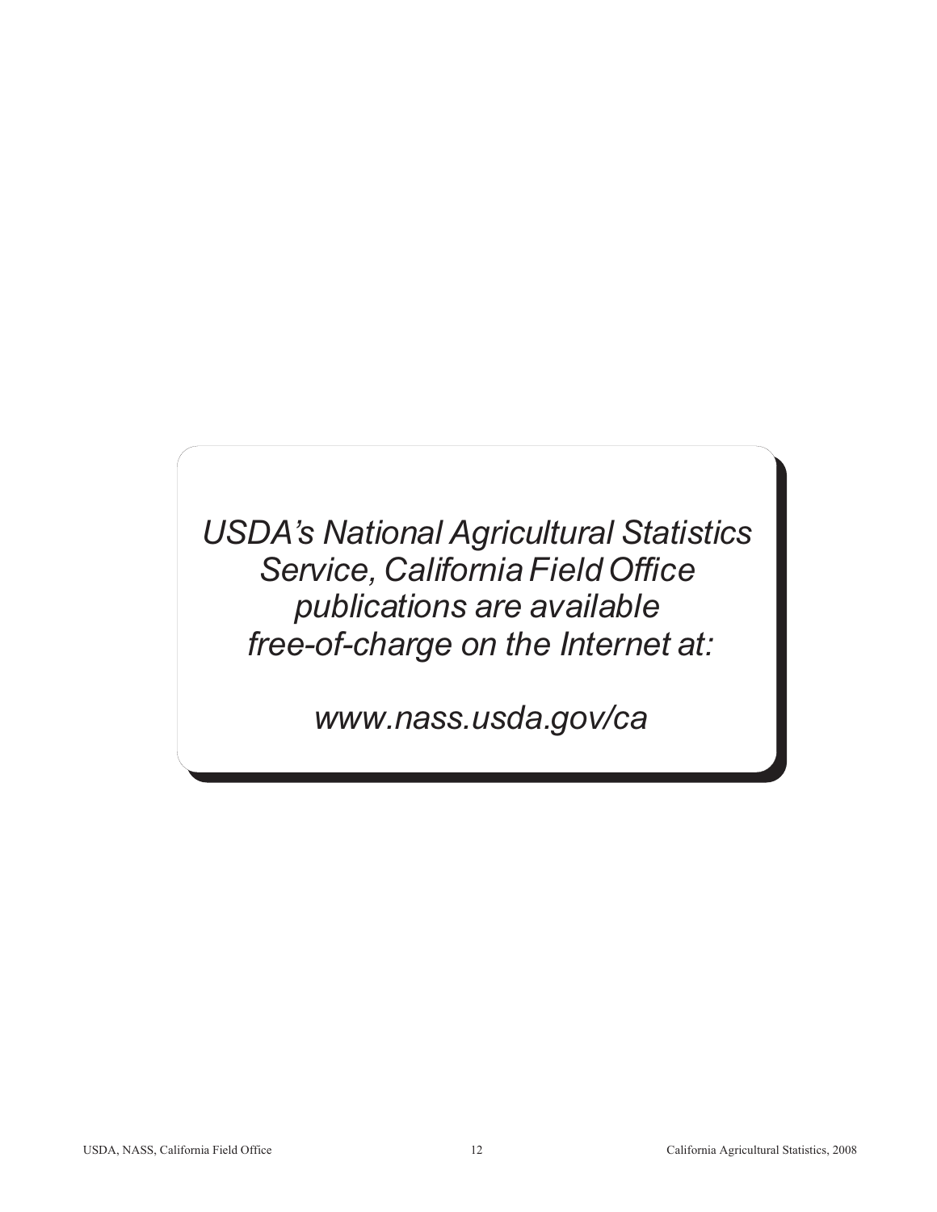*USDA's National Agricultural Statistics Service, California Field Office publications are available free-of-charge on the Internet at:*

*www.nass.usda.gov/ca*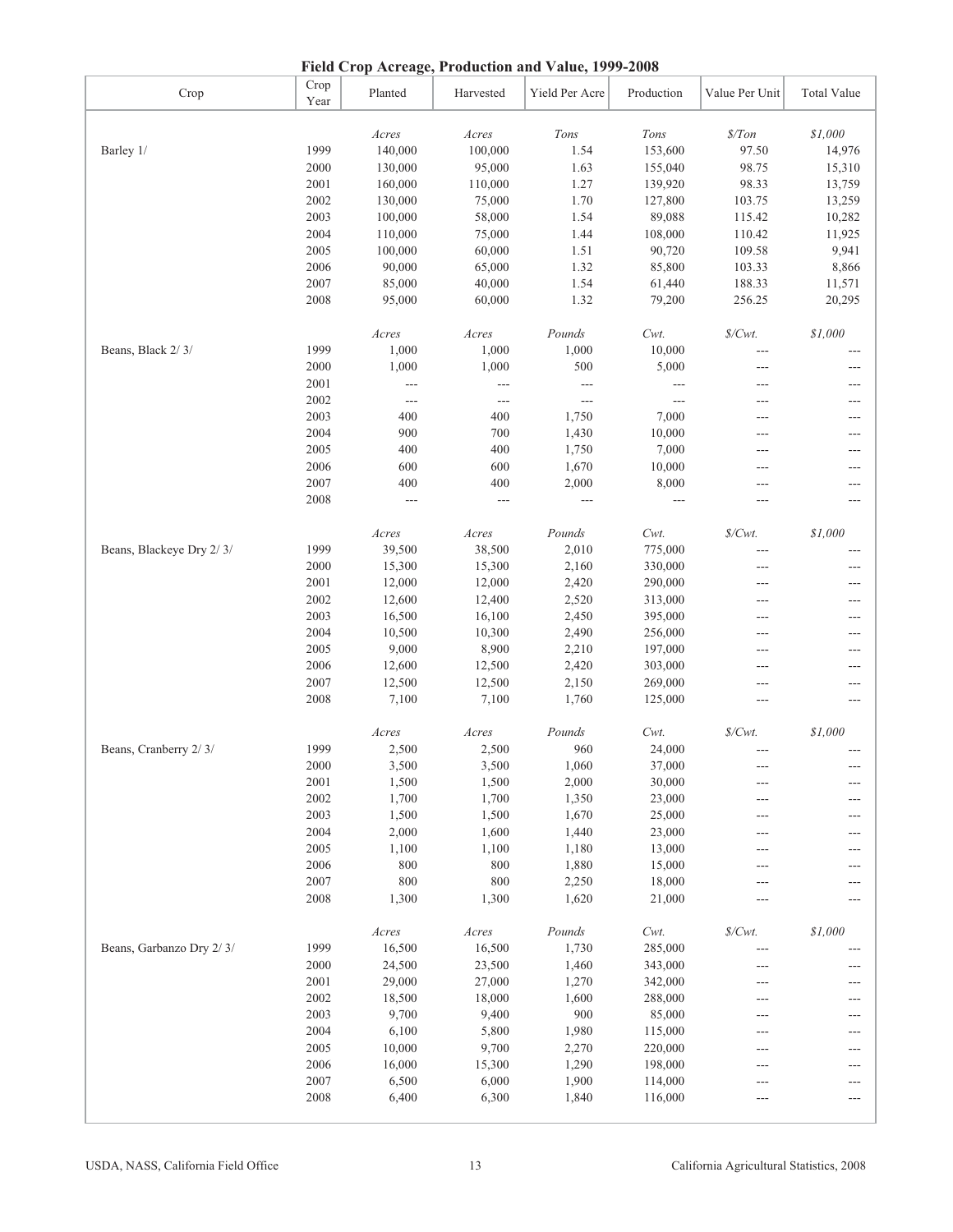# Field Crop Acreage, Production and Value, 1999-2008

| Crop | Crop Year | Planted | Harvested | Yield Per Acre | Production | Value Per Unit | Total Value |
|---|---|---|---|---|---|---|---|
| | | *Acres* | *Acres* | *Tons* | *Tons* | *$/Ton* | *$1,000* |
| Barley 1/ | 1999 | 140,000 | 100,000 | 1.54 | 153,600 | 97.50 | 14,976 |
| | 2000 | 130,000 | 95,000 | 1.63 | 155,040 | 98.75 | 15,310 |
| | 2001 | 160,000 | 110,000 | 1.27 | 139,920 | 98.33 | 13,759 |
| | 2002 | 130,000 | 75,000 | 1.70 | 127,800 | 103.75 | 13,259 |
| | 2003 | 100,000 | 58,000 | 1.54 | 89,088 | 115.42 | 10,282 |
| | 2004 | 110,000 | 75,000 | 1.44 | 108,000 | 110.42 | 11,925 |
| | 2005 | 100,000 | 60,000 | 1.51 | 90,720 | 109.58 | 9,941 |
| | 2006 | 90,000 | 65,000 | 1.32 | 85,800 | 103.33 | 8,866 |
| | 2007 | 85,000 | 40,000 | 1.54 | 61,440 | 188.33 | 11,571 |
| | 2008 | 95,000 | 60,000 | 1.32 | 79,200 | 256.25 | 20,295 |
| | | *Acres* | *Acres* | *Pounds* | *Cwt.* | *$/Cwt.* | *$1,000* |
| Beans, Black 2/ 3/ | 1999 | 1,000 | 1,000 | 1,000 | 10,000 | --- | --- |
| | 2000 | 1,000 | 1,000 | 500 | 5,000 | --- | --- |
| | 2001 | --- | --- | --- | --- | --- | --- |
| | 2002 | --- | --- | --- | --- | --- | --- |
| | 2003 | 400 | 400 | 1,750 | 7,000 | --- | --- |
| | 2004 | 900 | 700 | 1,430 | 10,000 | --- | --- |
| | 2005 | 400 | 400 | 1,750 | 7,000 | --- | --- |
| | 2006 | 600 | 600 | 1,670 | 10,000 | --- | --- |
| | 2007 | 400 | 400 | 2,000 | 8,000 | --- | --- |
| | 2008 | --- | --- | --- | --- | --- | --- |
| | | *Acres* | *Acres* | *Pounds* | *Cwt.* | *$/Cwt.* | *$1,000* |
| Beans, Blackeye Dry 2/ 3/ | 1999 | 39,500 | 38,500 | 2,010 | 775,000 | --- | --- |
| | 2000 | 15,300 | 15,300 | 2,160 | 330,000 | --- | --- |
| | 2001 | 12,000 | 12,000 | 2,420 | 290,000 | --- | --- |
| | 2002 | 12,600 | 12,400 | 2,520 | 313,000 | --- | --- |
| | 2003 | 16,500 | 16,100 | 2,450 | 395,000 | --- | --- |
| | 2004 | 10,500 | 10,300 | 2,490 | 256,000 | --- | --- |
| | 2005 | 9,000 | 8,900 | 2,210 | 197,000 | --- | --- |
| | 2006 | 12,600 | 12,500 | 2,420 | 303,000 | --- | --- |
| | 2007 | 12,500 | 12,500 | 2,150 | 269,000 | --- | --- |
| | 2008 | 7,100 | 7,100 | 1,760 | 125,000 | --- | --- |
| | | *Acres* | *Acres* | *Pounds* | *Cwt.* | *$/Cwt.* | *$1,000* |
| Beans, Cranberry 2/ 3/ | 1999 | 2,500 | 2,500 | 960 | 24,000 | --- | --- |
| | 2000 | 3,500 | 3,500 | 1,060 | 37,000 | --- | --- |
| | 2001 | 1,500 | 1,500 | 2,000 | 30,000 | --- | --- |
| | 2002 | 1,700 | 1,700 | 1,350 | 23,000 | --- | --- |
| | 2003 | 1,500 | 1,500 | 1,670 | 25,000 | --- | --- |
| | 2004 | 2,000 | 1,600 | 1,440 | 23,000 | --- | --- |
| | 2005 | 1,100 | 1,100 | 1,180 | 13,000 | --- | --- |
| | 2006 | 800 | 800 | 1,880 | 15,000 | --- | --- |
| | 2007 | 800 | 800 | 2,250 | 18,000 | --- | --- |
| | 2008 | 1,300 | 1,300 | 1,620 | 21,000 | --- | --- |
| | | *Acres* | *Acres* | *Pounds* | *Cwt.* | *$/Cwt.* | *$1,000* |
| Beans, Garbanzo Dry 2/ 3/ | 1999 | 16,500 | 16,500 | 1,730 | 285,000 | --- | --- |
| | 2000 | 24,500 | 23,500 | 1,460 | 343,000 | --- | --- |
| | 2001 | 29,000 | 27,000 | 1,270 | 342,000 | --- | --- |
| | 2002 | 18,500 | 18,000 | 1,600 | 288,000 | --- | --- |
| | 2003 | 9,700 | 9,400 | 900 | 85,000 | --- | --- |
| | 2004 | 6,100 | 5,800 | 1,980 | 115,000 | --- | --- |
| | 2005 | 10,000 | 9,700 | 2,270 | 220,000 | --- | --- |
| | 2006 | 16,000 | 15,300 | 1,290 | 198,000 | --- | --- |
| | 2007 | 6,500 | 6,000 | 1,900 | 114,000 | --- | --- |
| | 2008 | 6,400 | 6,300 | 1,840 | 116,000 | --- | --- |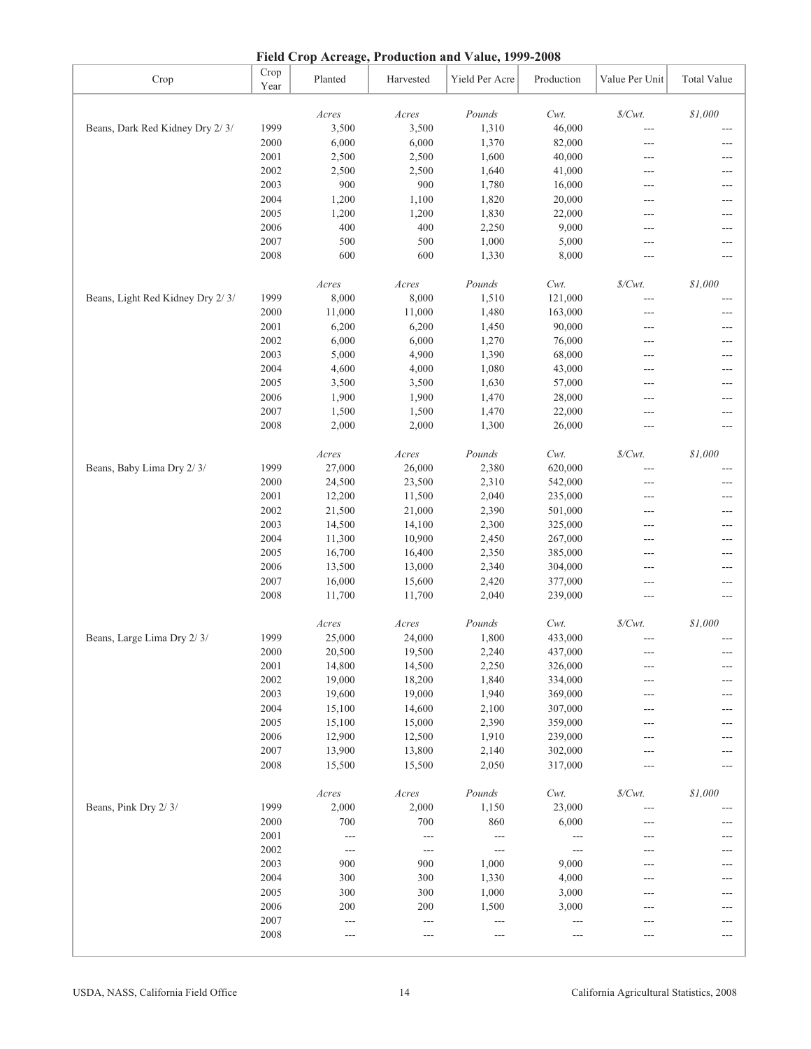# Field Crop Acreage, Production and Value, 1999-2008

| Crop | Crop Year | Planted | Harvested | Yield Per Acre | Production | Value Per Unit | Total Value |
|---|---|---|---|---|---|---|---|
| | | *Acres* | *Acres* | *Pounds* | *Cwt.* | *$/Cwt.* | *$1,000* |
| Beans, Dark Red Kidney Dry 2/ 3/ | 1999 | 3,500 | 3,500 | 1,310 | 46,000 | --- | --- |
| | 2000 | 6,000 | 6,000 | 1,370 | 82,000 | --- | --- |
| | 2001 | 2,500 | 2,500 | 1,600 | 40,000 | --- | --- |
| | 2002 | 2,500 | 2,500 | 1,640 | 41,000 | --- | --- |
| | 2003 | 900 | 900 | 1,780 | 16,000 | --- | --- |
| | 2004 | 1,200 | 1,100 | 1,820 | 20,000 | --- | --- |
| | 2005 | 1,200 | 1,200 | 1,830 | 22,000 | --- | --- |
| | 2006 | 400 | 400 | 2,250 | 9,000 | --- | --- |
| | 2007 | 500 | 500 | 1,000 | 5,000 | --- | --- |
| | 2008 | 600 | 600 | 1,330 | 8,000 | --- | --- |
| | | *Acres* | *Acres* | *Pounds* | *Cwt.* | *$/Cwt.* | *$1,000* |
| Beans, Light Red Kidney Dry 2/ 3/ | 1999 | 8,000 | 8,000 | 1,510 | 121,000 | --- | --- |
| | 2000 | 11,000 | 11,000 | 1,480 | 163,000 | --- | --- |
| | 2001 | 6,200 | 6,200 | 1,450 | 90,000 | --- | --- |
| | 2002 | 6,000 | 6,000 | 1,270 | 76,000 | --- | --- |
| | 2003 | 5,000 | 4,900 | 1,390 | 68,000 | --- | --- |
| | 2004 | 4,600 | 4,000 | 1,080 | 43,000 | --- | --- |
| | 2005 | 3,500 | 3,500 | 1,630 | 57,000 | --- | --- |
| | 2006 | 1,900 | 1,900 | 1,470 | 28,000 | --- | --- |
| | 2007 | 1,500 | 1,500 | 1,470 | 22,000 | --- | --- |
| | 2008 | 2,000 | 2,000 | 1,300 | 26,000 | --- | --- |
| | | *Acres* | *Acres* | *Pounds* | *Cwt.* | *$/Cwt.* | *$1,000* |
| Beans, Baby Lima Dry 2/ 3/ | 1999 | 27,000 | 26,000 | 2,380 | 620,000 | --- | --- |
| | 2000 | 24,500 | 23,500 | 2,310 | 542,000 | --- | --- |
| | 2001 | 12,200 | 11,500 | 2,040 | 235,000 | --- | --- |
| | 2002 | 21,500 | 21,000 | 2,390 | 501,000 | --- | --- |
| | 2003 | 14,500 | 14,100 | 2,300 | 325,000 | --- | --- |
| | 2004 | 11,300 | 10,900 | 2,450 | 267,000 | --- | --- |
| | 2005 | 16,700 | 16,400 | 2,350 | 385,000 | --- | --- |
| | 2006 | 13,500 | 13,000 | 2,340 | 304,000 | --- | --- |
| | 2007 | 16,000 | 15,600 | 2,420 | 377,000 | --- | --- |
| | 2008 | 11,700 | 11,700 | 2,040 | 239,000 | --- | --- |
| | | *Acres* | *Acres* | *Pounds* | *Cwt.* | *$/Cwt.* | *$1,000* |
| Beans, Large Lima Dry 2/ 3/ | 1999 | 25,000 | 24,000 | 1,800 | 433,000 | --- | --- |
| | 2000 | 20,500 | 19,500 | 2,240 | 437,000 | --- | --- |
| | 2001 | 14,800 | 14,500 | 2,250 | 326,000 | --- | --- |
| | 2002 | 19,000 | 18,200 | 1,840 | 334,000 | --- | --- |
| | 2003 | 19,600 | 19,000 | 1,940 | 369,000 | --- | --- |
| | 2004 | 15,100 | 14,600 | 2,100 | 307,000 | --- | --- |
| | 2005 | 15,100 | 15,000 | 2,390 | 359,000 | --- | --- |
| | 2006 | 12,900 | 12,500 | 1,910 | 239,000 | --- | --- |
| | 2007 | 13,900 | 13,800 | 2,140 | 302,000 | --- | --- |
| | 2008 | 15,500 | 15,500 | 2,050 | 317,000 | --- | --- |
| | | *Acres* | *Acres* | *Pounds* | *Cwt.* | *$/Cwt.* | *$1,000* |
| Beans, Pink Dry 2/ 3/ | 1999 | 2,000 | 2,000 | 1,150 | 23,000 | --- | --- |
| | 2000 | 700 | 700 | 860 | 6,000 | --- | --- |
| | 2001 | --- | --- | --- | --- | --- | --- |
| | 2002 | --- | --- | --- | --- | --- | --- |
| | 2003 | 900 | 900 | 1,000 | 9,000 | --- | --- |
| | 2004 | 300 | 300 | 1,330 | 4,000 | --- | --- |
| | 2005 | 300 | 300 | 1,000 | 3,000 | --- | --- |
| | 2006 | 200 | 200 | 1,500 | 3,000 | --- | --- |
| | 2007 | --- | --- | --- | --- | --- | --- |
| | 2008 | --- | --- | --- | --- | --- | --- |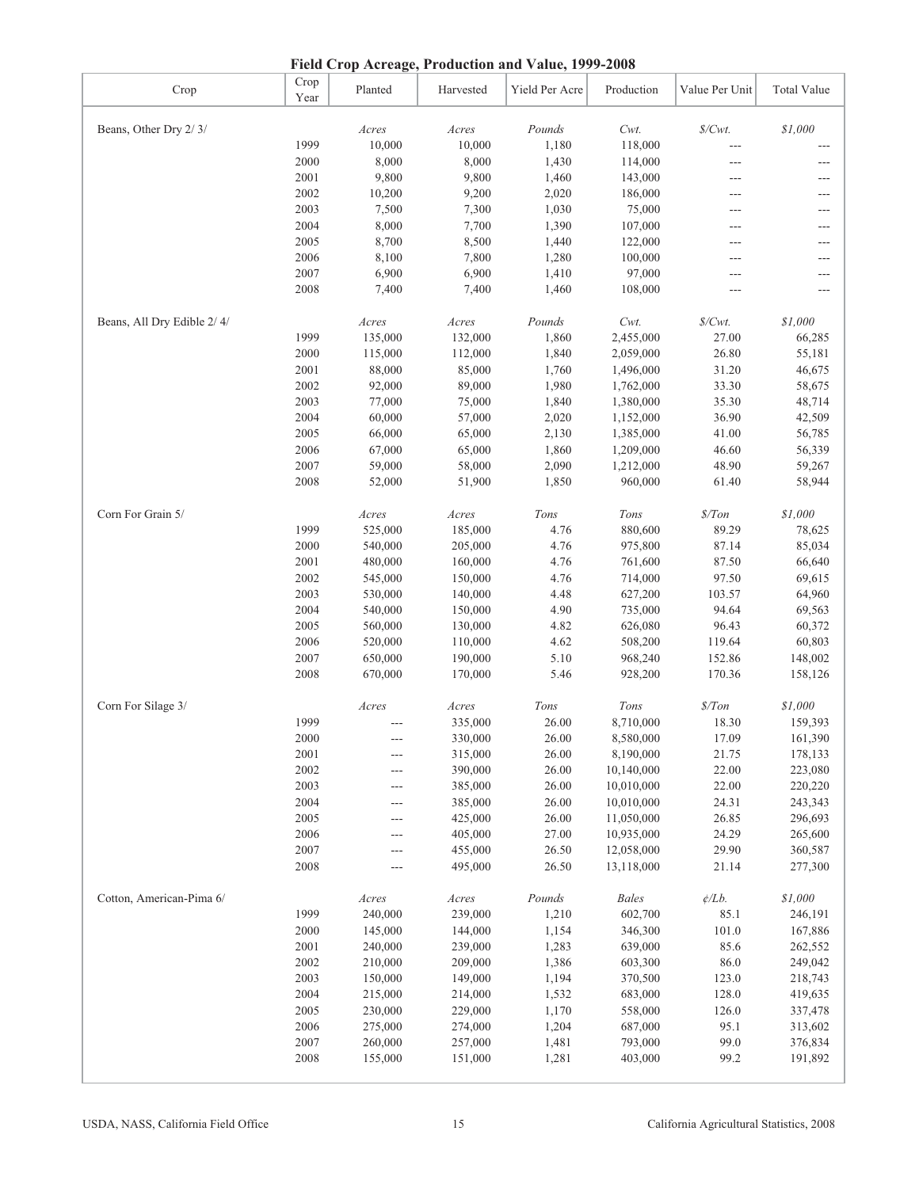# Field Crop Acreage, Production and Value, 1999-2008

| Crop | Crop Year | Planted | Harvested | Yield Per Acre | Production | Value Per Unit | Total Value |
|---|---|---|---|---|---|---|---|
| Beans, Other Dry 2/ 3/ | | *Acres* | *Acres* | *Pounds* | *Cwt.* | *$/Cwt.* | *$1,000* |
| | 1999 | 10,000 | 10,000 | 1,180 | 118,000 | --- | --- |
| | 2000 | 8,000 | 8,000 | 1,430 | 114,000 | --- | --- |
| | 2001 | 9,800 | 9,800 | 1,460 | 143,000 | --- | --- |
| | 2002 | 10,200 | 9,200 | 2,020 | 186,000 | --- | --- |
| | 2003 | 7,500 | 7,300 | 1,030 | 75,000 | --- | --- |
| | 2004 | 8,000 | 7,700 | 1,390 | 107,000 | --- | --- |
| | 2005 | 8,700 | 8,500 | 1,440 | 122,000 | --- | --- |
| | 2006 | 8,100 | 7,800 | 1,280 | 100,000 | --- | --- |
| | 2007 | 6,900 | 6,900 | 1,410 | 97,000 | --- | --- |
| | 2008 | 7,400 | 7,400 | 1,460 | 108,000 | --- | --- |
| Beans, All Dry Edible 2/ 4/ | | *Acres* | *Acres* | *Pounds* | *Cwt.* | *$/Cwt.* | *$1,000* |
| | 1999 | 135,000 | 132,000 | 1,860 | 2,455,000 | 27.00 | 66,285 |
| | 2000 | 115,000 | 112,000 | 1,840 | 2,059,000 | 26.80 | 55,181 |
| | 2001 | 88,000 | 85,000 | 1,760 | 1,496,000 | 31.20 | 46,675 |
| | 2002 | 92,000 | 89,000 | 1,980 | 1,762,000 | 33.30 | 58,675 |
| | 2003 | 77,000 | 75,000 | 1,840 | 1,380,000 | 35.30 | 48,714 |
| | 2004 | 60,000 | 57,000 | 2,020 | 1,152,000 | 36.90 | 42,509 |
| | 2005 | 66,000 | 65,000 | 2,130 | 1,385,000 | 41.00 | 56,785 |
| | 2006 | 67,000 | 65,000 | 1,860 | 1,209,000 | 46.60 | 56,339 |
| | 2007 | 59,000 | 58,000 | 2,090 | 1,212,000 | 48.90 | 59,267 |
| | 2008 | 52,000 | 51,900 | 1,850 | 960,000 | 61.40 | 58,944 |
| Corn For Grain 5/ | | *Acres* | *Acres* | *Tons* | *Tons* | *$/Ton* | *$1,000* |
| | 1999 | 525,000 | 185,000 | 4.76 | 880,600 | 89.29 | 78,625 |
| | 2000 | 540,000 | 205,000 | 4.76 | 975,800 | 87.14 | 85,034 |
| | 2001 | 480,000 | 160,000 | 4.76 | 761,600 | 87.50 | 66,640 |
| | 2002 | 545,000 | 150,000 | 4.76 | 714,000 | 97.50 | 69,615 |
| | 2003 | 530,000 | 140,000 | 4.48 | 627,200 | 103.57 | 64,960 |
| | 2004 | 540,000 | 150,000 | 4.90 | 735,000 | 94.64 | 69,563 |
| | 2005 | 560,000 | 130,000 | 4.82 | 626,080 | 96.43 | 60,372 |
| | 2006 | 520,000 | 110,000 | 4.62 | 508,200 | 119.64 | 60,803 |
| | 2007 | 650,000 | 190,000 | 5.10 | 968,240 | 152.86 | 148,002 |
| | 2008 | 670,000 | 170,000 | 5.46 | 928,200 | 170.36 | 158,126 |
| Corn For Silage 3/ | | *Acres* | *Acres* | *Tons* | *Tons* | *$/Ton* | *$1,000* |
| | 1999 | --- | 335,000 | 26.00 | 8,710,000 | 18.30 | 159,393 |
| | 2000 | --- | 330,000 | 26.00 | 8,580,000 | 17.09 | 161,390 |
| | 2001 | --- | 315,000 | 26.00 | 8,190,000 | 21.75 | 178,133 |
| | 2002 | --- | 390,000 | 26.00 | 10,140,000 | 22.00 | 223,080 |
| | 2003 | --- | 385,000 | 26.00 | 10,010,000 | 22.00 | 220,220 |
| | 2004 | --- | 385,000 | 26.00 | 10,010,000 | 24.31 | 243,343 |
| | 2005 | --- | 425,000 | 26.00 | 11,050,000 | 26.85 | 296,693 |
| | 2006 | --- | 405,000 | 27.00 | 10,935,000 | 24.29 | 265,600 |
| | 2007 | --- | 455,000 | 26.50 | 12,058,000 | 29.90 | 360,587 |
| | 2008 | --- | 495,000 | 26.50 | 13,118,000 | 21.14 | 277,300 |
| Cotton, American-Pima 6/ | | *Acres* | *Acres* | *Pounds* | *Bales* | *¢/Lb.* | *$1,000* |
| | 1999 | 240,000 | 239,000 | 1,210 | 602,700 | 85.1 | 246,191 |
| | 2000 | 145,000 | 144,000 | 1,154 | 346,300 | 101.0 | 167,886 |
| | 2001 | 240,000 | 239,000 | 1,283 | 639,000 | 85.6 | 262,552 |
| | 2002 | 210,000 | 209,000 | 1,386 | 603,300 | 86.0 | 249,042 |
| | 2003 | 150,000 | 149,000 | 1,194 | 370,500 | 123.0 | 218,743 |
| | 2004 | 215,000 | 214,000 | 1,532 | 683,000 | 128.0 | 419,635 |
| | 2005 | 230,000 | 229,000 | 1,170 | 558,000 | 126.0 | 337,478 |
| | 2006 | 275,000 | 274,000 | 1,204 | 687,000 | 95.1 | 313,602 |
| | 2007 | 260,000 | 257,000 | 1,481 | 793,000 | 99.0 | 376,834 |
| | 2008 | 155,000 | 151,000 | 1,281 | 403,000 | 99.2 | 191,892 |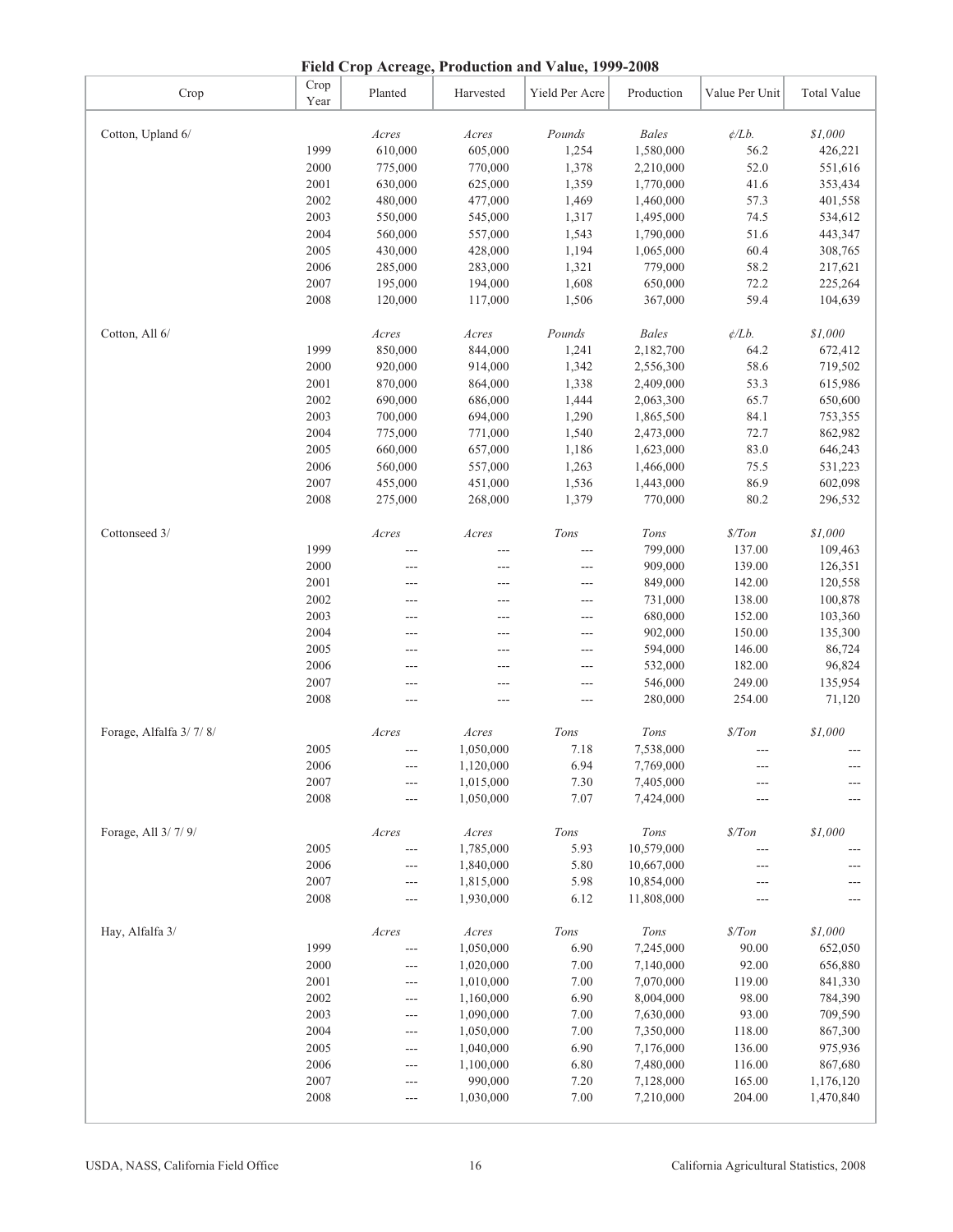# Field Crop Acreage, Production and Value, 1999-2008

| Crop | Crop Year | Planted | Harvested | Yield Per Acre | Production | Value Per Unit | Total Value |
|---|---|---|---|---|---|---|---|
| Cotton, Upland 6/ | | *Acres* | *Acres* | *Pounds* | *Bales* | *¢/Lb.* | *$1,000* |
| | 1999 | 610,000 | 605,000 | 1,254 | 1,580,000 | 56.2 | 426,221 |
| | 2000 | 775,000 | 770,000 | 1,378 | 2,210,000 | 52.0 | 551,616 |
| | 2001 | 630,000 | 625,000 | 1,359 | 1,770,000 | 41.6 | 353,434 |
| | 2002 | 480,000 | 477,000 | 1,469 | 1,460,000 | 57.3 | 401,558 |
| | 2003 | 550,000 | 545,000 | 1,317 | 1,495,000 | 74.5 | 534,612 |
| | 2004 | 560,000 | 557,000 | 1,543 | 1,790,000 | 51.6 | 443,347 |
| | 2005 | 430,000 | 428,000 | 1,194 | 1,065,000 | 60.4 | 308,765 |
| | 2006 | 285,000 | 283,000 | 1,321 | 779,000 | 58.2 | 217,621 |
| | 2007 | 195,000 | 194,000 | 1,608 | 650,000 | 72.2 | 225,264 |
| | 2008 | 120,000 | 117,000 | 1,506 | 367,000 | 59.4 | 104,639 |
| Cotton, All 6/ | | *Acres* | *Acres* | *Pounds* | *Bales* | *¢/Lb.* | *$1,000* |
| | 1999 | 850,000 | 844,000 | 1,241 | 2,182,700 | 64.2 | 672,412 |
| | 2000 | 920,000 | 914,000 | 1,342 | 2,556,300 | 58.6 | 719,502 |
| | 2001 | 870,000 | 864,000 | 1,338 | 2,409,000 | 53.3 | 615,986 |
| | 2002 | 690,000 | 686,000 | 1,444 | 2,063,300 | 65.7 | 650,600 |
| | 2003 | 700,000 | 694,000 | 1,290 | 1,865,500 | 84.1 | 753,355 |
| | 2004 | 775,000 | 771,000 | 1,540 | 2,473,000 | 72.7 | 862,982 |
| | 2005 | 660,000 | 657,000 | 1,186 | 1,623,000 | 83.0 | 646,243 |
| | 2006 | 560,000 | 557,000 | 1,263 | 1,466,000 | 75.5 | 531,223 |
| | 2007 | 455,000 | 451,000 | 1,536 | 1,443,000 | 86.9 | 602,098 |
| | 2008 | 275,000 | 268,000 | 1,379 | 770,000 | 80.2 | 296,532 |
| Cottonseed 3/ | | *Acres* | *Acres* | *Tons* | *Tons* | *$/Ton* | *$1,000* |
| | 1999 | --- | --- | --- | 799,000 | 137.00 | 109,463 |
| | 2000 | --- | --- | --- | 909,000 | 139.00 | 126,351 |
| | 2001 | --- | --- | --- | 849,000 | 142.00 | 120,558 |
| | 2002 | --- | --- | --- | 731,000 | 138.00 | 100,878 |
| | 2003 | --- | --- | --- | 680,000 | 152.00 | 103,360 |
| | 2004 | --- | --- | --- | 902,000 | 150.00 | 135,300 |
| | 2005 | --- | --- | --- | 594,000 | 146.00 | 86,724 |
| | 2006 | --- | --- | --- | 532,000 | 182.00 | 96,824 |
| | 2007 | --- | --- | --- | 546,000 | 249.00 | 135,954 |
| | 2008 | --- | --- | --- | 280,000 | 254.00 | 71,120 |
| Forage, Alfalfa 3/ 7/ 8/ | | *Acres* | *Acres* | *Tons* | *Tons* | *$/Ton* | *$1,000* |
| | 2005 | --- | 1,050,000 | 7.18 | 7,538,000 | --- | --- |
| | 2006 | --- | 1,120,000 | 6.94 | 7,769,000 | --- | --- |
| | 2007 | --- | 1,015,000 | 7.30 | 7,405,000 | --- | --- |
| | 2008 | --- | 1,050,000 | 7.07 | 7,424,000 | --- | --- |
| Forage, All 3/ 7/ 9/ | | *Acres* | *Acres* | *Tons* | *Tons* | *$/Ton* | *$1,000* |
| | 2005 | --- | 1,785,000 | 5.93 | 10,579,000 | --- | --- |
| | 2006 | --- | 1,840,000 | 5.80 | 10,667,000 | --- | --- |
| | 2007 | --- | 1,815,000 | 5.98 | 10,854,000 | --- | --- |
| | 2008 | --- | 1,930,000 | 6.12 | 11,808,000 | --- | --- |
| Hay, Alfalfa 3/ | | *Acres* | *Acres* | *Tons* | *Tons* | *$/Ton* | *$1,000* |
| | 1999 | --- | 1,050,000 | 6.90 | 7,245,000 | 90.00 | 652,050 |
| | 2000 | --- | 1,020,000 | 7.00 | 7,140,000 | 92.00 | 656,880 |
| | 2001 | --- | 1,010,000 | 7.00 | 7,070,000 | 119.00 | 841,330 |
| | 2002 | --- | 1,160,000 | 6.90 | 8,004,000 | 98.00 | 784,390 |
| | 2003 | --- | 1,090,000 | 7.00 | 7,630,000 | 93.00 | 709,590 |
| | 2004 | --- | 1,050,000 | 7.00 | 7,350,000 | 118.00 | 867,300 |
| | 2005 | --- | 1,040,000 | 6.90 | 7,176,000 | 136.00 | 975,936 |
| | 2006 | --- | 1,100,000 | 6.80 | 7,480,000 | 116.00 | 867,680 |
| | 2007 | --- | 990,000 | 7.20 | 7,128,000 | 165.00 | 1,176,120 |
| | 2008 | --- | 1,030,000 | 7.00 | 7,210,000 | 204.00 | 1,470,840 |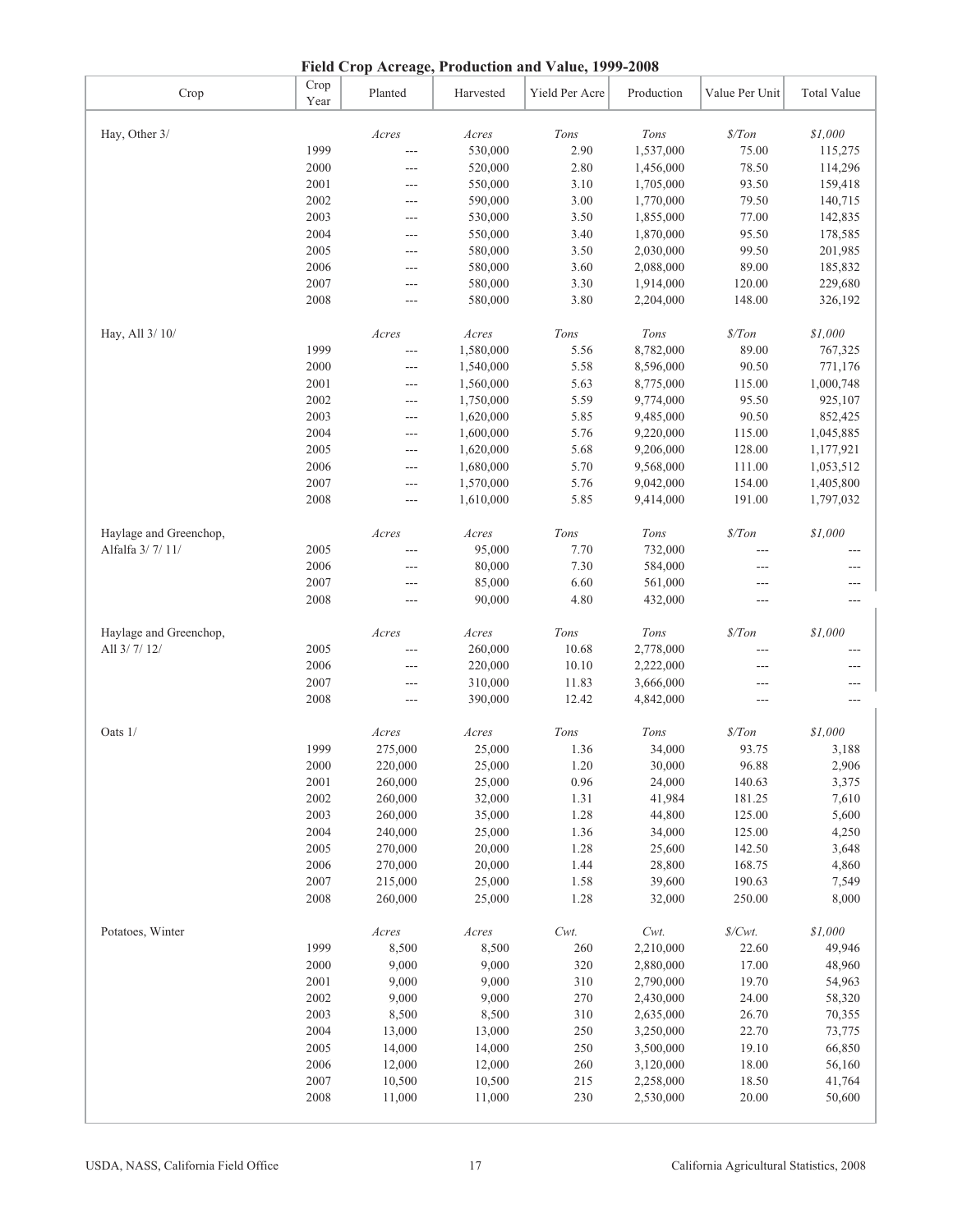## Field Crop Acreage, Production and Value, 1999-2008

| Crop | Crop Year | Planted | Harvested | Yield Per Acre | Production | Value Per Unit | Total Value |
|---|---|---|---|---|---|---|---|
| Hay, Other 3/ | | *Acres* | *Acres* | *Tons* | *Tons* | *$/Ton* | *$1,000* |
| | 1999 | --- | 530,000 | 2.90 | 1,537,000 | 75.00 | 115,275 |
| | 2000 | --- | 520,000 | 2.80 | 1,456,000 | 78.50 | 114,296 |
| | 2001 | --- | 550,000 | 3.10 | 1,705,000 | 93.50 | 159,418 |
| | 2002 | --- | 590,000 | 3.00 | 1,770,000 | 79.50 | 140,715 |
| | 2003 | --- | 530,000 | 3.50 | 1,855,000 | 77.00 | 142,835 |
| | 2004 | --- | 550,000 | 3.40 | 1,870,000 | 95.50 | 178,585 |
| | 2005 | --- | 580,000 | 3.50 | 2,030,000 | 99.50 | 201,985 |
| | 2006 | --- | 580,000 | 3.60 | 2,088,000 | 89.00 | 185,832 |
| | 2007 | --- | 580,000 | 3.30 | 1,914,000 | 120.00 | 229,680 |
| | 2008 | --- | 580,000 | 3.80 | 2,204,000 | 148.00 | 326,192 |
| Hay, All 3/ 10/ | | *Acres* | *Acres* | *Tons* | *Tons* | *$/Ton* | *$1,000* |
| | 1999 | --- | 1,580,000 | 5.56 | 8,782,000 | 89.00 | 767,325 |
| | 2000 | --- | 1,540,000 | 5.58 | 8,596,000 | 90.50 | 771,176 |
| | 2001 | --- | 1,560,000 | 5.63 | 8,775,000 | 115.00 | 1,000,748 |
| | 2002 | --- | 1,750,000 | 5.59 | 9,774,000 | 95.50 | 925,107 |
| | 2003 | --- | 1,620,000 | 5.85 | 9,485,000 | 90.50 | 852,425 |
| | 2004 | --- | 1,600,000 | 5.76 | 9,220,000 | 115.00 | 1,045,885 |
| | 2005 | --- | 1,620,000 | 5.68 | 9,206,000 | 128.00 | 1,177,921 |
| | 2006 | --- | 1,680,000 | 5.70 | 9,568,000 | 111.00 | 1,053,512 |
| | 2007 | --- | 1,570,000 | 5.76 | 9,042,000 | 154.00 | 1,405,800 |
| | 2008 | --- | 1,610,000 | 5.85 | 9,414,000 | 191.00 | 1,797,032 |
| Haylage and Greenchop, Alfalfa 3/ 7/ 11/ | | *Acres* | *Acres* | *Tons* | *Tons* | *$/Ton* | *$1,000* |
| | 2005 | --- | 95,000 | 7.70 | 732,000 | --- | --- |
| | 2006 | --- | 80,000 | 7.30 | 584,000 | --- | --- |
| | 2007 | --- | 85,000 | 6.60 | 561,000 | --- | --- |
| | 2008 | --- | 90,000 | 4.80 | 432,000 | --- | --- |
| Haylage and Greenchop, All 3/ 7/ 12/ | | *Acres* | *Acres* | *Tons* | *Tons* | *$/Ton* | *$1,000* |
| | 2005 | --- | 260,000 | 10.68 | 2,778,000 | --- | --- |
| | 2006 | --- | 220,000 | 10.10 | 2,222,000 | --- | --- |
| | 2007 | --- | 310,000 | 11.83 | 3,666,000 | --- | --- |
| | 2008 | --- | 390,000 | 12.42 | 4,842,000 | --- | --- |
| Oats 1/ | | *Acres* | *Acres* | *Tons* | *Tons* | *$/Ton* | *$1,000* |
| | 1999 | 275,000 | 25,000 | 1.36 | 34,000 | 93.75 | 3,188 |
| | 2000 | 220,000 | 25,000 | 1.20 | 30,000 | 96.88 | 2,906 |
| | 2001 | 260,000 | 25,000 | 0.96 | 24,000 | 140.63 | 3,375 |
| | 2002 | 260,000 | 32,000 | 1.31 | 41,984 | 181.25 | 7,610 |
| | 2003 | 260,000 | 35,000 | 1.28 | 44,800 | 125.00 | 5,600 |
| | 2004 | 240,000 | 25,000 | 1.36 | 34,000 | 125.00 | 4,250 |
| | 2005 | 270,000 | 20,000 | 1.28 | 25,600 | 142.50 | 3,648 |
| | 2006 | 270,000 | 20,000 | 1.44 | 28,800 | 168.75 | 4,860 |
| | 2007 | 215,000 | 25,000 | 1.58 | 39,600 | 190.63 | 7,549 |
| | 2008 | 260,000 | 25,000 | 1.28 | 32,000 | 250.00 | 8,000 |
| Potatoes, Winter | | *Acres* | *Acres* | *Cwt.* | *Cwt.* | *$/Cwt.* | *$1,000* |
| | 1999 | 8,500 | 8,500 | 260 | 2,210,000 | 22.60 | 49,946 |
| | 2000 | 9,000 | 9,000 | 320 | 2,880,000 | 17.00 | 48,960 |
| | 2001 | 9,000 | 9,000 | 310 | 2,790,000 | 19.70 | 54,963 |
| | 2002 | 9,000 | 9,000 | 270 | 2,430,000 | 24.00 | 58,320 |
| | 2003 | 8,500 | 8,500 | 310 | 2,635,000 | 26.70 | 70,355 |
| | 2004 | 13,000 | 13,000 | 250 | 3,250,000 | 22.70 | 73,775 |
| | 2005 | 14,000 | 14,000 | 250 | 3,500,000 | 19.10 | 66,850 |
| | 2006 | 12,000 | 12,000 | 260 | 3,120,000 | 18.00 | 56,160 |
| | 2007 | 10,500 | 10,500 | 215 | 2,258,000 | 18.50 | 41,764 |
| | 2008 | 11,000 | 11,000 | 230 | 2,530,000 | 20.00 | 50,600 |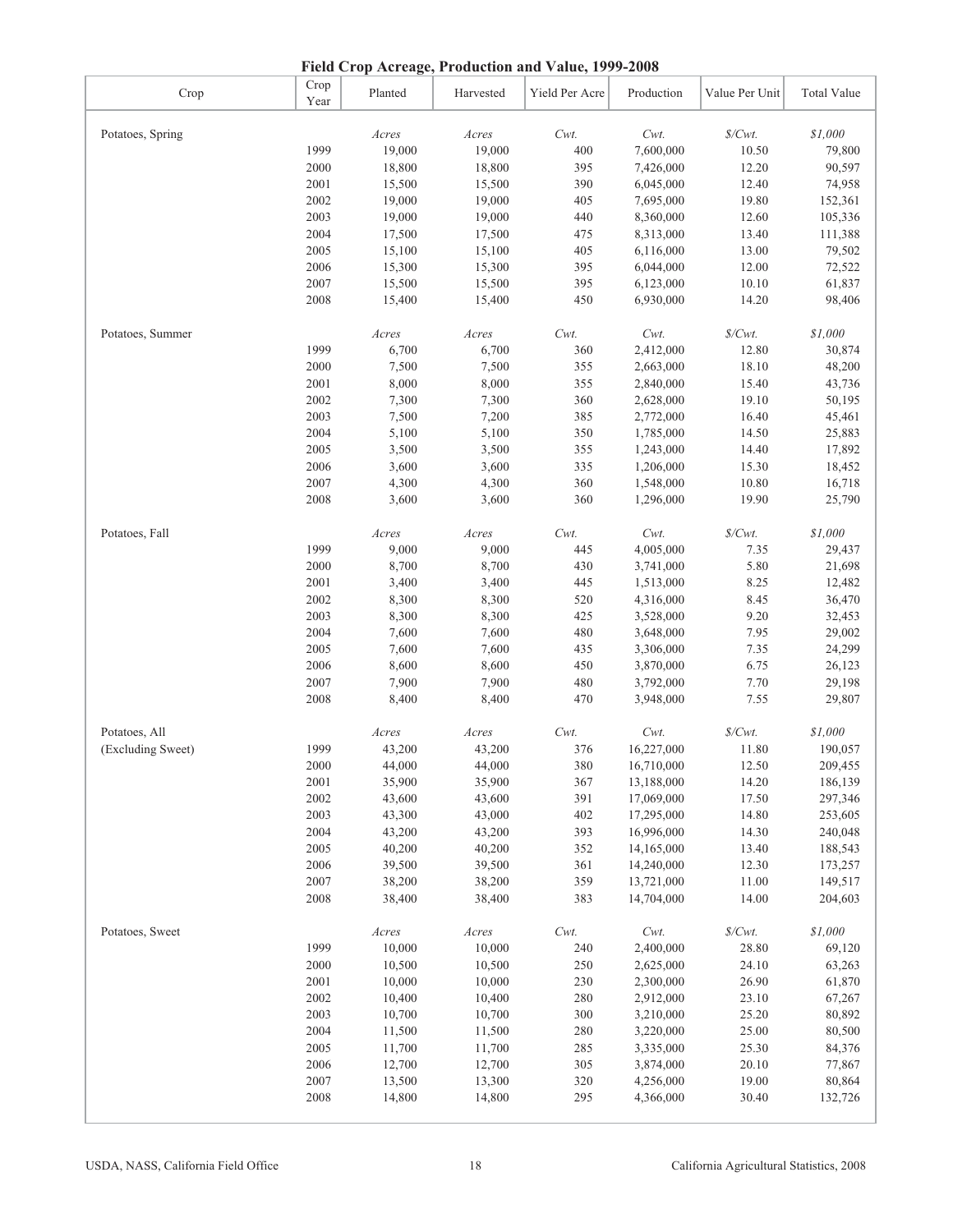# Field Crop Acreage, Production and Value, 1999-2008

| Crop | Crop Year | Planted | Harvested | Yield Per Acre | Production | Value Per Unit | Total Value |
|---|---|---|---|---|---|---|---|
| Potatoes, Spring | | *Acres* | *Acres* | *Cwt.* | *Cwt.* | *$/Cwt.* | *$1,000* |
| | 1999 | 19,000 | 19,000 | 400 | 7,600,000 | 10.50 | 79,800 |
| | 2000 | 18,800 | 18,800 | 395 | 7,426,000 | 12.20 | 90,597 |
| | 2001 | 15,500 | 15,500 | 390 | 6,045,000 | 12.40 | 74,958 |
| | 2002 | 19,000 | 19,000 | 405 | 7,695,000 | 19.80 | 152,361 |
| | 2003 | 19,000 | 19,000 | 440 | 8,360,000 | 12.60 | 105,336 |
| | 2004 | 17,500 | 17,500 | 475 | 8,313,000 | 13.40 | 111,388 |
| | 2005 | 15,100 | 15,100 | 405 | 6,116,000 | 13.00 | 79,502 |
| | 2006 | 15,300 | 15,300 | 395 | 6,044,000 | 12.00 | 72,522 |
| | 2007 | 15,500 | 15,500 | 395 | 6,123,000 | 10.10 | 61,837 |
| | 2008 | 15,400 | 15,400 | 450 | 6,930,000 | 14.20 | 98,406 |
| Potatoes, Summer | | *Acres* | *Acres* | *Cwt.* | *Cwt.* | *$/Cwt.* | *$1,000* |
| | 1999 | 6,700 | 6,700 | 360 | 2,412,000 | 12.80 | 30,874 |
| | 2000 | 7,500 | 7,500 | 355 | 2,663,000 | 18.10 | 48,200 |
| | 2001 | 8,000 | 8,000 | 355 | 2,840,000 | 15.40 | 43,736 |
| | 2002 | 7,300 | 7,300 | 360 | 2,628,000 | 19.10 | 50,195 |
| | 2003 | 7,500 | 7,200 | 385 | 2,772,000 | 16.40 | 45,461 |
| | 2004 | 5,100 | 5,100 | 350 | 1,785,000 | 14.50 | 25,883 |
| | 2005 | 3,500 | 3,500 | 355 | 1,243,000 | 14.40 | 17,892 |
| | 2006 | 3,600 | 3,600 | 335 | 1,206,000 | 15.30 | 18,452 |
| | 2007 | 4,300 | 4,300 | 360 | 1,548,000 | 10.80 | 16,718 |
| | 2008 | 3,600 | 3,600 | 360 | 1,296,000 | 19.90 | 25,790 |
| Potatoes, Fall | | *Acres* | *Acres* | *Cwt.* | *Cwt.* | *$/Cwt.* | *$1,000* |
| | 1999 | 9,000 | 9,000 | 445 | 4,005,000 | 7.35 | 29,437 |
| | 2000 | 8,700 | 8,700 | 430 | 3,741,000 | 5.80 | 21,698 |
| | 2001 | 3,400 | 3,400 | 445 | 1,513,000 | 8.25 | 12,482 |
| | 2002 | 8,300 | 8,300 | 520 | 4,316,000 | 8.45 | 36,470 |
| | 2003 | 8,300 | 8,300 | 425 | 3,528,000 | 9.20 | 32,453 |
| | 2004 | 7,600 | 7,600 | 480 | 3,648,000 | 7.95 | 29,002 |
| | 2005 | 7,600 | 7,600 | 435 | 3,306,000 | 7.35 | 24,299 |
| | 2006 | 8,600 | 8,600 | 450 | 3,870,000 | 6.75 | 26,123 |
| | 2007 | 7,900 | 7,900 | 480 | 3,792,000 | 7.70 | 29,198 |
| | 2008 | 8,400 | 8,400 | 470 | 3,948,000 | 7.55 | 29,807 |
| Potatoes, All | | *Acres* | *Acres* | *Cwt.* | *Cwt.* | *$/Cwt.* | *$1,000* |
| (Excluding Sweet) | 1999 | 43,200 | 43,200 | 376 | 16,227,000 | 11.80 | 190,057 |
| | 2000 | 44,000 | 44,000 | 380 | 16,710,000 | 12.50 | 209,455 |
| | 2001 | 35,900 | 35,900 | 367 | 13,188,000 | 14.20 | 186,139 |
| | 2002 | 43,600 | 43,600 | 391 | 17,069,000 | 17.50 | 297,346 |
| | 2003 | 43,300 | 43,000 | 402 | 17,295,000 | 14.80 | 253,605 |
| | 2004 | 43,200 | 43,200 | 393 | 16,996,000 | 14.30 | 240,048 |
| | 2005 | 40,200 | 40,200 | 352 | 14,165,000 | 13.40 | 188,543 |
| | 2006 | 39,500 | 39,500 | 361 | 14,240,000 | 12.30 | 173,257 |
| | 2007 | 38,200 | 38,200 | 359 | 13,721,000 | 11.00 | 149,517 |
| | 2008 | 38,400 | 38,400 | 383 | 14,704,000 | 14.00 | 204,603 |
| Potatoes, Sweet | | *Acres* | *Acres* | *Cwt.* | *Cwt.* | *$/Cwt.* | *$1,000* |
| | 1999 | 10,000 | 10,000 | 240 | 2,400,000 | 28.80 | 69,120 |
| | 2000 | 10,500 | 10,500 | 250 | 2,625,000 | 24.10 | 63,263 |
| | 2001 | 10,000 | 10,000 | 230 | 2,300,000 | 26.90 | 61,870 |
| | 2002 | 10,400 | 10,400 | 280 | 2,912,000 | 23.10 | 67,267 |
| | 2003 | 10,700 | 10,700 | 300 | 3,210,000 | 25.20 | 80,892 |
| | 2004 | 11,500 | 11,500 | 280 | 3,220,000 | 25.00 | 80,500 |
| | 2005 | 11,700 | 11,700 | 285 | 3,335,000 | 25.30 | 84,376 |
| | 2006 | 12,700 | 12,700 | 305 | 3,874,000 | 20.10 | 77,867 |
| | 2007 | 13,500 | 13,300 | 320 | 4,256,000 | 19.00 | 80,864 |
| | 2008 | 14,800 | 14,800 | 295 | 4,366,000 | 30.40 | 132,726 |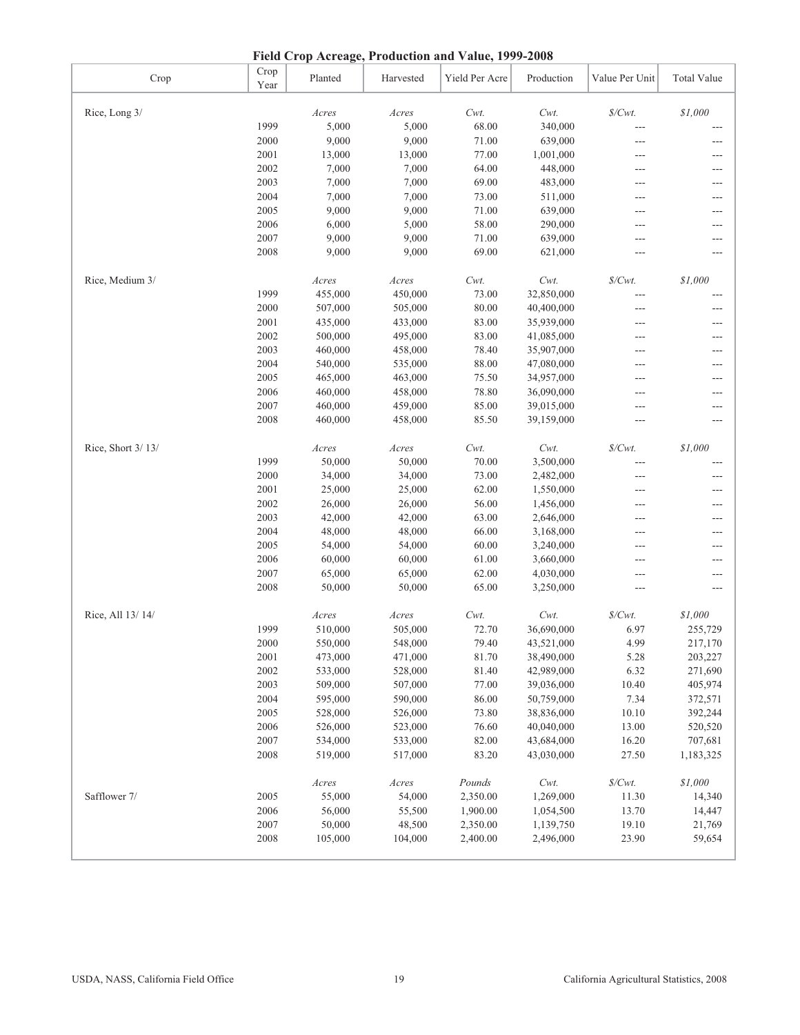# Field Crop Acreage, Production and Value, 1999-2008

| Crop | Crop Year | Planted | Harvested | Yield Per Acre | Production | Value Per Unit | Total Value |
|---|---|---|---|---|---|---|---|
| Rice, Long 3/ | | *Acres* | *Acres* | *Cwt.* | *Cwt.* | *$/Cwt.* | *$1,000* |
| | 1999 | 5,000 | 5,000 | 68.00 | 340,000 | --- | --- |
| | 2000 | 9,000 | 9,000 | 71.00 | 639,000 | --- | --- |
| | 2001 | 13,000 | 13,000 | 77.00 | 1,001,000 | --- | --- |
| | 2002 | 7,000 | 7,000 | 64.00 | 448,000 | --- | --- |
| | 2003 | 7,000 | 7,000 | 69.00 | 483,000 | --- | --- |
| | 2004 | 7,000 | 7,000 | 73.00 | 511,000 | --- | --- |
| | 2005 | 9,000 | 9,000 | 71.00 | 639,000 | --- | --- |
| | 2006 | 6,000 | 5,000 | 58.00 | 290,000 | --- | --- |
| | 2007 | 9,000 | 9,000 | 71.00 | 639,000 | --- | --- |
| | 2008 | 9,000 | 9,000 | 69.00 | 621,000 | --- | --- |
| Rice, Medium 3/ | | *Acres* | *Acres* | *Cwt.* | *Cwt.* | *$/Cwt.* | *$1,000* |
| | 1999 | 455,000 | 450,000 | 73.00 | 32,850,000 | --- | --- |
| | 2000 | 507,000 | 505,000 | 80.00 | 40,400,000 | --- | --- |
| | 2001 | 435,000 | 433,000 | 83.00 | 35,939,000 | --- | --- |
| | 2002 | 500,000 | 495,000 | 83.00 | 41,085,000 | --- | --- |
| | 2003 | 460,000 | 458,000 | 78.40 | 35,907,000 | --- | --- |
| | 2004 | 540,000 | 535,000 | 88.00 | 47,080,000 | --- | --- |
| | 2005 | 465,000 | 463,000 | 75.50 | 34,957,000 | --- | --- |
| | 2006 | 460,000 | 458,000 | 78.80 | 36,090,000 | --- | --- |
| | 2007 | 460,000 | 459,000 | 85.00 | 39,015,000 | --- | --- |
| | 2008 | 460,000 | 458,000 | 85.50 | 39,159,000 | --- | --- |
| Rice, Short 3/ 13/ | | *Acres* | *Acres* | *Cwt.* | *Cwt.* | *$/Cwt.* | *$1,000* |
| | 1999 | 50,000 | 50,000 | 70.00 | 3,500,000 | --- | --- |
| | 2000 | 34,000 | 34,000 | 73.00 | 2,482,000 | --- | --- |
| | 2001 | 25,000 | 25,000 | 62.00 | 1,550,000 | --- | --- |
| | 2002 | 26,000 | 26,000 | 56.00 | 1,456,000 | --- | --- |
| | 2003 | 42,000 | 42,000 | 63.00 | 2,646,000 | --- | --- |
| | 2004 | 48,000 | 48,000 | 66.00 | 3,168,000 | --- | --- |
| | 2005 | 54,000 | 54,000 | 60.00 | 3,240,000 | --- | --- |
| | 2006 | 60,000 | 60,000 | 61.00 | 3,660,000 | --- | --- |
| | 2007 | 65,000 | 65,000 | 62.00 | 4,030,000 | --- | --- |
| | 2008 | 50,000 | 50,000 | 65.00 | 3,250,000 | --- | --- |
| Rice, All 13/ 14/ | | *Acres* | *Acres* | *Cwt.* | *Cwt.* | *$/Cwt.* | *$1,000* |
| | 1999 | 510,000 | 505,000 | 72.70 | 36,690,000 | 6.97 | 255,729 |
| | 2000 | 550,000 | 548,000 | 79.40 | 43,521,000 | 4.99 | 217,170 |
| | 2001 | 473,000 | 471,000 | 81.70 | 38,490,000 | 5.28 | 203,227 |
| | 2002 | 533,000 | 528,000 | 81.40 | 42,989,000 | 6.32 | 271,690 |
| | 2003 | 509,000 | 507,000 | 77.00 | 39,036,000 | 10.40 | 405,974 |
| | 2004 | 595,000 | 590,000 | 86.00 | 50,759,000 | 7.34 | 372,571 |
| | 2005 | 528,000 | 526,000 | 73.80 | 38,836,000 | 10.10 | 392,244 |
| | 2006 | 526,000 | 523,000 | 76.60 | 40,040,000 | 13.00 | 520,520 |
| | 2007 | 534,000 | 533,000 | 82.00 | 43,684,000 | 16.20 | 707,681 |
| | 2008 | 519,000 | 517,000 | 83.20 | 43,030,000 | 27.50 | 1,183,325 |
| | | *Acres* | *Acres* | *Pounds* | *Cwt.* | *$/Cwt.* | *$1,000* |
| Safflower 7/ | 2005 | 55,000 | 54,000 | 2,350.00 | 1,269,000 | 11.30 | 14,340 |
| | 2006 | 56,000 | 55,500 | 1,900.00 | 1,054,500 | 13.70 | 14,447 |
| | 2007 | 50,000 | 48,500 | 2,350.00 | 1,139,750 | 19.10 | 21,769 |
| | 2008 | 105,000 | 104,000 | 2,400.00 | 2,496,000 | 23.90 | 59,654 |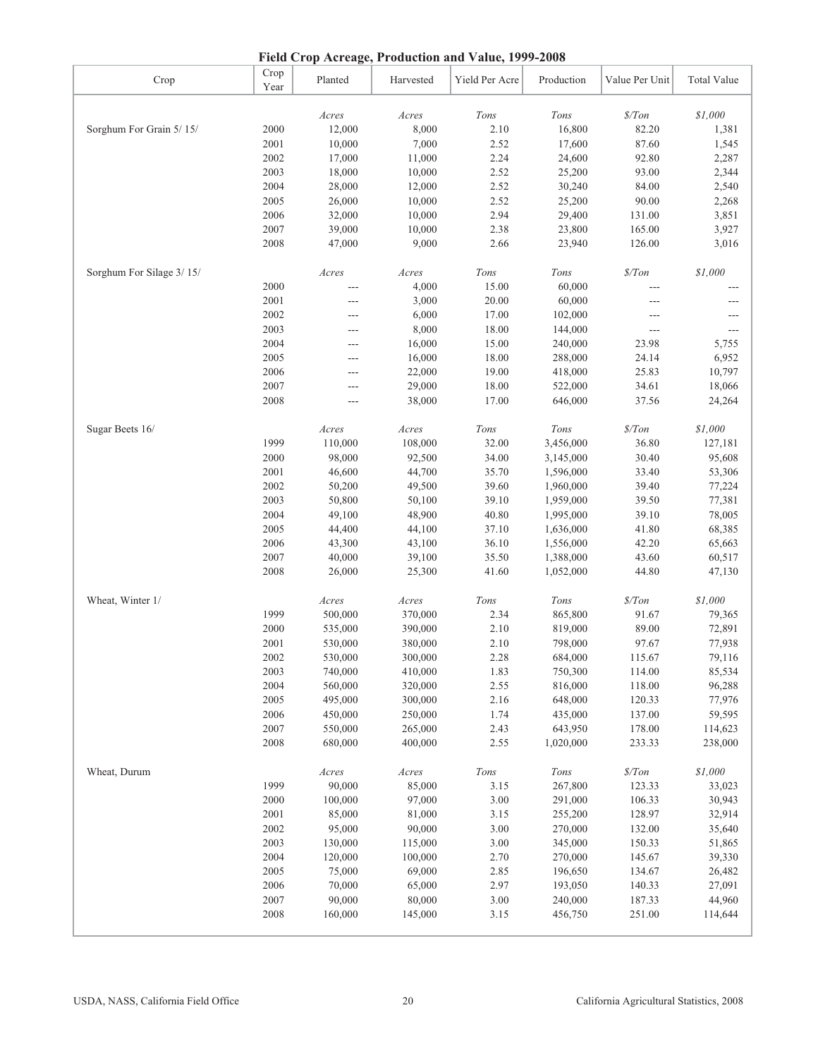# Field Crop Acreage, Production and Value, 1999-2008

| Crop | Crop Year | Planted | Harvested | Yield Per Acre | Production | Value Per Unit | Total Value |
|---|---|---|---|---|---|---|---|
| | | *Acres* | *Acres* | *Tons* | *Tons* | *$/Ton* | *$1,000* |
| Sorghum For Grain 5/ 15/ | 2000 | 12,000 | 8,000 | 2.10 | 16,800 | 82.20 | 1,381 |
| | 2001 | 10,000 | 7,000 | 2.52 | 17,600 | 87.60 | 1,545 |
| | 2002 | 17,000 | 11,000 | 2.24 | 24,600 | 92.80 | 2,287 |
| | 2003 | 18,000 | 10,000 | 2.52 | 25,200 | 93.00 | 2,344 |
| | 2004 | 28,000 | 12,000 | 2.52 | 30,240 | 84.00 | 2,540 |
| | 2005 | 26,000 | 10,000 | 2.52 | 25,200 | 90.00 | 2,268 |
| | 2006 | 32,000 | 10,000 | 2.94 | 29,400 | 131.00 | 3,851 |
| | 2007 | 39,000 | 10,000 | 2.38 | 23,800 | 165.00 | 3,927 |
| | 2008 | 47,000 | 9,000 | 2.66 | 23,940 | 126.00 | 3,016 |
| Sorghum For Silage 3/ 15/ | | *Acres* | *Acres* | *Tons* | *Tons* | *$/Ton* | *$1,000* |
| | 2000 | --- | 4,000 | 15.00 | 60,000 | --- | --- |
| | 2001 | --- | 3,000 | 20.00 | 60,000 | --- | --- |
| | 2002 | --- | 6,000 | 17.00 | 102,000 | --- | --- |
| | 2003 | --- | 8,000 | 18.00 | 144,000 | --- | --- |
| | 2004 | --- | 16,000 | 15.00 | 240,000 | 23.98 | 5,755 |
| | 2005 | --- | 16,000 | 18.00 | 288,000 | 24.14 | 6,952 |
| | 2006 | --- | 22,000 | 19.00 | 418,000 | 25.83 | 10,797 |
| | 2007 | --- | 29,000 | 18.00 | 522,000 | 34.61 | 18,066 |
| | 2008 | --- | 38,000 | 17.00 | 646,000 | 37.56 | 24,264 |
| Sugar Beets 16/ | | *Acres* | *Acres* | *Tons* | *Tons* | *$/Ton* | *$1,000* |
| | 1999 | 110,000 | 108,000 | 32.00 | 3,456,000 | 36.80 | 127,181 |
| | 2000 | 98,000 | 92,500 | 34.00 | 3,145,000 | 30.40 | 95,608 |
| | 2001 | 46,600 | 44,700 | 35.70 | 1,596,000 | 33.40 | 53,306 |
| | 2002 | 50,200 | 49,500 | 39.60 | 1,960,000 | 39.40 | 77,224 |
| | 2003 | 50,800 | 50,100 | 39.10 | 1,959,000 | 39.50 | 77,381 |
| | 2004 | 49,100 | 48,900 | 40.80 | 1,995,000 | 39.10 | 78,005 |
| | 2005 | 44,400 | 44,100 | 37.10 | 1,636,000 | 41.80 | 68,385 |
| | 2006 | 43,300 | 43,100 | 36.10 | 1,556,000 | 42.20 | 65,663 |
| | 2007 | 40,000 | 39,100 | 35.50 | 1,388,000 | 43.60 | 60,517 |
| | 2008 | 26,000 | 25,300 | 41.60 | 1,052,000 | 44.80 | 47,130 |
| Wheat, Winter 1/ | | *Acres* | *Acres* | *Tons* | *Tons* | *$/Ton* | *$1,000* |
| | 1999 | 500,000 | 370,000 | 2.34 | 865,800 | 91.67 | 79,365 |
| | 2000 | 535,000 | 390,000 | 2.10 | 819,000 | 89.00 | 72,891 |
| | 2001 | 530,000 | 380,000 | 2.10 | 798,000 | 97.67 | 77,938 |
| | 2002 | 530,000 | 300,000 | 2.28 | 684,000 | 115.67 | 79,116 |
| | 2003 | 740,000 | 410,000 | 1.83 | 750,300 | 114.00 | 85,534 |
| | 2004 | 560,000 | 320,000 | 2.55 | 816,000 | 118.00 | 96,288 |
| | 2005 | 495,000 | 300,000 | 2.16 | 648,000 | 120.33 | 77,976 |
| | 2006 | 450,000 | 250,000 | 1.74 | 435,000 | 137.00 | 59,595 |
| | 2007 | 550,000 | 265,000 | 2.43 | 643,950 | 178.00 | 114,623 |
| | 2008 | 680,000 | 400,000 | 2.55 | 1,020,000 | 233.33 | 238,000 |
| Wheat, Durum | | *Acres* | *Acres* | *Tons* | *Tons* | *$/Ton* | *$1,000* |
| | 1999 | 90,000 | 85,000 | 3.15 | 267,800 | 123.33 | 33,023 |
| | 2000 | 100,000 | 97,000 | 3.00 | 291,000 | 106.33 | 30,943 |
| | 2001 | 85,000 | 81,000 | 3.15 | 255,200 | 128.97 | 32,914 |
| | 2002 | 95,000 | 90,000 | 3.00 | 270,000 | 132.00 | 35,640 |
| | 2003 | 130,000 | 115,000 | 3.00 | 345,000 | 150.33 | 51,865 |
| | 2004 | 120,000 | 100,000 | 2.70 | 270,000 | 145.67 | 39,330 |
| | 2005 | 75,000 | 69,000 | 2.85 | 196,650 | 134.67 | 26,482 |
| | 2006 | 70,000 | 65,000 | 2.97 | 193,050 | 140.33 | 27,091 |
| | 2007 | 90,000 | 80,000 | 3.00 | 240,000 | 187.33 | 44,960 |
| | 2008 | 160,000 | 145,000 | 3.15 | 456,750 | 251.00 | 114,644 |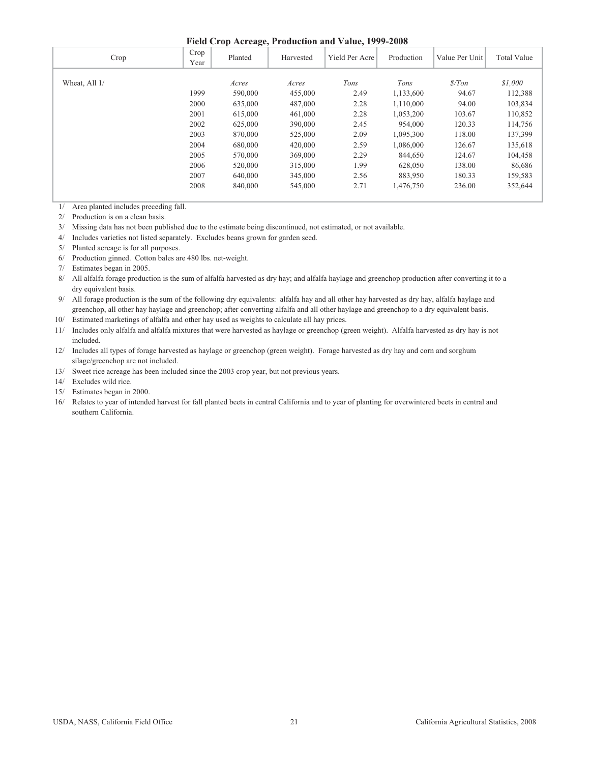**Field Crop Acreage, Production and Value, 1999-2008**

| Crop | Crop Year | Planted | Harvested | Yield Per Acre | Production | Value Per Unit | Total Value |
|---|---|---|---|---|---|---|---|
| Wheat, All 1/ | | *Acres* | *Acres* | *Tons* | *Tons* | *$/Ton* | *$1,000* |
| | 1999 | 590,000 | 455,000 | 2.49 | 1,133,600 | 94.67 | 112,388 |
| | 2000 | 635,000 | 487,000 | 2.28 | 1,110,000 | 94.00 | 103,834 |
| | 2001 | 615,000 | 461,000 | 2.28 | 1,053,200 | 103.67 | 110,852 |
| | 2002 | 625,000 | 390,000 | 2.45 | 954,000 | 120.33 | 114,756 |
| | 2003 | 870,000 | 525,000 | 2.09 | 1,095,300 | 118.00 | 137,399 |
| | 2004 | 680,000 | 420,000 | 2.59 | 1,086,000 | 126.67 | 135,618 |
| | 2005 | 570,000 | 369,000 | 2.29 | 844,650 | 124.67 | 104,458 |
| | 2006 | 520,000 | 315,000 | 1.99 | 628,050 | 138.00 | 86,686 |
| | 2007 | 640,000 | 345,000 | 2.56 | 883,950 | 180.33 | 159,583 |
| | 2008 | 840,000 | 545,000 | 2.71 | 1,476,750 | 236.00 | 352,644 |

1/ Area planted includes preceding fall.
2/ Production is on a clean basis.
3/ Missing data has not been published due to the estimate being discontinued, not estimated, or not available.
4/ Includes varieties not listed separately. Excludes beans grown for garden seed.
5/ Planted acreage is for all purposes.
6/ Production ginned. Cotton bales are 480 lbs. net-weight.
7/ Estimates began in 2005.
8/ All alfalfa forage production is the sum of alfalfa harvested as dry hay; and alfalfa haylage and greenchop production after converting it to a dry equivalent basis.
9/ All forage production is the sum of the following dry equivalents: alfalfa hay and all other hay harvested as dry hay, alfalfa haylage and greenchop, all other hay haylage and greenchop; after converting alfalfa and all other haylage and greenchop to a dry equivalent basis.
10/ Estimated marketings of alfalfa and other hay used as weights to calculate all hay prices.
11/ Includes only alfalfa and alfalfa mixtures that were harvested as haylage or greenchop (green weight). Alfalfa harvested as dry hay is not included.
12/ Includes all types of forage harvested as haylage or greenchop (green weight). Forage harvested as dry hay and corn and sorghum silage/greenchop are not included.
13/ Sweet rice acreage has been included since the 2003 crop year, but not previous years.
14/ Excludes wild rice.
15/ Estimates began in 2000.
16/ Relates to year of intended harvest for fall planted beets in central California and to year of planting for overwintered beets in central and southern California.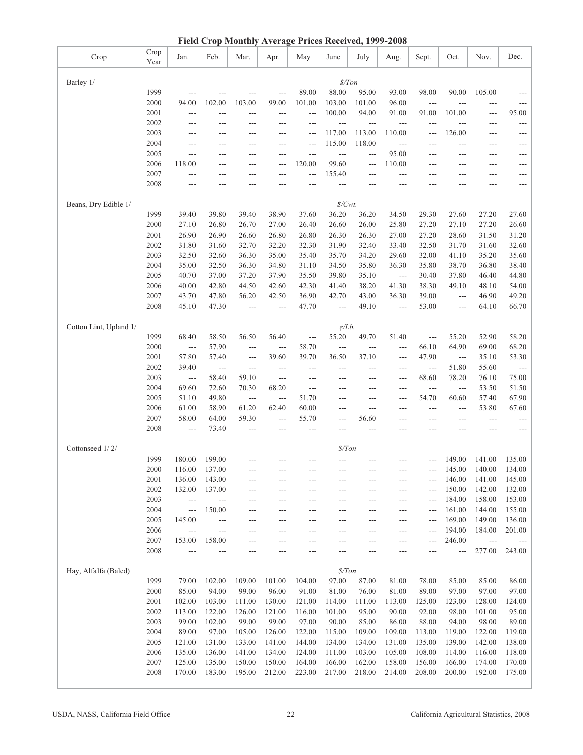# Field Crop Monthly Average Prices Received, 1999-2008

| Crop | Crop Year | Jan. | Feb. | Mar. | Apr. | May | June | July | Aug. | Sept. | Oct. | Nov. | Dec. |
|---|---|---|---|---|---|---|---|---|---|---|---|---|---|
| Barley 1/ | | | | | | | $/Ton | | | | | | |
| | 1999 | --- | --- | --- | --- | 89.00 | 88.00 | 95.00 | 93.00 | 98.00 | 90.00 | 105.00 | --- |
| | 2000 | 94.00 | 102.00 | 103.00 | 99.00 | 101.00 | 103.00 | 101.00 | 96.00 | --- | --- | --- | --- |
| | 2001 | --- | --- | --- | --- | --- | 100.00 | 94.00 | 91.00 | 91.00 | 101.00 | --- | 95.00 |
| | 2002 | --- | --- | --- | --- | --- | --- | --- | --- | --- | --- | --- | --- |
| | 2003 | --- | --- | --- | --- | --- | 117.00 | 113.00 | 110.00 | --- | 126.00 | --- | --- |
| | 2004 | --- | --- | --- | --- | --- | 115.00 | 118.00 | --- | --- | --- | --- | --- |
| | 2005 | --- | --- | --- | --- | --- | --- | --- | 95.00 | --- | --- | --- | --- |
| | 2006 | 118.00 | --- | --- | --- | 120.00 | 99.60 | --- | 110.00 | --- | --- | --- | --- |
| | 2007 | --- | --- | --- | --- | --- | 155.40 | --- | --- | --- | --- | --- | --- |
| | 2008 | --- | --- | --- | --- | --- | --- | --- | --- | --- | --- | --- | --- |
| Beans, Dry Edible 1/ | | | | | | | $/Cwt. | | | | | | |
| | 1999 | 39.40 | 39.80 | 39.40 | 38.90 | 37.60 | 36.20 | 36.20 | 34.50 | 29.30 | 27.60 | 27.20 | 27.60 |
| | 2000 | 27.10 | 26.80 | 26.70 | 27.00 | 26.40 | 26.60 | 26.00 | 25.80 | 27.20 | 27.10 | 27.20 | 26.60 |
| | 2001 | 26.90 | 26.90 | 26.60 | 26.80 | 26.80 | 26.30 | 26.30 | 27.00 | 27.20 | 28.60 | 31.50 | 31.20 |
| | 2002 | 31.80 | 31.60 | 32.70 | 32.20 | 32.30 | 31.90 | 32.40 | 33.40 | 32.50 | 31.70 | 31.60 | 32.60 |
| | 2003 | 32.50 | 32.60 | 36.30 | 35.00 | 35.40 | 35.70 | 34.20 | 29.60 | 32.00 | 41.10 | 35.20 | 35.60 |
| | 2004 | 35.00 | 32.50 | 36.30 | 34.80 | 31.10 | 34.50 | 35.80 | 36.30 | 35.80 | 38.70 | 36.80 | 38.40 |
| | 2005 | 40.70 | 37.00 | 37.20 | 37.90 | 35.50 | 39.80 | 35.10 | --- | 30.40 | 37.80 | 46.40 | 44.80 |
| | 2006 | 40.00 | 42.80 | 44.50 | 42.60 | 42.30 | 41.40 | 38.20 | 41.30 | 38.30 | 49.10 | 48.10 | 54.00 |
| | 2007 | 43.70 | 47.80 | 56.20 | 42.50 | 36.90 | 42.70 | 43.00 | 36.30 | 39.00 | --- | 46.90 | 49.20 |
| | 2008 | 45.10 | 47.30 | --- | --- | 47.70 | --- | 49.10 | --- | 53.00 | --- | 64.10 | 66.70 |
| Cotton Lint, Upland 1/ | | | | | | | ¢/Lb. | | | | | | |
| | 1999 | 68.40 | 58.50 | 56.50 | 56.40 | --- | 55.20 | 49.70 | 51.40 | --- | 55.20 | 52.90 | 58.20 |
| | 2000 | --- | 57.90 | --- | --- | 58.70 | --- | --- | --- | 66.10 | 64.90 | 69.00 | 68.20 |
| | 2001 | 57.80 | 57.40 | --- | 39.60 | 39.70 | 36.50 | 37.10 | --- | 47.90 | --- | 35.10 | 53.30 |
| | 2002 | 39.40 | --- | --- | --- | --- | --- | --- | --- | --- | 51.80 | 55.60 | --- |
| | 2003 | --- | 58.40 | 59.10 | --- | --- | --- | --- | --- | 68.60 | 78.20 | 76.10 | 75.00 |
| | 2004 | 69.60 | 72.60 | 70.30 | 68.20 | --- | --- | --- | --- | --- | --- | 53.50 | 51.50 |
| | 2005 | 51.10 | 49.80 | --- | --- | 51.70 | --- | --- | --- | 54.70 | 60.60 | 57.40 | 67.90 |
| | 2006 | 61.00 | 58.90 | 61.20 | 62.40 | 60.00 | --- | --- | --- | --- | --- | 53.80 | 67.60 |
| | 2007 | 58.00 | 64.00 | 59.30 | --- | 55.70 | --- | 56.60 | --- | --- | --- | --- | --- |
| | 2008 | --- | 73.40 | --- | --- | --- | --- | --- | --- | --- | --- | --- | --- |
| Cottonseed 1/ 2/ | | | | | | | $/Ton | | | | | | |
| | 1999 | 180.00 | 199.00 | --- | --- | --- | --- | --- | --- | --- | 149.00 | 141.00 | 135.00 |
| | 2000 | 116.00 | 137.00 | --- | --- | --- | --- | --- | --- | --- | 145.00 | 140.00 | 134.00 |
| | 2001 | 136.00 | 143.00 | --- | --- | --- | --- | --- | --- | --- | 146.00 | 141.00 | 145.00 |
| | 2002 | 132.00 | 137.00 | --- | --- | --- | --- | --- | --- | --- | 150.00 | 142.00 | 132.00 |
| | 2003 | --- | --- | --- | --- | --- | --- | --- | --- | --- | 184.00 | 158.00 | 153.00 |
| | 2004 | --- | 150.00 | --- | --- | --- | --- | --- | --- | --- | 161.00 | 144.00 | 155.00 |
| | 2005 | 145.00 | --- | --- | --- | --- | --- | --- | --- | --- | 169.00 | 149.00 | 136.00 |
| | 2006 | --- | --- | --- | --- | --- | --- | --- | --- | --- | 194.00 | 184.00 | 201.00 |
| | 2007 | 153.00 | 158.00 | --- | --- | --- | --- | --- | --- | --- | 246.00 | --- | --- |
| | 2008 | --- | --- | --- | --- | --- | --- | --- | --- | --- | --- | 277.00 | 243.00 |
| Hay, Alfalfa (Baled) | | | | | | | $/Ton | | | | | | |
| | 1999 | 79.00 | 102.00 | 109.00 | 101.00 | 104.00 | 97.00 | 87.00 | 81.00 | 78.00 | 85.00 | 85.00 | 86.00 |
| | 2000 | 85.00 | 94.00 | 99.00 | 96.00 | 91.00 | 81.00 | 76.00 | 81.00 | 89.00 | 97.00 | 97.00 | 97.00 |
| | 2001 | 102.00 | 103.00 | 111.00 | 130.00 | 121.00 | 114.00 | 111.00 | 113.00 | 125.00 | 123.00 | 128.00 | 124.00 |
| | 2002 | 113.00 | 122.00 | 126.00 | 121.00 | 116.00 | 101.00 | 95.00 | 90.00 | 92.00 | 98.00 | 101.00 | 95.00 |
| | 2003 | 99.00 | 102.00 | 99.00 | 99.00 | 97.00 | 90.00 | 85.00 | 86.00 | 88.00 | 94.00 | 98.00 | 89.00 |
| | 2004 | 89.00 | 97.00 | 105.00 | 126.00 | 122.00 | 115.00 | 109.00 | 109.00 | 113.00 | 119.00 | 122.00 | 119.00 |
| | 2005 | 121.00 | 131.00 | 133.00 | 141.00 | 144.00 | 134.00 | 134.00 | 131.00 | 135.00 | 139.00 | 142.00 | 138.00 |
| | 2006 | 135.00 | 136.00 | 141.00 | 134.00 | 124.00 | 111.00 | 103.00 | 105.00 | 108.00 | 114.00 | 116.00 | 118.00 |
| | 2007 | 125.00 | 135.00 | 150.00 | 150.00 | 164.00 | 166.00 | 162.00 | 158.00 | 156.00 | 166.00 | 174.00 | 170.00 |
| | 2008 | 170.00 | 183.00 | 195.00 | 212.00 | 223.00 | 217.00 | 218.00 | 214.00 | 208.00 | 200.00 | 192.00 | 175.00 |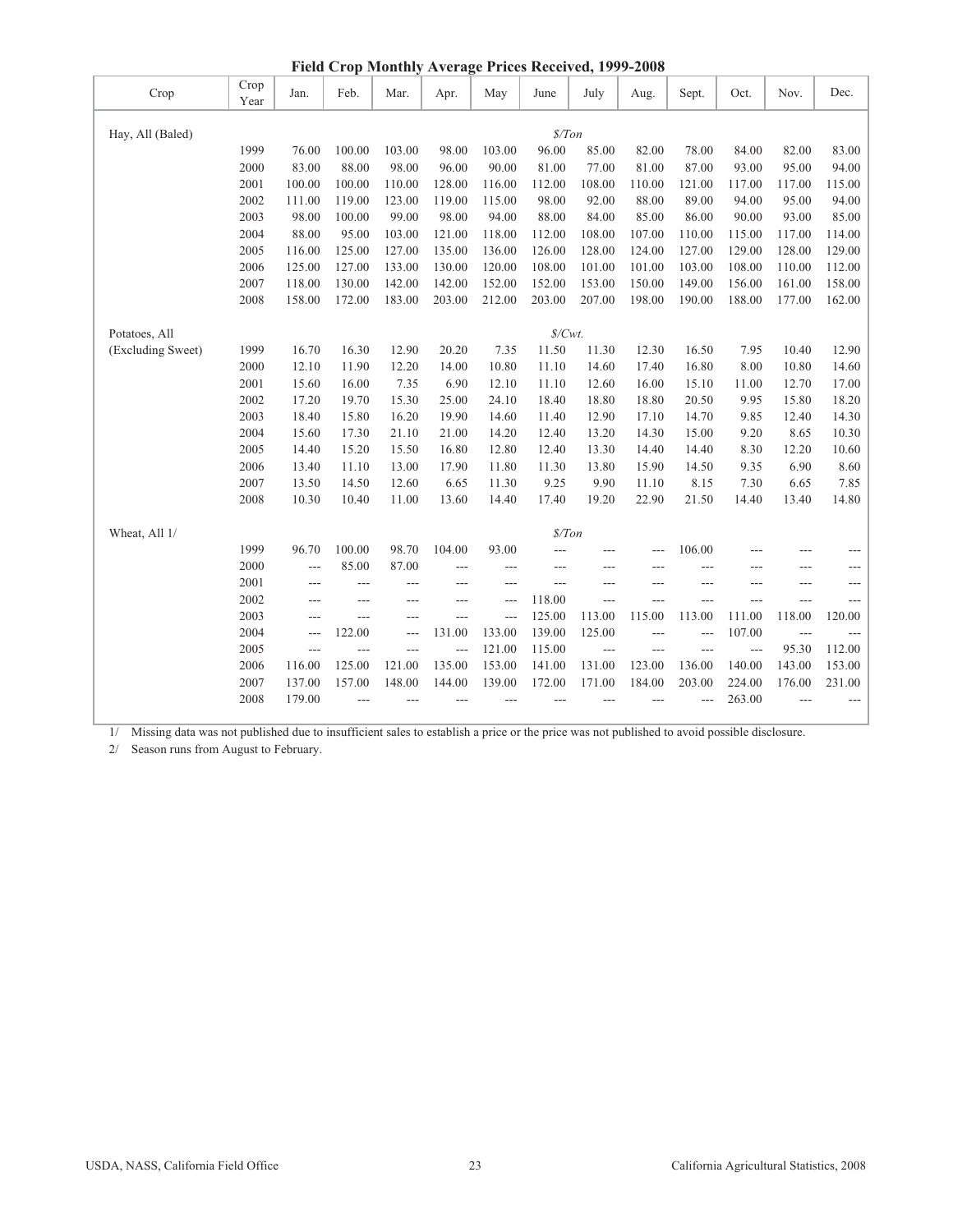# Field Crop Monthly Average Prices Received, 1999-2008

| Crop | Crop Year | Jan. | Feb. | Mar. | Apr. | May | June | July | Aug. | Sept. | Oct. | Nov. | Dec. |
|---|---|---|---|---|---|---|---|---|---|---|---|---|---|
| Hay, All (Baled) | | | | | | | *$/Ton* | | | | | | |
| | 1999 | 76.00 | 100.00 | 103.00 | 98.00 | 103.00 | 96.00 | 85.00 | 82.00 | 78.00 | 84.00 | 82.00 | 83.00 |
| | 2000 | 83.00 | 88.00 | 98.00 | 96.00 | 90.00 | 81.00 | 77.00 | 81.00 | 87.00 | 93.00 | 95.00 | 94.00 |
| | 2001 | 100.00 | 100.00 | 110.00 | 128.00 | 116.00 | 112.00 | 108.00 | 110.00 | 121.00 | 117.00 | 117.00 | 115.00 |
| | 2002 | 111.00 | 119.00 | 123.00 | 119.00 | 115.00 | 98.00 | 92.00 | 88.00 | 89.00 | 94.00 | 95.00 | 94.00 |
| | 2003 | 98.00 | 100.00 | 99.00 | 98.00 | 94.00 | 88.00 | 84.00 | 85.00 | 86.00 | 90.00 | 93.00 | 85.00 |
| | 2004 | 88.00 | 95.00 | 103.00 | 121.00 | 118.00 | 112.00 | 108.00 | 107.00 | 110.00 | 115.00 | 117.00 | 114.00 |
| | 2005 | 116.00 | 125.00 | 127.00 | 135.00 | 136.00 | 126.00 | 128.00 | 124.00 | 127.00 | 129.00 | 128.00 | 129.00 |
| | 2006 | 125.00 | 127.00 | 133.00 | 130.00 | 120.00 | 108.00 | 101.00 | 101.00 | 103.00 | 108.00 | 110.00 | 112.00 |
| | 2007 | 118.00 | 130.00 | 142.00 | 142.00 | 152.00 | 152.00 | 153.00 | 150.00 | 149.00 | 156.00 | 161.00 | 158.00 |
| | 2008 | 158.00 | 172.00 | 183.00 | 203.00 | 212.00 | 203.00 | 207.00 | 198.00 | 190.00 | 188.00 | 177.00 | 162.00 |
| Potatoes, All (Excluding Sweet) | | | | | | | *$/Cwt.* | | | | | | |
| | 1999 | 16.70 | 16.30 | 12.90 | 20.20 | 7.35 | 11.50 | 11.30 | 12.30 | 16.50 | 7.95 | 10.40 | 12.90 |
| | 2000 | 12.10 | 11.90 | 12.20 | 14.00 | 10.80 | 11.10 | 14.60 | 17.40 | 16.80 | 8.00 | 10.80 | 14.60 |
| | 2001 | 15.60 | 16.00 | 7.35 | 6.90 | 12.10 | 11.10 | 12.60 | 16.00 | 15.10 | 11.00 | 12.70 | 17.00 |
| | 2002 | 17.20 | 19.70 | 15.30 | 25.00 | 24.10 | 18.40 | 18.80 | 18.80 | 20.50 | 9.95 | 15.80 | 18.20 |
| | 2003 | 18.40 | 15.80 | 16.20 | 19.90 | 14.60 | 11.40 | 12.90 | 17.10 | 14.70 | 9.85 | 12.40 | 14.30 |
| | 2004 | 15.60 | 17.30 | 21.10 | 21.00 | 14.20 | 12.40 | 13.20 | 14.30 | 15.00 | 9.20 | 8.65 | 10.30 |
| | 2005 | 14.40 | 15.20 | 15.50 | 16.80 | 12.80 | 12.40 | 13.30 | 14.40 | 14.40 | 8.30 | 12.20 | 10.60 |
| | 2006 | 13.40 | 11.10 | 13.00 | 17.90 | 11.80 | 11.30 | 13.80 | 15.90 | 14.50 | 9.35 | 6.90 | 8.60 |
| | 2007 | 13.50 | 14.50 | 12.60 | 6.65 | 11.30 | 9.25 | 9.90 | 11.10 | 8.15 | 7.30 | 6.65 | 7.85 |
| | 2008 | 10.30 | 10.40 | 11.00 | 13.60 | 14.40 | 17.40 | 19.20 | 22.90 | 21.50 | 14.40 | 13.40 | 14.80 |
| Wheat, All 1/ | | | | | | | *$/Ton* | | | | | | |
| | 1999 | 96.70 | 100.00 | 98.70 | 104.00 | 93.00 | --- | --- | --- | 106.00 | --- | --- | --- |
| | 2000 | --- | 85.00 | 87.00 | --- | --- | --- | --- | --- | --- | --- | --- | --- |
| | 2001 | --- | --- | --- | --- | --- | --- | --- | --- | --- | --- | --- | --- |
| | 2002 | --- | --- | --- | --- | --- | 118.00 | --- | --- | --- | --- | --- | --- |
| | 2003 | --- | --- | --- | --- | --- | 125.00 | 113.00 | 115.00 | 113.00 | 111.00 | 118.00 | 120.00 |
| | 2004 | --- | 122.00 | --- | 131.00 | 133.00 | 139.00 | 125.00 | --- | --- | 107.00 | --- | --- |
| | 2005 | --- | --- | --- | --- | 121.00 | 115.00 | --- | --- | --- | --- | 95.30 | 112.00 |
| | 2006 | 116.00 | 125.00 | 121.00 | 135.00 | 153.00 | 141.00 | 131.00 | 123.00 | 136.00 | 140.00 | 143.00 | 153.00 |
| | 2007 | 137.00 | 157.00 | 148.00 | 144.00 | 139.00 | 172.00 | 171.00 | 184.00 | 203.00 | 224.00 | 176.00 | 231.00 |
| | 2008 | 179.00 | --- | --- | --- | --- | --- | --- | --- | --- | 263.00 | --- | --- |

1/ Missing data was not published due to insufficient sales to establish a price or the price was not published to avoid possible disclosure.

2/ Season runs from August to February.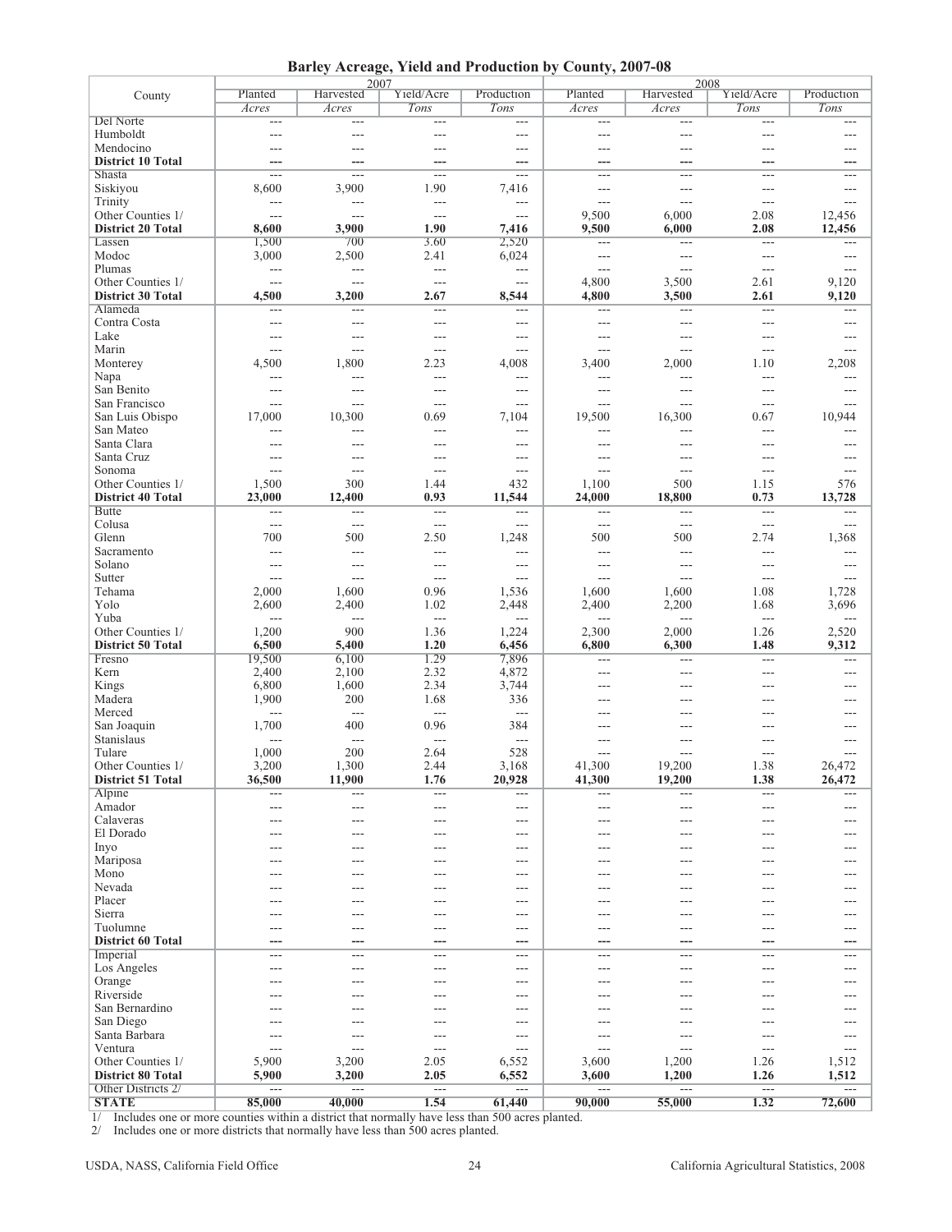# Barley Acreage, Yield and Production by County, 2007-08

| County | 2007 | | | | 2008 | | | |
|---|---|---|---|---|---|---|---|---|
| | Planted | Harvested | Yield/Acre | Production | Planted | Harvested | Yield/Acre | Production |
| | *Acres* | *Acres* | *Tons* | *Tons* | *Acres* | *Acres* | *Tons* | *Tons* |
| Del Norte | --- | --- | --- | --- | --- | --- | --- | --- |
| Humboldt | --- | --- | --- | --- | --- | --- | --- | --- |
| Mendocino | --- | --- | --- | --- | --- | --- | --- | --- |
| **District 10 Total** | **---** | **---** | **---** | **---** | **---** | **---** | **---** | **---** |
| Shasta | --- | --- | --- | --- | --- | --- | --- | --- |
| Siskiyou | 8,600 | 3,900 | 1.90 | 7,416 | --- | --- | --- | --- |
| Trinity | --- | --- | --- | --- | --- | --- | --- | --- |
| Other Counties 1/ | --- | --- | --- | --- | 9,500 | 6,000 | 2.08 | 12,456 |
| **District 20 Total** | **8,600** | **3,900** | **1.90** | **7,416** | **9,500** | **6,000** | **2.08** | **12,456** |
| Lassen | 1,500 | 700 | 3.60 | 2,520 | --- | --- | --- | --- |
| Modoc | 3,000 | 2,500 | 2.41 | 6,024 | --- | --- | --- | --- |
| Plumas | --- | --- | --- | --- | --- | --- | --- | --- |
| Other Counties 1/ | --- | --- | --- | --- | 4,800 | 3,500 | 2.61 | 9,120 |
| **District 30 Total** | **4,500** | **3,200** | **2.67** | **8,544** | **4,800** | **3,500** | **2.61** | **9,120** |
| Alameda | --- | --- | --- | --- | --- | --- | --- | --- |
| Contra Costa | --- | --- | --- | --- | --- | --- | --- | --- |
| Lake | --- | --- | --- | --- | --- | --- | --- | --- |
| Marin | --- | --- | --- | --- | --- | --- | --- | --- |
| Monterey | 4,500 | 1,800 | 2.23 | 4,008 | 3,400 | 2,000 | 1.10 | 2,208 |
| Napa | --- | --- | --- | --- | --- | --- | --- | --- |
| San Benito | --- | --- | --- | --- | --- | --- | --- | --- |
| San Francisco | --- | --- | --- | --- | --- | --- | --- | --- |
| San Luis Obispo | 17,000 | 10,300 | 0.69 | 7,104 | 19,500 | 16,300 | 0.67 | 10,944 |
| San Mateo | --- | --- | --- | --- | --- | --- | --- | --- |
| Santa Clara | --- | --- | --- | --- | --- | --- | --- | --- |
| Santa Cruz | --- | --- | --- | --- | --- | --- | --- | --- |
| Sonoma | --- | --- | --- | --- | --- | --- | --- | --- |
| Other Counties 1/ | 1,500 | 300 | 1.44 | 432 | 1,100 | 500 | 1.15 | 576 |
| **District 40 Total** | **23,000** | **12,400** | **0.93** | **11,544** | **24,000** | **18,800** | **0.73** | **13,728** |
| Butte | --- | --- | --- | --- | --- | --- | --- | --- |
| Colusa | --- | --- | --- | --- | --- | --- | --- | --- |
| Glenn | 700 | 500 | 2.50 | 1,248 | 500 | 500 | 2.74 | 1,368 |
| Sacramento | --- | --- | --- | --- | --- | --- | --- | --- |
| Solano | --- | --- | --- | --- | --- | --- | --- | --- |
| Sutter | --- | --- | --- | --- | --- | --- | --- | --- |
| Tehama | 2,000 | 1,600 | 0.96 | 1,536 | 1,600 | 1,600 | 1.08 | 1,728 |
| Yolo | 2,600 | 2,400 | 1.02 | 2,448 | 2,400 | 2,200 | 1.68 | 3,696 |
| Yuba | --- | --- | --- | --- | --- | --- | --- | --- |
| Other Counties 1/ | 1,200 | 900 | 1.36 | 1,224 | 2,300 | 2,000 | 1.26 | 2,520 |
| **District 50 Total** | **6,500** | **5,400** | **1.20** | **6,456** | **6,800** | **6,300** | **1.48** | **9,312** |
| Fresno | 19,500 | 6,100 | 1.29 | 7,896 | --- | --- | --- | --- |
| Kern | 2,400 | 2,100 | 2.32 | 4,872 | --- | --- | --- | --- |
| Kings | 6,800 | 1,600 | 2.34 | 3,744 | --- | --- | --- | --- |
| Madera | 1,900 | 200 | 1.68 | 336 | --- | --- | --- | --- |
| Merced | --- | --- | --- | --- | --- | --- | --- | --- |
| San Joaquin | 1,700 | 400 | 0.96 | 384 | --- | --- | --- | --- |
| Stanislaus | --- | --- | --- | --- | --- | --- | --- | --- |
| Tulare | 1,000 | 200 | 2.64 | 528 | --- | --- | --- | --- |
| Other Counties 1/ | 3,200 | 1,300 | 2.44 | 3,168 | 41,300 | 19,200 | 1.38 | 26,472 |
| **District 51 Total** | **36,500** | **11,900** | **1.76** | **20,928** | **41,300** | **19,200** | **1.38** | **26,472** |
| Alpine | --- | --- | --- | --- | --- | --- | --- | --- |
| Amador | --- | --- | --- | --- | --- | --- | --- | --- |
| Calaveras | --- | --- | --- | --- | --- | --- | --- | --- |
| El Dorado | --- | --- | --- | --- | --- | --- | --- | --- |
| Inyo | --- | --- | --- | --- | --- | --- | --- | --- |
| Mariposa | --- | --- | --- | --- | --- | --- | --- | --- |
| Mono | --- | --- | --- | --- | --- | --- | --- | --- |
| Nevada | --- | --- | --- | --- | --- | --- | --- | --- |
| Placer | --- | --- | --- | --- | --- | --- | --- | --- |
| Sierra | --- | --- | --- | --- | --- | --- | --- | --- |
| Tuolumne | --- | --- | --- | --- | --- | --- | --- | --- |
| **District 60 Total** | **---** | **---** | **---** | **---** | **---** | **---** | **---** | **---** |
| Imperial | --- | --- | --- | --- | --- | --- | --- | --- |
| Los Angeles | --- | --- | --- | --- | --- | --- | --- | --- |
| Orange | --- | --- | --- | --- | --- | --- | --- | --- |
| Riverside | --- | --- | --- | --- | --- | --- | --- | --- |
| San Bernardino | --- | --- | --- | --- | --- | --- | --- | --- |
| San Diego | --- | --- | --- | --- | --- | --- | --- | --- |
| Santa Barbara | --- | --- | --- | --- | --- | --- | --- | --- |
| Ventura | --- | --- | --- | --- | --- | --- | --- | --- |
| Other Counties 1/ | 5,900 | 3,200 | 2.05 | 6,552 | 3,600 | 1,200 | 1.26 | 1,512 |
| **District 80 Total** | **5,900** | **3,200** | **2.05** | **6,552** | **3,600** | **1,200** | **1.26** | **1,512** |
| Other Districts 2/ | --- | --- | --- | --- | --- | --- | --- | --- |
| **STATE** | **85,000** | **40,000** | **1.54** | **61,440** | **90,000** | **55,000** | **1.32** | **72,600** |

1/ Includes one or more counties within a district that normally have less than 500 acres planted.
2/ Includes one or more districts that normally have less than 500 acres planted.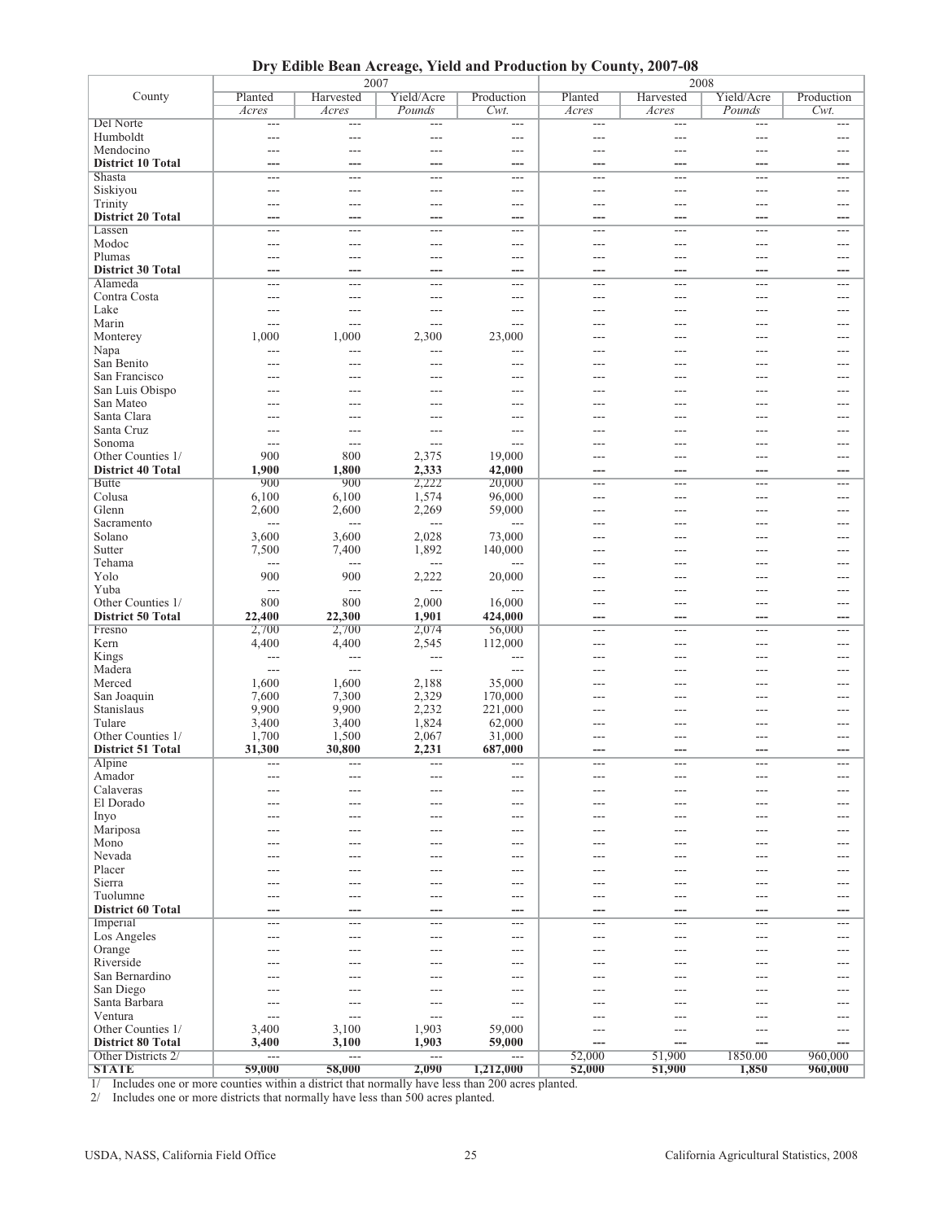## Dry Edible Bean Acreage, Yield and Production by County, 2007-08

| County | 2007 | | | | 2008 | | | |
|---|---|---|---|---|---|---|---|---|
| | Planted | Harvested | Yield/Acre | Production | Planted | Harvested | Yield/Acre | Production |
| | *Acres* | *Acres* | *Pounds* | *Cwt.* | *Acres* | *Acres* | *Pounds* | *Cwt.* |
| Del Norte | --- | --- | --- | --- | --- | --- | --- | --- |
| Humboldt | --- | --- | --- | --- | --- | --- | --- | --- |
| Mendocino | --- | --- | --- | --- | --- | --- | --- | --- |
| **District 10 Total** | **---** | **---** | **---** | **---** | **---** | **---** | **---** | **---** |
| Shasta | --- | --- | --- | --- | --- | --- | --- | --- |
| Siskiyou | --- | --- | --- | --- | --- | --- | --- | --- |
| Trinity | --- | --- | --- | --- | --- | --- | --- | --- |
| **District 20 Total** | **---** | **---** | **---** | **---** | **---** | **---** | **---** | **---** |
| Lassen | --- | --- | --- | --- | --- | --- | --- | --- |
| Modoc | --- | --- | --- | --- | --- | --- | --- | --- |
| Plumas | --- | --- | --- | --- | --- | --- | --- | --- |
| **District 30 Total** | **---** | **---** | **---** | **---** | **---** | **---** | **---** | **---** |
| Alameda | --- | --- | --- | --- | --- | --- | --- | --- |
| Contra Costa | --- | --- | --- | --- | --- | --- | --- | --- |
| Lake | --- | --- | --- | --- | --- | --- | --- | --- |
| Marin | --- | --- | --- | --- | --- | --- | --- | --- |
| Monterey | 1,000 | 1,000 | 2,300 | 23,000 | --- | --- | --- | --- |
| Napa | --- | --- | --- | --- | --- | --- | --- | --- |
| San Benito | --- | --- | --- | --- | --- | --- | --- | --- |
| San Francisco | --- | --- | --- | --- | --- | --- | --- | --- |
| San Luis Obispo | --- | --- | --- | --- | --- | --- | --- | --- |
| San Mateo | --- | --- | --- | --- | --- | --- | --- | --- |
| Santa Clara | --- | --- | --- | --- | --- | --- | --- | --- |
| Santa Cruz | --- | --- | --- | --- | --- | --- | --- | --- |
| Sonoma | --- | --- | --- | --- | --- | --- | --- | --- |
| Other Counties 1/ | 900 | 800 | 2,375 | 19,000 | --- | --- | --- | --- |
| **District 40 Total** | **1,900** | **1,800** | **2,333** | **42,000** | **---** | **---** | **---** | **---** |
| Butte | 900 | 900 | 2,222 | 20,000 | --- | --- | --- | --- |
| Colusa | 6,100 | 6,100 | 1,574 | 96,000 | --- | --- | --- | --- |
| Glenn | 2,600 | 2,600 | 2,269 | 59,000 | --- | --- | --- | --- |
| Sacramento | --- | --- | --- | --- | --- | --- | --- | --- |
| Solano | 3,600 | 3,600 | 2,028 | 73,000 | --- | --- | --- | --- |
| Sutter | 7,500 | 7,400 | 1,892 | 140,000 | --- | --- | --- | --- |
| Tehama | --- | --- | --- | --- | --- | --- | --- | --- |
| Yolo | 900 | 900 | 2,222 | 20,000 | --- | --- | --- | --- |
| Yuba | --- | --- | --- | --- | --- | --- | --- | --- |
| Other Counties 1/ | 800 | 800 | 2,000 | 16,000 | --- | --- | --- | --- |
| **District 50 Total** | **22,400** | **22,300** | **1,901** | **424,000** | **---** | **---** | **---** | **---** |
| Fresno | 2,700 | 2,700 | 2,074 | 56,000 | --- | --- | --- | --- |
| Kern | 4,400 | 4,400 | 2,545 | 112,000 | --- | --- | --- | --- |
| Kings | --- | --- | --- | --- | --- | --- | --- | --- |
| Madera | --- | --- | --- | --- | --- | --- | --- | --- |
| Merced | 1,600 | 1,600 | 2,188 | 35,000 | --- | --- | --- | --- |
| San Joaquin | 7,600 | 7,300 | 2,329 | 170,000 | --- | --- | --- | --- |
| Stanislaus | 9,900 | 9,900 | 2,232 | 221,000 | --- | --- | --- | --- |
| Tulare | 3,400 | 3,400 | 1,824 | 62,000 | --- | --- | --- | --- |
| Other Counties 1/ | 1,700 | 1,500 | 2,067 | 31,000 | --- | --- | --- | --- |
| **District 51 Total** | **31,300** | **30,800** | **2,231** | **687,000** | **---** | **---** | **---** | **---** |
| Alpine | --- | --- | --- | --- | --- | --- | --- | --- |
| Amador | --- | --- | --- | --- | --- | --- | --- | --- |
| Calaveras | --- | --- | --- | --- | --- | --- | --- | --- |
| El Dorado | --- | --- | --- | --- | --- | --- | --- | --- |
| Inyo | --- | --- | --- | --- | --- | --- | --- | --- |
| Mariposa | --- | --- | --- | --- | --- | --- | --- | --- |
| Mono | --- | --- | --- | --- | --- | --- | --- | --- |
| Nevada | --- | --- | --- | --- | --- | --- | --- | --- |
| Placer | --- | --- | --- | --- | --- | --- | --- | --- |
| Sierra | --- | --- | --- | --- | --- | --- | --- | --- |
| Tuolumne | --- | --- | --- | --- | --- | --- | --- | --- |
| **District 60 Total** | **---** | **---** | **---** | **---** | **---** | **---** | **---** | **---** |
| Imperial | --- | --- | --- | --- | --- | --- | --- | --- |
| Los Angeles | --- | --- | --- | --- | --- | --- | --- | --- |
| Orange | --- | --- | --- | --- | --- | --- | --- | --- |
| Riverside | --- | --- | --- | --- | --- | --- | --- | --- |
| San Bernardino | --- | --- | --- | --- | --- | --- | --- | --- |
| San Diego | --- | --- | --- | --- | --- | --- | --- | --- |
| Santa Barbara | --- | --- | --- | --- | --- | --- | --- | --- |
| Ventura | --- | --- | --- | --- | --- | --- | --- | --- |
| Other Counties 1/ | 3,400 | 3,100 | 1,903 | 59,000 | --- | --- | --- | --- |
| **District 80 Total** | **3,400** | **3,100** | **1,903** | **59,000** | **---** | **---** | **---** | **---** |
| Other Districts 2/ | --- | --- | --- | --- | 52,000 | 51,900 | 1850.00 | 960,000 |
| **STATE** | **59,000** | **58,000** | **2,090** | **1,212,000** | **52,000** | **51,900** | **1,850** | **960,000** |

1/ Includes one or more counties within a district that normally have less than 200 acres planted.

2/ Includes one or more districts that normally have less than 500 acres planted.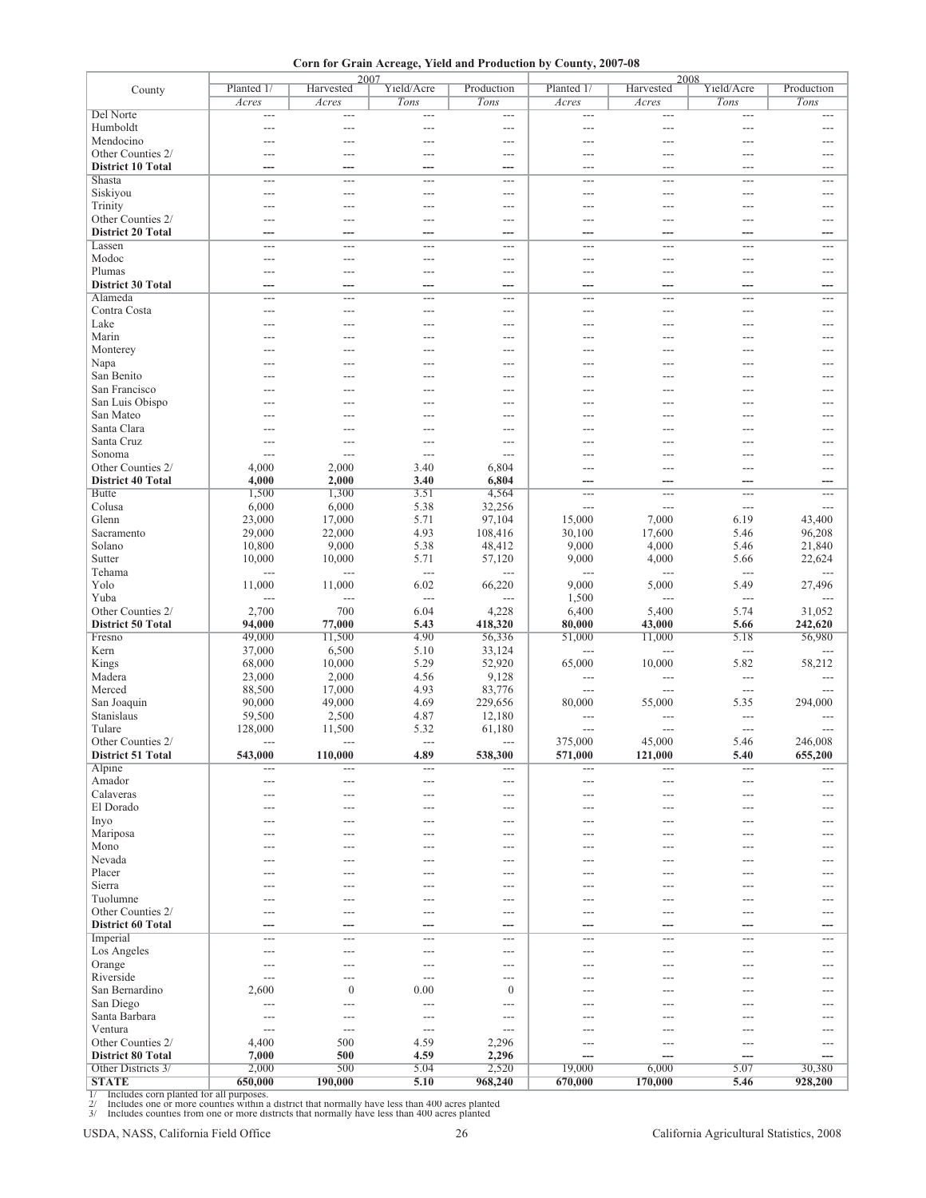**Corn for Grain Acreage, Yield and Production by County, 2007-08**

| County | 2007 | | | | 2008 | | | |
|---|---|---|---|---|---|---|---|---|
| | Planted 1/ | Harvested | Yield/Acre | Production | Planted 1/ | Harvested | Yield/Acre | Production |
| | *Acres* | *Acres* | *Tons* | *Tons* | *Acres* | *Acres* | *Tons* | *Tons* |
| Del Norte | --- | --- | --- | --- | --- | --- | --- | --- |
| Humboldt | --- | --- | --- | --- | --- | --- | --- | --- |
| Mendocino | --- | --- | --- | --- | --- | --- | --- | --- |
| Other Counties 2/ | --- | --- | --- | --- | --- | --- | --- | --- |
| **District 10 Total** | **---** | **---** | **---** | **---** | --- | --- | --- | --- |
| Shasta | --- | --- | --- | --- | --- | --- | --- | --- |
| Siskiyou | --- | --- | --- | --- | --- | --- | --- | --- |
| Trinity | --- | --- | --- | --- | --- | --- | --- | --- |
| Other Counties 2/ | --- | --- | --- | --- | --- | --- | --- | --- |
| **District 20 Total** | **---** | **---** | **---** | **---** | **---** | **---** | **---** | **---** |
| Lassen | --- | --- | --- | --- | --- | --- | --- | --- |
| Modoc | --- | --- | --- | --- | --- | --- | --- | --- |
| Plumas | --- | --- | --- | --- | --- | --- | --- | --- |
| **District 30 Total** | **---** | **---** | **---** | **---** | **---** | **---** | **---** | **---** |
| Alameda | --- | --- | --- | --- | --- | --- | --- | --- |
| Contra Costa | --- | --- | --- | --- | --- | --- | --- | --- |
| Lake | --- | --- | --- | --- | --- | --- | --- | --- |
| Marin | --- | --- | --- | --- | --- | --- | --- | --- |
| Monterey | --- | --- | --- | --- | --- | --- | --- | --- |
| Napa | --- | --- | --- | --- | --- | --- | --- | --- |
| San Benito | --- | --- | --- | --- | --- | --- | --- | --- |
| San Francisco | --- | --- | --- | --- | --- | --- | --- | --- |
| San Luis Obispo | --- | --- | --- | --- | --- | --- | --- | --- |
| San Mateo | --- | --- | --- | --- | --- | --- | --- | --- |
| Santa Clara | --- | --- | --- | --- | --- | --- | --- | --- |
| Santa Cruz | --- | --- | --- | --- | --- | --- | --- | --- |
| Sonoma | --- | --- | --- | --- | --- | --- | --- | --- |
| Other Counties 2/ | 4,000 | 2,000 | 3.40 | 6,804 | --- | --- | --- | --- |
| **District 40 Total** | **4,000** | **2,000** | **3.40** | **6,804** | **---** | **---** | **---** | **---** |
| Butte | 1,500 | 1,300 | 3.51 | 4,564 | --- | --- | --- | --- |
| Colusa | 6,000 | 6,000 | 5.38 | 32,256 | --- | --- | --- | --- |
| Glenn | 23,000 | 17,000 | 5.71 | 97,104 | 15,000 | 7,000 | 6.19 | 43,400 |
| Sacramento | 29,000 | 22,000 | 4.93 | 108,416 | 30,100 | 17,600 | 5.46 | 96,208 |
| Solano | 10,800 | 9,000 | 5.38 | 48,412 | 9,000 | 4,000 | 5.46 | 21,840 |
| Sutter | 10,000 | 10,000 | 5.71 | 57,120 | 9,000 | 4,000 | 5.66 | 22,624 |
| Tehama | --- | --- | --- | --- | --- | --- | --- | --- |
| Yolo | 11,000 | 11,000 | 6.02 | 66,220 | 9,000 | 5,000 | 5.49 | 27,496 |
| Yuba | --- | --- | --- | --- | 1,500 | --- | --- | --- |
| Other Counties 2/ | 2,700 | 700 | 6.04 | 4,228 | 6,400 | 5,400 | 5.74 | 31,052 |
| **District 50 Total** | **94,000** | **77,000** | **5.43** | **418,320** | **80,000** | **43,000** | **5.66** | **242,620** |
| Fresno | 49,000 | 11,500 | 4.90 | 56,336 | 51,000 | 11,000 | 5.18 | 56,980 |
| Kern | 37,000 | 6,500 | 5.10 | 33,124 | --- | --- | --- | --- |
| Kings | 68,000 | 10,000 | 5.29 | 52,920 | 65,000 | 10,000 | 5.82 | 58,212 |
| Madera | 23,000 | 2,000 | 4.56 | 9,128 | --- | --- | --- | --- |
| Merced | 88,500 | 17,000 | 4.93 | 83,776 | --- | --- | --- | --- |
| San Joaquin | 90,000 | 49,000 | 4.69 | 229,656 | 80,000 | 55,000 | 5.35 | 294,000 |
| Stanislaus | 59,500 | 2,500 | 4.87 | 12,180 | --- | --- | --- | --- |
| Tulare | 128,000 | 11,500 | 5.32 | 61,180 | --- | --- | --- | --- |
| Other Counties 2/ | --- | --- | --- | --- | 375,000 | 45,000 | 5.46 | 246,008 |
| **District 51 Total** | **543,000** | **110,000** | **4.89** | **538,300** | **571,000** | **121,000** | **5.40** | **655,200** |
| Alpine | --- | --- | --- | --- | --- | --- | --- | --- |
| Amador | --- | --- | --- | --- | --- | --- | --- | --- |
| Calaveras | --- | --- | --- | --- | --- | --- | --- | --- |
| El Dorado | --- | --- | --- | --- | --- | --- | --- | --- |
| Inyo | --- | --- | --- | --- | --- | --- | --- | --- |
| Mariposa | --- | --- | --- | --- | --- | --- | --- | --- |
| Mono | --- | --- | --- | --- | --- | --- | --- | --- |
| Nevada | --- | --- | --- | --- | --- | --- | --- | --- |
| Placer | --- | --- | --- | --- | --- | --- | --- | --- |
| Sierra | --- | --- | --- | --- | --- | --- | --- | --- |
| Tuolumne | --- | --- | --- | --- | --- | --- | --- | --- |
| Other Counties 2/ | --- | --- | --- | --- | --- | --- | --- | --- |
| **District 60 Total** | **---** | **---** | **---** | **---** | **---** | **---** | **---** | **---** |
| Imperial | --- | --- | --- | --- | --- | --- | --- | --- |
| Los Angeles | --- | --- | --- | --- | --- | --- | --- | --- |
| Orange | --- | --- | --- | --- | --- | --- | --- | --- |
| Riverside | --- | --- | --- | --- | --- | --- | --- | --- |
| San Bernardino | 2,600 | 0 | 0.00 | 0 | --- | --- | --- | --- |
| San Diego | --- | --- | --- | --- | --- | --- | --- | --- |
| Santa Barbara | --- | --- | --- | --- | --- | --- | --- | --- |
| Ventura | --- | --- | --- | --- | --- | --- | --- | --- |
| Other Counties 2/ | 4,400 | 500 | 4.59 | 2,296 | --- | --- | --- | --- |
| **District 80 Total** | **7,000** | **500** | **4.59** | **2,296** | **---** | **---** | **---** | **---** |
| Other Districts 3/ | 2,000 | 500 | 5.04 | 2,520 | 19,000 | 6,000 | 5.07 | 30,380 |
| **STATE** | **650,000** | **190,000** | **5.10** | **968,240** | **670,000** | **170,000** | **5.46** | **928,200** |

1/ Includes corn planted for all purposes.
2/ Includes one or more counties within a district that normally have less than 400 acres planted
3/ Includes counties from one or more districts that normally have less than 400 acres planted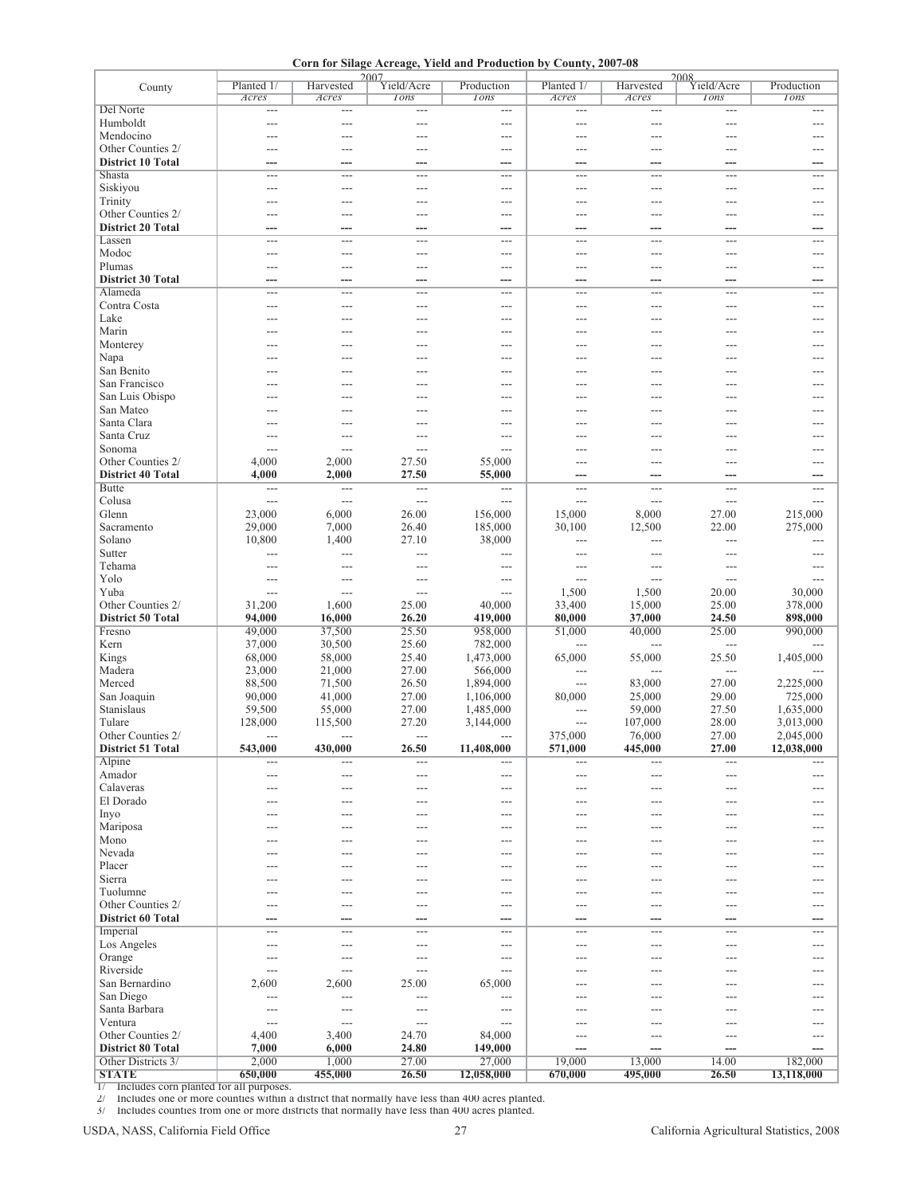# Corn for Silage Acreage, Yield and Production by County, 2007-08

| County | 2007 | | | | 2008 | | | |
|---|---|---|---|---|---|---|---|---|
| | Planted 1/ | Harvested | Yield/Acre | Production | Planted 1/ | Harvested | Yield/Acre | Production |
| | Acres | Acres | Tons | Tons | Acres | Acres | Tons | Tons |
| Del Norte | --- | --- | --- | --- | --- | --- | --- | --- |
| Humboldt | --- | --- | --- | --- | --- | --- | --- | --- |
| Mendocino | --- | --- | --- | --- | --- | --- | --- | --- |
| Other Counties 2/ | --- | --- | --- | --- | --- | --- | --- | --- |
| **District 10 Total** | **---** | **---** | **---** | **---** | **---** | **---** | **---** | **---** |
| Shasta | --- | --- | --- | --- | --- | --- | --- | --- |
| Siskiyou | --- | --- | --- | --- | --- | --- | --- | --- |
| Trinity | --- | --- | --- | --- | --- | --- | --- | --- |
| Other Counties 2/ | --- | --- | --- | --- | --- | --- | --- | --- |
| **District 20 Total** | **---** | **---** | **---** | **---** | **---** | **---** | **---** | **---** |
| Lassen | --- | --- | --- | --- | --- | --- | --- | --- |
| Modoc | --- | --- | --- | --- | --- | --- | --- | --- |
| Plumas | --- | --- | --- | --- | --- | --- | --- | --- |
| **District 30 Total** | **---** | **---** | **---** | **---** | **---** | **---** | **---** | **---** |
| Alameda | --- | --- | --- | --- | --- | --- | --- | --- |
| Contra Costa | --- | --- | --- | --- | --- | --- | --- | --- |
| Lake | --- | --- | --- | --- | --- | --- | --- | --- |
| Marin | --- | --- | --- | --- | --- | --- | --- | --- |
| Monterey | --- | --- | --- | --- | --- | --- | --- | --- |
| Napa | --- | --- | --- | --- | --- | --- | --- | --- |
| San Benito | --- | --- | --- | --- | --- | --- | --- | --- |
| San Francisco | --- | --- | --- | --- | --- | --- | --- | --- |
| San Luis Obispo | --- | --- | --- | --- | --- | --- | --- | --- |
| San Mateo | --- | --- | --- | --- | --- | --- | --- | --- |
| Santa Clara | --- | --- | --- | --- | --- | --- | --- | --- |
| Santa Cruz | --- | --- | --- | --- | --- | --- | --- | --- |
| Sonoma | --- | --- | --- | --- | --- | --- | --- | --- |
| Other Counties 2/ | 4,000 | 2,000 | 27.50 | 55,000 | --- | --- | --- | --- |
| **District 40 Total** | **4,000** | **2,000** | **27.50** | **55,000** | **---** | **---** | **---** | **---** |
| Butte | --- | --- | --- | --- | --- | --- | --- | --- |
| Colusa | --- | --- | --- | --- | --- | --- | --- | --- |
| Glenn | 23,000 | 6,000 | 26.00 | 156,000 | 15,000 | 8,000 | 27.00 | 215,000 |
| Sacramento | 29,000 | 7,000 | 26.40 | 185,000 | 30,100 | 12,500 | 22.00 | 275,000 |
| Solano | 10,800 | 1,400 | 27.10 | 38,000 | --- | --- | --- | --- |
| Sutter | --- | --- | --- | --- | --- | --- | --- | --- |
| Tehama | --- | --- | --- | --- | --- | --- | --- | --- |
| Yolo | --- | --- | --- | --- | --- | --- | --- | --- |
| Yuba | --- | --- | --- | --- | 1,500 | 1,500 | 20.00 | 30,000 |
| Other Counties 2/ | 31,200 | 1,600 | 25.00 | 40,000 | 33,400 | 15,000 | 25.00 | 378,000 |
| **District 50 Total** | **94,000** | **16,000** | **26.20** | **419,000** | **80,000** | **37,000** | **24.50** | **898,000** |
| Fresno | 49,000 | 37,500 | 25.50 | 958,000 | 51,000 | 40,000 | 25.00 | 990,000 |
| Kern | 37,000 | 30,500 | 25.60 | 782,000 | --- | --- | --- | --- |
| Kings | 68,000 | 58,000 | 25.40 | 1,473,000 | 65,000 | 55,000 | 25.50 | 1,405,000 |
| Madera | 23,000 | 21,000 | 27.00 | 566,000 | --- | --- | --- | --- |
| Merced | 88,500 | 71,500 | 26.50 | 1,894,000 | --- | 83,000 | 27.00 | 2,225,000 |
| San Joaquin | 90,000 | 41,000 | 27.00 | 1,106,000 | 80,000 | 25,000 | 29.00 | 725,000 |
| Stanislaus | 59,500 | 55,000 | 27.00 | 1,485,000 | --- | 59,000 | 27.50 | 1,635,000 |
| Tulare | 128,000 | 115,500 | 27.20 | 3,144,000 | --- | 107,000 | 28.00 | 3,013,000 |
| Other Counties 2/ | --- | --- | --- | --- | 375,000 | 76,000 | 27.00 | 2,045,000 |
| **District 51 Total** | **543,000** | **430,000** | **26.50** | **11,408,000** | **571,000** | **445,000** | **27.00** | **12,038,000** |
| Alpine | --- | --- | --- | --- | --- | --- | --- | --- |
| Amador | --- | --- | --- | --- | --- | --- | --- | --- |
| Calaveras | --- | --- | --- | --- | --- | --- | --- | --- |
| El Dorado | --- | --- | --- | --- | --- | --- | --- | --- |
| Inyo | --- | --- | --- | --- | --- | --- | --- | --- |
| Mariposa | --- | --- | --- | --- | --- | --- | --- | --- |
| Mono | --- | --- | --- | --- | --- | --- | --- | --- |
| Nevada | --- | --- | --- | --- | --- | --- | --- | --- |
| Placer | --- | --- | --- | --- | --- | --- | --- | --- |
| Sierra | --- | --- | --- | --- | --- | --- | --- | --- |
| Tuolumne | --- | --- | --- | --- | --- | --- | --- | --- |
| Other Counties 2/ | --- | --- | --- | --- | --- | --- | --- | --- |
| **District 60 Total** | **---** | **---** | **---** | **---** | **---** | **---** | **---** | **---** |
| Imperial | --- | --- | --- | --- | --- | --- | --- | --- |
| Los Angeles | --- | --- | --- | --- | --- | --- | --- | --- |
| Orange | --- | --- | --- | --- | --- | --- | --- | --- |
| Riverside | --- | --- | --- | --- | --- | --- | --- | --- |
| San Bernardino | 2,600 | 2,600 | 25.00 | 65,000 | --- | --- | --- | --- |
| San Diego | --- | --- | --- | --- | --- | --- | --- | --- |
| Santa Barbara | --- | --- | --- | --- | --- | --- | --- | --- |
| Ventura | --- | --- | --- | --- | --- | --- | --- | --- |
| Other Counties 2/ | 4,400 | 3,400 | 24.70 | 84,000 | --- | --- | --- | --- |
| **District 80 Total** | **7,000** | **6,000** | **24.80** | **149,000** | **---** | **---** | **---** | **---** |
| Other Districts 3/ | 2,000 | 1,000 | 27.00 | 27,000 | 19,000 | 13,000 | 14.00 | 182,000 |
| **STATE** | **650,000** | **455,000** | **26.50** | **12,058,000** | **670,000** | **495,000** | **26.50** | **13,118,000** |

1/ Includes corn planted for all purposes.
2/ Includes one or more counties within a district that normally have less than 400 acres planted.
3/ Includes counties from one or more districts that normally have less than 400 acres planted.

USDA, NASS, California Field Office — California Agricultural Statistics, 2008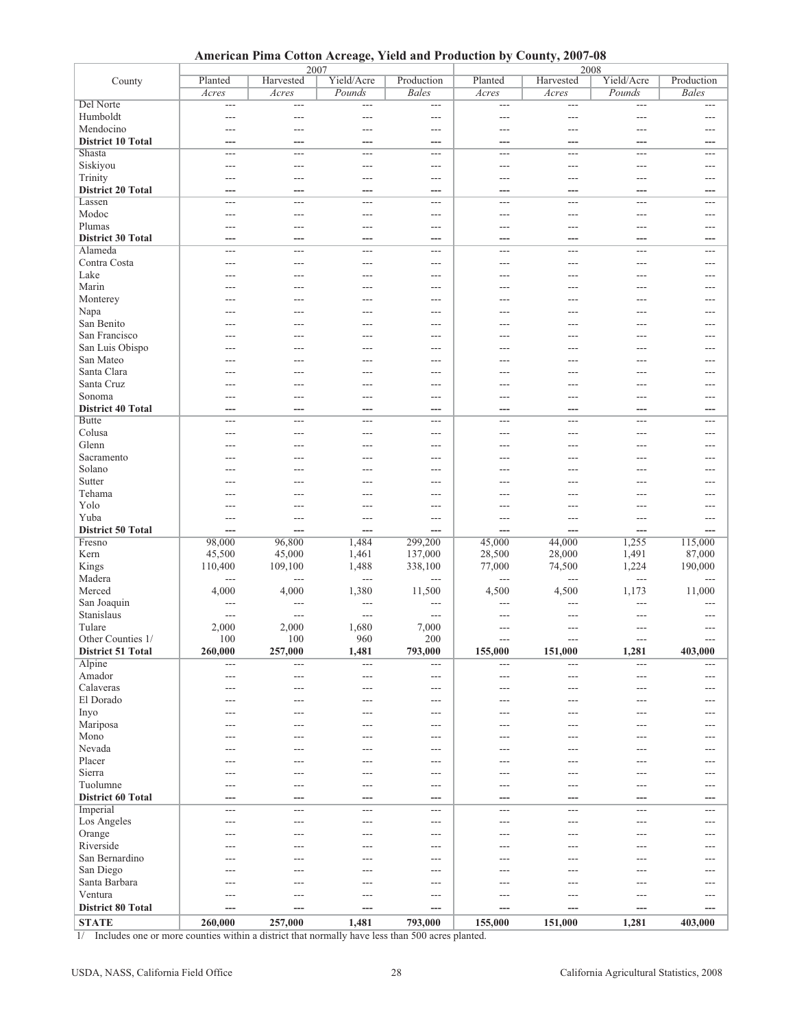# American Pima Cotton Acreage, Yield and Production by County, 2007-08

| County | 2007 | | | | 2008 | | | |
|---|---|---|---|---|---|---|---|---|
| | Planted | Harvested | Yield/Acre | Production | Planted | Harvested | Yield/Acre | Production |
| | *Acres* | *Acres* | *Pounds* | *Bales* | *Acres* | *Acres* | *Pounds* | *Bales* |
| Del Norte | --- | --- | --- | --- | --- | --- | --- | --- |
| Humboldt | --- | --- | --- | --- | --- | --- | --- | --- |
| Mendocino | --- | --- | --- | --- | --- | --- | --- | --- |
| **District 10 Total** | **---** | **---** | **---** | **---** | **---** | **---** | **---** | **---** |
| Shasta | --- | --- | --- | --- | --- | --- | --- | --- |
| Siskiyou | --- | --- | --- | --- | --- | --- | --- | --- |
| Trinity | --- | --- | --- | --- | --- | --- | --- | --- |
| **District 20 Total** | **---** | **---** | **---** | **---** | **---** | **---** | **---** | **---** |
| Lassen | --- | --- | --- | --- | --- | --- | --- | --- |
| Modoc | --- | --- | --- | --- | --- | --- | --- | --- |
| Plumas | --- | --- | --- | --- | --- | --- | --- | --- |
| **District 30 Total** | **---** | **---** | **---** | **---** | **---** | **---** | **---** | **---** |
| Alameda | --- | --- | --- | --- | --- | --- | --- | --- |
| Contra Costa | --- | --- | --- | --- | --- | --- | --- | --- |
| Lake | --- | --- | --- | --- | --- | --- | --- | --- |
| Marin | --- | --- | --- | --- | --- | --- | --- | --- |
| Monterey | --- | --- | --- | --- | --- | --- | --- | --- |
| Napa | --- | --- | --- | --- | --- | --- | --- | --- |
| San Benito | --- | --- | --- | --- | --- | --- | --- | --- |
| San Francisco | --- | --- | --- | --- | --- | --- | --- | --- |
| San Luis Obispo | --- | --- | --- | --- | --- | --- | --- | --- |
| San Mateo | --- | --- | --- | --- | --- | --- | --- | --- |
| Santa Clara | --- | --- | --- | --- | --- | --- | --- | --- |
| Santa Cruz | --- | --- | --- | --- | --- | --- | --- | --- |
| Sonoma | --- | --- | --- | --- | --- | --- | --- | --- |
| **District 40 Total** | **---** | **---** | **---** | **---** | **---** | **---** | **---** | **---** |
| Butte | --- | --- | --- | --- | --- | --- | --- | --- |
| Colusa | --- | --- | --- | --- | --- | --- | --- | --- |
| Glenn | --- | --- | --- | --- | --- | --- | --- | --- |
| Sacramento | --- | --- | --- | --- | --- | --- | --- | --- |
| Solano | --- | --- | --- | --- | --- | --- | --- | --- |
| Sutter | --- | --- | --- | --- | --- | --- | --- | --- |
| Tehama | --- | --- | --- | --- | --- | --- | --- | --- |
| Yolo | --- | --- | --- | --- | --- | --- | --- | --- |
| Yuba | --- | --- | --- | --- | --- | --- | --- | --- |
| **District 50 Total** | **---** | **---** | **---** | **---** | **---** | **---** | **---** | **---** |
| Fresno | 98,000 | 96,800 | 1,484 | 299,200 | 45,000 | 44,000 | 1,255 | 115,000 |
| Kern | 45,500 | 45,000 | 1,461 | 137,000 | 28,500 | 28,000 | 1,491 | 87,000 |
| Kings | 110,400 | 109,100 | 1,488 | 338,100 | 77,000 | 74,500 | 1,224 | 190,000 |
| Madera | --- | --- | --- | --- | --- | --- | --- | --- |
| Merced | 4,000 | 4,000 | 1,380 | 11,500 | 4,500 | 4,500 | 1,173 | 11,000 |
| San Joaquin | --- | --- | --- | --- | --- | --- | --- | --- |
| Stanislaus | --- | --- | --- | --- | --- | --- | --- | --- |
| Tulare | 2,000 | 2,000 | 1,680 | 7,000 | --- | --- | --- | --- |
| Other Counties 1/ | 100 | 100 | 960 | 200 | --- | --- | --- | --- |
| **District 51 Total** | **260,000** | **257,000** | **1,481** | **793,000** | **155,000** | **151,000** | **1,281** | **403,000** |
| Alpine | --- | --- | --- | --- | --- | --- | --- | --- |
| Amador | --- | --- | --- | --- | --- | --- | --- | --- |
| Calaveras | --- | --- | --- | --- | --- | --- | --- | --- |
| El Dorado | --- | --- | --- | --- | --- | --- | --- | --- |
| Inyo | --- | --- | --- | --- | --- | --- | --- | --- |
| Mariposa | --- | --- | --- | --- | --- | --- | --- | --- |
| Mono | --- | --- | --- | --- | --- | --- | --- | --- |
| Nevada | --- | --- | --- | --- | --- | --- | --- | --- |
| Placer | --- | --- | --- | --- | --- | --- | --- | --- |
| Sierra | --- | --- | --- | --- | --- | --- | --- | --- |
| Tuolumne | --- | --- | --- | --- | --- | --- | --- | --- |
| **District 60 Total** | **---** | **---** | **---** | **---** | **---** | **---** | **---** | **---** |
| Imperial | --- | --- | --- | --- | --- | --- | --- | --- |
| Los Angeles | --- | --- | --- | --- | --- | --- | --- | --- |
| Orange | --- | --- | --- | --- | --- | --- | --- | --- |
| Riverside | --- | --- | --- | --- | --- | --- | --- | --- |
| San Bernardino | --- | --- | --- | --- | --- | --- | --- | --- |
| San Diego | --- | --- | --- | --- | --- | --- | --- | --- |
| Santa Barbara | --- | --- | --- | --- | --- | --- | --- | --- |
| Ventura | --- | --- | --- | --- | --- | --- | --- | --- |
| **District 80 Total** | **---** | **---** | **---** | **---** | **---** | **---** | **---** | **---** |
| **STATE** | **260,000** | **257,000** | **1,481** | **793,000** | **155,000** | **151,000** | **1,281** | **403,000** |

1/ Includes one or more counties within a district that normally have less than 500 acres planted.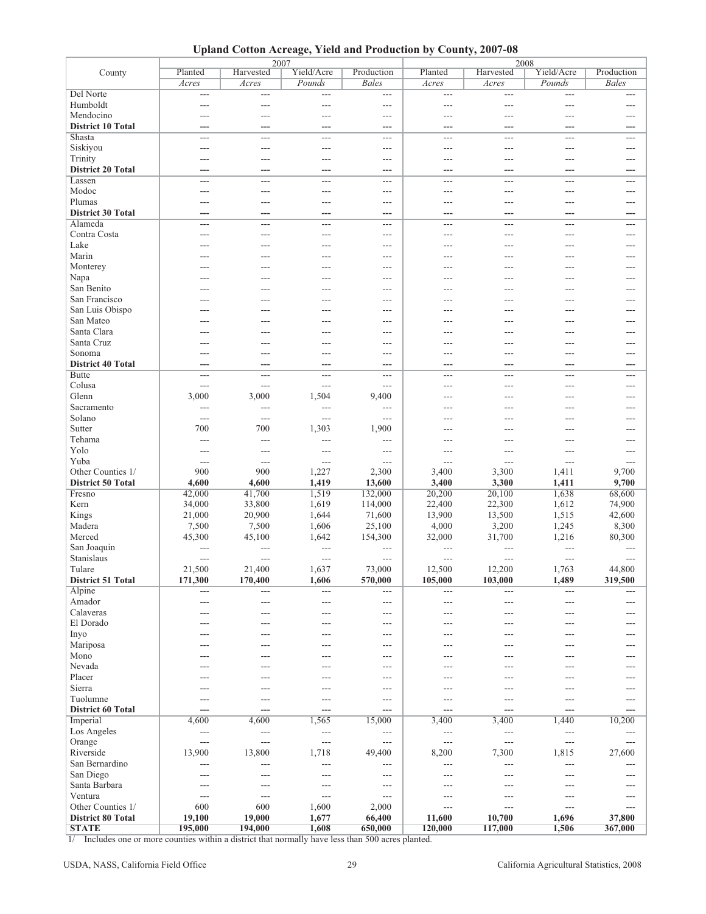## Upland Cotton Acreage, Yield and Production by County, 2007-08

| County | 2007 | | | | 2008 | | | |
|---|---|---|---|---|---|---|---|---|
| | Planted | Harvested | Yield/Acre | Production | Planted | Harvested | Yield/Acre | Production |
| | *Acres* | *Acres* | *Pounds* | *Bales* | *Acres* | *Acres* | *Pounds* | *Bales* |
| Del Norte | --- | --- | --- | --- | --- | --- | --- | --- |
| Humboldt | --- | --- | --- | --- | --- | --- | --- | --- |
| Mendocino | --- | --- | --- | --- | --- | --- | --- | --- |
| **District 10 Total** | **---** | **---** | **---** | **---** | **---** | **---** | **---** | **---** |
| Shasta | --- | --- | --- | --- | --- | --- | --- | --- |
| Siskiyou | --- | --- | --- | --- | --- | --- | --- | --- |
| Trinity | --- | --- | --- | --- | --- | --- | --- | --- |
| **District 20 Total** | **---** | **---** | **---** | **---** | **---** | **---** | **---** | **---** |
| Lassen | --- | --- | --- | --- | --- | --- | --- | --- |
| Modoc | --- | --- | --- | --- | --- | --- | --- | --- |
| Plumas | --- | --- | --- | --- | --- | --- | --- | --- |
| **District 30 Total** | **---** | **---** | **---** | **---** | **---** | **---** | **---** | **---** |
| Alameda | --- | --- | --- | --- | --- | --- | --- | --- |
| Contra Costa | --- | --- | --- | --- | --- | --- | --- | --- |
| Lake | --- | --- | --- | --- | --- | --- | --- | --- |
| Marin | --- | --- | --- | --- | --- | --- | --- | --- |
| Monterey | --- | --- | --- | --- | --- | --- | --- | --- |
| Napa | --- | --- | --- | --- | --- | --- | --- | --- |
| San Benito | --- | --- | --- | --- | --- | --- | --- | --- |
| San Francisco | --- | --- | --- | --- | --- | --- | --- | --- |
| San Luis Obispo | --- | --- | --- | --- | --- | --- | --- | --- |
| San Mateo | --- | --- | --- | --- | --- | --- | --- | --- |
| Santa Clara | --- | --- | --- | --- | --- | --- | --- | --- |
| Santa Cruz | --- | --- | --- | --- | --- | --- | --- | --- |
| Sonoma | --- | --- | --- | --- | --- | --- | --- | --- |
| **District 40 Total** | **---** | **---** | **---** | **---** | **---** | **---** | **---** | **---** |
| Butte | --- | --- | --- | --- | --- | --- | --- | --- |
| Colusa | --- | --- | --- | --- | --- | --- | --- | --- |
| Glenn | 3,000 | 3,000 | 1,504 | 9,400 | --- | --- | --- | --- |
| Sacramento | --- | --- | --- | --- | --- | --- | --- | --- |
| Solano | --- | --- | --- | --- | --- | --- | --- | --- |
| Sutter | 700 | 700 | 1,303 | 1,900 | --- | --- | --- | --- |
| Tehama | --- | --- | --- | --- | --- | --- | --- | --- |
| Yolo | --- | --- | --- | --- | --- | --- | --- | --- |
| Yuba | --- | --- | --- | --- | --- | --- | --- | --- |
| Other Counties 1/ | 900 | 900 | 1,227 | 2,300 | 3,400 | 3,300 | 1,411 | 9,700 |
| **District 50 Total** | **4,600** | **4,600** | **1,419** | **13,600** | **3,400** | **3,300** | **1,411** | **9,700** |
| Fresno | 42,000 | 41,700 | 1,519 | 132,000 | 20,200 | 20,100 | 1,638 | 68,600 |
| Kern | 34,000 | 33,800 | 1,619 | 114,000 | 22,400 | 22,300 | 1,612 | 74,900 |
| Kings | 21,000 | 20,900 | 1,644 | 71,600 | 13,900 | 13,500 | 1,515 | 42,600 |
| Madera | 7,500 | 7,500 | 1,606 | 25,100 | 4,000 | 3,200 | 1,245 | 8,300 |
| Merced | 45,300 | 45,100 | 1,642 | 154,300 | 32,000 | 31,700 | 1,216 | 80,300 |
| San Joaquin | --- | --- | --- | --- | --- | --- | --- | --- |
| Stanislaus | --- | --- | --- | --- | --- | --- | --- | --- |
| Tulare | 21,500 | 21,400 | 1,637 | 73,000 | 12,500 | 12,200 | 1,763 | 44,800 |
| **District 51 Total** | **171,300** | **170,400** | **1,606** | **570,000** | **105,000** | **103,000** | **1,489** | **319,500** |
| Alpine | --- | --- | --- | --- | --- | --- | --- | --- |
| Amador | --- | --- | --- | --- | --- | --- | --- | --- |
| Calaveras | --- | --- | --- | --- | --- | --- | --- | --- |
| El Dorado | --- | --- | --- | --- | --- | --- | --- | --- |
| Inyo | --- | --- | --- | --- | --- | --- | --- | --- |
| Mariposa | --- | --- | --- | --- | --- | --- | --- | --- |
| Mono | --- | --- | --- | --- | --- | --- | --- | --- |
| Nevada | --- | --- | --- | --- | --- | --- | --- | --- |
| Placer | --- | --- | --- | --- | --- | --- | --- | --- |
| Sierra | --- | --- | --- | --- | --- | --- | --- | --- |
| Tuolumne | --- | --- | --- | --- | --- | --- | --- | --- |
| **District 60 Total** | **---** | **---** | **---** | **---** | **---** | **---** | **---** | **---** |
| Imperial | 4,600 | 4,600 | 1,565 | 15,000 | 3,400 | 3,400 | 1,440 | 10,200 |
| Los Angeles | --- | --- | --- | --- | --- | --- | --- | --- |
| Orange | --- | --- | --- | --- | --- | --- | --- | --- |
| Riverside | 13,900 | 13,800 | 1,718 | 49,400 | 8,200 | 7,300 | 1,815 | 27,600 |
| San Bernardino | --- | --- | --- | --- | --- | --- | --- | --- |
| San Diego | --- | --- | --- | --- | --- | --- | --- | --- |
| Santa Barbara | --- | --- | --- | --- | --- | --- | --- | --- |
| Ventura | --- | --- | --- | --- | --- | --- | --- | --- |
| Other Counties 1/ | 600 | 600 | 1,600 | 2,000 | --- | --- | --- | --- |
| **District 80 Total** | **19,100** | **19,000** | **1,677** | **66,400** | **11,600** | **10,700** | **1,696** | **37,800** |
| **STATE** | **195,000** | **194,000** | **1,608** | **650,000** | **120,000** | **117,000** | **1,506** | **367,000** |

1/ Includes one or more counties within a district that normally have less than 500 acres planted.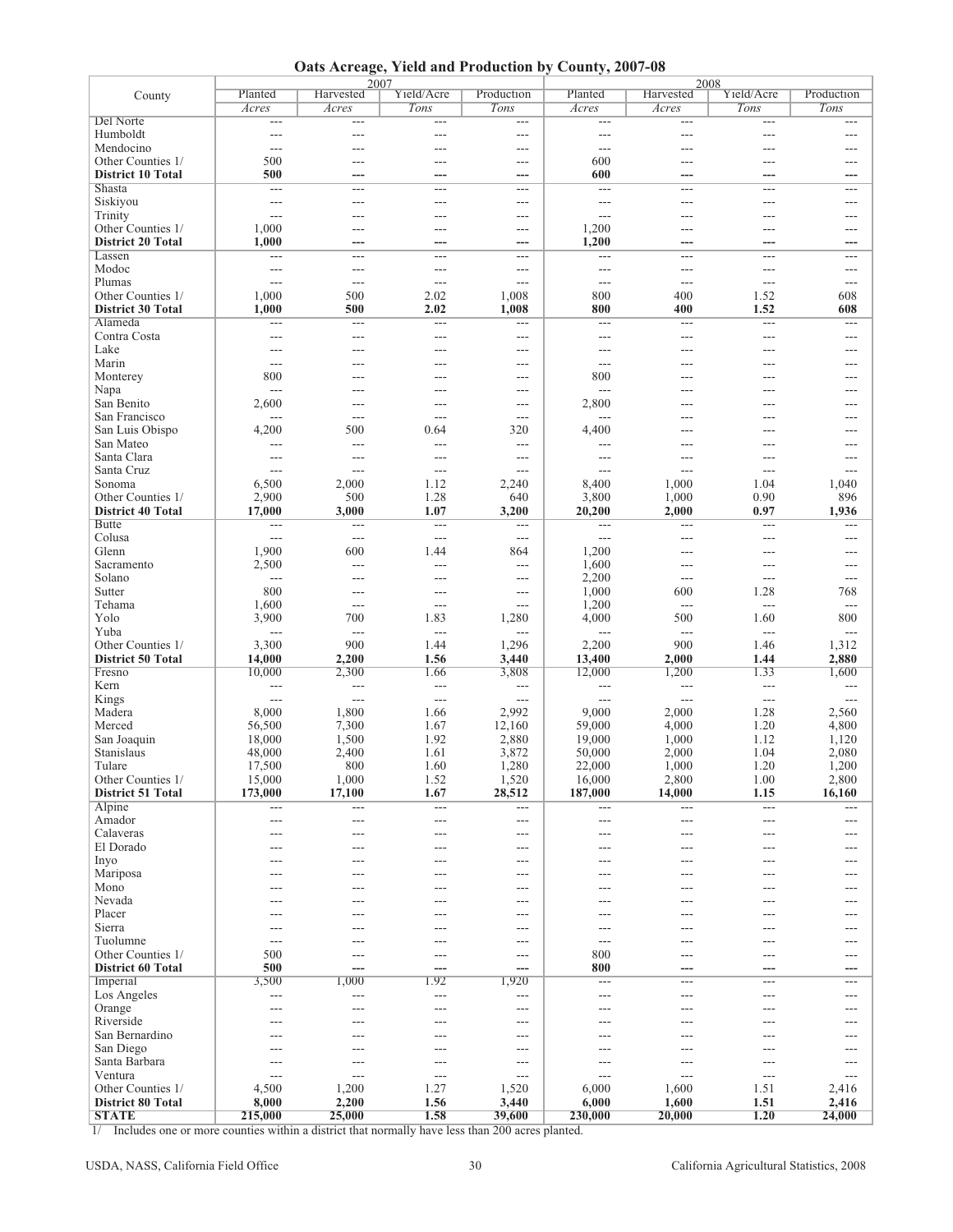# Oats Acreage, Yield and Production by County, 2007-08

| County | 2007 | | | | 2008 | | | |
|---|---|---|---|---|---|---|---|---|
| | Planted | Harvested | Yield/Acre | Production | Planted | Harvested | Yield/Acre | Production |
| | *Acres* | *Acres* | *Tons* | *Tons* | *Acres* | *Acres* | *Tons* | *Tons* |
| Del Norte | --- | --- | --- | --- | --- | --- | --- | --- |
| Humboldt | --- | --- | --- | --- | --- | --- | --- | --- |
| Mendocino | --- | --- | --- | --- | --- | --- | --- | --- |
| Other Counties 1/ | 500 | --- | --- | --- | 600 | --- | --- | --- |
| **District 10 Total** | **500** | **---** | **---** | **---** | **600** | **---** | **---** | **---** |
| Shasta | --- | --- | --- | --- | --- | --- | --- | --- |
| Siskiyou | --- | --- | --- | --- | --- | --- | --- | --- |
| Trinity | --- | --- | --- | --- | --- | --- | --- | --- |
| Other Counties 1/ | 1,000 | --- | --- | --- | 1,200 | --- | --- | --- |
| **District 20 Total** | **1,000** | **---** | **---** | **---** | **1,200** | **---** | **---** | **---** |
| Lassen | --- | --- | --- | --- | --- | --- | --- | --- |
| Modoc | --- | --- | --- | --- | --- | --- | --- | --- |
| Plumas | --- | --- | --- | --- | --- | --- | --- | --- |
| Other Counties 1/ | 1,000 | 500 | 2.02 | 1,008 | 800 | 400 | 1.52 | 608 |
| **District 30 Total** | **1,000** | **500** | **2.02** | **1,008** | **800** | **400** | **1.52** | **608** |
| Alameda | --- | --- | --- | --- | --- | --- | --- | --- |
| Contra Costa | --- | --- | --- | --- | --- | --- | --- | --- |
| Lake | --- | --- | --- | --- | --- | --- | --- | --- |
| Marin | --- | --- | --- | --- | --- | --- | --- | --- |
| Monterey | 800 | --- | --- | --- | 800 | --- | --- | --- |
| Napa | --- | --- | --- | --- | --- | --- | --- | --- |
| San Benito | 2,600 | --- | --- | --- | 2,800 | --- | --- | --- |
| San Francisco | --- | --- | --- | --- | --- | --- | --- | --- |
| San Luis Obispo | 4,200 | 500 | 0.64 | 320 | 4,400 | --- | --- | --- |
| San Mateo | --- | --- | --- | --- | --- | --- | --- | --- |
| Santa Clara | --- | --- | --- | --- | --- | --- | --- | --- |
| Santa Cruz | --- | --- | --- | --- | --- | --- | --- | --- |
| Sonoma | 6,500 | 2,000 | 1.12 | 2,240 | 8,400 | 1,000 | 1.04 | 1,040 |
| Other Counties 1/ | 2,900 | 500 | 1.28 | 640 | 3,800 | 1,000 | 0.90 | 896 |
| **District 40 Total** | **17,000** | **3,000** | **1.07** | **3,200** | **20,200** | **2,000** | **0.97** | **1,936** |
| Butte | --- | --- | --- | --- | --- | --- | --- | --- |
| Colusa | --- | --- | --- | --- | --- | --- | --- | --- |
| Glenn | 1,900 | 600 | 1.44 | 864 | 1,200 | --- | --- | --- |
| Sacramento | 2,500 | --- | --- | --- | 1,600 | --- | --- | --- |
| Solano | --- | --- | --- | --- | 2,200 | --- | --- | --- |
| Sutter | 800 | --- | --- | --- | 1,000 | 600 | 1.28 | 768 |
| Tehama | 1,600 | --- | --- | --- | 1,200 | --- | --- | --- |
| Yolo | 3,900 | 700 | 1.83 | 1,280 | 4,000 | 500 | 1.60 | 800 |
| Yuba | --- | --- | --- | --- | --- | --- | --- | --- |
| Other Counties 1/ | 3,300 | 900 | 1.44 | 1,296 | 2,200 | 900 | 1.46 | 1,312 |
| **District 50 Total** | **14,000** | **2,200** | **1.56** | **3,440** | **13,400** | **2,000** | **1.44** | **2,880** |
| Fresno | 10,000 | 2,300 | 1.66 | 3,808 | 12,000 | 1,200 | 1.33 | 1,600 |
| Kern | --- | --- | --- | --- | --- | --- | --- | --- |
| Kings | --- | --- | --- | --- | --- | --- | --- | --- |
| Madera | 8,000 | 1,800 | 1.66 | 2,992 | 9,000 | 2,000 | 1.28 | 2,560 |
| Merced | 56,500 | 7,300 | 1.67 | 12,160 | 59,000 | 4,000 | 1.20 | 4,800 |
| San Joaquin | 18,000 | 1,500 | 1.92 | 2,880 | 19,000 | 1,000 | 1.12 | 1,120 |
| Stanislaus | 48,000 | 2,400 | 1.61 | 3,872 | 50,000 | 2,000 | 1.04 | 2,080 |
| Tulare | 17,500 | 800 | 1.60 | 1,280 | 22,000 | 1,000 | 1.20 | 1,200 |
| Other Counties 1/ | 15,000 | 1,000 | 1.52 | 1,520 | 16,000 | 2,800 | 1.00 | 2,800 |
| **District 51 Total** | **173,000** | **17,100** | **1.67** | **28,512** | **187,000** | **14,000** | **1.15** | **16,160** |
| Alpine | --- | --- | --- | --- | --- | --- | --- | --- |
| Amador | --- | --- | --- | --- | --- | --- | --- | --- |
| Calaveras | --- | --- | --- | --- | --- | --- | --- | --- |
| El Dorado | --- | --- | --- | --- | --- | --- | --- | --- |
| Inyo | --- | --- | --- | --- | --- | --- | --- | --- |
| Mariposa | --- | --- | --- | --- | --- | --- | --- | --- |
| Mono | --- | --- | --- | --- | --- | --- | --- | --- |
| Nevada | --- | --- | --- | --- | --- | --- | --- | --- |
| Placer | --- | --- | --- | --- | --- | --- | --- | --- |
| Sierra | --- | --- | --- | --- | --- | --- | --- | --- |
| Tuolumne | --- | --- | --- | --- | --- | --- | --- | --- |
| Other Counties 1/ | 500 | --- | --- | --- | 800 | --- | --- | --- |
| **District 60 Total** | **500** | **---** | **---** | **---** | **800** | **---** | **---** | **---** |
| Imperial | 3,500 | 1,000 | 1.92 | 1,920 | --- | --- | --- | --- |
| Los Angeles | --- | --- | --- | --- | --- | --- | --- | --- |
| Orange | --- | --- | --- | --- | --- | --- | --- | --- |
| Riverside | --- | --- | --- | --- | --- | --- | --- | --- |
| San Bernardino | --- | --- | --- | --- | --- | --- | --- | --- |
| San Diego | --- | --- | --- | --- | --- | --- | --- | --- |
| Santa Barbara | --- | --- | --- | --- | --- | --- | --- | --- |
| Ventura | --- | --- | --- | --- | --- | --- | --- | --- |
| Other Counties 1/ | 4,500 | 1,200 | 1.27 | 1,520 | 6,000 | 1,600 | 1.51 | 2,416 |
| **District 80 Total** | **8,000** | **2,200** | **1.56** | **3,440** | **6,000** | **1,600** | **1.51** | **2,416** |
| **STATE** | **215,000** | **25,000** | **1.58** | **39,600** | **230,000** | **20,000** | **1.20** | **24,000** |

1/ Includes one or more counties within a district that normally have less than 200 acres planted.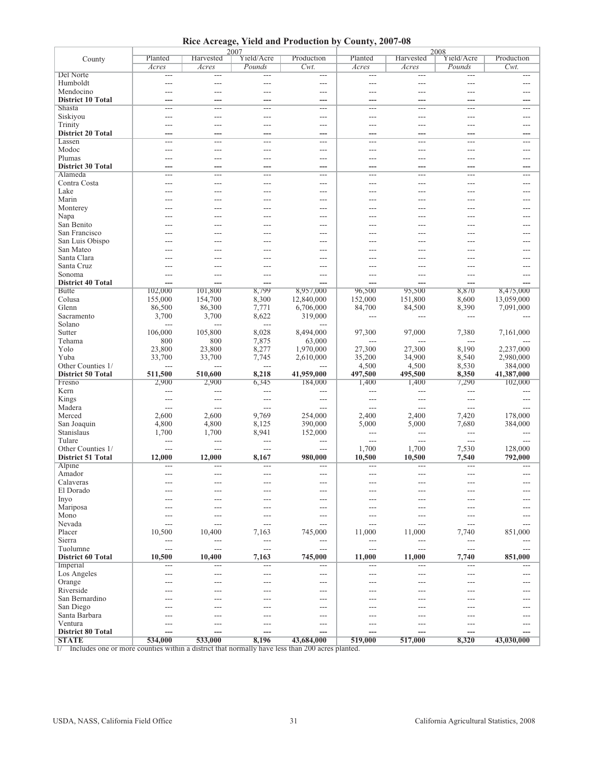# Rice Acreage, Yield and Production by County, 2007-08

| County | 2007 | | | | 2008 | | | |
|---|---|---|---|---|---|---|---|---|
| | Planted | Harvested | Yield/Acre | Production | Planted | Harvested | Yield/Acre | Production |
| | *Acres* | *Acres* | *Pounds* | *Cwt.* | *Acres* | *Acres* | *Pounds* | *Cwt.* |
| Del Norte | --- | --- | --- | --- | --- | --- | --- | --- |
| Humboldt | --- | --- | --- | --- | --- | --- | --- | --- |
| Mendocino | --- | --- | --- | --- | --- | --- | --- | --- |
| **District 10 Total** | **---** | **---** | **---** | **---** | **---** | **---** | **---** | **---** |
| Shasta | --- | --- | --- | --- | --- | --- | --- | --- |
| Siskiyou | --- | --- | --- | --- | --- | --- | --- | --- |
| Trinity | --- | --- | --- | --- | --- | --- | --- | --- |
| **District 20 Total** | **---** | **---** | **---** | **---** | **---** | **---** | **---** | **---** |
| Lassen | --- | --- | --- | --- | --- | --- | --- | --- |
| Modoc | --- | --- | --- | --- | --- | --- | --- | --- |
| Plumas | --- | --- | --- | --- | --- | --- | --- | --- |
| **District 30 Total** | **---** | **---** | **---** | **---** | **---** | **---** | **---** | **---** |
| Alameda | --- | --- | --- | --- | --- | --- | --- | --- |
| Contra Costa | --- | --- | --- | --- | --- | --- | --- | --- |
| Lake | --- | --- | --- | --- | --- | --- | --- | --- |
| Marin | --- | --- | --- | --- | --- | --- | --- | --- |
| Monterey | --- | --- | --- | --- | --- | --- | --- | --- |
| Napa | --- | --- | --- | --- | --- | --- | --- | --- |
| San Benito | --- | --- | --- | --- | --- | --- | --- | --- |
| San Francisco | --- | --- | --- | --- | --- | --- | --- | --- |
| San Luis Obispo | --- | --- | --- | --- | --- | --- | --- | --- |
| San Mateo | --- | --- | --- | --- | --- | --- | --- | --- |
| Santa Clara | --- | --- | --- | --- | --- | --- | --- | --- |
| Santa Cruz | --- | --- | --- | --- | --- | --- | --- | --- |
| Sonoma | --- | --- | --- | --- | --- | --- | --- | --- |
| **District 40 Total** | **---** | **---** | **---** | **---** | **---** | **---** | **---** | **---** |
| Butte | 102,000 | 101,800 | 8,799 | 8,957,000 | 96,500 | 95,500 | 8,870 | 8,475,000 |
| Colusa | 155,000 | 154,700 | 8,300 | 12,840,000 | 152,000 | 151,800 | 8,600 | 13,059,000 |
| Glenn | 86,500 | 86,300 | 7,771 | 6,706,000 | 84,700 | 84,500 | 8,390 | 7,091,000 |
| Sacramento | 3,700 | 3,700 | 8,622 | 319,000 | --- | --- | --- | --- |
| Solano | --- | --- | --- | --- | | | | |
| Sutter | 106,000 | 105,800 | 8,028 | 8,494,000 | 97,300 | 97,000 | 7,380 | 7,161,000 |
| Tehama | 800 | 800 | 7,875 | 63,000 | --- | --- | --- | --- |
| Yolo | 23,800 | 23,800 | 8,277 | 1,970,000 | 27,300 | 27,300 | 8,190 | 2,237,000 |
| Yuba | 33,700 | 33,700 | 7,745 | 2,610,000 | 35,200 | 34,900 | 8,540 | 2,980,000 |
| Other Counties 1/ | --- | --- | --- | --- | 4,500 | 4,500 | 8,530 | 384,000 |
| **District 50 Total** | **511,500** | **510,600** | **8,218** | **41,959,000** | **497,500** | **495,500** | **8,350** | **41,387,000** |
| Fresno | 2,900 | 2,900 | 6,345 | 184,000 | 1,400 | 1,400 | 7,290 | 102,000 |
| Kern | --- | --- | --- | --- | --- | --- | --- | --- |
| Kings | --- | --- | --- | --- | --- | --- | --- | --- |
| Madera | --- | --- | --- | --- | --- | --- | --- | --- |
| Merced | 2,600 | 2,600 | 9,769 | 254,000 | 2,400 | 2,400 | 7,420 | 178,000 |
| San Joaquin | 4,800 | 4,800 | 8,125 | 390,000 | 5,000 | 5,000 | 7,680 | 384,000 |
| Stanislaus | 1,700 | 1,700 | 8,941 | 152,000 | --- | --- | --- | --- |
| Tulare | --- | --- | --- | --- | --- | --- | --- | --- |
| Other Counties 1/ | --- | --- | --- | --- | 1,700 | 1,700 | 7,530 | 128,000 |
| **District 51 Total** | **12,000** | **12,000** | **8,167** | **980,000** | **10,500** | **10,500** | **7,540** | **792,000** |
| Alpine | --- | --- | --- | --- | --- | --- | --- | --- |
| Amador | --- | --- | --- | --- | --- | --- | --- | --- |
| Calaveras | --- | --- | --- | --- | --- | --- | --- | --- |
| El Dorado | --- | --- | --- | --- | --- | --- | --- | --- |
| Inyo | --- | --- | --- | --- | --- | --- | --- | --- |
| Mariposa | --- | --- | --- | --- | --- | --- | --- | --- |
| Mono | --- | --- | --- | --- | --- | --- | --- | --- |
| Nevada | --- | --- | --- | --- | --- | --- | --- | --- |
| Placer | 10,500 | 10,400 | 7,163 | 745,000 | 11,000 | 11,000 | 7,740 | 851,000 |
| Sierra | --- | --- | --- | --- | --- | --- | --- | --- |
| Tuolumne | --- | --- | --- | --- | --- | --- | --- | --- |
| **District 60 Total** | **10,500** | **10,400** | **7,163** | **745,000** | **11,000** | **11,000** | **7,740** | **851,000** |
| Imperial | --- | --- | --- | --- | --- | --- | --- | --- |
| Los Angeles | --- | --- | --- | --- | --- | --- | --- | --- |
| Orange | --- | --- | --- | --- | --- | --- | --- | --- |
| Riverside | --- | --- | --- | --- | --- | --- | --- | --- |
| San Bernardino | --- | --- | --- | --- | --- | --- | --- | --- |
| San Diego | --- | --- | --- | --- | --- | --- | --- | --- |
| Santa Barbara | --- | --- | --- | --- | --- | --- | --- | --- |
| Ventura | --- | --- | --- | --- | --- | --- | --- | --- |
| **District 80 Total** | **---** | **---** | **---** | **---** | **---** | **---** | **---** | **---** |
| **STATE** | **534,000** | **533,000** | **8,196** | **43,684,000** | **519,000** | **517,000** | **8,320** | **43,030,000** |

1/ Includes one or more counties within a district that normally have less than 200 acres planted.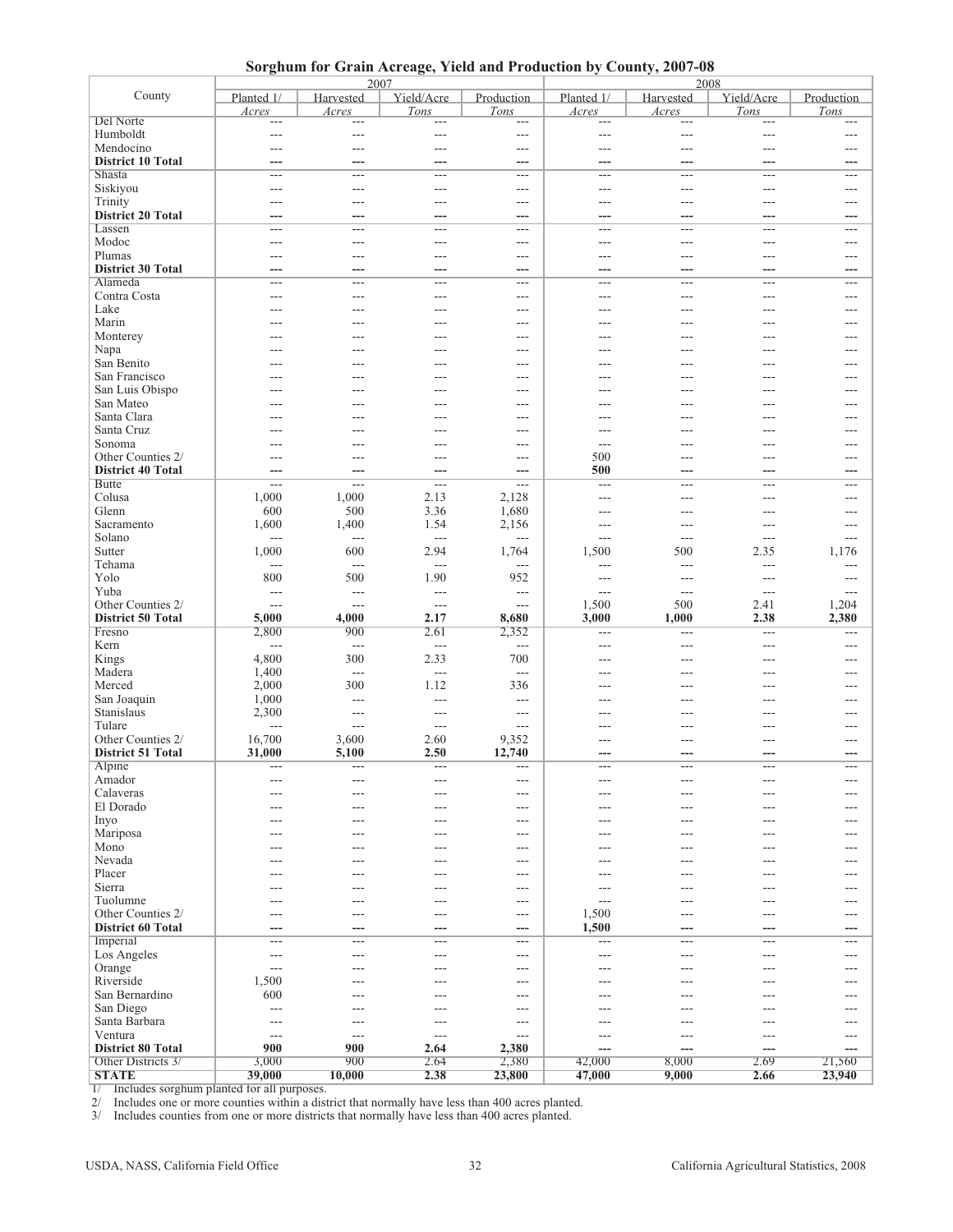## Sorghum for Grain Acreage, Yield and Production by County, 2007-08

| County | 2007 | | | | 2008 | | | |
|---|---|---|---|---|---|---|---|---|
| | Planted 1/ | Harvested | Yield/Acre | Production | Planted 1/ | Harvested | Yield/Acre | Production |
| | *Acres* | *Acres* | *Tons* | *Tons* | *Acres* | *Acres* | *Tons* | *Tons* |
| Del Norte | --- | --- | --- | --- | --- | --- | --- | --- |
| Humboldt | --- | --- | --- | --- | --- | --- | --- | --- |
| Mendocino | --- | --- | --- | --- | --- | --- | --- | --- |
| **District 10 Total** | **---** | **---** | **---** | **---** | **---** | **---** | **---** | **---** |
| Shasta | --- | --- | --- | --- | --- | --- | --- | --- |
| Siskiyou | --- | --- | --- | --- | --- | --- | --- | --- |
| Trinity | --- | --- | --- | --- | --- | --- | --- | --- |
| **District 20 Total** | **---** | **---** | **---** | **---** | **---** | **---** | **---** | **---** |
| Lassen | --- | --- | --- | --- | --- | --- | --- | --- |
| Modoc | --- | --- | --- | --- | --- | --- | --- | --- |
| Plumas | --- | --- | --- | --- | --- | --- | --- | --- |
| **District 30 Total** | **---** | **---** | **---** | **---** | **---** | **---** | **---** | **---** |
| Alameda | --- | --- | --- | --- | --- | --- | --- | --- |
| Contra Costa | --- | --- | --- | --- | --- | --- | --- | --- |
| Lake | --- | --- | --- | --- | --- | --- | --- | --- |
| Marin | --- | --- | --- | --- | --- | --- | --- | --- |
| Monterey | --- | --- | --- | --- | --- | --- | --- | --- |
| Napa | --- | --- | --- | --- | --- | --- | --- | --- |
| San Benito | --- | --- | --- | --- | --- | --- | --- | --- |
| San Francisco | --- | --- | --- | --- | --- | --- | --- | --- |
| San Luis Obispo | --- | --- | --- | --- | --- | --- | --- | --- |
| San Mateo | --- | --- | --- | --- | --- | --- | --- | --- |
| Santa Clara | --- | --- | --- | --- | --- | --- | --- | --- |
| Santa Cruz | --- | --- | --- | --- | --- | --- | --- | --- |
| Sonoma | --- | --- | --- | --- | --- | --- | --- | --- |
| Other Counties 2/ | --- | --- | --- | --- | 500 | --- | --- | --- |
| **District 40 Total** | **---** | **---** | **---** | **---** | **500** | **---** | **---** | **---** |
| Butte | --- | --- | --- | --- | --- | --- | --- | --- |
| Colusa | 1,000 | 1,000 | 2.13 | 2,128 | --- | --- | --- | --- |
| Glenn | 600 | 500 | 3.36 | 1,680 | --- | --- | --- | --- |
| Sacramento | 1,600 | 1,400 | 1.54 | 2,156 | --- | --- | --- | --- |
| Solano | --- | --- | --- | --- | --- | --- | --- | --- |
| Sutter | 1,000 | 600 | 2.94 | 1,764 | 1,500 | 500 | 2.35 | 1,176 |
| Tehama | --- | --- | --- | --- | --- | --- | --- | --- |
| Yolo | 800 | 500 | 1.90 | 952 | --- | --- | --- | --- |
| Yuba | --- | --- | --- | --- | --- | --- | --- | --- |
| Other Counties 2/ | --- | --- | --- | --- | 1,500 | 500 | 2.41 | 1,204 |
| **District 50 Total** | **5,000** | **4,000** | **2.17** | **8,680** | **3,000** | **1,000** | **2.38** | **2,380** |
| Fresno | 2,800 | 900 | 2.61 | 2,352 | --- | --- | --- | --- |
| Kern | --- | --- | --- | --- | --- | --- | --- | --- |
| Kings | 4,800 | 300 | 2.33 | 700 | --- | --- | --- | --- |
| Madera | 1,400 | --- | --- | --- | --- | --- | --- | --- |
| Merced | 2,000 | 300 | 1.12 | 336 | --- | --- | --- | --- |
| San Joaquin | 1,000 | --- | --- | --- | --- | --- | --- | --- |
| Stanislaus | 2,300 | --- | --- | --- | --- | --- | --- | --- |
| Tulare | --- | --- | --- | --- | --- | --- | --- | --- |
| Other Counties 2/ | 16,700 | 3,600 | 2.60 | 9,352 | --- | --- | --- | --- |
| **District 51 Total** | **31,000** | **5,100** | **2.50** | **12,740** | **---** | **---** | **---** | **---** |
| Alpine | --- | --- | --- | --- | --- | --- | --- | --- |
| Amador | --- | --- | --- | --- | --- | --- | --- | --- |
| Calaveras | --- | --- | --- | --- | --- | --- | --- | --- |
| El Dorado | --- | --- | --- | --- | --- | --- | --- | --- |
| Inyo | --- | --- | --- | --- | --- | --- | --- | --- |
| Mariposa | --- | --- | --- | --- | --- | --- | --- | --- |
| Mono | --- | --- | --- | --- | --- | --- | --- | --- |
| Nevada | --- | --- | --- | --- | --- | --- | --- | --- |
| Placer | --- | --- | --- | --- | --- | --- | --- | --- |
| Sierra | --- | --- | --- | --- | --- | --- | --- | --- |
| Tuolumne | --- | --- | --- | --- | --- | --- | --- | --- |
| Other Counties 2/ | --- | --- | --- | --- | 1,500 | --- | --- | --- |
| **District 60 Total** | **---** | **---** | **---** | **---** | **1,500** | **---** | **---** | **---** |
| Imperial | --- | --- | --- | --- | --- | --- | --- | --- |
| Los Angeles | --- | --- | --- | --- | --- | --- | --- | --- |
| Orange | --- | --- | --- | --- | --- | --- | --- | --- |
| Riverside | 1,500 | --- | --- | --- | --- | --- | --- | --- |
| San Bernardino | 600 | --- | --- | --- | --- | --- | --- | --- |
| San Diego | --- | --- | --- | --- | --- | --- | --- | --- |
| Santa Barbara | --- | --- | --- | --- | --- | --- | --- | --- |
| Ventura | --- | --- | --- | --- | --- | --- | --- | --- |
| **District 80 Total** | **900** | **900** | **2.64** | **2,380** | **---** | **---** | **---** | **---** |
| Other Districts 3/ | 3,000 | 900 | 2.64 | 2,380 | 42,000 | 8,000 | 2.69 | 21,560 |
| **STATE** | **39,000** | **10,000** | **2.38** | **23,800** | **47,000** | **9,000** | **2.66** | **23,940** |

1/ Includes sorghum planted for all purposes.
2/ Includes one or more counties within a district that normally have less than 400 acres planted.
3/ Includes counties from one or more districts that normally have less than 400 acres planted.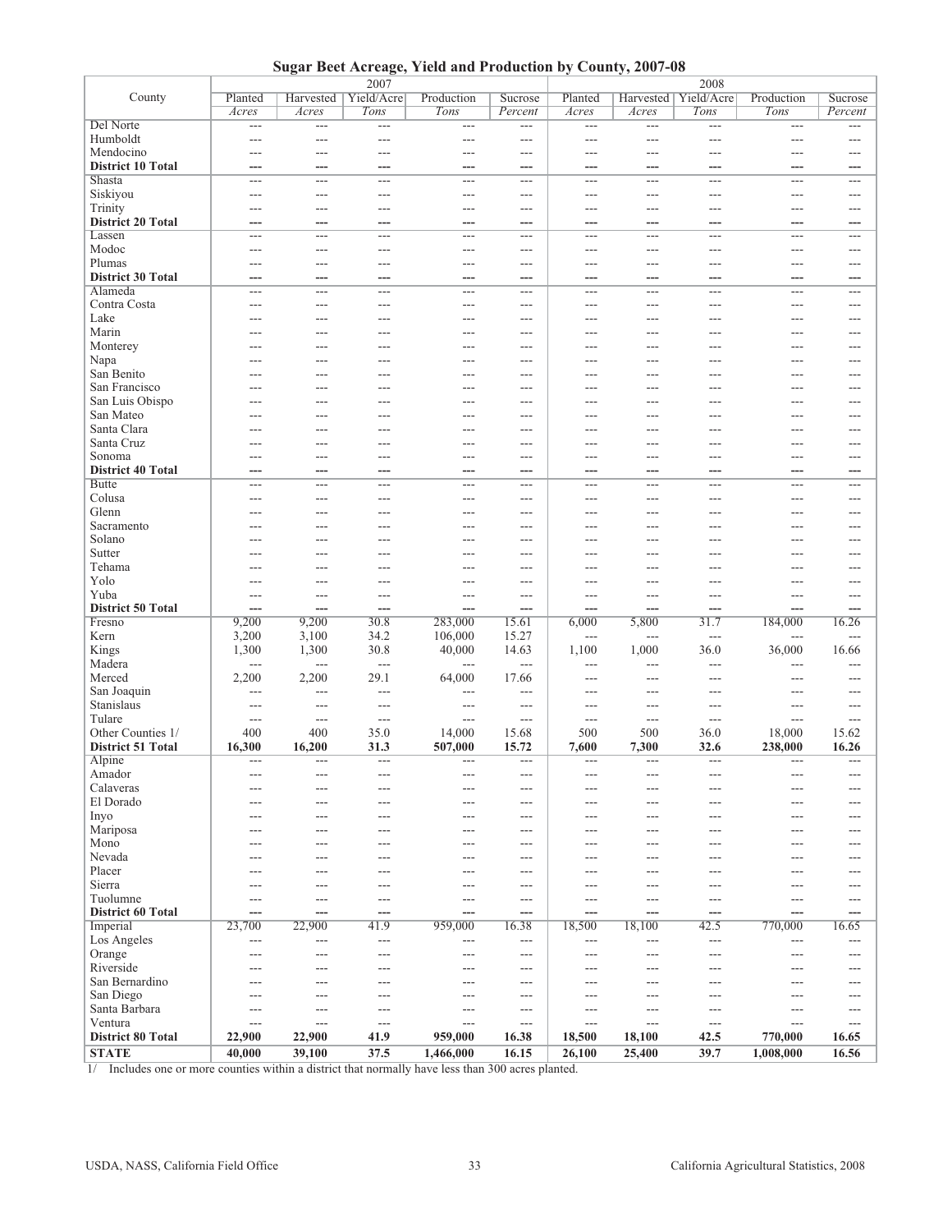# Sugar Beet Acreage, Yield and Production by County, 2007-08

| County | 2007 | | | | | 2008 | | | | |
|---|---|---|---|---|---|---|---|---|---|---|
| | Planted | Harvested | Yield/Acre | Production | Sucrose | Planted | Harvested | Yield/Acre | Production | Sucrose |
| | *Acres* | *Acres* | *Tons* | *Tons* | *Percent* | *Acres* | *Acres* | *Tons* | *Tons* | *Percent* |
| Del Norte | --- | --- | --- | --- | --- | --- | --- | --- | --- | --- |
| Humboldt | --- | --- | --- | --- | --- | --- | --- | --- | --- | --- |
| Mendocino | --- | --- | --- | --- | --- | --- | --- | --- | --- | --- |
| **District 10 Total** | **---** | **---** | **---** | **---** | **---** | **---** | **---** | **---** | **---** | **---** |
| Shasta | --- | --- | --- | --- | --- | --- | --- | --- | --- | --- |
| Siskiyou | --- | --- | --- | --- | --- | --- | --- | --- | --- | --- |
| Trinity | --- | --- | --- | --- | --- | --- | --- | --- | --- | --- |
| **District 20 Total** | **---** | **---** | **---** | **---** | **---** | **---** | **---** | **---** | **---** | **---** |
| Lassen | --- | --- | --- | --- | --- | --- | --- | --- | --- | --- |
| Modoc | --- | --- | --- | --- | --- | --- | --- | --- | --- | --- |
| Plumas | --- | --- | --- | --- | --- | --- | --- | --- | --- | --- |
| **District 30 Total** | **---** | **---** | **---** | **---** | **---** | **---** | **---** | **---** | **---** | **---** |
| Alameda | --- | --- | --- | --- | --- | --- | --- | --- | --- | --- |
| Contra Costa | --- | --- | --- | --- | --- | --- | --- | --- | --- | --- |
| Lake | --- | --- | --- | --- | --- | --- | --- | --- | --- | --- |
| Marin | --- | --- | --- | --- | --- | --- | --- | --- | --- | --- |
| Monterey | --- | --- | --- | --- | --- | --- | --- | --- | --- | --- |
| Napa | --- | --- | --- | --- | --- | --- | --- | --- | --- | --- |
| San Benito | --- | --- | --- | --- | --- | --- | --- | --- | --- | --- |
| San Francisco | --- | --- | --- | --- | --- | --- | --- | --- | --- | --- |
| San Luis Obispo | --- | --- | --- | --- | --- | --- | --- | --- | --- | --- |
| San Mateo | --- | --- | --- | --- | --- | --- | --- | --- | --- | --- |
| Santa Clara | --- | --- | --- | --- | --- | --- | --- | --- | --- | --- |
| Santa Cruz | --- | --- | --- | --- | --- | --- | --- | --- | --- | --- |
| Sonoma | --- | --- | --- | --- | --- | --- | --- | --- | --- | --- |
| **District 40 Total** | **---** | **---** | **---** | **---** | **---** | **---** | **---** | **---** | **---** | **---** |
| Butte | --- | --- | --- | --- | --- | --- | --- | --- | --- | --- |
| Colusa | --- | --- | --- | --- | --- | --- | --- | --- | --- | --- |
| Glenn | --- | --- | --- | --- | --- | --- | --- | --- | --- | --- |
| Sacramento | --- | --- | --- | --- | --- | --- | --- | --- | --- | --- |
| Solano | --- | --- | --- | --- | --- | --- | --- | --- | --- | --- |
| Sutter | --- | --- | --- | --- | --- | --- | --- | --- | --- | --- |
| Tehama | --- | --- | --- | --- | --- | --- | --- | --- | --- | --- |
| Yolo | --- | --- | --- | --- | --- | --- | --- | --- | --- | --- |
| Yuba | --- | --- | --- | --- | --- | --- | --- | --- | --- | --- |
| **District 50 Total** | **---** | **---** | **---** | **---** | **---** | **---** | **---** | **---** | **---** | **---** |
| Fresno | 9,200 | 9,200 | 30.8 | 283,000 | 15.61 | 6,000 | 5,800 | 31.7 | 184,000 | 16.26 |
| Kern | 3,200 | 3,100 | 34.2 | 106,000 | 15.27 | --- | --- | --- | --- | --- |
| Kings | 1,300 | 1,300 | 30.8 | 40,000 | 14.63 | 1,100 | 1,000 | 36.0 | 36,000 | 16.66 |
| Madera | --- | --- | --- | --- | --- | --- | --- | --- | --- | --- |
| Merced | 2,200 | 2,200 | 29.1 | 64,000 | 17.66 | --- | --- | --- | --- | --- |
| San Joaquin | --- | --- | --- | --- | --- | --- | --- | --- | --- | --- |
| Stanislaus | --- | --- | --- | --- | --- | --- | --- | --- | --- | --- |
| Tulare | --- | --- | --- | --- | --- | --- | --- | --- | --- | --- |
| Other Counties 1/ | 400 | 400 | 35.0 | 14,000 | 15.68 | 500 | 500 | 36.0 | 18,000 | 15.62 |
| **District 51 Total** | **16,300** | **16,200** | **31.3** | **507,000** | **15.72** | **7,600** | **7,300** | **32.6** | **238,000** | **16.26** |
| Alpine | --- | --- | --- | --- | --- | --- | --- | --- | --- | --- |
| Amador | --- | --- | --- | --- | --- | --- | --- | --- | --- | --- |
| Calaveras | --- | --- | --- | --- | --- | --- | --- | --- | --- | --- |
| El Dorado | --- | --- | --- | --- | --- | --- | --- | --- | --- | --- |
| Inyo | --- | --- | --- | --- | --- | --- | --- | --- | --- | --- |
| Mariposa | --- | --- | --- | --- | --- | --- | --- | --- | --- | --- |
| Mono | --- | --- | --- | --- | --- | --- | --- | --- | --- | --- |
| Nevada | --- | --- | --- | --- | --- | --- | --- | --- | --- | --- |
| Placer | --- | --- | --- | --- | --- | --- | --- | --- | --- | --- |
| Sierra | --- | --- | --- | --- | --- | --- | --- | --- | --- | --- |
| Tuolumne | --- | --- | --- | --- | --- | --- | --- | --- | --- | --- |
| **District 60 Total** | **---** | **---** | **---** | **---** | **---** | **---** | **---** | **---** | **---** | **---** |
| Imperial | 23,700 | 22,900 | 41.9 | 959,000 | 16.38 | 18,500 | 18,100 | 42.5 | 770,000 | 16.65 |
| Los Angeles | --- | --- | --- | --- | --- | --- | --- | --- | --- | --- |
| Orange | --- | --- | --- | --- | --- | --- | --- | --- | --- | --- |
| Riverside | --- | --- | --- | --- | --- | --- | --- | --- | --- | --- |
| San Bernardino | --- | --- | --- | --- | --- | --- | --- | --- | --- | --- |
| San Diego | --- | --- | --- | --- | --- | --- | --- | --- | --- | --- |
| Santa Barbara | --- | --- | --- | --- | --- | --- | --- | --- | --- | --- |
| Ventura | --- | --- | --- | --- | --- | --- | --- | --- | --- | --- |
| **District 80 Total** | **22,900** | **22,900** | **41.9** | **959,000** | **16.38** | **18,500** | **18,100** | **42.5** | **770,000** | **16.65** |
| **STATE** | **40,000** | **39,100** | **37.5** | **1,466,000** | **16.15** | **26,100** | **25,400** | **39.7** | **1,008,000** | **16.56** |

1/ Includes one or more counties within a district that normally have less than 300 acres planted.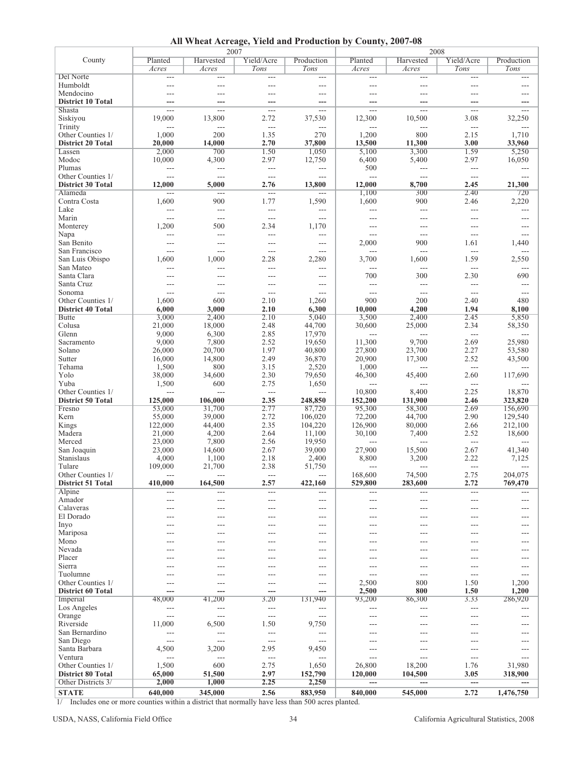# All Wheat Acreage, Yield and Production by County, 2007-08

| County | 2007 | | | | 2008 | | | |
|---|---|---|---|---|---|---|---|---|
| | Planted | Harvested | Yield/Acre | Production | Planted | Harvested | Yield/Acre | Production |
| | *Acres* | *Acres* | *Tons* | *Tons* | *Acres* | *Acres* | *Tons* | *Tons* |
| Del Norte | --- | --- | --- | --- | --- | --- | --- | --- |
| Humboldt | --- | --- | --- | --- | --- | --- | --- | --- |
| Mendocino | --- | --- | --- | --- | --- | --- | --- | --- |
| **District 10 Total** | **---** | **---** | **---** | **---** | **---** | **---** | **---** | **---** |
| Shasta | --- | --- | --- | --- | --- | --- | --- | --- |
| Siskiyou | 19,000 | 13,800 | 2.72 | 37,530 | 12,300 | 10,500 | 3.08 | 32,250 |
| Trinity | --- | --- | --- | --- | --- | --- | --- | --- |
| Other Counties 1/ | 1,000 | 200 | 1.35 | 270 | 1,200 | 800 | 2.15 | 1,710 |
| **District 20 Total** | **20,000** | **14,000** | **2.70** | **37,800** | **13,500** | **11,300** | **3.00** | **33,960** |
| Lassen | 2,000 | 700 | 1.50 | 1,050 | 5,100 | 3,300 | 1.59 | 5,250 |
| Modoc | 10,000 | 4,300 | 2.97 | 12,750 | 6,400 | 5,400 | 2.97 | 16,050 |
| Plumas | --- | --- | --- | --- | 500 | --- | --- | --- |
| Other Counties 1/ | --- | --- | --- | --- | --- | --- | --- | --- |
| **District 30 Total** | **12,000** | **5,000** | **2.76** | **13,800** | **12,000** | **8,700** | **2.45** | **21,300** |
| Alameda | --- | --- | --- | --- | 1,100 | 300 | 2.40 | 720 |
| Contra Costa | 1,600 | 900 | 1.77 | 1,590 | 1,600 | 900 | 2.46 | 2,220 |
| Lake | --- | --- | --- | --- | --- | --- | --- | --- |
| Marin | --- | --- | --- | --- | --- | --- | --- | --- |
| Monterey | 1,200 | 500 | 2.34 | 1,170 | --- | --- | --- | --- |
| Napa | --- | --- | --- | --- | --- | --- | --- | --- |
| San Benito | --- | --- | --- | --- | 2,000 | 900 | 1.61 | 1,440 |
| San Francisco | --- | --- | --- | --- | --- | --- | --- | --- |
| San Luis Obispo | 1,600 | 1,000 | 2.28 | 2,280 | 3,700 | 1,600 | 1.59 | 2,550 |
| San Mateo | --- | --- | --- | --- | --- | --- | --- | --- |
| Santa Clara | --- | --- | --- | --- | 700 | 300 | 2.30 | 690 |
| Santa Cruz | --- | --- | --- | --- | --- | --- | --- | --- |
| Sonoma | --- | --- | --- | --- | --- | --- | --- | --- |
| Other Counties 1/ | 1,600 | 600 | 2.10 | 1,260 | 900 | 200 | 2.40 | 480 |
| **District 40 Total** | **6,000** | **3,000** | **2.10** | **6,300** | **10,000** | **4,200** | **1.94** | **8,100** |
| Butte | 3,000 | 2,400 | 2.10 | 5,040 | 3,500 | 2,400 | 2.45 | 5,850 |
| Colusa | 21,000 | 18,000 | 2.48 | 44,700 | 30,600 | 25,000 | 2.34 | 58,350 |
| Glenn | 9,000 | 6,300 | 2.85 | 17,970 | --- | --- | --- | --- |
| Sacramento | 9,000 | 7,800 | 2.52 | 19,650 | 11,300 | 9,700 | 2.69 | 25,980 |
| Solano | 26,000 | 20,700 | 1.97 | 40,800 | 27,800 | 23,700 | 2.27 | 53,580 |
| Sutter | 16,000 | 14,800 | 2.49 | 36,870 | 20,900 | 17,300 | 2.52 | 43,500 |
| Tehama | 1,500 | 800 | 3.15 | 2,520 | 1,000 | --- | --- | --- |
| Yolo | 38,000 | 34,600 | 2.30 | 79,650 | 46,300 | 45,400 | 2.60 | 117,690 |
| Yuba | 1,500 | 600 | 2.75 | 1,650 | --- | --- | --- | --- |
| Other Counties 1/ | --- | --- | --- | --- | 10,800 | 8,400 | 2.25 | 18,870 |
| **District 50 Total** | **125,000** | **106,000** | **2.35** | **248,850** | **152,200** | **131,900** | **2.46** | **323,820** |
| Fresno | 53,000 | 31,700 | 2.77 | 87,720 | 95,300 | 58,300 | 2.69 | 156,690 |
| Kern | 55,000 | 39,000 | 2.72 | 106,020 | 72,200 | 44,700 | 2.90 | 129,540 |
| Kings | 122,000 | 44,400 | 2.35 | 104,220 | 126,900 | 80,000 | 2.66 | 212,100 |
| Madera | 21,000 | 4,200 | 2.64 | 11,100 | 30,100 | 7,400 | 2.52 | 18,600 |
| Merced | 23,000 | 7,800 | 2.56 | 19,950 | --- | --- | --- | --- |
| San Joaquin | 23,000 | 14,600 | 2.67 | 39,000 | 27,900 | 15,500 | 2.67 | 41,340 |
| Stanislaus | 4,000 | 1,100 | 2.18 | 2,400 | 8,800 | 3,200 | 2.22 | 7,125 |
| Tulare | 109,000 | 21,700 | 2.38 | 51,750 | --- | --- | --- | --- |
| Other Counties 1/ | --- | --- | --- | --- | 168,600 | 74,500 | 2.75 | 204,075 |
| **District 51 Total** | **410,000** | **164,500** | **2.57** | **422,160** | **529,800** | **283,600** | **2.72** | **769,470** |
| Alpine | --- | --- | --- | --- | --- | --- | --- | --- |
| Amador | --- | --- | --- | --- | --- | --- | --- | --- |
| Calaveras | --- | --- | --- | --- | --- | --- | --- | --- |
| El Dorado | --- | --- | --- | --- | --- | --- | --- | --- |
| Inyo | --- | --- | --- | --- | --- | --- | --- | --- |
| Mariposa | --- | --- | --- | --- | --- | --- | --- | --- |
| Mono | --- | --- | --- | --- | --- | --- | --- | --- |
| Nevada | --- | --- | --- | --- | --- | --- | --- | --- |
| Placer | --- | --- | --- | --- | --- | --- | --- | --- |
| Sierra | --- | --- | --- | --- | --- | --- | --- | --- |
| Tuolumne | --- | --- | --- | --- | --- | --- | --- | --- |
| Other Counties 1/ | --- | --- | --- | --- | 2,500 | 800 | 1.50 | 1,200 |
| **District 60 Total** | **---** | **---** | **---** | **---** | **2,500** | **800** | **1.50** | **1,200** |
| Imperial | 48,000 | 41,200 | 3.20 | 131,940 | 93,200 | 86,300 | 3.33 | 286,920 |
| Los Angeles | --- | --- | --- | --- | --- | --- | --- | --- |
| Orange | --- | --- | --- | --- | --- | --- | --- | --- |
| Riverside | 11,000 | 6,500 | 1.50 | 9,750 | --- | --- | --- | --- |
| San Bernardino | --- | --- | --- | --- | --- | --- | --- | --- |
| San Diego | --- | --- | --- | --- | --- | --- | --- | --- |
| Santa Barbara | 4,500 | 3,200 | 2.95 | 9,450 | --- | --- | --- | --- |
| Ventura | --- | --- | --- | --- | --- | --- | --- | --- |
| Other Counties 1/ | 1,500 | 600 | 2.75 | 1,650 | 26,800 | 18,200 | 1.76 | 31,980 |
| **District 80 Total** | **65,000** | **51,500** | **2.97** | **152,790** | **120,000** | **104,500** | **3.05** | **318,900** |
| Other Districts 3/ | 2,000 | 1,000 | 2.25 | 2,250 | --- | --- | --- | --- |
| **STATE** | **640,000** | **345,000** | **2.56** | **883,950** | **840,000** | **545,000** | **2.72** | **1,476,750** |

1/ Includes one or more counties within a district that normally have less than 500 acres planted.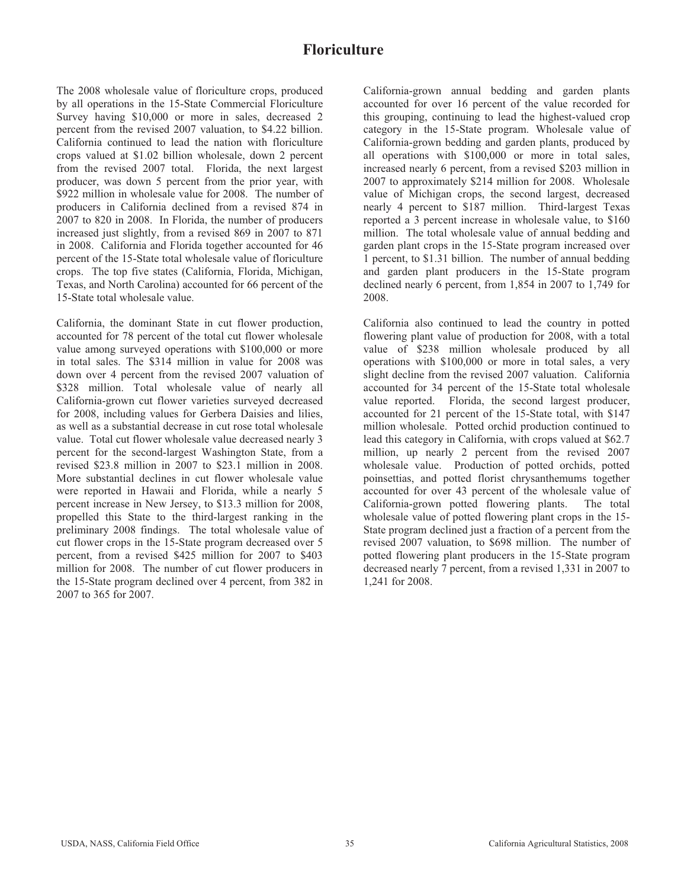# Floriculture

The 2008 wholesale value of floriculture crops, produced by all operations in the 15-State Commercial Floriculture Survey having $10,000 or more in sales, decreased 2 percent from the revised 2007 valuation, to $4.22 billion. California continued to lead the nation with floriculture crops valued at $1.02 billion wholesale, down 2 percent from the revised 2007 total. Florida, the next largest producer, was down 5 percent from the prior year, with $922 million in wholesale value for 2008. The number of producers in California declined from a revised 874 in 2007 to 820 in 2008. In Florida, the number of producers increased just slightly, from a revised 869 in 2007 to 871 in 2008. California and Florida together accounted for 46 percent of the 15-State total wholesale value of floriculture crops. The top five states (California, Florida, Michigan, Texas, and North Carolina) accounted for 66 percent of the 15-State total wholesale value.

California, the dominant State in cut flower production, accounted for 78 percent of the total cut flower wholesale value among surveyed operations with $100,000 or more in total sales. The $314 million in value for 2008 was down over 4 percent from the revised 2007 valuation of $328 million. Total wholesale value of nearly all California-grown cut flower varieties surveyed decreased for 2008, including values for Gerbera Daisies and lilies, as well as a substantial decrease in cut rose total wholesale value. Total cut flower wholesale value decreased nearly 3 percent for the second-largest Washington State, from a revised $23.8 million in 2007 to $23.1 million in 2008. More substantial declines in cut flower wholesale value were reported in Hawaii and Florida, while a nearly 5 percent increase in New Jersey, to $13.3 million for 2008, propelled this State to the third-largest ranking in the preliminary 2008 findings. The total wholesale value of cut flower crops in the 15-State program decreased over 5 percent, from a revised $425 million for 2007 to $403 million for 2008. The number of cut flower producers in the 15-State program declined over 4 percent, from 382 in 2007 to 365 for 2007.

California-grown annual bedding and garden plants accounted for over 16 percent of the value recorded for this grouping, continuing to lead the highest-valued crop category in the 15-State program. Wholesale value of California-grown bedding and garden plants, produced by all operations with $100,000 or more in total sales, increased nearly 6 percent, from a revised $203 million in 2007 to approximately $214 million for 2008. Wholesale value of Michigan crops, the second largest, decreased nearly 4 percent to $187 million. Third-largest Texas reported a 3 percent increase in wholesale value, to $160 million. The total wholesale value of annual bedding and garden plant crops in the 15-State program increased over 1 percent, to $1.31 billion. The number of annual bedding and garden plant producers in the 15-State program declined nearly 6 percent, from 1,854 in 2007 to 1,749 for 2008.

California also continued to lead the country in potted flowering plant value of production for 2008, with a total value of $238 million wholesale produced by all operations with $100,000 or more in total sales, a very slight decline from the revised 2007 valuation. California accounted for 34 percent of the 15-State total wholesale value reported. Florida, the second largest producer, accounted for 21 percent of the 15-State total, with $147 million wholesale. Potted orchid production continued to lead this category in California, with crops valued at $62.7 million, up nearly 2 percent from the revised 2007 wholesale value. Production of potted orchids, potted poinsettias, and potted florist chrysanthemums together accounted for over 43 percent of the wholesale value of California-grown potted flowering plants. The total wholesale value of potted flowering plant crops in the 15-State program declined just a fraction of a percent from the revised 2007 valuation, to $698 million. The number of potted flowering plant producers in the 15-State program decreased nearly 7 percent, from a revised 1,331 in 2007 to 1,241 for 2008.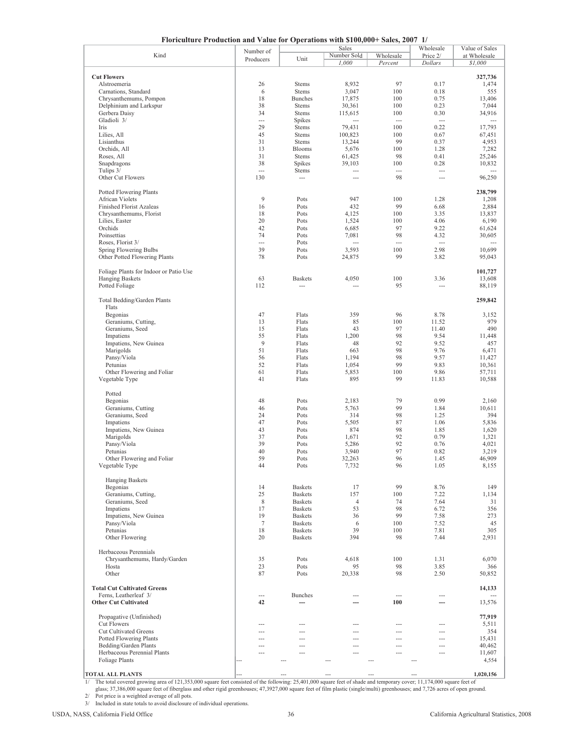## Floriculture Production and Value for Operations with $100,000+ Sales, 2007 1/

| Kind | Number of Producers | Sales | | | Wholesale Price 2/ | Value of Sales at Wholesale |
|---|---|---|---|---|---|---|
| | | Unit | Number Sold | Wholesale | | |
| | | | *1,000* | *Percent* | *Dollars* | *$1,000* |
| **Cut Flowers** | | | | | | **327,736** |
| Alstroemeria | 26 | Stems | 8,932 | 97 | 0.17 | 1,474 |
| Carnations, Standard | 6 | Stems | 3,047 | 100 | 0.18 | 555 |
| Chrysanthemums, Pompon | 18 | Bunches | 17,875 | 100 | 0.75 | 13,406 |
| Delphinium and Larkspur | 38 | Stems | 30,361 | 100 | 0.23 | 7,044 |
| Gerbera Daisy | 34 | Stems | 115,615 | 100 | 0.30 | 34,916 |
| Gladioli 3/ | --- | Spikes | --- | --- | --- | --- |
| Iris | 29 | Stems | 79,431 | 100 | 0.22 | 17,793 |
| Lilies, All | 45 | Stems | 100,823 | 100 | 0.67 | 67,451 |
| Lisianthus | 31 | Stems | 13,244 | 99 | 0.37 | 4,953 |
| Orchids, All | 13 | Blooms | 5,676 | 100 | 1.28 | 7,282 |
| Roses, All | 31 | Stems | 61,425 | 98 | 0.41 | 25,246 |
| Snapdragons | 38 | Spikes | 39,103 | 100 | 0.28 | 10,832 |
| Tulips 3/ | --- | Stems | --- | --- | --- | --- |
| Other Cut Flowers | 130 | --- | --- | 98 | --- | 96,250 |
| Potted Flowering Plants | | | | | | **238,799** |
| African Violets | 9 | Pots | 947 | 100 | 1.28 | 1,208 |
| Finished Florist Azaleas | 16 | Pots | 432 | 99 | 6.68 | 2,884 |
| Chrysanthemums, Florist | 18 | Pots | 4,125 | 100 | 3.35 | 13,837 |
| Lilies, Easter | 20 | Pots | 1,524 | 100 | 4.06 | 6,190 |
| Orchids | 42 | Pots | 6,685 | 97 | 9.22 | 61,624 |
| Poinsettias | 74 | Pots | 7,081 | 98 | 4.32 | 30,605 |
| Roses, Florist 3/ | --- | Pots | --- | --- | --- | --- |
| Spring Flowering Bulbs | 39 | Pots | 3,593 | 100 | 2.98 | 10,699 |
| Other Potted Flowering Plants | 78 | Pots | 24,875 | 99 | 3.82 | 95,043 |
| Foliage Plants for Indoor or Patio Use | | | | | | **101,727** |
| Hanging Baskets | 63 | Baskets | 4,050 | 100 | 3.36 | 13,608 |
| Potted Foliage | 112 | --- | --- | 95 | --- | 88,119 |
| Total Bedding/Garden Plants | | | | | | **259,842** |
| Flats | | | | | | |
| Begonias | 47 | Flats | 359 | 96 | 8.78 | 3,152 |
| Geraniums, Cutting, | 13 | Flats | 85 | 100 | 11.52 | 979 |
| Geraniums, Seed | 15 | Flats | 43 | 97 | 11.40 | 490 |
| Impatiens | 55 | Flats | 1,200 | 98 | 9.54 | 11,448 |
| Impatiens, New Guinea | 9 | Flats | 48 | 92 | 9.52 | 457 |
| Marigolds | 51 | Flats | 663 | 98 | 9.76 | 6,471 |
| Pansy/Viola | 56 | Flats | 1,194 | 98 | 9.57 | 11,427 |
| Petunias | 52 | Flats | 1,054 | 99 | 9.83 | 10,361 |
| Other Flowering and Foliar | 61 | Flats | 5,853 | 100 | 9.86 | 57,711 |
| Vegetable Type | 41 | Flats | 895 | 99 | 11.83 | 10,588 |
| Potted | | | | | | |
| Begonias | 48 | Pots | 2,183 | 79 | 0.99 | 2,160 |
| Geraniums, Cutting | 46 | Pots | 5,763 | 99 | 1.84 | 10,611 |
| Geraniums, Seed | 24 | Pots | 314 | 98 | 1.25 | 394 |
| Impatiens | 47 | Pots | 5,505 | 87 | 1.06 | 5,836 |
| Impatiens, New Guinea | 43 | Pots | 874 | 98 | 1.85 | 1,620 |
| Marigolds | 37 | Pots | 1,671 | 92 | 0.79 | 1,321 |
| Pansy/Viola | 39 | Pots | 5,286 | 92 | 0.76 | 4,021 |
| Petunias | 40 | Pots | 3,940 | 97 | 0.82 | 3,219 |
| Other Flowering and Foliar | 59 | Pots | 32,263 | 96 | 1.45 | 46,909 |
| Vegetable Type | 44 | Pots | 7,732 | 96 | 1.05 | 8,155 |
| Hanging Baskets | | | | | | |
| Begonias | 14 | Baskets | 17 | 99 | 8.76 | 149 |
| Geraniums, Cutting, | 25 | Baskets | 157 | 100 | 7.22 | 1,134 |
| Geraniums, Seed | 8 | Baskets | 4 | 74 | 7.64 | 31 |
| Impatiens | 17 | Baskets | 53 | 98 | 6.72 | 356 |
| Impatiens, New Guinea | 19 | Baskets | 36 | 99 | 7.58 | 273 |
| Pansy/Viola | 7 | Baskets | 6 | 100 | 7.52 | 45 |
| Petunias | 18 | Baskets | 39 | 100 | 7.81 | 305 |
| Other Flowering | 20 | Baskets | 394 | 98 | 7.44 | 2,931 |
| Herbaceous Perennials | | | | | | |
| Chrysanthemums, Hardy/Garden | 35 | Pots | 4,618 | 100 | 1.31 | 6,070 |
| Hosta | 23 | Pots | 95 | 98 | 3.85 | 366 |
| Other | 87 | Pots | 20,338 | 98 | 2.50 | 50,852 |
| **Total Cut Cultivated Greens** | | | | | | **14,133** |
| Ferns, Leatherleaf 3/ | --- | Bunches | --- | --- | --- | --- |
| **Other Cut Cultivated** | **42** | **---** | **---** | **100** | **---** | 13,576 |
| Propagative (Unfinished) | | | | | | **77,919** |
| Cut Flowers | --- | --- | --- | --- | --- | 5,511 |
| Cut Cultivated Greens | --- | --- | --- | --- | --- | 354 |
| Potted Flowering Plants | --- | --- | --- | --- | --- | 15,431 |
| Bedding/Garden Plants | --- | --- | --- | --- | --- | 40,462 |
| Herbaceous Perennial Plants | --- | --- | --- | --- | --- | 11,607 |
| Foliage Plants | --- | --- | --- | --- | --- | 4,554 |
| **TOTAL ALL PLANTS** | --- | --- | --- | --- | --- | **1,020,156** |

1/ The total covered growing area of 121,353,000 square feet consisted of the following: 25,401,000 square feet of shade and temporary cover; 11,174,000 square feet of glass; 37,386,000 square feet of fiberglass and other rigid greenhouses; 47,3927,000 square feet of film plastic (single/multi) greenhouses; and 7,726 acres of open ground.

2/ Pot price is a weighted average of all pots.

3/ Included in state totals to avoid disclosure of individual operations.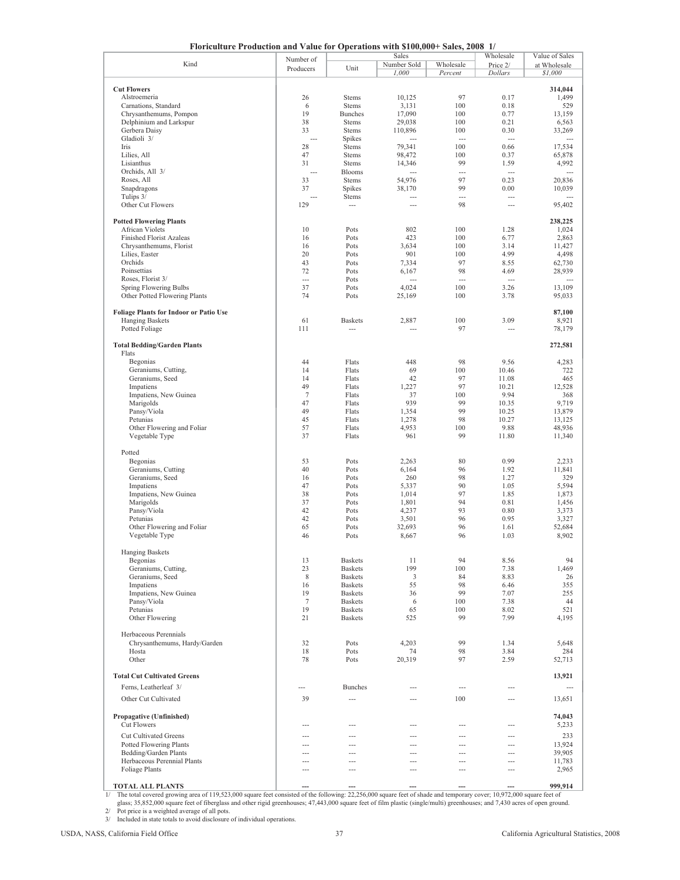# Floriculture Production and Value for Operations with $100,000+ Sales, 2008 1/

| Kind | Number of Producers | Sales | | | Wholesale Price 2/ | Value of Sales at Wholesale |
|---|---|---|---|---|---|---|
| | | Unit | Number Sold | Wholesale | | |
| | | | *1,000* | *Percent* | *Dollars* | *$1,000* |
| **Cut Flowers** | | | | | | **314,044** |
| Alstroemeria | 26 | Stems | 10,125 | 97 | 0.17 | 1,499 |
| Carnations, Standard | 6 | Stems | 3,131 | 100 | 0.18 | 529 |
| Chrysanthemums, Pompon | 19 | Bunches | 17,090 | 100 | 0.77 | 13,159 |
| Delphinium and Larkspur | 38 | Stems | 29,038 | 100 | 0.21 | 6,563 |
| Gerbera Daisy | 33 | Stems | 110,896 | 100 | 0.30 | 33,269 |
| Gladioli 3/ | --- | Spikes | --- | --- | --- | --- |
| Iris | 28 | Stems | 79,341 | 100 | 0.66 | 17,534 |
| Lilies, All | 47 | Stems | 98,472 | 100 | 0.37 | 65,878 |
| Lisianthus | 31 | Stems | 14,346 | 99 | 1.59 | 4,992 |
| Orchids, All 3/ | --- | Blooms | --- | --- | --- | --- |
| Roses, All | 33 | Stems | 54,976 | 97 | 0.23 | 20,836 |
| Snapdragons | 37 | Spikes | 38,170 | 99 | 0.00 | 10,039 |
| Tulips 3/ | --- | Stems | --- | --- | --- | --- |
| Other Cut Flowers | 129 | --- | --- | 98 | --- | 95,402 |
| **Potted Flowering Plants** | | | | | | **238,225** |
| African Violets | 10 | Pots | 802 | 100 | 1.28 | 1,024 |
| Finished Florist Azaleas | 16 | Pots | 423 | 100 | 6.77 | 2,863 |
| Chrysanthemums, Florist | 16 | Pots | 3,634 | 100 | 3.14 | 11,427 |
| Lilies, Easter | 20 | Pots | 901 | 100 | 4.99 | 4,498 |
| Orchids | 43 | Pots | 7,334 | 97 | 8.55 | 62,730 |
| Poinsettias | 72 | Pots | 6,167 | 98 | 4.69 | 28,939 |
| Roses, Florist 3/ | --- | Pots | --- | --- | --- | --- |
| Spring Flowering Bulbs | 37 | Pots | 4,024 | 100 | 3.26 | 13,109 |
| Other Potted Flowering Plants | 74 | Pots | 25,169 | 100 | 3.78 | 95,033 |
| **Foliage Plants for Indoor or Patio Use** | | | | | | **87,100** |
| Hanging Baskets | 61 | Baskets | 2,887 | 100 | 3.09 | 8,921 |
| Potted Foliage | 111 | --- | --- | 97 | --- | 78,179 |
| **Total Bedding/Garden Plants** | | | | | | **272,581** |
| Flats | | | | | | |
| Begonias | 44 | Flats | 448 | 98 | 9.56 | 4,283 |
| Geraniums, Cutting, | 14 | Flats | 69 | 100 | 10.46 | 722 |
| Geraniums, Seed | 14 | Flats | 42 | 97 | 11.08 | 465 |
| Impatiens | 49 | Flats | 1,227 | 97 | 10.21 | 12,528 |
| Impatiens, New Guinea | 7 | Flats | 37 | 100 | 9.94 | 368 |
| Marigolds | 47 | Flats | 939 | 99 | 10.35 | 9,719 |
| Pansy/Viola | 49 | Flats | 1,354 | 99 | 10.25 | 13,879 |
| Petunias | 45 | Flats | 1,278 | 98 | 10.27 | 13,125 |
| Other Flowering and Foliar | 57 | Flats | 4,953 | 100 | 9.88 | 48,936 |
| Vegetable Type | 37 | Flats | 961 | 99 | 11.80 | 11,340 |
| Potted | | | | | | |
| Begonias | 53 | Pots | 2,263 | 80 | 0.99 | 2,233 |
| Geraniums, Cutting | 40 | Pots | 6,164 | 96 | 1.92 | 11,841 |
| Geraniums, Seed | 16 | Pots | 260 | 98 | 1.27 | 329 |
| Impatiens | 47 | Pots | 5,337 | 90 | 1.05 | 5,594 |
| Impatiens, New Guinea | 38 | Pots | 1,014 | 97 | 1.85 | 1,873 |
| Marigolds | 37 | Pots | 1,801 | 94 | 0.81 | 1,456 |
| Pansy/Viola | 42 | Pots | 4,237 | 93 | 0.80 | 3,373 |
| Petunias | 42 | Pots | 3,501 | 96 | 0.95 | 3,327 |
| Other Flowering and Foliar | 65 | Pots | 32,693 | 96 | 1.61 | 52,684 |
| Vegetable Type | 46 | Pots | 8,667 | 96 | 1.03 | 8,902 |
| Hanging Baskets | | | | | | |
| Begonias | 13 | Baskets | 11 | 94 | 8.56 | 94 |
| Geraniums, Cutting, | 23 | Baskets | 199 | 100 | 7.38 | 1,469 |
| Geraniums, Seed | 8 | Baskets | 3 | 84 | 8.83 | 26 |
| Impatiens | 16 | Baskets | 55 | 98 | 6.46 | 355 |
| Impatiens, New Guinea | 19 | Baskets | 36 | 99 | 7.07 | 255 |
| Pansy/Viola | 7 | Baskets | 6 | 100 | 7.38 | 44 |
| Petunias | 19 | Baskets | 65 | 100 | 8.02 | 521 |
| Other Flowering | 21 | Baskets | 525 | 99 | 7.99 | 4,195 |
| Herbaceous Perennials | | | | | | |
| Chrysanthemums, Hardy/Garden | 32 | Pots | 4,203 | 99 | 1.34 | 5,648 |
| Hosta | 18 | Pots | 74 | 98 | 3.84 | 284 |
| Other | 78 | Pots | 20,319 | 97 | 2.59 | 52,713 |
| **Total Cut Cultivated Greens** | | | | | | **13,921** |
| Ferns, Leatherleaf 3/ | --- | Bunches | --- | --- | --- | --- |
| Other Cut Cultivated | 39 | --- | --- | 100 | --- | 13,651 |
| **Propagative (Unfinished)** | | | | | | **74,043** |
| Cut Flowers | --- | --- | --- | --- | --- | 5,233 |
| Cut Cultivated Greens | --- | --- | --- | --- | --- | 233 |
| Potted Flowering Plants | --- | --- | --- | --- | --- | 13,924 |
| Bedding/Garden Plants | --- | --- | --- | --- | --- | 39,905 |
| Herbaceous Perennial Plants | --- | --- | --- | --- | --- | 11,783 |
| Foliage Plants | --- | --- | --- | --- | --- | 2,965 |
| **TOTAL ALL PLANTS** | **---** | **---** | **---** | **---** | **---** | **999,914** |

1/ The total covered growing area of 119,523,000 square feet consisted of the following: 22,256,000 square feet of shade and temporary cover; 10,972,000 square feet of glass; 35,852,000 square feet of fiberglass and other rigid greenhouses; 47,443,000 square feet of film plastic (single/multi) greenhouses; and 7,430 acres of open ground.

2/ Pot price is a weighted average of all pots.

3/ Included in state totals to avoid disclosure of individual operations.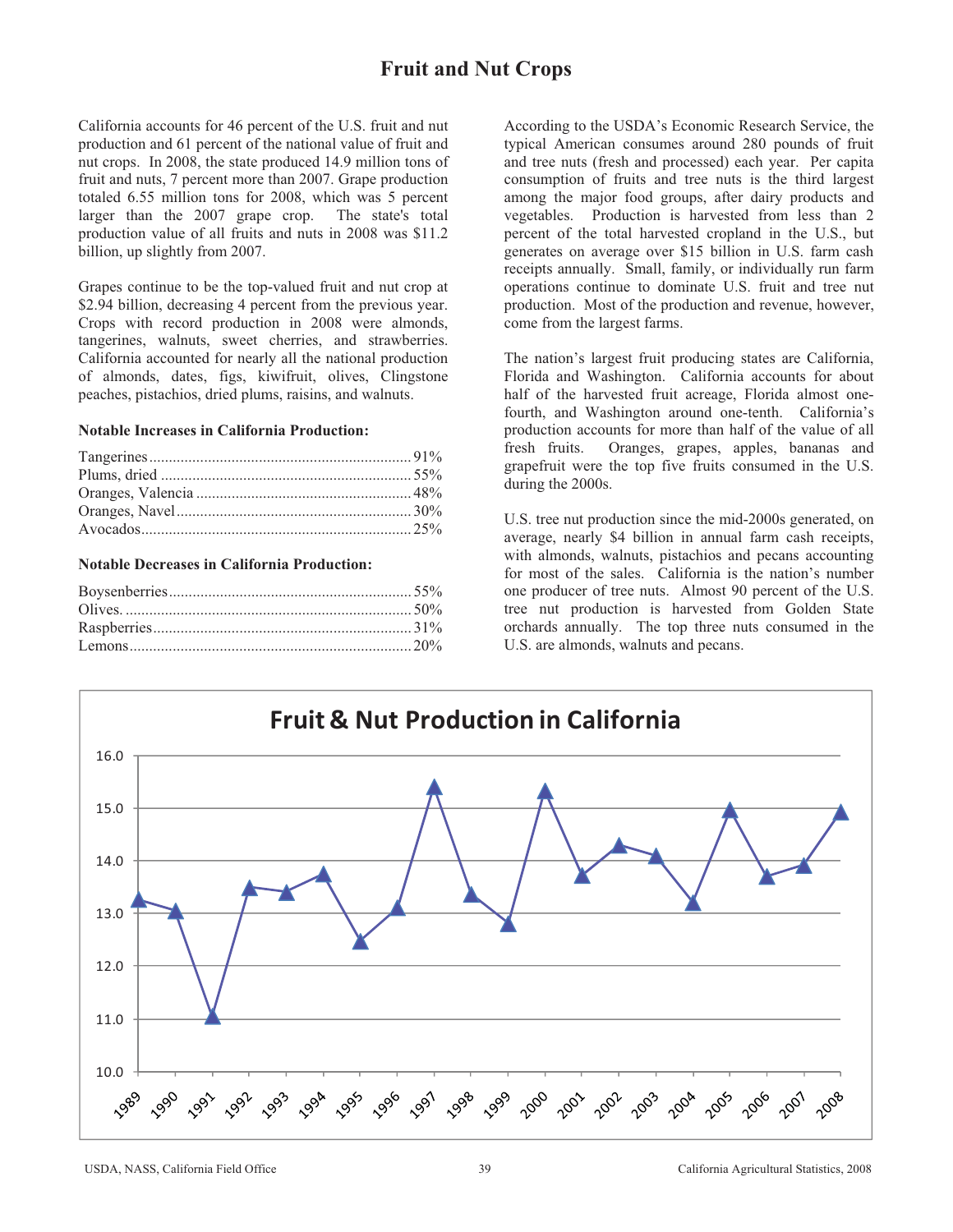# Fruit and Nut Crops

California accounts for 46 percent of the U.S. fruit and nut production and 61 percent of the national value of fruit and nut crops. In 2008, the state produced 14.9 million tons of fruit and nuts, 7 percent more than 2007. Grape production totaled 6.55 million tons for 2008, which was 5 percent larger than the 2007 grape crop. The state's total production value of all fruits and nuts in 2008 was $11.2 billion, up slightly from 2007.

Grapes continue to be the top-valued fruit and nut crop at $2.94 billion, decreasing 4 percent from the previous year. Crops with record production in 2008 were almonds, tangerines, walnuts, sweet cherries, and strawberries. California accounted for nearly all the national production of almonds, dates, figs, kiwifruit, olives, Clingstone peaches, pistachios, dried plums, raisins, and walnuts.

**Notable Increases in California Production:**

| | |
|---|---|
| Tangerines | 91% |
| Plums, dried | 55% |
| Oranges, Valencia | 48% |
| Oranges, Navel | 30% |
| Avocados | 25% |

**Notable Decreases in California Production:**

| | |
|---|---|
| Boysenberries | 55% |
| Olives. | 50% |
| Raspberries | 31% |
| Lemons | 20% |

According to the USDA's Economic Research Service, the typical American consumes around 280 pounds of fruit and tree nuts (fresh and processed) each year. Per capita consumption of fruits and tree nuts is the third largest among the major food groups, after dairy products and vegetables. Production is harvested from less than 2 percent of the total harvested cropland in the U.S., but generates on average over $15 billion in U.S. farm cash receipts annually. Small, family, or individually run farm operations continue to dominate U.S. fruit and tree nut production. Most of the production and revenue, however, come from the largest farms.

The nation's largest fruit producing states are California, Florida and Washington. California accounts for about half of the harvested fruit acreage, Florida almost one-fourth, and Washington around one-tenth. California's production accounts for more than half of the value of all fresh fruits. Oranges, grapes, apples, bananas and grapefruit were the top five fruits consumed in the U.S. during the 2000s.

U.S. tree nut production since the mid-2000s generated, on average, nearly $4 billion in annual farm cash receipts, with almonds, walnuts, pistachios and pecans accounting for most of the sales. California is the nation's number one producer of tree nuts. Almost 90 percent of the U.S. tree nut production is harvested from Golden State orchards annually. The top three nuts consumed in the U.S. are almonds, walnuts and pecans.

**Fruit & Nut Production in California**

| Year | Production |
|---|---|
| 1989 | 13.3 |
| 1990 | 13.0 |
| 1991 | 11.1 |
| 1992 | 13.5 |
| 1993 | 13.4 |
| 1994 | 13.7 |
| 1995 | 12.5 |
| 1996 | 13.1 |
| 1997 | 15.4 |
| 1998 | 13.4 |
| 1999 | 12.8 |
| 2000 | 15.3 |
| 2001 | 13.7 |
| 2002 | 14.3 |
| 2003 | 14.1 |
| 2004 | 13.2 |
| 2005 | 15.0 |
| 2006 | 13.7 |
| 2007 | 13.9 |
| 2008 | 14.9 |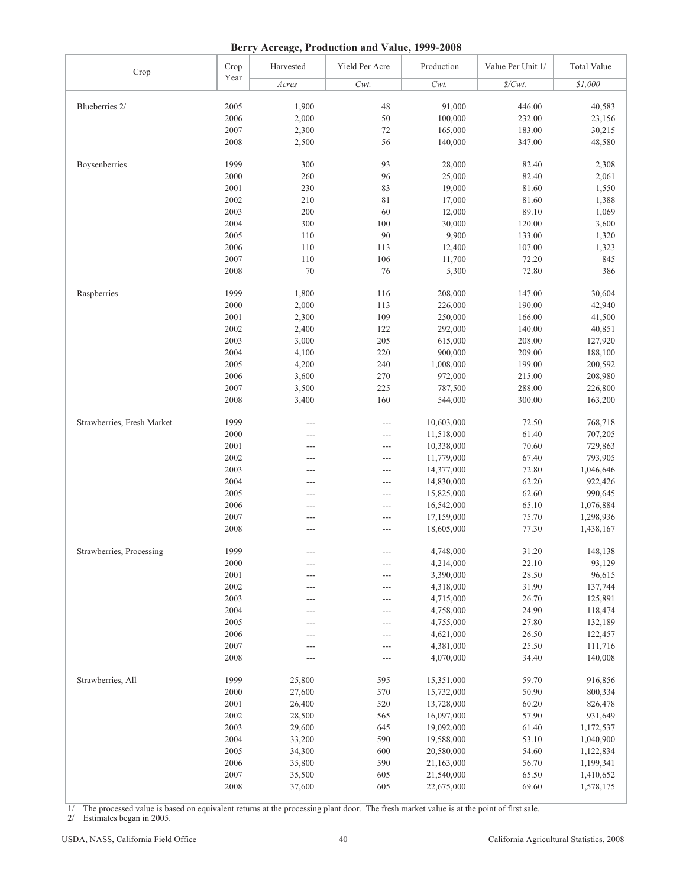# Berry Acreage, Production and Value, 1999-2008

| Crop | Crop Year | Harvested | Yield Per Acre | Production | Value Per Unit 1/ | Total Value |
|---|---|---|---|---|---|---|
| | | *Acres* | *Cwt.* | *Cwt.* | *$/Cwt.* | *$1,000* |
| Blueberries 2/ | 2005 | 1,900 | 48 | 91,000 | 446.00 | 40,583 |
| | 2006 | 2,000 | 50 | 100,000 | 232.00 | 23,156 |
| | 2007 | 2,300 | 72 | 165,000 | 183.00 | 30,215 |
| | 2008 | 2,500 | 56 | 140,000 | 347.00 | 48,580 |
| Boysenberries | 1999 | 300 | 93 | 28,000 | 82.40 | 2,308 |
| | 2000 | 260 | 96 | 25,000 | 82.40 | 2,061 |
| | 2001 | 230 | 83 | 19,000 | 81.60 | 1,550 |
| | 2002 | 210 | 81 | 17,000 | 81.60 | 1,388 |
| | 2003 | 200 | 60 | 12,000 | 89.10 | 1,069 |
| | 2004 | 300 | 100 | 30,000 | 120.00 | 3,600 |
| | 2005 | 110 | 90 | 9,900 | 133.00 | 1,320 |
| | 2006 | 110 | 113 | 12,400 | 107.00 | 1,323 |
| | 2007 | 110 | 106 | 11,700 | 72.20 | 845 |
| | 2008 | 70 | 76 | 5,300 | 72.80 | 386 |
| Raspberries | 1999 | 1,800 | 116 | 208,000 | 147.00 | 30,604 |
| | 2000 | 2,000 | 113 | 226,000 | 190.00 | 42,940 |
| | 2001 | 2,300 | 109 | 250,000 | 166.00 | 41,500 |
| | 2002 | 2,400 | 122 | 292,000 | 140.00 | 40,851 |
| | 2003 | 3,000 | 205 | 615,000 | 208.00 | 127,920 |
| | 2004 | 4,100 | 220 | 900,000 | 209.00 | 188,100 |
| | 2005 | 4,200 | 240 | 1,008,000 | 199.00 | 200,592 |
| | 2006 | 3,600 | 270 | 972,000 | 215.00 | 208,980 |
| | 2007 | 3,500 | 225 | 787,500 | 288.00 | 226,800 |
| | 2008 | 3,400 | 160 | 544,000 | 300.00 | 163,200 |
| Strawberries, Fresh Market | 1999 | --- | --- | 10,603,000 | 72.50 | 768,718 |
| | 2000 | --- | --- | 11,518,000 | 61.40 | 707,205 |
| | 2001 | --- | --- | 10,338,000 | 70.60 | 729,863 |
| | 2002 | --- | --- | 11,779,000 | 67.40 | 793,905 |
| | 2003 | --- | --- | 14,377,000 | 72.80 | 1,046,646 |
| | 2004 | --- | --- | 14,830,000 | 62.20 | 922,426 |
| | 2005 | --- | --- | 15,825,000 | 62.60 | 990,645 |
| | 2006 | --- | --- | 16,542,000 | 65.10 | 1,076,884 |
| | 2007 | --- | --- | 17,159,000 | 75.70 | 1,298,936 |
| | 2008 | --- | --- | 18,605,000 | 77.30 | 1,438,167 |
| Strawberries, Processing | 1999 | --- | --- | 4,748,000 | 31.20 | 148,138 |
| | 2000 | --- | --- | 4,214,000 | 22.10 | 93,129 |
| | 2001 | --- | --- | 3,390,000 | 28.50 | 96,615 |
| | 2002 | --- | --- | 4,318,000 | 31.90 | 137,744 |
| | 2003 | --- | --- | 4,715,000 | 26.70 | 125,891 |
| | 2004 | --- | --- | 4,758,000 | 24.90 | 118,474 |
| | 2005 | --- | --- | 4,755,000 | 27.80 | 132,189 |
| | 2006 | --- | --- | 4,621,000 | 26.50 | 122,457 |
| | 2007 | --- | --- | 4,381,000 | 25.50 | 111,716 |
| | 2008 | --- | --- | 4,070,000 | 34.40 | 140,008 |
| Strawberries, All | 1999 | 25,800 | 595 | 15,351,000 | 59.70 | 916,856 |
| | 2000 | 27,600 | 570 | 15,732,000 | 50.90 | 800,334 |
| | 2001 | 26,400 | 520 | 13,728,000 | 60.20 | 826,478 |
| | 2002 | 28,500 | 565 | 16,097,000 | 57.90 | 931,649 |
| | 2003 | 29,600 | 645 | 19,092,000 | 61.40 | 1,172,537 |
| | 2004 | 33,200 | 590 | 19,588,000 | 53.10 | 1,040,900 |
| | 2005 | 34,300 | 600 | 20,580,000 | 54.60 | 1,122,834 |
| | 2006 | 35,800 | 590 | 21,163,000 | 56.70 | 1,199,341 |
| | 2007 | 35,500 | 605 | 21,540,000 | 65.50 | 1,410,652 |
| | 2008 | 37,600 | 605 | 22,675,000 | 69.60 | 1,578,175 |

1/ The processed value is based on equivalent returns at the processing plant door. The fresh market value is at the point of first sale.
2/ Estimates began in 2005.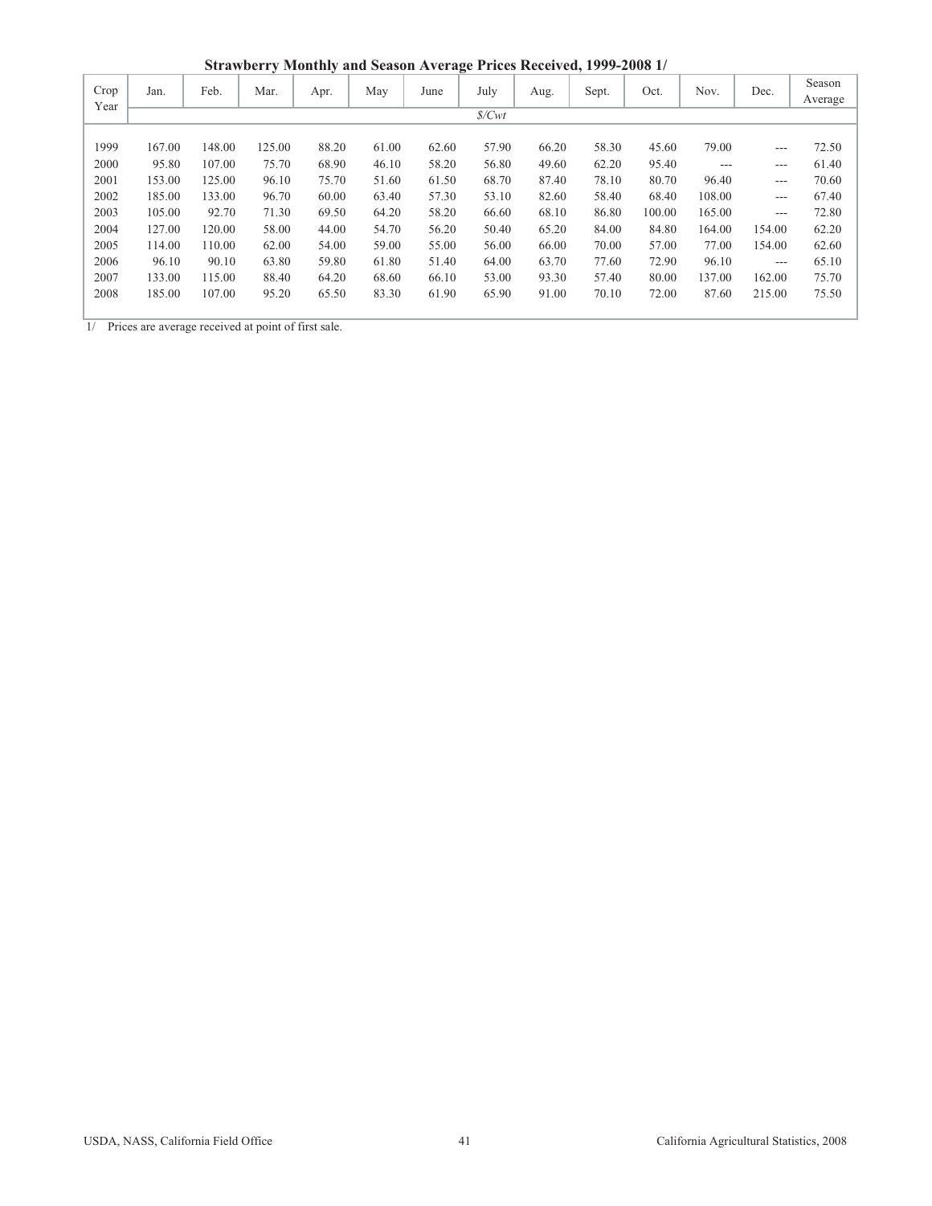**Strawberry Monthly and Season Average Prices Received, 1999-2008 1/**

| Crop Year | Jan. | Feb. | Mar. | Apr. | May | June | July | Aug. | Sept. | Oct. | Nov. | Dec. | Season Average |
|---|---|---|---|---|---|---|---|---|---|---|---|---|---|
| | | | | | | | $/Cwt | | | | | | |
| 1999 | 167.00 | 148.00 | 125.00 | 88.20 | 61.00 | 62.60 | 57.90 | 66.20 | 58.30 | 45.60 | 79.00 | --- | 72.50 |
| 2000 | 95.80 | 107.00 | 75.70 | 68.90 | 46.10 | 58.20 | 56.80 | 49.60 | 62.20 | 95.40 | --- | --- | 61.40 |
| 2001 | 153.00 | 125.00 | 96.10 | 75.70 | 51.60 | 61.50 | 68.70 | 87.40 | 78.10 | 80.70 | 96.40 | --- | 70.60 |
| 2002 | 185.00 | 133.00 | 96.70 | 60.00 | 63.40 | 57.30 | 53.10 | 82.60 | 58.40 | 68.40 | 108.00 | --- | 67.40 |
| 2003 | 105.00 | 92.70 | 71.30 | 69.50 | 64.20 | 58.20 | 66.60 | 68.10 | 86.80 | 100.00 | 165.00 | --- | 72.80 |
| 2004 | 127.00 | 120.00 | 58.00 | 44.00 | 54.70 | 56.20 | 50.40 | 65.20 | 84.00 | 84.80 | 164.00 | 154.00 | 62.20 |
| 2005 | 114.00 | 110.00 | 62.00 | 54.00 | 59.00 | 55.00 | 56.00 | 66.00 | 70.00 | 57.00 | 77.00 | 154.00 | 62.60 |
| 2006 | 96.10 | 90.10 | 63.80 | 59.80 | 61.80 | 51.40 | 64.00 | 63.70 | 77.60 | 72.90 | 96.10 | --- | 65.10 |
| 2007 | 133.00 | 115.00 | 88.40 | 64.20 | 68.60 | 66.10 | 53.00 | 93.30 | 57.40 | 80.00 | 137.00 | 162.00 | 75.70 |
| 2008 | 185.00 | 107.00 | 95.20 | 65.50 | 83.30 | 61.90 | 65.90 | 91.00 | 70.10 | 72.00 | 87.60 | 215.00 | 75.50 |

1/ Prices are average received at point of first sale.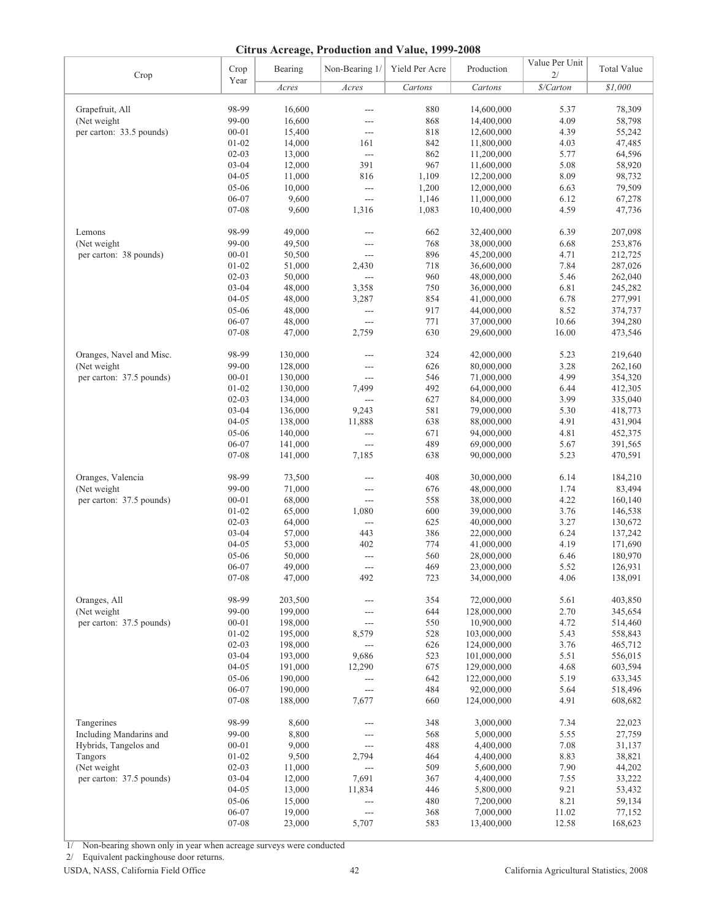## Citrus Acreage, Production and Value, 1999-2008

| Crop | Crop Year | Bearing | Non-Bearing 1/ | Yield Per Acre | Production | Value Per Unit 2/ | Total Value |
|---|---|---|---|---|---|---|---|
| | | *Acres* | *Acres* | *Cartons* | *Cartons* | *$/Carton* | *$1,000* |
| Grapefruit, All | 98-99 | 16,600 | --- | 880 | 14,600,000 | 5.37 | 78,309 |
| (Net weight | 99-00 | 16,600 | --- | 868 | 14,400,000 | 4.09 | 58,798 |
| per carton: 33.5 pounds) | 00-01 | 15,400 | --- | 818 | 12,600,000 | 4.39 | 55,242 |
| | 01-02 | 14,000 | 161 | 842 | 11,800,000 | 4.03 | 47,485 |
| | 02-03 | 13,000 | --- | 862 | 11,200,000 | 5.77 | 64,596 |
| | 03-04 | 12,000 | 391 | 967 | 11,600,000 | 5.08 | 58,920 |
| | 04-05 | 11,000 | 816 | 1,109 | 12,200,000 | 8.09 | 98,732 |
| | 05-06 | 10,000 | --- | 1,200 | 12,000,000 | 6.63 | 79,509 |
| | 06-07 | 9,600 | --- | 1,146 | 11,000,000 | 6.12 | 67,278 |
| | 07-08 | 9,600 | 1,316 | 1,083 | 10,400,000 | 4.59 | 47,736 |
| Lemons | 98-99 | 49,000 | --- | 662 | 32,400,000 | 6.39 | 207,098 |
| (Net weight | 99-00 | 49,500 | --- | 768 | 38,000,000 | 6.68 | 253,876 |
| per carton: 38 pounds) | 00-01 | 50,500 | --- | 896 | 45,200,000 | 4.71 | 212,725 |
| | 01-02 | 51,000 | 2,430 | 718 | 36,600,000 | 7.84 | 287,026 |
| | 02-03 | 50,000 | --- | 960 | 48,000,000 | 5.46 | 262,040 |
| | 03-04 | 48,000 | 3,358 | 750 | 36,000,000 | 6.81 | 245,282 |
| | 04-05 | 48,000 | 3,287 | 854 | 41,000,000 | 6.78 | 277,991 |
| | 05-06 | 48,000 | --- | 917 | 44,000,000 | 8.52 | 374,737 |
| | 06-07 | 48,000 | --- | 771 | 37,000,000 | 10.66 | 394,280 |
| | 07-08 | 47,000 | 2,759 | 630 | 29,600,000 | 16.00 | 473,546 |
| Oranges, Navel and Misc. | 98-99 | 130,000 | --- | 324 | 42,000,000 | 5.23 | 219,640 |
| (Net weight | 99-00 | 128,000 | --- | 626 | 80,000,000 | 3.28 | 262,160 |
| per carton: 37.5 pounds) | 00-01 | 130,000 | --- | 546 | 71,000,000 | 4.99 | 354,320 |
| | 01-02 | 130,000 | 7,499 | 492 | 64,000,000 | 6.44 | 412,305 |
| | 02-03 | 134,000 | --- | 627 | 84,000,000 | 3.99 | 335,040 |
| | 03-04 | 136,000 | 9,243 | 581 | 79,000,000 | 5.30 | 418,773 |
| | 04-05 | 138,000 | 11,888 | 638 | 88,000,000 | 4.91 | 431,904 |
| | 05-06 | 140,000 | --- | 671 | 94,000,000 | 4.81 | 452,375 |
| | 06-07 | 141,000 | --- | 489 | 69,000,000 | 5.67 | 391,565 |
| | 07-08 | 141,000 | 7,185 | 638 | 90,000,000 | 5.23 | 470,591 |
| Oranges, Valencia | 98-99 | 73,500 | --- | 408 | 30,000,000 | 6.14 | 184,210 |
| (Net weight | 99-00 | 71,000 | --- | 676 | 48,000,000 | 1.74 | 83,494 |
| per carton: 37.5 pounds) | 00-01 | 68,000 | --- | 558 | 38,000,000 | 4.22 | 160,140 |
| | 01-02 | 65,000 | 1,080 | 600 | 39,000,000 | 3.76 | 146,538 |
| | 02-03 | 64,000 | --- | 625 | 40,000,000 | 3.27 | 130,672 |
| | 03-04 | 57,000 | 443 | 386 | 22,000,000 | 6.24 | 137,242 |
| | 04-05 | 53,000 | 402 | 774 | 41,000,000 | 4.19 | 171,690 |
| | 05-06 | 50,000 | --- | 560 | 28,000,000 | 6.46 | 180,970 |
| | 06-07 | 49,000 | --- | 469 | 23,000,000 | 5.52 | 126,931 |
| | 07-08 | 47,000 | 492 | 723 | 34,000,000 | 4.06 | 138,091 |
| Oranges, All | 98-99 | 203,500 | --- | 354 | 72,000,000 | 5.61 | 403,850 |
| (Net weight | 99-00 | 199,000 | --- | 644 | 128,000,000 | 2.70 | 345,654 |
| per carton: 37.5 pounds) | 00-01 | 198,000 | --- | 550 | 10,900,000 | 4.72 | 514,460 |
| | 01-02 | 195,000 | 8,579 | 528 | 103,000,000 | 5.43 | 558,843 |
| | 02-03 | 198,000 | --- | 626 | 124,000,000 | 3.76 | 465,712 |
| | 03-04 | 193,000 | 9,686 | 523 | 101,000,000 | 5.51 | 556,015 |
| | 04-05 | 191,000 | 12,290 | 675 | 129,000,000 | 4.68 | 603,594 |
| | 05-06 | 190,000 | --- | 642 | 122,000,000 | 5.19 | 633,345 |
| | 06-07 | 190,000 | --- | 484 | 92,000,000 | 5.64 | 518,496 |
| | 07-08 | 188,000 | 7,677 | 660 | 124,000,000 | 4.91 | 608,682 |
| Tangerines | 98-99 | 8,600 | --- | 348 | 3,000,000 | 7.34 | 22,023 |
| Including Mandarins and | 99-00 | 8,800 | --- | 568 | 5,000,000 | 5.55 | 27,759 |
| Hybrids, Tangelos and | 00-01 | 9,000 | --- | 488 | 4,400,000 | 7.08 | 31,137 |
| Tangors | 01-02 | 9,500 | 2,794 | 464 | 4,400,000 | 8.83 | 38,821 |
| (Net weight | 02-03 | 11,000 | --- | 509 | 5,600,000 | 7.90 | 44,202 |
| per carton: 37.5 pounds) | 03-04 | 12,000 | 7,691 | 367 | 4,400,000 | 7.55 | 33,222 |
| | 04-05 | 13,000 | 11,834 | 446 | 5,800,000 | 9.21 | 53,432 |
| | 05-06 | 15,000 | --- | 480 | 7,200,000 | 8.21 | 59,134 |
| | 06-07 | 19,000 | --- | 368 | 7,000,000 | 11.02 | 77,152 |
| | 07-08 | 23,000 | 5,707 | 583 | 13,400,000 | 12.58 | 168,623 |

1/ Non-bearing shown only in year when acreage surveys were conducted

2/ Equivalent packinghouse door returns.

USDA, NASS, California Field Office — California Agricultural Statistics, 2008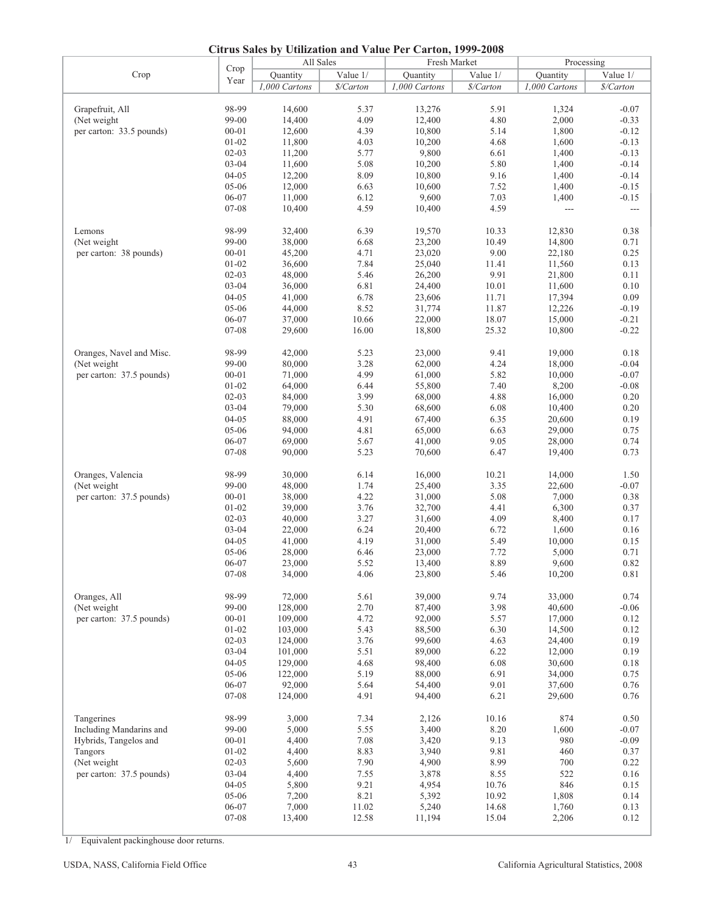## Citrus Sales by Utilization and Value Per Carton, 1999-2008

| Crop | Crop Year | All Sales | | Fresh Market | | Processing | |
|---|---|---|---|---|---|---|---|
| | | Quantity | Value 1/ | Quantity | Value 1/ | Quantity | Value 1/ |
| | | *1,000 Cartons* | *$/Carton* | *1,000 Cartons* | *$/Carton* | *1,000 Cartons* | *$/Carton* |
| Grapefruit, All | 98-99 | 14,600 | 5.37 | 13,276 | 5.91 | 1,324 | -0.07 |
| (Net weight | 99-00 | 14,400 | 4.09 | 12,400 | 4.80 | 2,000 | -0.33 |
| per carton: 33.5 pounds) | 00-01 | 12,600 | 4.39 | 10,800 | 5.14 | 1,800 | -0.12 |
| | 01-02 | 11,800 | 4.03 | 10,200 | 4.68 | 1,600 | -0.13 |
| | 02-03 | 11,200 | 5.77 | 9,800 | 6.61 | 1,400 | -0.13 |
| | 03-04 | 11,600 | 5.08 | 10,200 | 5.80 | 1,400 | -0.14 |
| | 04-05 | 12,200 | 8.09 | 10,800 | 9.16 | 1,400 | -0.14 |
| | 05-06 | 12,000 | 6.63 | 10,600 | 7.52 | 1,400 | -0.15 |
| | 06-07 | 11,000 | 6.12 | 9,600 | 7.03 | 1,400 | -0.15 |
| | 07-08 | 10,400 | 4.59 | 10,400 | 4.59 | --- | --- |
| Lemons | 98-99 | 32,400 | 6.39 | 19,570 | 10.33 | 12,830 | 0.38 |
| (Net weight | 99-00 | 38,000 | 6.68 | 23,200 | 10.49 | 14,800 | 0.71 |
| per carton: 38 pounds) | 00-01 | 45,200 | 4.71 | 23,020 | 9.00 | 22,180 | 0.25 |
| | 01-02 | 36,600 | 7.84 | 25,040 | 11.41 | 11,560 | 0.13 |
| | 02-03 | 48,000 | 5.46 | 26,200 | 9.91 | 21,800 | 0.11 |
| | 03-04 | 36,000 | 6.81 | 24,400 | 10.01 | 11,600 | 0.10 |
| | 04-05 | 41,000 | 6.78 | 23,606 | 11.71 | 17,394 | 0.09 |
| | 05-06 | 44,000 | 8.52 | 31,774 | 11.87 | 12,226 | -0.19 |
| | 06-07 | 37,000 | 10.66 | 22,000 | 18.07 | 15,000 | -0.21 |
| | 07-08 | 29,600 | 16.00 | 18,800 | 25.32 | 10,800 | -0.22 |
| Oranges, Navel and Misc. | 98-99 | 42,000 | 5.23 | 23,000 | 9.41 | 19,000 | 0.18 |
| (Net weight | 99-00 | 80,000 | 3.28 | 62,000 | 4.24 | 18,000 | -0.04 |
| per carton: 37.5 pounds) | 00-01 | 71,000 | 4.99 | 61,000 | 5.82 | 10,000 | -0.07 |
| | 01-02 | 64,000 | 6.44 | 55,800 | 7.40 | 8,200 | -0.08 |
| | 02-03 | 84,000 | 3.99 | 68,000 | 4.88 | 16,000 | 0.20 |
| | 03-04 | 79,000 | 5.30 | 68,600 | 6.08 | 10,400 | 0.20 |
| | 04-05 | 88,000 | 4.91 | 67,400 | 6.35 | 20,600 | 0.19 |
| | 05-06 | 94,000 | 4.81 | 65,000 | 6.63 | 29,000 | 0.75 |
| | 06-07 | 69,000 | 5.67 | 41,000 | 9.05 | 28,000 | 0.74 |
| | 07-08 | 90,000 | 5.23 | 70,600 | 6.47 | 19,400 | 0.73 |
| Oranges, Valencia | 98-99 | 30,000 | 6.14 | 16,000 | 10.21 | 14,000 | 1.50 |
| (Net weight | 99-00 | 48,000 | 1.74 | 25,400 | 3.35 | 22,600 | -0.07 |
| per carton: 37.5 pounds) | 00-01 | 38,000 | 4.22 | 31,000 | 5.08 | 7,000 | 0.38 |
| | 01-02 | 39,000 | 3.76 | 32,700 | 4.41 | 6,300 | 0.37 |
| | 02-03 | 40,000 | 3.27 | 31,600 | 4.09 | 8,400 | 0.17 |
| | 03-04 | 22,000 | 6.24 | 20,400 | 6.72 | 1,600 | 0.16 |
| | 04-05 | 41,000 | 4.19 | 31,000 | 5.49 | 10,000 | 0.15 |
| | 05-06 | 28,000 | 6.46 | 23,000 | 7.72 | 5,000 | 0.71 |
| | 06-07 | 23,000 | 5.52 | 13,400 | 8.89 | 9,600 | 0.82 |
| | 07-08 | 34,000 | 4.06 | 23,800 | 5.46 | 10,200 | 0.81 |
| Oranges, All | 98-99 | 72,000 | 5.61 | 39,000 | 9.74 | 33,000 | 0.74 |
| (Net weight | 99-00 | 128,000 | 2.70 | 87,400 | 3.98 | 40,600 | -0.06 |
| per carton: 37.5 pounds) | 00-01 | 109,000 | 4.72 | 92,000 | 5.57 | 17,000 | 0.12 |
| | 01-02 | 103,000 | 5.43 | 88,500 | 6.30 | 14,500 | 0.12 |
| | 02-03 | 124,000 | 3.76 | 99,600 | 4.63 | 24,400 | 0.19 |
| | 03-04 | 101,000 | 5.51 | 89,000 | 6.22 | 12,000 | 0.19 |
| | 04-05 | 129,000 | 4.68 | 98,400 | 6.08 | 30,600 | 0.18 |
| | 05-06 | 122,000 | 5.19 | 88,000 | 6.91 | 34,000 | 0.75 |
| | 06-07 | 92,000 | 5.64 | 54,400 | 9.01 | 37,600 | 0.76 |
| | 07-08 | 124,000 | 4.91 | 94,400 | 6.21 | 29,600 | 0.76 |
| Tangerines | 98-99 | 3,000 | 7.34 | 2,126 | 10.16 | 874 | 0.50 |
| Including Mandarins and | 99-00 | 5,000 | 5.55 | 3,400 | 8.20 | 1,600 | -0.07 |
| Hybrids, Tangelos and | 00-01 | 4,400 | 7.08 | 3,420 | 9.13 | 980 | -0.09 |
| Tangors | 01-02 | 4,400 | 8.83 | 3,940 | 9.81 | 460 | 0.37 |
| (Net weight | 02-03 | 5,600 | 7.90 | 4,900 | 8.99 | 700 | 0.22 |
| per carton: 37.5 pounds) | 03-04 | 4,400 | 7.55 | 3,878 | 8.55 | 522 | 0.16 |
| | 04-05 | 5,800 | 9.21 | 4,954 | 10.76 | 846 | 0.15 |
| | 05-06 | 7,200 | 8.21 | 5,392 | 10.92 | 1,808 | 0.14 |
| | 06-07 | 7,000 | 11.02 | 5,240 | 14.68 | 1,760 | 0.13 |
| | 07-08 | 13,400 | 12.58 | 11,194 | 15.04 | 2,206 | 0.12 |

1/ Equivalent packinghouse door returns.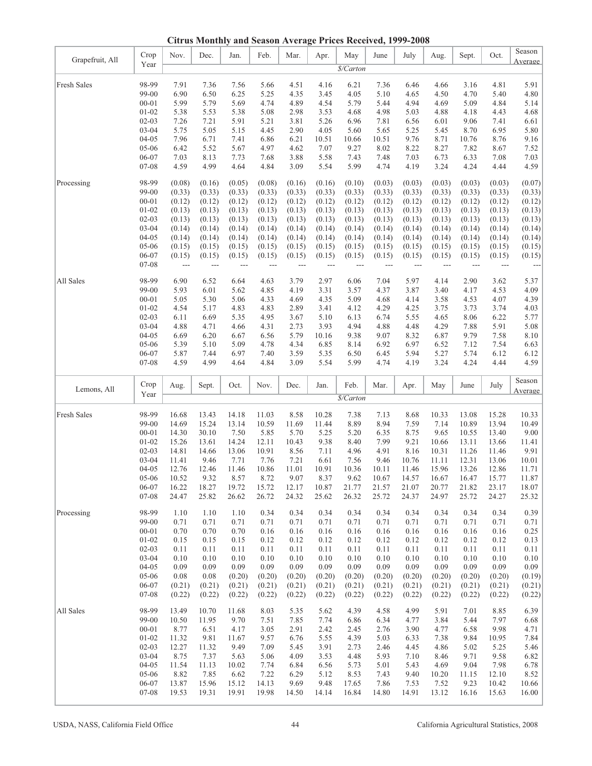# Citrus Monthly and Season Average Prices Received, 1999-2008

| Grapefruit, All | Crop Year | Nov. | Dec. | Jan. | Feb. | Mar. | Apr. | May | June | July | Aug. | Sept. | Oct. | Season Average |
|---|---|---|---|---|---|---|---|---|---|---|---|---|---|---|
| | | $/Carton | | | | | | | | | | | | |
| Fresh Sales | 98-99 | 7.91 | 7.36 | 7.56 | 5.66 | 4.51 | 4.16 | 6.21 | 7.36 | 6.46 | 4.66 | 3.16 | 4.81 | 5.91 |
| | 99-00 | 6.90 | 6.50 | 6.25 | 5.25 | 4.35 | 3.45 | 4.05 | 5.10 | 4.65 | 4.50 | 4.70 | 5.40 | 4.80 |
| | 00-01 | 5.99 | 5.79 | 5.69 | 4.74 | 4.89 | 4.54 | 5.79 | 5.44 | 4.94 | 4.69 | 5.09 | 4.84 | 5.14 |
| | 01-02 | 5.38 | 5.53 | 5.38 | 5.08 | 2.98 | 3.53 | 4.68 | 4.98 | 5.03 | 4.88 | 4.18 | 4.43 | 4.68 |
| | 02-03 | 7.26 | 7.21 | 5.91 | 5.21 | 3.81 | 5.26 | 6.96 | 7.81 | 6.56 | 6.01 | 9.06 | 7.41 | 6.61 |
| | 03-04 | 5.75 | 5.05 | 5.15 | 4.45 | 2.90 | 4.05 | 5.60 | 5.65 | 5.25 | 5.45 | 8.70 | 6.95 | 5.80 |
| | 04-05 | 7.96 | 6.71 | 7.41 | 6.86 | 6.21 | 10.51 | 10.66 | 10.51 | 9.76 | 8.71 | 10.76 | 8.76 | 9.16 |
| | 05-06 | 6.42 | 5.52 | 5.67 | 4.97 | 4.62 | 7.07 | 9.27 | 8.02 | 8.22 | 8.27 | 7.82 | 8.67 | 7.52 |
| | 06-07 | 7.03 | 8.13 | 7.73 | 7.68 | 3.88 | 5.58 | 7.43 | 7.48 | 7.03 | 6.73 | 6.33 | 7.08 | 7.03 |
| | 07-08 | 4.59 | 4.99 | 4.64 | 4.84 | 3.09 | 5.54 | 5.99 | 4.74 | 4.19 | 3.24 | 4.24 | 4.44 | 4.59 |
| Processing | 98-99 | (0.08) | (0.16) | (0.05) | (0.08) | (0.16) | (0.16) | (0.10) | (0.03) | (0.03) | (0.03) | (0.03) | (0.03) | (0.07) |
| | 99-00 | (0.33) | (0.33) | (0.33) | (0.33) | (0.33) | (0.33) | (0.33) | (0.33) | (0.33) | (0.33) | (0.33) | (0.33) | (0.33) |
| | 00-01 | (0.12) | (0.12) | (0.12) | (0.12) | (0.12) | (0.12) | (0.12) | (0.12) | (0.12) | (0.12) | (0.12) | (0.12) | (0.12) |
| | 01-02 | (0.13) | (0.13) | (0.13) | (0.13) | (0.13) | (0.13) | (0.13) | (0.13) | (0.13) | (0.13) | (0.13) | (0.13) | (0.13) |
| | 02-03 | (0.13) | (0.13) | (0.13) | (0.13) | (0.13) | (0.13) | (0.13) | (0.13) | (0.13) | (0.13) | (0.13) | (0.13) | (0.13) |
| | 03-04 | (0.14) | (0.14) | (0.14) | (0.14) | (0.14) | (0.14) | (0.14) | (0.14) | (0.14) | (0.14) | (0.14) | (0.14) | (0.14) |
| | 04-05 | (0.14) | (0.14) | (0.14) | (0.14) | (0.14) | (0.14) | (0.14) | (0.14) | (0.14) | (0.14) | (0.14) | (0.14) | (0.14) |
| | 05-06 | (0.15) | (0.15) | (0.15) | (0.15) | (0.15) | (0.15) | (0.15) | (0.15) | (0.15) | (0.15) | (0.15) | (0.15) | (0.15) |
| | 06-07 | (0.15) | (0.15) | (0.15) | (0.15) | (0.15) | (0.15) | (0.15) | (0.15) | (0.15) | (0.15) | (0.15) | (0.15) | (0.15) |
| | 07-08 | --- | --- | --- | --- | --- | --- | --- | --- | --- | --- | --- | --- | --- |
| All Sales | 98-99 | 6.90 | 6.52 | 6.64 | 4.63 | 3.79 | 2.97 | 6.06 | 7.04 | 5.97 | 4.14 | 2.90 | 3.62 | 5.37 |
| | 99-00 | 5.93 | 6.01 | 5.62 | 4.85 | 4.19 | 3.31 | 3.57 | 4.37 | 3.87 | 3.40 | 4.17 | 4.53 | 4.09 |
| | 00-01 | 5.05 | 5.30 | 5.06 | 4.33 | 4.69 | 4.35 | 5.09 | 4.68 | 4.14 | 3.58 | 4.53 | 4.07 | 4.39 |
| | 01-02 | 4.54 | 5.17 | 4.83 | 4.83 | 2.89 | 3.41 | 4.12 | 4.29 | 4.25 | 3.75 | 3.73 | 3.74 | 4.03 |
| | 02-03 | 6.11 | 6.69 | 5.35 | 4.95 | 3.67 | 5.10 | 6.13 | 6.74 | 5.55 | 4.65 | 8.06 | 6.22 | 5.77 |
| | 03-04 | 4.88 | 4.71 | 4.66 | 4.31 | 2.73 | 3.93 | 4.94 | 4.88 | 4.48 | 4.29 | 7.88 | 5.91 | 5.08 |
| | 04-05 | 6.69 | 6.20 | 6.67 | 6.56 | 5.79 | 10.16 | 9.38 | 9.07 | 8.32 | 6.87 | 9.79 | 7.58 | 8.10 |
| | 05-06 | 5.39 | 5.10 | 5.09 | 4.78 | 4.34 | 6.85 | 8.14 | 6.92 | 6.97 | 6.52 | 7.12 | 7.54 | 6.63 |
| | 06-07 | 5.87 | 7.44 | 6.97 | 7.40 | 3.59 | 5.35 | 6.50 | 6.45 | 5.94 | 5.27 | 5.74 | 6.12 | 6.12 |
| | 07-08 | 4.59 | 4.99 | 4.64 | 4.84 | 3.09 | 5.54 | 5.99 | 4.74 | 4.19 | 3.24 | 4.24 | 4.44 | 4.59 |

| Lemons, All | Crop Year | Aug. | Sept. | Oct. | Nov. | Dec. | Jan. | Feb. | Mar. | Apr. | May | June | July | Season Average |
|---|---|---|---|---|---|---|---|---|---|---|---|---|---|---|
| | | $/Carton | | | | | | | | | | | | |
| Fresh Sales | 98-99 | 16.68 | 13.43 | 14.18 | 11.03 | 8.58 | 10.28 | 7.38 | 7.13 | 8.68 | 10.33 | 13.08 | 15.28 | 10.33 |
| | 99-00 | 14.69 | 15.24 | 13.14 | 10.59 | 11.69 | 11.44 | 8.89 | 8.94 | 7.59 | 7.14 | 10.89 | 13.94 | 10.49 |
| | 00-01 | 14.30 | 30.10 | 7.50 | 5.85 | 5.70 | 5.25 | 5.20 | 6.35 | 8.75 | 9.65 | 10.55 | 13.40 | 9.00 |
| | 01-02 | 15.26 | 13.61 | 14.24 | 12.11 | 10.43 | 9.38 | 8.40 | 7.99 | 9.21 | 10.66 | 13.11 | 13.66 | 11.41 |
| | 02-03 | 14.81 | 14.66 | 13.06 | 10.91 | 8.56 | 7.11 | 4.96 | 4.91 | 8.16 | 10.31 | 11.26 | 11.46 | 9.91 |
| | 03-04 | 11.41 | 9.46 | 7.71 | 7.76 | 7.21 | 6.61 | 7.56 | 9.46 | 10.76 | 11.11 | 12.31 | 13.06 | 10.01 |
| | 04-05 | 12.76 | 12.46 | 11.46 | 10.86 | 11.01 | 10.91 | 10.36 | 10.11 | 11.46 | 15.96 | 13.26 | 12.86 | 11.71 |
| | 05-06 | 10.52 | 9.32 | 8.57 | 8.72 | 9.07 | 8.37 | 9.62 | 10.67 | 14.57 | 16.67 | 16.47 | 15.77 | 11.87 |
| | 06-07 | 16.22 | 18.27 | 19.72 | 15.72 | 12.17 | 10.87 | 21.77 | 21.57 | 21.07 | 20.77 | 21.82 | 23.17 | 18.07 |
| | 07-08 | 24.47 | 25.82 | 26.62 | 26.72 | 24.32 | 25.62 | 26.32 | 25.72 | 24.37 | 24.97 | 25.72 | 24.27 | 25.32 |
| Processing | 98-99 | 1.10 | 1.10 | 1.10 | 0.34 | 0.34 | 0.34 | 0.34 | 0.34 | 0.34 | 0.34 | 0.34 | 0.34 | 0.39 |
| | 99-00 | 0.71 | 0.71 | 0.71 | 0.71 | 0.71 | 0.71 | 0.71 | 0.71 | 0.71 | 0.71 | 0.71 | 0.71 | 0.71 |
| | 00-01 | 0.70 | 0.70 | 0.70 | 0.16 | 0.16 | 0.16 | 0.16 | 0.16 | 0.16 | 0.16 | 0.16 | 0.16 | 0.25 |
| | 01-02 | 0.15 | 0.15 | 0.15 | 0.12 | 0.12 | 0.12 | 0.12 | 0.12 | 0.12 | 0.12 | 0.12 | 0.12 | 0.13 |
| | 02-03 | 0.11 | 0.11 | 0.11 | 0.11 | 0.11 | 0.11 | 0.11 | 0.11 | 0.11 | 0.11 | 0.11 | 0.11 | 0.11 |
| | 03-04 | 0.10 | 0.10 | 0.10 | 0.10 | 0.10 | 0.10 | 0.10 | 0.10 | 0.10 | 0.10 | 0.10 | 0.10 | 0.10 |
| | 04-05 | 0.09 | 0.09 | 0.09 | 0.09 | 0.09 | 0.09 | 0.09 | 0.09 | 0.09 | 0.09 | 0.09 | 0.09 | 0.09 |
| | 05-06 | 0.08 | 0.08 | (0.20) | (0.20) | (0.20) | (0.20) | (0.20) | (0.20) | (0.20) | (0.20) | (0.20) | (0.20) | (0.19) |
| | 06-07 | (0.21) | (0.21) | (0.21) | (0.21) | (0.21) | (0.21) | (0.21) | (0.21) | (0.21) | (0.21) | (0.21) | (0.21) | (0.21) |
| | 07-08 | (0.22) | (0.22) | (0.22) | (0.22) | (0.22) | (0.22) | (0.22) | (0.22) | (0.22) | (0.22) | (0.22) | (0.22) | (0.22) |
| All Sales | 98-99 | 13.49 | 10.70 | 11.68 | 8.03 | 5.35 | 5.62 | 4.39 | 4.58 | 4.99 | 5.91 | 7.01 | 8.85 | 6.39 |
| | 99-00 | 10.50 | 11.95 | 9.70 | 7.51 | 7.85 | 7.74 | 6.86 | 6.34 | 4.77 | 3.84 | 5.44 | 7.97 | 6.68 |
| | 00-01 | 8.77 | 6.51 | 4.17 | 3.05 | 2.91 | 2.42 | 2.45 | 2.76 | 3.90 | 4.77 | 6.58 | 9.98 | 4.71 |
| | 01-02 | 11.32 | 9.81 | 11.67 | 9.57 | 6.76 | 5.55 | 4.39 | 5.03 | 6.33 | 7.38 | 9.84 | 10.95 | 7.84 |
| | 02-03 | 12.27 | 11.32 | 9.49 | 7.09 | 5.45 | 3.91 | 2.73 | 2.46 | 4.45 | 4.86 | 5.02 | 5.25 | 5.46 |
| | 03-04 | 8.75 | 7.37 | 5.63 | 5.06 | 4.09 | 3.53 | 4.48 | 5.93 | 7.10 | 8.46 | 9.71 | 9.58 | 6.82 |
| | 04-05 | 11.54 | 11.13 | 10.02 | 7.74 | 6.84 | 6.56 | 5.73 | 5.01 | 5.43 | 4.69 | 9.04 | 7.98 | 6.78 |
| | 05-06 | 8.82 | 7.85 | 6.62 | 7.22 | 6.29 | 5.12 | 8.53 | 7.43 | 9.40 | 10.20 | 11.15 | 12.10 | 8.52 |
| | 06-07 | 13.87 | 15.96 | 15.12 | 14.13 | 9.69 | 9.48 | 17.65 | 7.86 | 7.53 | 7.52 | 9.23 | 10.42 | 10.66 |
| | 07-08 | 19.53 | 19.31 | 19.91 | 19.98 | 14.50 | 14.14 | 16.84 | 14.80 | 14.91 | 13.12 | 16.16 | 15.63 | 16.00 |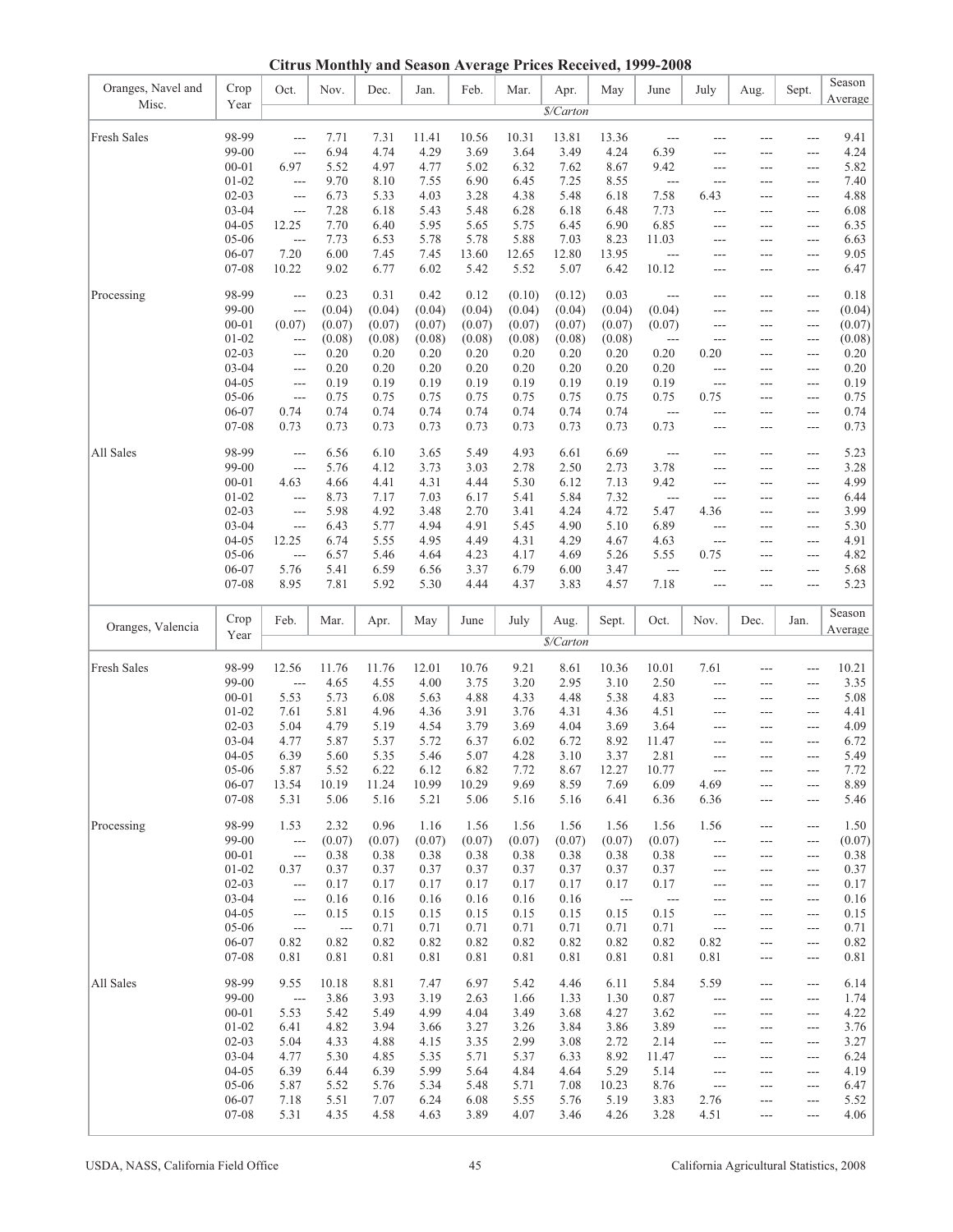## Citrus Monthly and Season Average Prices Received, 1999-2008

| Oranges, Navel and Misc. | Crop Year | Oct. | Nov. | Dec. | Jan. | Feb. | Mar. | Apr. | May | June | July | Aug. | Sept. | Season Average |
|---|---|---|---|---|---|---|---|---|---|---|---|---|---|---|
| | | $/Carton | | | | | | | | | | | | |
| Fresh Sales | 98-99 | --- | 7.71 | 7.31 | 11.41 | 10.56 | 10.31 | 13.81 | 13.36 | --- | --- | --- | --- | 9.41 |
| | 99-00 | --- | 6.94 | 4.74 | 4.29 | 3.69 | 3.64 | 3.49 | 4.24 | 6.39 | --- | --- | --- | 4.24 |
| | 00-01 | 6.97 | 5.52 | 4.97 | 4.77 | 5.02 | 6.32 | 7.62 | 8.67 | 9.42 | --- | --- | --- | 5.82 |
| | 01-02 | --- | 9.70 | 8.10 | 7.55 | 6.90 | 6.45 | 7.25 | 8.55 | --- | --- | --- | --- | 7.40 |
| | 02-03 | --- | 6.73 | 5.33 | 4.03 | 3.28 | 4.38 | 5.48 | 6.18 | 7.58 | 6.43 | --- | --- | 4.88 |
| | 03-04 | --- | 7.28 | 6.18 | 5.43 | 5.48 | 6.28 | 6.18 | 6.48 | 7.73 | --- | --- | --- | 6.08 |
| | 04-05 | 12.25 | 7.70 | 6.40 | 5.95 | 5.65 | 5.75 | 6.45 | 6.90 | 6.85 | --- | --- | --- | 6.35 |
| | 05-06 | --- | 7.73 | 6.53 | 5.78 | 5.78 | 5.88 | 7.03 | 8.23 | 11.03 | --- | --- | --- | 6.63 |
| | 06-07 | 7.20 | 6.00 | 7.45 | 7.45 | 13.60 | 12.65 | 12.80 | 13.95 | --- | --- | --- | --- | 9.05 |
| | 07-08 | 10.22 | 9.02 | 6.77 | 6.02 | 5.42 | 5.52 | 5.07 | 6.42 | 10.12 | --- | --- | --- | 6.47 |
| Processing | 98-99 | --- | 0.23 | 0.31 | 0.42 | 0.12 | (0.10) | (0.12) | 0.03 | --- | --- | --- | --- | 0.18 |
| | 99-00 | --- | (0.04) | (0.04) | (0.04) | (0.04) | (0.04) | (0.04) | (0.04) | (0.04) | --- | --- | --- | (0.04) |
| | 00-01 | (0.07) | (0.07) | (0.07) | (0.07) | (0.07) | (0.07) | (0.07) | (0.07) | (0.07) | --- | --- | --- | (0.07) |
| | 01-02 | --- | (0.08) | (0.08) | (0.08) | (0.08) | (0.08) | (0.08) | (0.08) | --- | --- | --- | --- | (0.08) |
| | 02-03 | --- | 0.20 | 0.20 | 0.20 | 0.20 | 0.20 | 0.20 | 0.20 | 0.20 | 0.20 | --- | --- | 0.20 |
| | 03-04 | --- | 0.20 | 0.20 | 0.20 | 0.20 | 0.20 | 0.20 | 0.20 | 0.20 | --- | --- | --- | 0.20 |
| | 04-05 | --- | 0.19 | 0.19 | 0.19 | 0.19 | 0.19 | 0.19 | 0.19 | 0.19 | --- | --- | --- | 0.19 |
| | 05-06 | --- | 0.75 | 0.75 | 0.75 | 0.75 | 0.75 | 0.75 | 0.75 | 0.75 | 0.75 | --- | --- | 0.75 |
| | 06-07 | 0.74 | 0.74 | 0.74 | 0.74 | 0.74 | 0.74 | 0.74 | 0.74 | --- | --- | --- | --- | 0.74 |
| | 07-08 | 0.73 | 0.73 | 0.73 | 0.73 | 0.73 | 0.73 | 0.73 | 0.73 | 0.73 | --- | --- | --- | 0.73 |
| All Sales | 98-99 | --- | 6.56 | 6.10 | 3.65 | 5.49 | 4.93 | 6.61 | 6.69 | --- | --- | --- | --- | 5.23 |
| | 99-00 | --- | 5.76 | 4.12 | 3.73 | 3.03 | 2.78 | 2.50 | 2.73 | 3.78 | --- | --- | --- | 3.28 |
| | 00-01 | 4.63 | 4.66 | 4.41 | 4.31 | 4.44 | 5.30 | 6.12 | 7.13 | 9.42 | --- | --- | --- | 4.99 |
| | 01-02 | --- | 8.73 | 7.17 | 7.03 | 6.17 | 5.41 | 5.84 | 7.32 | --- | --- | --- | --- | 6.44 |
| | 02-03 | --- | 5.98 | 4.92 | 3.48 | 2.70 | 3.41 | 4.24 | 4.72 | 5.47 | 4.36 | --- | --- | 3.99 |
| | 03-04 | --- | 6.43 | 5.77 | 4.94 | 4.91 | 5.45 | 4.90 | 5.10 | 6.89 | --- | --- | --- | 5.30 |
| | 04-05 | 12.25 | 6.74 | 5.55 | 4.95 | 4.49 | 4.31 | 4.29 | 4.67 | 4.63 | --- | --- | --- | 4.91 |
| | 05-06 | --- | 6.57 | 5.46 | 4.64 | 4.23 | 4.17 | 4.69 | 5.26 | 5.55 | 0.75 | --- | --- | 4.82 |
| | 06-07 | 5.76 | 5.41 | 6.59 | 6.56 | 3.37 | 6.79 | 6.00 | 3.47 | --- | --- | --- | --- | 5.68 |
| | 07-08 | 8.95 | 7.81 | 5.92 | 5.30 | 4.44 | 4.37 | 3.83 | 4.57 | 7.18 | --- | --- | --- | 5.23 |

| Oranges, Valencia | Crop Year | Feb. | Mar. | Apr. | May | June | July | Aug. | Sept. | Oct. | Nov. | Dec. | Jan. | Season Average |
|---|---|---|---|---|---|---|---|---|---|---|---|---|---|---|
| | | $/Carton | | | | | | | | | | | | |
| Fresh Sales | 98-99 | 12.56 | 11.76 | 11.76 | 12.01 | 10.76 | 9.21 | 8.61 | 10.36 | 10.01 | 7.61 | --- | --- | 10.21 |
| | 99-00 | --- | 4.65 | 4.55 | 4.00 | 3.75 | 3.20 | 2.95 | 3.10 | 2.50 | --- | --- | --- | 3.35 |
| | 00-01 | 5.53 | 5.73 | 6.08 | 5.63 | 4.88 | 4.33 | 4.48 | 5.38 | 4.83 | --- | --- | --- | 5.08 |
| | 01-02 | 7.61 | 5.81 | 4.96 | 4.36 | 3.91 | 3.76 | 4.31 | 4.36 | 4.51 | --- | --- | --- | 4.41 |
| | 02-03 | 5.04 | 4.79 | 5.19 | 4.54 | 3.79 | 3.69 | 4.04 | 3.69 | 3.64 | --- | --- | --- | 4.09 |
| | 03-04 | 4.77 | 5.87 | 5.37 | 5.72 | 6.37 | 6.02 | 6.72 | 8.92 | 11.47 | --- | --- | --- | 6.72 |
| | 04-05 | 6.39 | 5.60 | 5.35 | 5.46 | 5.07 | 4.28 | 3.10 | 3.37 | 2.81 | --- | --- | --- | 5.49 |
| | 05-06 | 5.87 | 5.52 | 6.22 | 6.12 | 6.82 | 7.72 | 8.67 | 12.27 | 10.77 | --- | --- | --- | 7.72 |
| | 06-07 | 13.54 | 10.19 | 11.24 | 10.99 | 10.29 | 9.69 | 8.59 | 7.69 | 6.09 | 4.69 | --- | --- | 8.89 |
| | 07-08 | 5.31 | 5.06 | 5.16 | 5.21 | 5.06 | 5.16 | 5.16 | 6.41 | 6.36 | 6.36 | --- | --- | 5.46 |
| Processing | 98-99 | 1.53 | 2.32 | 0.96 | 1.16 | 1.56 | 1.56 | 1.56 | 1.56 | 1.56 | 1.56 | --- | --- | 1.50 |
| | 99-00 | --- | (0.07) | (0.07) | (0.07) | (0.07) | (0.07) | (0.07) | (0.07) | (0.07) | --- | --- | --- | (0.07) |
| | 00-01 | --- | 0.38 | 0.38 | 0.38 | 0.38 | 0.38 | 0.38 | 0.38 | 0.38 | --- | --- | --- | 0.38 |
| | 01-02 | 0.37 | 0.37 | 0.37 | 0.37 | 0.37 | 0.37 | 0.37 | 0.37 | 0.37 | --- | --- | --- | 0.37 |
| | 02-03 | --- | 0.17 | 0.17 | 0.17 | 0.17 | 0.17 | 0.17 | 0.17 | 0.17 | --- | --- | --- | 0.17 |
| | 03-04 | --- | 0.16 | 0.16 | 0.16 | 0.16 | 0.16 | 0.16 | --- | --- | --- | --- | --- | 0.16 |
| | 04-05 | --- | 0.15 | 0.15 | 0.15 | 0.15 | 0.15 | 0.15 | 0.15 | 0.15 | --- | --- | --- | 0.15 |
| | 05-06 | --- | --- | 0.71 | 0.71 | 0.71 | 0.71 | 0.71 | 0.71 | 0.71 | --- | --- | --- | 0.71 |
| | 06-07 | 0.82 | 0.82 | 0.82 | 0.82 | 0.82 | 0.82 | 0.82 | 0.82 | 0.82 | 0.82 | --- | --- | 0.82 |
| | 07-08 | 0.81 | 0.81 | 0.81 | 0.81 | 0.81 | 0.81 | 0.81 | 0.81 | 0.81 | 0.81 | --- | --- | 0.81 |
| All Sales | 98-99 | 9.55 | 10.18 | 8.81 | 7.47 | 6.97 | 5.42 | 4.46 | 6.11 | 5.84 | 5.59 | --- | --- | 6.14 |
| | 99-00 | --- | 3.86 | 3.93 | 3.19 | 2.63 | 1.66 | 1.33 | 1.30 | 0.87 | --- | --- | --- | 1.74 |
| | 00-01 | 5.53 | 5.42 | 5.49 | 4.99 | 4.04 | 3.49 | 3.68 | 4.27 | 3.62 | --- | --- | --- | 4.22 |
| | 01-02 | 6.41 | 4.82 | 3.94 | 3.66 | 3.27 | 3.26 | 3.84 | 3.86 | 3.89 | --- | --- | --- | 3.76 |
| | 02-03 | 5.04 | 4.33 | 4.88 | 4.15 | 3.35 | 2.99 | 3.08 | 2.72 | 2.14 | --- | --- | --- | 3.27 |
| | 03-04 | 4.77 | 5.30 | 4.85 | 5.35 | 5.71 | 5.37 | 6.33 | 8.92 | 11.47 | --- | --- | --- | 6.24 |
| | 04-05 | 6.39 | 6.44 | 6.39 | 5.99 | 5.64 | 4.84 | 4.64 | 5.29 | 5.14 | --- | --- | --- | 4.19 |
| | 05-06 | 5.87 | 5.52 | 5.76 | 5.34 | 5.48 | 5.71 | 7.08 | 10.23 | 8.76 | --- | --- | --- | 6.47 |
| | 06-07 | 7.18 | 5.51 | 7.07 | 6.24 | 6.08 | 5.55 | 5.76 | 5.19 | 3.83 | 2.76 | --- | --- | 5.52 |
| | 07-08 | 5.31 | 4.35 | 4.58 | 4.63 | 3.89 | 4.07 | 3.46 | 4.26 | 3.28 | 4.51 | --- | --- | 4.06 |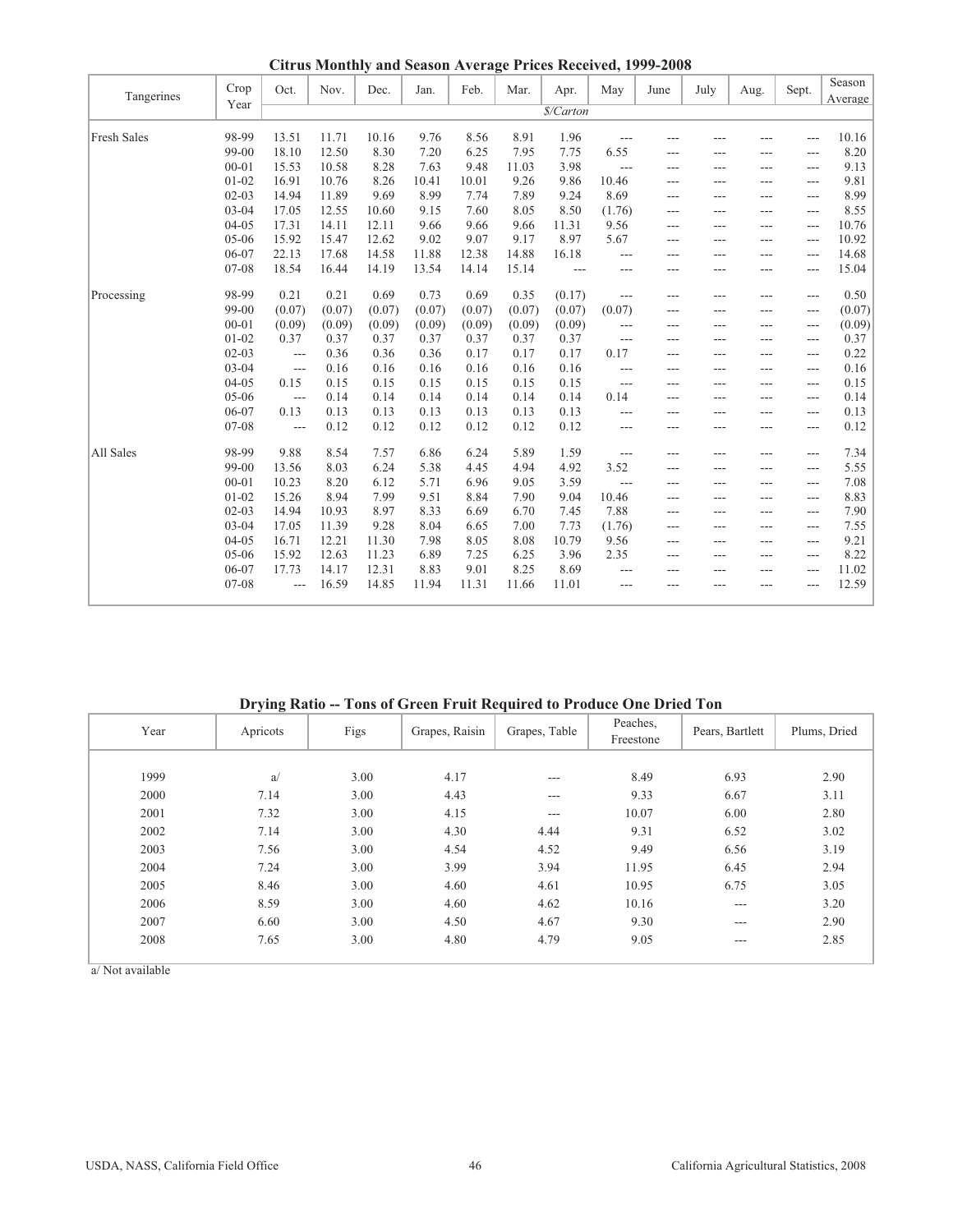## Citrus Monthly and Season Average Prices Received, 1999-2008

| Tangerines | Crop Year | Oct. | Nov. | Dec. | Jan. | Feb. | Mar. | Apr. | May | June | July | Aug. | Sept. | Season Average |
|---|---|---|---|---|---|---|---|---|---|---|---|---|---|---|
| | | $/Carton | | | | | | | | | | | | |
| Fresh Sales | 98-99 | 13.51 | 11.71 | 10.16 | 9.76 | 8.56 | 8.91 | 1.96 | --- | --- | --- | --- | --- | 10.16 |
| | 99-00 | 18.10 | 12.50 | 8.30 | 7.20 | 6.25 | 7.95 | 7.75 | 6.55 | --- | --- | --- | --- | 8.20 |
| | 00-01 | 15.53 | 10.58 | 8.28 | 7.63 | 9.48 | 11.03 | 3.98 | --- | --- | --- | --- | --- | 9.13 |
| | 01-02 | 16.91 | 10.76 | 8.26 | 10.41 | 10.01 | 9.26 | 9.86 | 10.46 | --- | --- | --- | --- | 9.81 |
| | 02-03 | 14.94 | 11.89 | 9.69 | 8.99 | 7.74 | 7.89 | 9.24 | 8.69 | --- | --- | --- | --- | 8.99 |
| | 03-04 | 17.05 | 12.55 | 10.60 | 9.15 | 7.60 | 8.05 | 8.50 | (1.76) | --- | --- | --- | --- | 8.55 |
| | 04-05 | 17.31 | 14.11 | 12.11 | 9.66 | 9.66 | 9.66 | 11.31 | 9.56 | --- | --- | --- | --- | 10.76 |
| | 05-06 | 15.92 | 15.47 | 12.62 | 9.02 | 9.07 | 9.17 | 8.97 | 5.67 | --- | --- | --- | --- | 10.92 |
| | 06-07 | 22.13 | 17.68 | 14.58 | 11.88 | 12.38 | 14.88 | 16.18 | --- | --- | --- | --- | --- | 14.68 |
| | 07-08 | 18.54 | 16.44 | 14.19 | 13.54 | 14.14 | 15.14 | --- | --- | --- | --- | --- | --- | 15.04 |
| Processing | 98-99 | 0.21 | 0.21 | 0.69 | 0.73 | 0.69 | 0.35 | (0.17) | --- | --- | --- | --- | --- | 0.50 |
| | 99-00 | (0.07) | (0.07) | (0.07) | (0.07) | (0.07) | (0.07) | (0.07) | (0.07) | --- | --- | --- | --- | (0.07) |
| | 00-01 | (0.09) | (0.09) | (0.09) | (0.09) | (0.09) | (0.09) | (0.09) | --- | --- | --- | --- | --- | (0.09) |
| | 01-02 | 0.37 | 0.37 | 0.37 | 0.37 | 0.37 | 0.37 | 0.37 | --- | --- | --- | --- | --- | 0.37 |
| | 02-03 | --- | 0.36 | 0.36 | 0.36 | 0.17 | 0.17 | 0.17 | 0.17 | --- | --- | --- | --- | 0.22 |
| | 03-04 | --- | 0.16 | 0.16 | 0.16 | 0.16 | 0.16 | 0.16 | --- | --- | --- | --- | --- | 0.16 |
| | 04-05 | 0.15 | 0.15 | 0.15 | 0.15 | 0.15 | 0.15 | 0.15 | --- | --- | --- | --- | --- | 0.15 |
| | 05-06 | --- | 0.14 | 0.14 | 0.14 | 0.14 | 0.14 | 0.14 | 0.14 | --- | --- | --- | --- | 0.14 |
| | 06-07 | 0.13 | 0.13 | 0.13 | 0.13 | 0.13 | 0.13 | 0.13 | --- | --- | --- | --- | --- | 0.13 |
| | 07-08 | --- | 0.12 | 0.12 | 0.12 | 0.12 | 0.12 | 0.12 | --- | --- | --- | --- | --- | 0.12 |
| All Sales | 98-99 | 9.88 | 8.54 | 7.57 | 6.86 | 6.24 | 5.89 | 1.59 | --- | --- | --- | --- | --- | 7.34 |
| | 99-00 | 13.56 | 8.03 | 6.24 | 5.38 | 4.45 | 4.94 | 4.92 | 3.52 | --- | --- | --- | --- | 5.55 |
| | 00-01 | 10.23 | 8.20 | 6.12 | 5.71 | 6.96 | 9.05 | 3.59 | --- | --- | --- | --- | --- | 7.08 |
| | 01-02 | 15.26 | 8.94 | 7.99 | 9.51 | 8.84 | 7.90 | 9.04 | 10.46 | --- | --- | --- | --- | 8.83 |
| | 02-03 | 14.94 | 10.93 | 8.97 | 8.33 | 6.69 | 6.70 | 7.45 | 7.88 | --- | --- | --- | --- | 7.90 |
| | 03-04 | 17.05 | 11.39 | 9.28 | 8.04 | 6.65 | 7.00 | 7.73 | (1.76) | --- | --- | --- | --- | 7.55 |
| | 04-05 | 16.71 | 12.21 | 11.30 | 7.98 | 8.05 | 8.08 | 10.79 | 9.56 | --- | --- | --- | --- | 9.21 |
| | 05-06 | 15.92 | 12.63 | 11.23 | 6.89 | 7.25 | 6.25 | 3.96 | 2.35 | --- | --- | --- | --- | 8.22 |
| | 06-07 | 17.73 | 14.17 | 12.31 | 8.83 | 9.01 | 8.25 | 8.69 | --- | --- | --- | --- | --- | 11.02 |
| | 07-08 | --- | 16.59 | 14.85 | 11.94 | 11.31 | 11.66 | 11.01 | --- | --- | --- | --- | --- | 12.59 |

## Drying Ratio -- Tons of Green Fruit Required to Produce One Dried Ton

| Year | Apricots | Figs | Grapes, Raisin | Grapes, Table | Peaches, Freestone | Pears, Bartlett | Plums, Dried |
|---|---|---|---|---|---|---|---|
| 1999 | a/ | 3.00 | 4.17 | --- | 8.49 | 6.93 | 2.90 |
| 2000 | 7.14 | 3.00 | 4.43 | --- | 9.33 | 6.67 | 3.11 |
| 2001 | 7.32 | 3.00 | 4.15 | --- | 10.07 | 6.00 | 2.80 |
| 2002 | 7.14 | 3.00 | 4.30 | 4.44 | 9.31 | 6.52 | 3.02 |
| 2003 | 7.56 | 3.00 | 4.54 | 4.52 | 9.49 | 6.56 | 3.19 |
| 2004 | 7.24 | 3.00 | 3.99 | 3.94 | 11.95 | 6.45 | 2.94 |
| 2005 | 8.46 | 3.00 | 4.60 | 4.61 | 10.95 | 6.75 | 3.05 |
| 2006 | 8.59 | 3.00 | 4.60 | 4.62 | 10.16 | --- | 3.20 |
| 2007 | 6.60 | 3.00 | 4.50 | 4.67 | 9.30 | --- | 2.90 |
| 2008 | 7.65 | 3.00 | 4.80 | 4.79 | 9.05 | --- | 2.85 |

a/ Not available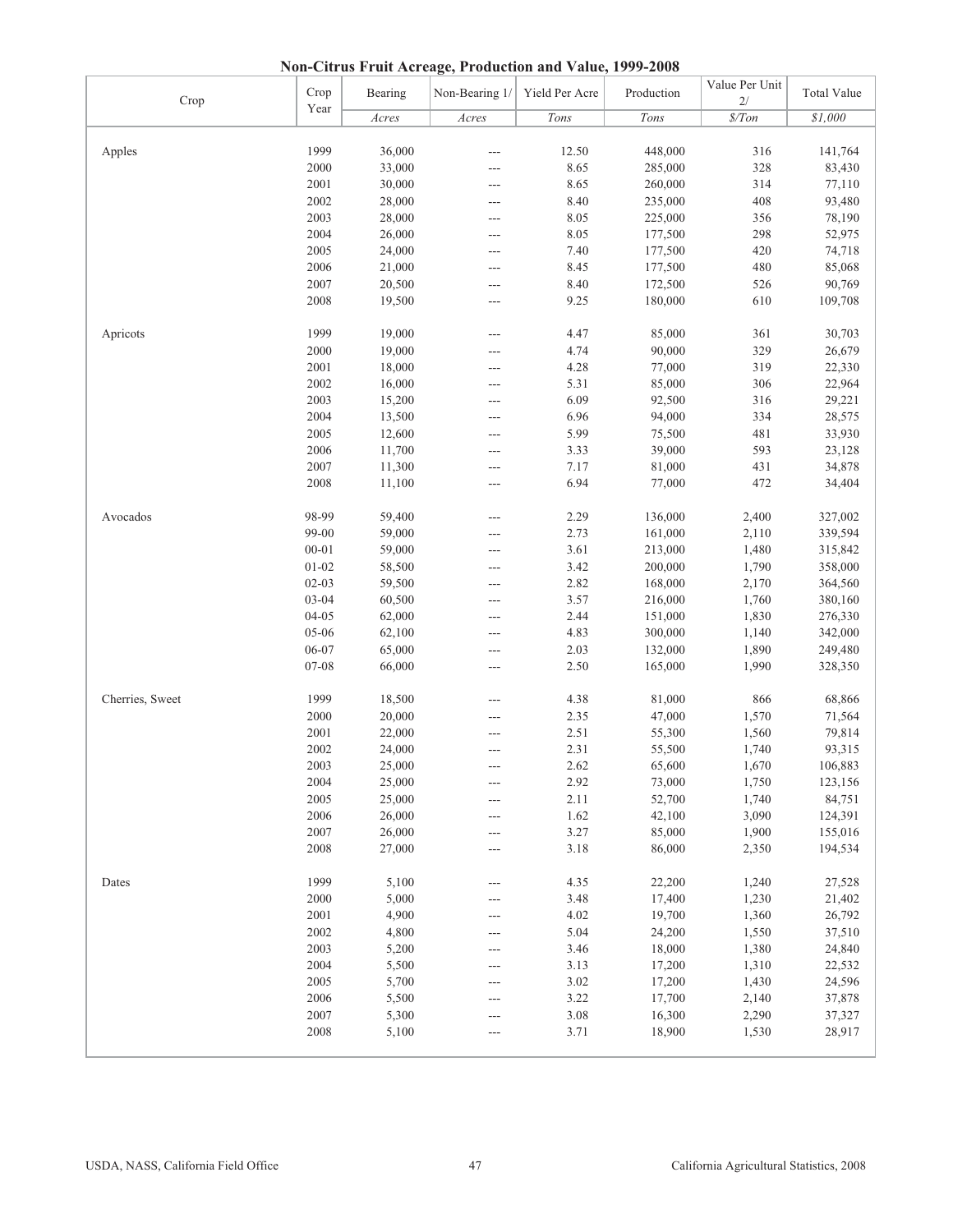# Non-Citrus Fruit Acreage, Production and Value, 1999-2008

| Crop | Crop Year | Bearing | Non-Bearing 1/ | Yield Per Acre | Production | Value Per Unit 2/ | Total Value |
|---|---|---|---|---|---|---|---|
| | | *Acres* | *Acres* | *Tons* | *Tons* | *$/Ton* | *$1,000* |
| Apples | 1999 | 36,000 | --- | 12.50 | 448,000 | 316 | 141,764 |
| | 2000 | 33,000 | --- | 8.65 | 285,000 | 328 | 83,430 |
| | 2001 | 30,000 | --- | 8.65 | 260,000 | 314 | 77,110 |
| | 2002 | 28,000 | --- | 8.40 | 235,000 | 408 | 93,480 |
| | 2003 | 28,000 | --- | 8.05 | 225,000 | 356 | 78,190 |
| | 2004 | 26,000 | --- | 8.05 | 177,500 | 298 | 52,975 |
| | 2005 | 24,000 | --- | 7.40 | 177,500 | 420 | 74,718 |
| | 2006 | 21,000 | --- | 8.45 | 177,500 | 480 | 85,068 |
| | 2007 | 20,500 | --- | 8.40 | 172,500 | 526 | 90,769 |
| | 2008 | 19,500 | --- | 9.25 | 180,000 | 610 | 109,708 |
| Apricots | 1999 | 19,000 | --- | 4.47 | 85,000 | 361 | 30,703 |
| | 2000 | 19,000 | --- | 4.74 | 90,000 | 329 | 26,679 |
| | 2001 | 18,000 | --- | 4.28 | 77,000 | 319 | 22,330 |
| | 2002 | 16,000 | --- | 5.31 | 85,000 | 306 | 22,964 |
| | 2003 | 15,200 | --- | 6.09 | 92,500 | 316 | 29,221 |
| | 2004 | 13,500 | --- | 6.96 | 94,000 | 334 | 28,575 |
| | 2005 | 12,600 | --- | 5.99 | 75,500 | 481 | 33,930 |
| | 2006 | 11,700 | --- | 3.33 | 39,000 | 593 | 23,128 |
| | 2007 | 11,300 | --- | 7.17 | 81,000 | 431 | 34,878 |
| | 2008 | 11,100 | --- | 6.94 | 77,000 | 472 | 34,404 |
| Avocados | 98-99 | 59,400 | --- | 2.29 | 136,000 | 2,400 | 327,002 |
| | 99-00 | 59,000 | --- | 2.73 | 161,000 | 2,110 | 339,594 |
| | 00-01 | 59,000 | --- | 3.61 | 213,000 | 1,480 | 315,842 |
| | 01-02 | 58,500 | --- | 3.42 | 200,000 | 1,790 | 358,000 |
| | 02-03 | 59,500 | --- | 2.82 | 168,000 | 2,170 | 364,560 |
| | 03-04 | 60,500 | --- | 3.57 | 216,000 | 1,760 | 380,160 |
| | 04-05 | 62,000 | --- | 2.44 | 151,000 | 1,830 | 276,330 |
| | 05-06 | 62,100 | --- | 4.83 | 300,000 | 1,140 | 342,000 |
| | 06-07 | 65,000 | --- | 2.03 | 132,000 | 1,890 | 249,480 |
| | 07-08 | 66,000 | --- | 2.50 | 165,000 | 1,990 | 328,350 |
| Cherries, Sweet | 1999 | 18,500 | --- | 4.38 | 81,000 | 866 | 68,866 |
| | 2000 | 20,000 | --- | 2.35 | 47,000 | 1,570 | 71,564 |
| | 2001 | 22,000 | --- | 2.51 | 55,300 | 1,560 | 79,814 |
| | 2002 | 24,000 | --- | 2.31 | 55,500 | 1,740 | 93,315 |
| | 2003 | 25,000 | --- | 2.62 | 65,600 | 1,670 | 106,883 |
| | 2004 | 25,000 | --- | 2.92 | 73,000 | 1,750 | 123,156 |
| | 2005 | 25,000 | --- | 2.11 | 52,700 | 1,740 | 84,751 |
| | 2006 | 26,000 | --- | 1.62 | 42,100 | 3,090 | 124,391 |
| | 2007 | 26,000 | --- | 3.27 | 85,000 | 1,900 | 155,016 |
| | 2008 | 27,000 | --- | 3.18 | 86,000 | 2,350 | 194,534 |
| Dates | 1999 | 5,100 | --- | 4.35 | 22,200 | 1,240 | 27,528 |
| | 2000 | 5,000 | --- | 3.48 | 17,400 | 1,230 | 21,402 |
| | 2001 | 4,900 | --- | 4.02 | 19,700 | 1,360 | 26,792 |
| | 2002 | 4,800 | --- | 5.04 | 24,200 | 1,550 | 37,510 |
| | 2003 | 5,200 | --- | 3.46 | 18,000 | 1,380 | 24,840 |
| | 2004 | 5,500 | --- | 3.13 | 17,200 | 1,310 | 22,532 |
| | 2005 | 5,700 | --- | 3.02 | 17,200 | 1,430 | 24,596 |
| | 2006 | 5,500 | --- | 3.22 | 17,700 | 2,140 | 37,878 |
| | 2007 | 5,300 | --- | 3.08 | 16,300 | 2,290 | 37,327 |
| | 2008 | 5,100 | --- | 3.71 | 18,900 | 1,530 | 28,917 |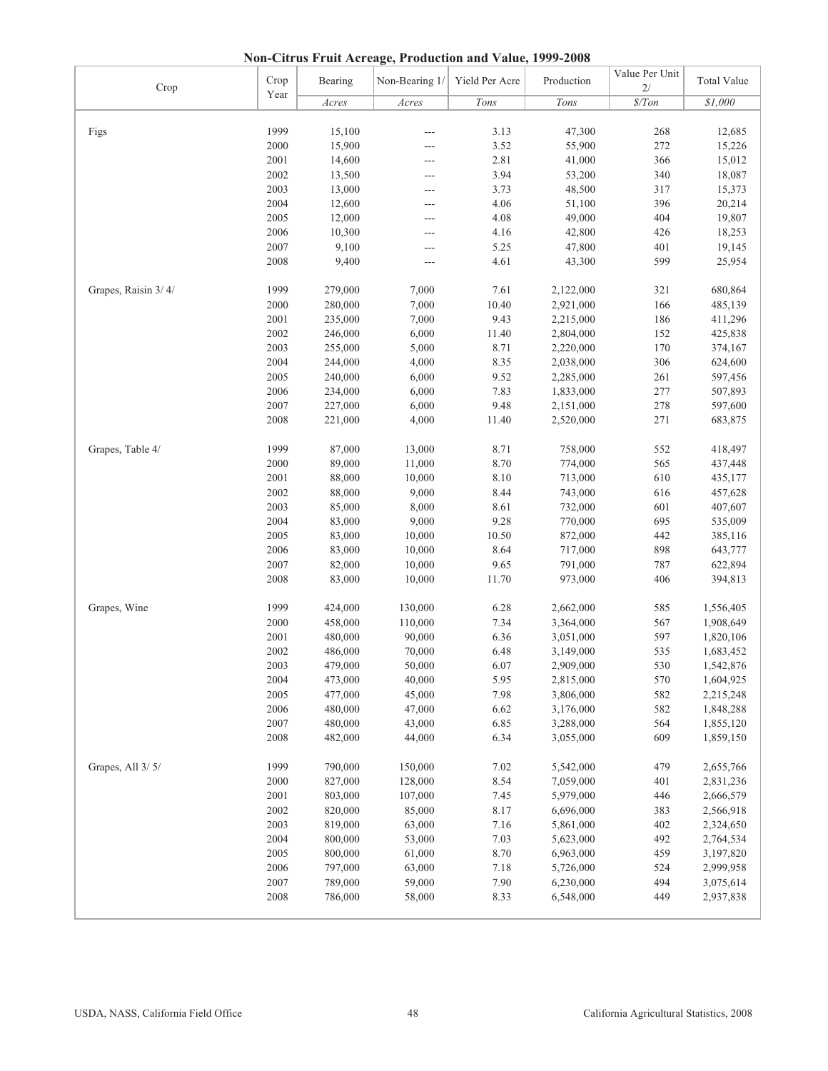# Non-Citrus Fruit Acreage, Production and Value, 1999-2008

| Crop | Crop Year | Bearing | Non-Bearing 1/ | Yield Per Acre | Production | Value Per Unit 2/ | Total Value |
|---|---|---|---|---|---|---|---|
| | | *Acres* | *Acres* | *Tons* | *Tons* | *$/Ton* | *$1,000* |
| Figs | 1999 | 15,100 | --- | 3.13 | 47,300 | 268 | 12,685 |
| | 2000 | 15,900 | --- | 3.52 | 55,900 | 272 | 15,226 |
| | 2001 | 14,600 | --- | 2.81 | 41,000 | 366 | 15,012 |
| | 2002 | 13,500 | --- | 3.94 | 53,200 | 340 | 18,087 |
| | 2003 | 13,000 | --- | 3.73 | 48,500 | 317 | 15,373 |
| | 2004 | 12,600 | --- | 4.06 | 51,100 | 396 | 20,214 |
| | 2005 | 12,000 | --- | 4.08 | 49,000 | 404 | 19,807 |
| | 2006 | 10,300 | --- | 4.16 | 42,800 | 426 | 18,253 |
| | 2007 | 9,100 | --- | 5.25 | 47,800 | 401 | 19,145 |
| | 2008 | 9,400 | --- | 4.61 | 43,300 | 599 | 25,954 |
| Grapes, Raisin 3/ 4/ | 1999 | 279,000 | 7,000 | 7.61 | 2,122,000 | 321 | 680,864 |
| | 2000 | 280,000 | 7,000 | 10.40 | 2,921,000 | 166 | 485,139 |
| | 2001 | 235,000 | 7,000 | 9.43 | 2,215,000 | 186 | 411,296 |
| | 2002 | 246,000 | 6,000 | 11.40 | 2,804,000 | 152 | 425,838 |
| | 2003 | 255,000 | 5,000 | 8.71 | 2,220,000 | 170 | 374,167 |
| | 2004 | 244,000 | 4,000 | 8.35 | 2,038,000 | 306 | 624,600 |
| | 2005 | 240,000 | 6,000 | 9.52 | 2,285,000 | 261 | 597,456 |
| | 2006 | 234,000 | 6,000 | 7.83 | 1,833,000 | 277 | 507,893 |
| | 2007 | 227,000 | 6,000 | 9.48 | 2,151,000 | 278 | 597,600 |
| | 2008 | 221,000 | 4,000 | 11.40 | 2,520,000 | 271 | 683,875 |
| Grapes, Table 4/ | 1999 | 87,000 | 13,000 | 8.71 | 758,000 | 552 | 418,497 |
| | 2000 | 89,000 | 11,000 | 8.70 | 774,000 | 565 | 437,448 |
| | 2001 | 88,000 | 10,000 | 8.10 | 713,000 | 610 | 435,177 |
| | 2002 | 88,000 | 9,000 | 8.44 | 743,000 | 616 | 457,628 |
| | 2003 | 85,000 | 8,000 | 8.61 | 732,000 | 601 | 407,607 |
| | 2004 | 83,000 | 9,000 | 9.28 | 770,000 | 695 | 535,009 |
| | 2005 | 83,000 | 10,000 | 10.50 | 872,000 | 442 | 385,116 |
| | 2006 | 83,000 | 10,000 | 8.64 | 717,000 | 898 | 643,777 |
| | 2007 | 82,000 | 10,000 | 9.65 | 791,000 | 787 | 622,894 |
| | 2008 | 83,000 | 10,000 | 11.70 | 973,000 | 406 | 394,813 |
| Grapes, Wine | 1999 | 424,000 | 130,000 | 6.28 | 2,662,000 | 585 | 1,556,405 |
| | 2000 | 458,000 | 110,000 | 7.34 | 3,364,000 | 567 | 1,908,649 |
| | 2001 | 480,000 | 90,000 | 6.36 | 3,051,000 | 597 | 1,820,106 |
| | 2002 | 486,000 | 70,000 | 6.48 | 3,149,000 | 535 | 1,683,452 |
| | 2003 | 479,000 | 50,000 | 6.07 | 2,909,000 | 530 | 1,542,876 |
| | 2004 | 473,000 | 40,000 | 5.95 | 2,815,000 | 570 | 1,604,925 |
| | 2005 | 477,000 | 45,000 | 7.98 | 3,806,000 | 582 | 2,215,248 |
| | 2006 | 480,000 | 47,000 | 6.62 | 3,176,000 | 582 | 1,848,288 |
| | 2007 | 480,000 | 43,000 | 6.85 | 3,288,000 | 564 | 1,855,120 |
| | 2008 | 482,000 | 44,000 | 6.34 | 3,055,000 | 609 | 1,859,150 |
| Grapes, All 3/ 5/ | 1999 | 790,000 | 150,000 | 7.02 | 5,542,000 | 479 | 2,655,766 |
| | 2000 | 827,000 | 128,000 | 8.54 | 7,059,000 | 401 | 2,831,236 |
| | 2001 | 803,000 | 107,000 | 7.45 | 5,979,000 | 446 | 2,666,579 |
| | 2002 | 820,000 | 85,000 | 8.17 | 6,696,000 | 383 | 2,566,918 |
| | 2003 | 819,000 | 63,000 | 7.16 | 5,861,000 | 402 | 2,324,650 |
| | 2004 | 800,000 | 53,000 | 7.03 | 5,623,000 | 492 | 2,764,534 |
| | 2005 | 800,000 | 61,000 | 8.70 | 6,963,000 | 459 | 3,197,820 |
| | 2006 | 797,000 | 63,000 | 7.18 | 5,726,000 | 524 | 2,999,958 |
| | 2007 | 789,000 | 59,000 | 7.90 | 6,230,000 | 494 | 3,075,614 |
| | 2008 | 786,000 | 58,000 | 8.33 | 6,548,000 | 449 | 2,937,838 |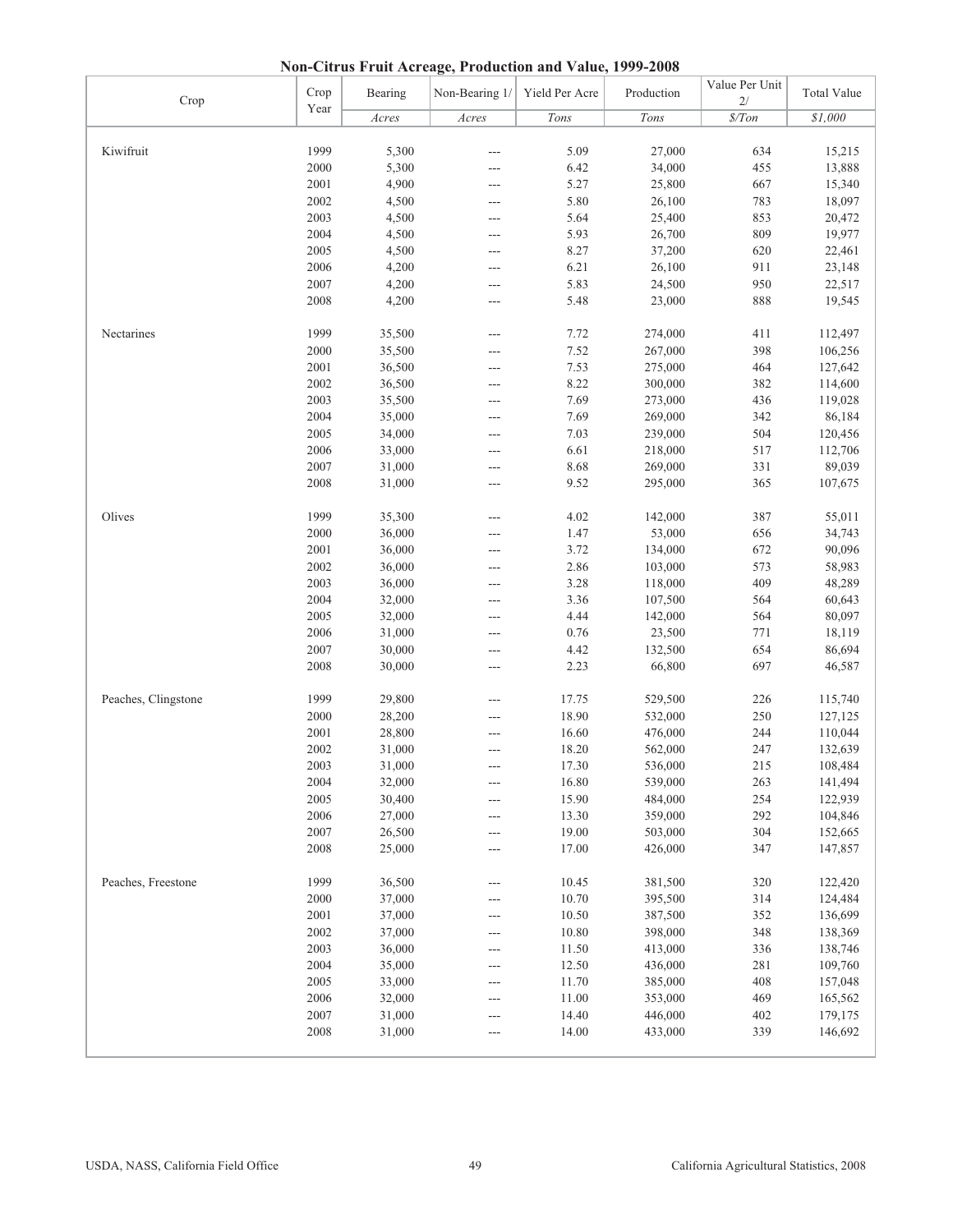# Non-Citrus Fruit Acreage, Production and Value, 1999-2008

| Crop | Crop Year | Bearing | Non-Bearing 1/ | Yield Per Acre | Production | Value Per Unit 2/ | Total Value |
|---|---|---|---|---|---|---|---|
| | | *Acres* | *Acres* | *Tons* | *Tons* | *$/Ton* | *$1,000* |
| Kiwifruit | 1999 | 5,300 | --- | 5.09 | 27,000 | 634 | 15,215 |
| | 2000 | 5,300 | --- | 6.42 | 34,000 | 455 | 13,888 |
| | 2001 | 4,900 | --- | 5.27 | 25,800 | 667 | 15,340 |
| | 2002 | 4,500 | --- | 5.80 | 26,100 | 783 | 18,097 |
| | 2003 | 4,500 | --- | 5.64 | 25,400 | 853 | 20,472 |
| | 2004 | 4,500 | --- | 5.93 | 26,700 | 809 | 19,977 |
| | 2005 | 4,500 | --- | 8.27 | 37,200 | 620 | 22,461 |
| | 2006 | 4,200 | --- | 6.21 | 26,100 | 911 | 23,148 |
| | 2007 | 4,200 | --- | 5.83 | 24,500 | 950 | 22,517 |
| | 2008 | 4,200 | --- | 5.48 | 23,000 | 888 | 19,545 |
| Nectarines | 1999 | 35,500 | --- | 7.72 | 274,000 | 411 | 112,497 |
| | 2000 | 35,500 | --- | 7.52 | 267,000 | 398 | 106,256 |
| | 2001 | 36,500 | --- | 7.53 | 275,000 | 464 | 127,642 |
| | 2002 | 36,500 | --- | 8.22 | 300,000 | 382 | 114,600 |
| | 2003 | 35,500 | --- | 7.69 | 273,000 | 436 | 119,028 |
| | 2004 | 35,000 | --- | 7.69 | 269,000 | 342 | 86,184 |
| | 2005 | 34,000 | --- | 7.03 | 239,000 | 504 | 120,456 |
| | 2006 | 33,000 | --- | 6.61 | 218,000 | 517 | 112,706 |
| | 2007 | 31,000 | --- | 8.68 | 269,000 | 331 | 89,039 |
| | 2008 | 31,000 | --- | 9.52 | 295,000 | 365 | 107,675 |
| Olives | 1999 | 35,300 | --- | 4.02 | 142,000 | 387 | 55,011 |
| | 2000 | 36,000 | --- | 1.47 | 53,000 | 656 | 34,743 |
| | 2001 | 36,000 | --- | 3.72 | 134,000 | 672 | 90,096 |
| | 2002 | 36,000 | --- | 2.86 | 103,000 | 573 | 58,983 |
| | 2003 | 36,000 | --- | 3.28 | 118,000 | 409 | 48,289 |
| | 2004 | 32,000 | --- | 3.36 | 107,500 | 564 | 60,643 |
| | 2005 | 32,000 | --- | 4.44 | 142,000 | 564 | 80,097 |
| | 2006 | 31,000 | --- | 0.76 | 23,500 | 771 | 18,119 |
| | 2007 | 30,000 | --- | 4.42 | 132,500 | 654 | 86,694 |
| | 2008 | 30,000 | --- | 2.23 | 66,800 | 697 | 46,587 |
| Peaches, Clingstone | 1999 | 29,800 | --- | 17.75 | 529,500 | 226 | 115,740 |
| | 2000 | 28,200 | --- | 18.90 | 532,000 | 250 | 127,125 |
| | 2001 | 28,800 | --- | 16.60 | 476,000 | 244 | 110,044 |
| | 2002 | 31,000 | --- | 18.20 | 562,000 | 247 | 132,639 |
| | 2003 | 31,000 | --- | 17.30 | 536,000 | 215 | 108,484 |
| | 2004 | 32,000 | --- | 16.80 | 539,000 | 263 | 141,494 |
| | 2005 | 30,400 | --- | 15.90 | 484,000 | 254 | 122,939 |
| | 2006 | 27,000 | --- | 13.30 | 359,000 | 292 | 104,846 |
| | 2007 | 26,500 | --- | 19.00 | 503,000 | 304 | 152,665 |
| | 2008 | 25,000 | --- | 17.00 | 426,000 | 347 | 147,857 |
| Peaches, Freestone | 1999 | 36,500 | --- | 10.45 | 381,500 | 320 | 122,420 |
| | 2000 | 37,000 | --- | 10.70 | 395,500 | 314 | 124,484 |
| | 2001 | 37,000 | --- | 10.50 | 387,500 | 352 | 136,699 |
| | 2002 | 37,000 | --- | 10.80 | 398,000 | 348 | 138,369 |
| | 2003 | 36,000 | --- | 11.50 | 413,000 | 336 | 138,746 |
| | 2004 | 35,000 | --- | 12.50 | 436,000 | 281 | 109,760 |
| | 2005 | 33,000 | --- | 11.70 | 385,000 | 408 | 157,048 |
| | 2006 | 32,000 | --- | 11.00 | 353,000 | 469 | 165,562 |
| | 2007 | 31,000 | --- | 14.40 | 446,000 | 402 | 179,175 |
| | 2008 | 31,000 | --- | 14.00 | 433,000 | 339 | 146,692 |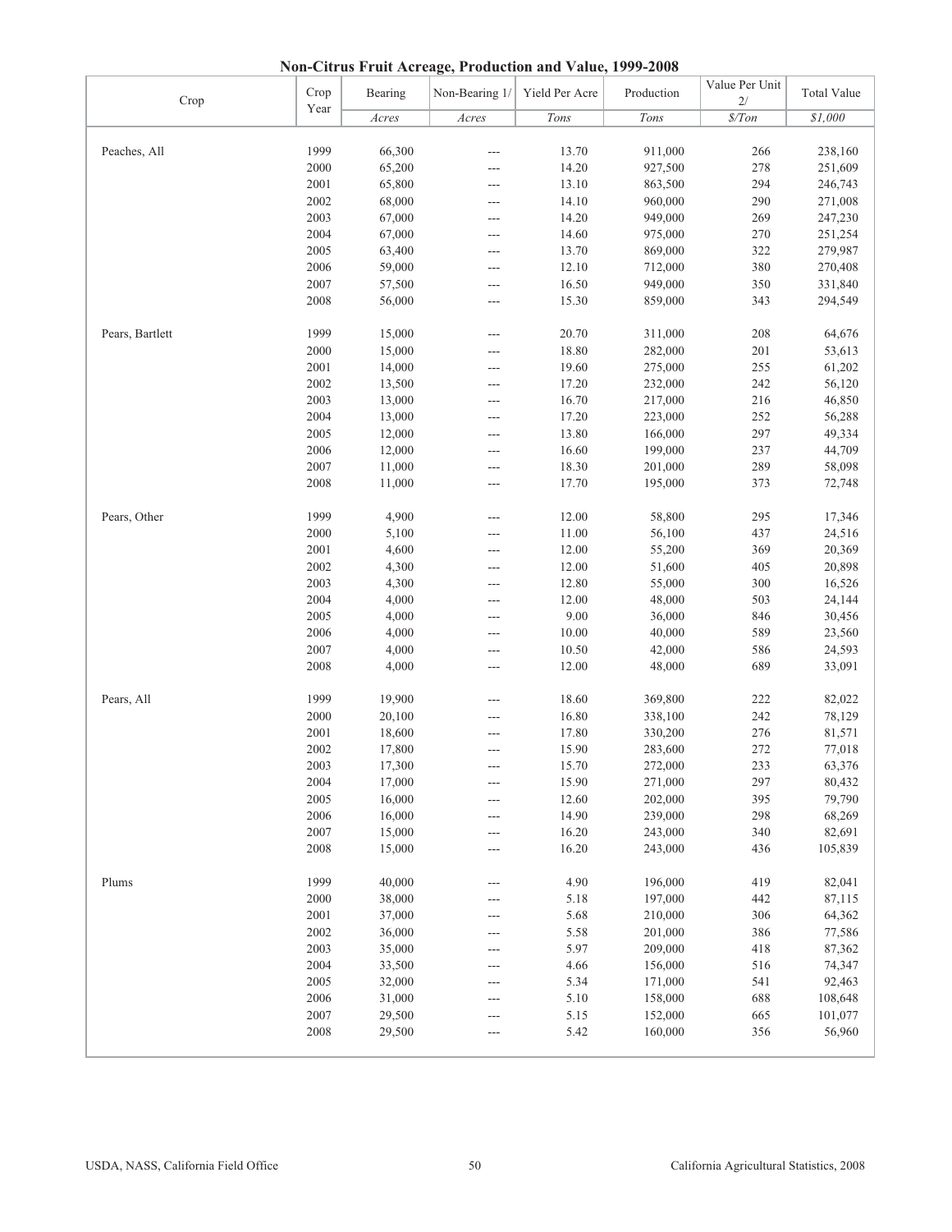# Non-Citrus Fruit Acreage, Production and Value, 1999-2008

| Crop | Crop Year | Bearing | Non-Bearing 1/ | Yield Per Acre | Production | Value Per Unit 2/ | Total Value |
|---|---|---|---|---|---|---|---|
| | | *Acres* | *Acres* | *Tons* | *Tons* | *$/Ton* | *$1,000* |
| Peaches, All | 1999 | 66,300 | --- | 13.70 | 911,000 | 266 | 238,160 |
| | 2000 | 65,200 | --- | 14.20 | 927,500 | 278 | 251,609 |
| | 2001 | 65,800 | --- | 13.10 | 863,500 | 294 | 246,743 |
| | 2002 | 68,000 | --- | 14.10 | 960,000 | 290 | 271,008 |
| | 2003 | 67,000 | --- | 14.20 | 949,000 | 269 | 247,230 |
| | 2004 | 67,000 | --- | 14.60 | 975,000 | 270 | 251,254 |
| | 2005 | 63,400 | --- | 13.70 | 869,000 | 322 | 279,987 |
| | 2006 | 59,000 | --- | 12.10 | 712,000 | 380 | 270,408 |
| | 2007 | 57,500 | --- | 16.50 | 949,000 | 350 | 331,840 |
| | 2008 | 56,000 | --- | 15.30 | 859,000 | 343 | 294,549 |
| Pears, Bartlett | 1999 | 15,000 | --- | 20.70 | 311,000 | 208 | 64,676 |
| | 2000 | 15,000 | --- | 18.80 | 282,000 | 201 | 53,613 |
| | 2001 | 14,000 | --- | 19.60 | 275,000 | 255 | 61,202 |
| | 2002 | 13,500 | --- | 17.20 | 232,000 | 242 | 56,120 |
| | 2003 | 13,000 | --- | 16.70 | 217,000 | 216 | 46,850 |
| | 2004 | 13,000 | --- | 17.20 | 223,000 | 252 | 56,288 |
| | 2005 | 12,000 | --- | 13.80 | 166,000 | 297 | 49,334 |
| | 2006 | 12,000 | --- | 16.60 | 199,000 | 237 | 44,709 |
| | 2007 | 11,000 | --- | 18.30 | 201,000 | 289 | 58,098 |
| | 2008 | 11,000 | --- | 17.70 | 195,000 | 373 | 72,748 |
| Pears, Other | 1999 | 4,900 | --- | 12.00 | 58,800 | 295 | 17,346 |
| | 2000 | 5,100 | --- | 11.00 | 56,100 | 437 | 24,516 |
| | 2001 | 4,600 | --- | 12.00 | 55,200 | 369 | 20,369 |
| | 2002 | 4,300 | --- | 12.00 | 51,600 | 405 | 20,898 |
| | 2003 | 4,300 | --- | 12.80 | 55,000 | 300 | 16,526 |
| | 2004 | 4,000 | --- | 12.00 | 48,000 | 503 | 24,144 |
| | 2005 | 4,000 | --- | 9.00 | 36,000 | 846 | 30,456 |
| | 2006 | 4,000 | --- | 10.00 | 40,000 | 589 | 23,560 |
| | 2007 | 4,000 | --- | 10.50 | 42,000 | 586 | 24,593 |
| | 2008 | 4,000 | --- | 12.00 | 48,000 | 689 | 33,091 |
| Pears, All | 1999 | 19,900 | --- | 18.60 | 369,800 | 222 | 82,022 |
| | 2000 | 20,100 | --- | 16.80 | 338,100 | 242 | 78,129 |
| | 2001 | 18,600 | --- | 17.80 | 330,200 | 276 | 81,571 |
| | 2002 | 17,800 | --- | 15.90 | 283,600 | 272 | 77,018 |
| | 2003 | 17,300 | --- | 15.70 | 272,000 | 233 | 63,376 |
| | 2004 | 17,000 | --- | 15.90 | 271,000 | 297 | 80,432 |
| | 2005 | 16,000 | --- | 12.60 | 202,000 | 395 | 79,790 |
| | 2006 | 16,000 | --- | 14.90 | 239,000 | 298 | 68,269 |
| | 2007 | 15,000 | --- | 16.20 | 243,000 | 340 | 82,691 |
| | 2008 | 15,000 | --- | 16.20 | 243,000 | 436 | 105,839 |
| Plums | 1999 | 40,000 | --- | 4.90 | 196,000 | 419 | 82,041 |
| | 2000 | 38,000 | --- | 5.18 | 197,000 | 442 | 87,115 |
| | 2001 | 37,000 | --- | 5.68 | 210,000 | 306 | 64,362 |
| | 2002 | 36,000 | --- | 5.58 | 201,000 | 386 | 77,586 |
| | 2003 | 35,000 | --- | 5.97 | 209,000 | 418 | 87,362 |
| | 2004 | 33,500 | --- | 4.66 | 156,000 | 516 | 74,347 |
| | 2005 | 32,000 | --- | 5.34 | 171,000 | 541 | 92,463 |
| | 2006 | 31,000 | --- | 5.10 | 158,000 | 688 | 108,648 |
| | 2007 | 29,500 | --- | 5.15 | 152,000 | 665 | 101,077 |
| | 2008 | 29,500 | --- | 5.42 | 160,000 | 356 | 56,960 |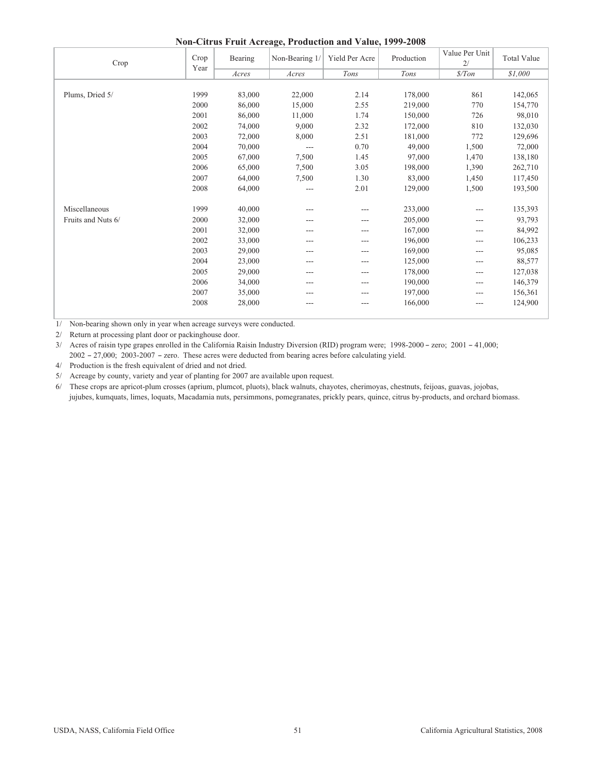# Non-Citrus Fruit Acreage, Production and Value, 1999-2008

| Crop | Crop Year | Bearing | Non-Bearing 1/ | Yield Per Acre | Production | Value Per Unit 2/ | Total Value |
|---|---|---|---|---|---|---|---|
| | | *Acres* | *Acres* | *Tons* | *Tons* | *$/Ton* | *$1,000* |
| Plums, Dried 5/ | 1999 | 83,000 | 22,000 | 2.14 | 178,000 | 861 | 142,065 |
| | 2000 | 86,000 | 15,000 | 2.55 | 219,000 | 770 | 154,770 |
| | 2001 | 86,000 | 11,000 | 1.74 | 150,000 | 726 | 98,010 |
| | 2002 | 74,000 | 9,000 | 2.32 | 172,000 | 810 | 132,030 |
| | 2003 | 72,000 | 8,000 | 2.51 | 181,000 | 772 | 129,696 |
| | 2004 | 70,000 | --- | 0.70 | 49,000 | 1,500 | 72,000 |
| | 2005 | 67,000 | 7,500 | 1.45 | 97,000 | 1,470 | 138,180 |
| | 2006 | 65,000 | 7,500 | 3.05 | 198,000 | 1,390 | 262,710 |
| | 2007 | 64,000 | 7,500 | 1.30 | 83,000 | 1,450 | 117,450 |
| | 2008 | 64,000 | --- | 2.01 | 129,000 | 1,500 | 193,500 |
| Miscellaneous Fruits and Nuts 6/ | 1999 | 40,000 | --- | --- | 233,000 | --- | 135,393 |
| | 2000 | 32,000 | --- | --- | 205,000 | --- | 93,793 |
| | 2001 | 32,000 | --- | --- | 167,000 | --- | 84,992 |
| | 2002 | 33,000 | --- | --- | 196,000 | --- | 106,233 |
| | 2003 | 29,000 | --- | --- | 169,000 | --- | 95,085 |
| | 2004 | 23,000 | --- | --- | 125,000 | --- | 88,577 |
| | 2005 | 29,000 | --- | --- | 178,000 | --- | 127,038 |
| | 2006 | 34,000 | --- | --- | 190,000 | --- | 146,379 |
| | 2007 | 35,000 | --- | --- | 197,000 | --- | 156,361 |
| | 2008 | 28,000 | --- | --- | 166,000 | --- | 124,900 |

1/ Non-bearing shown only in year when acreage surveys were conducted.

2/ Return at processing plant door or packinghouse door.

3/ Acres of raisin type grapes enrolled in the California Raisin Industry Diversion (RID) program were; 1998-2000 – zero; 2001 – 41,000; 2002 – 27,000; 2003-2007 – zero. These acres were deducted from bearing acres before calculating yield.

4/ Production is the fresh equivalent of dried and not dried.

5/ Acreage by county, variety and year of planting for 2007 are available upon request.

6/ These crops are apricot-plum crosses (aprium, plumcot, pluots), black walnuts, chayotes, cherimoyas, chestnuts, feijoas, guavas, jojobas, jujubes, kumquats, limes, loquats, Macadamia nuts, persimmons, pomegranates, prickly pears, quince, citrus by-products, and orchard biomass.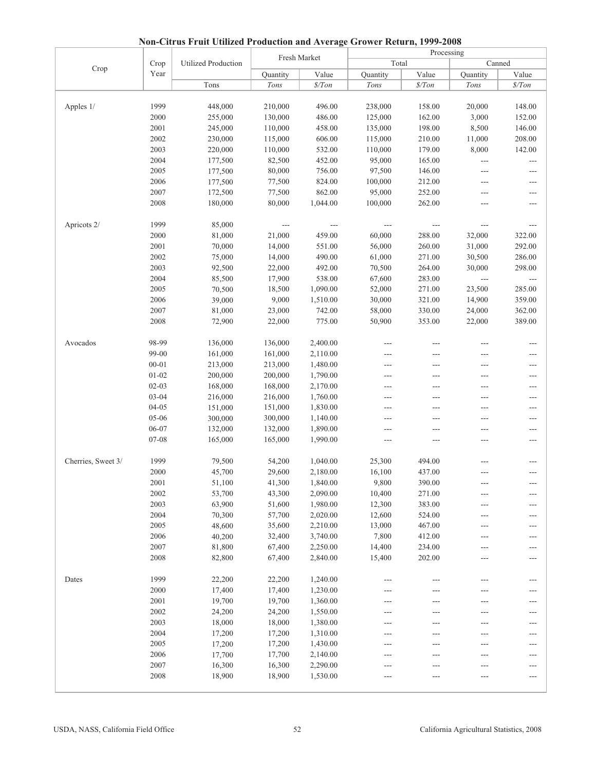## Non-Citrus Fruit Utilized Production and Average Grower Return, 1999-2008

| Crop | Crop Year | Utilized Production | Fresh Market | | Processing | | | |
|---|---|---|---|---|---|---|---|---|
| | | | | | Total | | Canned | |
| | | | Quantity | Value | Quantity | Value | Quantity | Value |
| | | Tons | *Tons* | *$/Ton* | *Tons* | *$/Ton* | *Tons* | *$/Ton* |
| Apples 1/ | 1999 | 448,000 | 210,000 | 496.00 | 238,000 | 158.00 | 20,000 | 148.00 |
| | 2000 | 255,000 | 130,000 | 486.00 | 125,000 | 162.00 | 3,000 | 152.00 |
| | 2001 | 245,000 | 110,000 | 458.00 | 135,000 | 198.00 | 8,500 | 146.00 |
| | 2002 | 230,000 | 115,000 | 606.00 | 115,000 | 210.00 | 11,000 | 208.00 |
| | 2003 | 220,000 | 110,000 | 532.00 | 110,000 | 179.00 | 8,000 | 142.00 |
| | 2004 | 177,500 | 82,500 | 452.00 | 95,000 | 165.00 | --- | --- |
| | 2005 | 177,500 | 80,000 | 756.00 | 97,500 | 146.00 | --- | --- |
| | 2006 | 177,500 | 77,500 | 824.00 | 100,000 | 212.00 | --- | --- |
| | 2007 | 172,500 | 77,500 | 862.00 | 95,000 | 252.00 | --- | --- |
| | 2008 | 180,000 | 80,000 | 1,044.00 | 100,000 | 262.00 | --- | --- |
| Apricots 2/ | 1999 | 85,000 | --- | --- | --- | --- | --- | --- |
| | 2000 | 81,000 | 21,000 | 459.00 | 60,000 | 288.00 | 32,000 | 322.00 |
| | 2001 | 70,000 | 14,000 | 551.00 | 56,000 | 260.00 | 31,000 | 292.00 |
| | 2002 | 75,000 | 14,000 | 490.00 | 61,000 | 271.00 | 30,500 | 286.00 |
| | 2003 | 92,500 | 22,000 | 492.00 | 70,500 | 264.00 | 30,000 | 298.00 |
| | 2004 | 85,500 | 17,900 | 538.00 | 67,600 | 283.00 | --- | --- |
| | 2005 | 70,500 | 18,500 | 1,090.00 | 52,000 | 271.00 | 23,500 | 285.00 |
| | 2006 | 39,000 | 9,000 | 1,510.00 | 30,000 | 321.00 | 14,900 | 359.00 |
| | 2007 | 81,000 | 23,000 | 742.00 | 58,000 | 330.00 | 24,000 | 362.00 |
| | 2008 | 72,900 | 22,000 | 775.00 | 50,900 | 353.00 | 22,000 | 389.00 |
| Avocados | 98-99 | 136,000 | 136,000 | 2,400.00 | --- | --- | --- | --- |
| | 99-00 | 161,000 | 161,000 | 2,110.00 | --- | --- | --- | --- |
| | 00-01 | 213,000 | 213,000 | 1,480.00 | --- | --- | --- | --- |
| | 01-02 | 200,000 | 200,000 | 1,790.00 | --- | --- | --- | --- |
| | 02-03 | 168,000 | 168,000 | 2,170.00 | --- | --- | --- | --- |
| | 03-04 | 216,000 | 216,000 | 1,760.00 | --- | --- | --- | --- |
| | 04-05 | 151,000 | 151,000 | 1,830.00 | --- | --- | --- | --- |
| | 05-06 | 300,000 | 300,000 | 1,140.00 | --- | --- | --- | --- |
| | 06-07 | 132,000 | 132,000 | 1,890.00 | --- | --- | --- | --- |
| | 07-08 | 165,000 | 165,000 | 1,990.00 | --- | --- | --- | --- |
| Cherries, Sweet 3/ | 1999 | 79,500 | 54,200 | 1,040.00 | 25,300 | 494.00 | --- | --- |
| | 2000 | 45,700 | 29,600 | 2,180.00 | 16,100 | 437.00 | --- | --- |
| | 2001 | 51,100 | 41,300 | 1,840.00 | 9,800 | 390.00 | --- | --- |
| | 2002 | 53,700 | 43,300 | 2,090.00 | 10,400 | 271.00 | --- | --- |
| | 2003 | 63,900 | 51,600 | 1,980.00 | 12,300 | 383.00 | --- | --- |
| | 2004 | 70,300 | 57,700 | 2,020.00 | 12,600 | 524.00 | --- | --- |
| | 2005 | 48,600 | 35,600 | 2,210.00 | 13,000 | 467.00 | --- | --- |
| | 2006 | 40,200 | 32,400 | 3,740.00 | 7,800 | 412.00 | --- | --- |
| | 2007 | 81,800 | 67,400 | 2,250.00 | 14,400 | 234.00 | --- | --- |
| | 2008 | 82,800 | 67,400 | 2,840.00 | 15,400 | 202.00 | --- | --- |
| Dates | 1999 | 22,200 | 22,200 | 1,240.00 | --- | --- | --- | --- |
| | 2000 | 17,400 | 17,400 | 1,230.00 | --- | --- | --- | --- |
| | 2001 | 19,700 | 19,700 | 1,360.00 | --- | --- | --- | --- |
| | 2002 | 24,200 | 24,200 | 1,550.00 | --- | --- | --- | --- |
| | 2003 | 18,000 | 18,000 | 1,380.00 | --- | --- | --- | --- |
| | 2004 | 17,200 | 17,200 | 1,310.00 | --- | --- | --- | --- |
| | 2005 | 17,200 | 17,200 | 1,430.00 | --- | --- | --- | --- |
| | 2006 | 17,700 | 17,700 | 2,140.00 | --- | --- | --- | --- |
| | 2007 | 16,300 | 16,300 | 2,290.00 | --- | --- | --- | --- |
| | 2008 | 18,900 | 18,900 | 1,530.00 | --- | --- | --- | --- |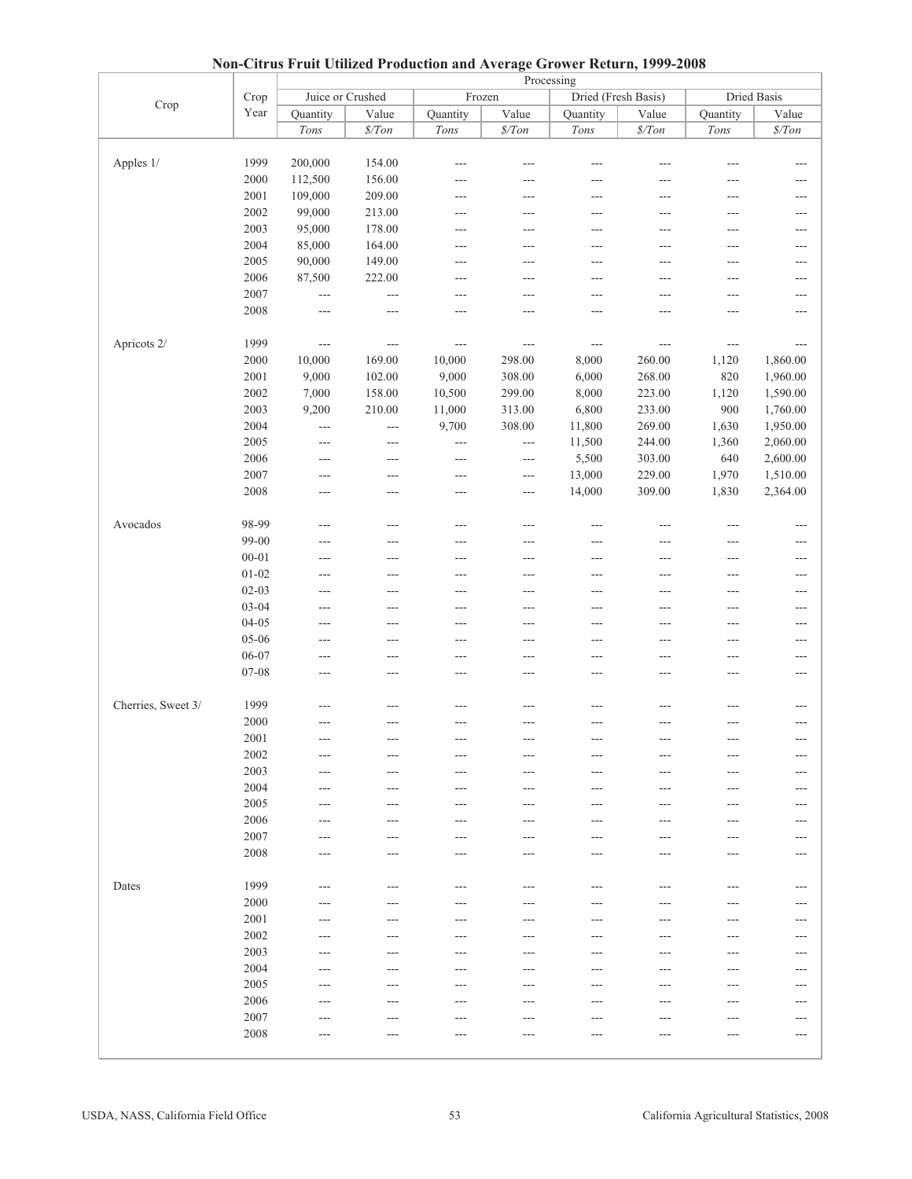## Non-Citrus Fruit Utilized Production and Average Grower Return, 1999-2008

| Crop | Crop Year | Processing | | | | | | | |
|---|---|---|---|---|---|---|---|---|---|
| | | Juice or Crushed | | Frozen | | Dried (Fresh Basis) | | Dried Basis | |
| | | Quantity | Value | Quantity | Value | Quantity | Value | Quantity | Value |
| | | *Tons* | *$/Ton* | *Tons* | *$/Ton* | *Tons* | *$/Ton* | *Tons* | *$/Ton* |
| Apples 1/ | 1999 | 200,000 | 154.00 | --- | --- | --- | --- | --- | --- |
| | 2000 | 112,500 | 156.00 | --- | --- | --- | --- | --- | --- |
| | 2001 | 109,000 | 209.00 | --- | --- | --- | --- | --- | --- |
| | 2002 | 99,000 | 213.00 | --- | --- | --- | --- | --- | --- |
| | 2003 | 95,000 | 178.00 | --- | --- | --- | --- | --- | --- |
| | 2004 | 85,000 | 164.00 | --- | --- | --- | --- | --- | --- |
| | 2005 | 90,000 | 149.00 | --- | --- | --- | --- | --- | --- |
| | 2006 | 87,500 | 222.00 | --- | --- | --- | --- | --- | --- |
| | 2007 | --- | --- | --- | --- | --- | --- | --- | --- |
| | 2008 | --- | --- | --- | --- | --- | --- | --- | --- |
| Apricots 2/ | 1999 | --- | --- | --- | --- | --- | --- | --- | --- |
| | 2000 | 10,000 | 169.00 | 10,000 | 298.00 | 8,000 | 260.00 | 1,120 | 1,860.00 |
| | 2001 | 9,000 | 102.00 | 9,000 | 308.00 | 6,000 | 268.00 | 820 | 1,960.00 |
| | 2002 | 7,000 | 158.00 | 10,500 | 299.00 | 8,000 | 223.00 | 1,120 | 1,590.00 |
| | 2003 | 9,200 | 210.00 | 11,000 | 313.00 | 6,800 | 233.00 | 900 | 1,760.00 |
| | 2004 | --- | --- | 9,700 | 308.00 | 11,800 | 269.00 | 1,630 | 1,950.00 |
| | 2005 | --- | --- | --- | --- | 11,500 | 244.00 | 1,360 | 2,060.00 |
| | 2006 | --- | --- | --- | --- | 5,500 | 303.00 | 640 | 2,600.00 |
| | 2007 | --- | --- | --- | --- | 13,000 | 229.00 | 1,970 | 1,510.00 |
| | 2008 | --- | --- | --- | --- | 14,000 | 309.00 | 1,830 | 2,364.00 |
| Avocados | 98-99 | --- | --- | --- | --- | --- | --- | --- | --- |
| | 99-00 | --- | --- | --- | --- | --- | --- | --- | --- |
| | 00-01 | --- | --- | --- | --- | --- | --- | --- | --- |
| | 01-02 | --- | --- | --- | --- | --- | --- | --- | --- |
| | 02-03 | --- | --- | --- | --- | --- | --- | --- | --- |
| | 03-04 | --- | --- | --- | --- | --- | --- | --- | --- |
| | 04-05 | --- | --- | --- | --- | --- | --- | --- | --- |
| | 05-06 | --- | --- | --- | --- | --- | --- | --- | --- |
| | 06-07 | --- | --- | --- | --- | --- | --- | --- | --- |
| | 07-08 | --- | --- | --- | --- | --- | --- | --- | --- |
| Cherries, Sweet 3/ | 1999 | --- | --- | --- | --- | --- | --- | --- | --- |
| | 2000 | --- | --- | --- | --- | --- | --- | --- | --- |
| | 2001 | --- | --- | --- | --- | --- | --- | --- | --- |
| | 2002 | --- | --- | --- | --- | --- | --- | --- | --- |
| | 2003 | --- | --- | --- | --- | --- | --- | --- | --- |
| | 2004 | --- | --- | --- | --- | --- | --- | --- | --- |
| | 2005 | --- | --- | --- | --- | --- | --- | --- | --- |
| | 2006 | --- | --- | --- | --- | --- | --- | --- | --- |
| | 2007 | --- | --- | --- | --- | --- | --- | --- | --- |
| | 2008 | --- | --- | --- | --- | --- | --- | --- | --- |
| Dates | 1999 | --- | --- | --- | --- | --- | --- | --- | --- |
| | 2000 | --- | --- | --- | --- | --- | --- | --- | --- |
| | 2001 | --- | --- | --- | --- | --- | --- | --- | --- |
| | 2002 | --- | --- | --- | --- | --- | --- | --- | --- |
| | 2003 | --- | --- | --- | --- | --- | --- | --- | --- |
| | 2004 | --- | --- | --- | --- | --- | --- | --- | --- |
| | 2005 | --- | --- | --- | --- | --- | --- | --- | --- |
| | 2006 | --- | --- | --- | --- | --- | --- | --- | --- |
| | 2007 | --- | --- | --- | --- | --- | --- | --- | --- |
| | 2008 | --- | --- | --- | --- | --- | --- | --- | --- |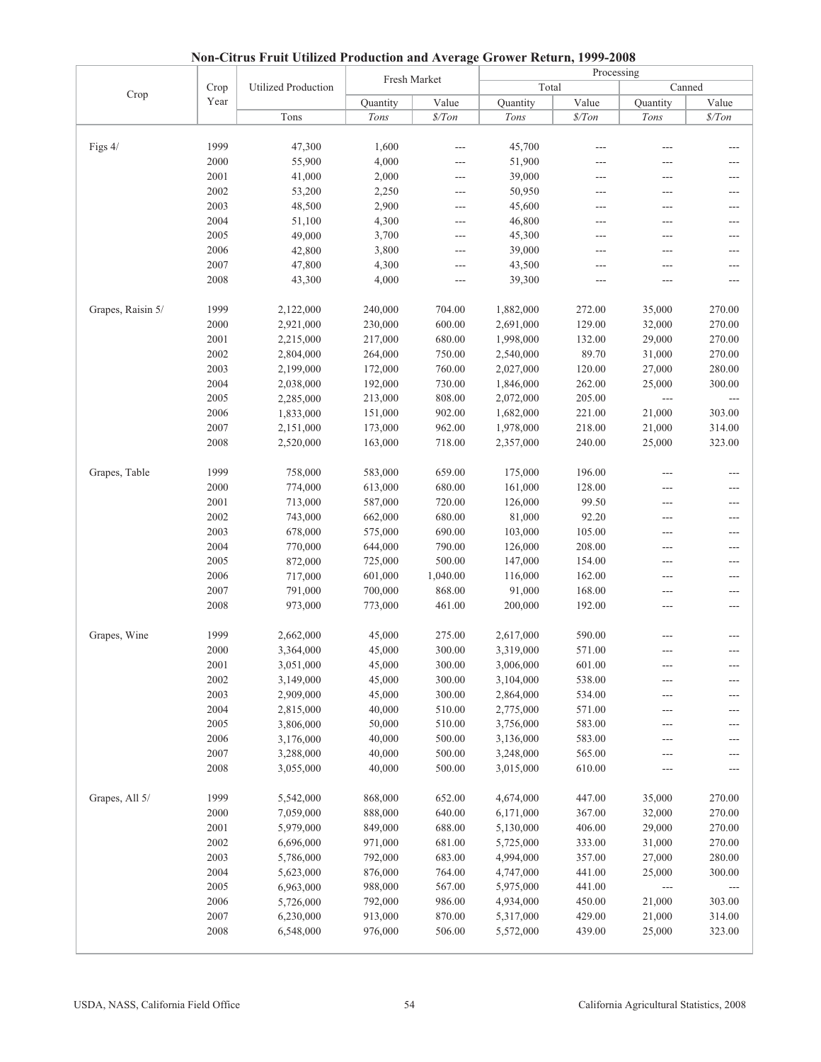## Non-Citrus Fruit Utilized Production and Average Grower Return, 1999-2008

| Crop | Crop Year | Utilized Production | Fresh Market | | Processing | | | |
|---|---|---|---|---|---|---|---|---|
| | | | | | Total | | Canned | |
| | | | Quantity | Value | Quantity | Value | Quantity | Value |
| | | Tons | *Tons* | *$/Ton* | *Tons* | *$/Ton* | *Tons* | *$/Ton* |
| Figs 4/ | 1999 | 47,300 | 1,600 | --- | 45,700 | --- | --- | --- |
| | 2000 | 55,900 | 4,000 | --- | 51,900 | --- | --- | --- |
| | 2001 | 41,000 | 2,000 | --- | 39,000 | --- | --- | --- |
| | 2002 | 53,200 | 2,250 | --- | 50,950 | --- | --- | --- |
| | 2003 | 48,500 | 2,900 | --- | 45,600 | --- | --- | --- |
| | 2004 | 51,100 | 4,300 | --- | 46,800 | --- | --- | --- |
| | 2005 | 49,000 | 3,700 | --- | 45,300 | --- | --- | --- |
| | 2006 | 42,800 | 3,800 | --- | 39,000 | --- | --- | --- |
| | 2007 | 47,800 | 4,300 | --- | 43,500 | --- | --- | --- |
| | 2008 | 43,300 | 4,000 | --- | 39,300 | --- | --- | --- |
| Grapes, Raisin 5/ | 1999 | 2,122,000 | 240,000 | 704.00 | 1,882,000 | 272.00 | 35,000 | 270.00 |
| | 2000 | 2,921,000 | 230,000 | 600.00 | 2,691,000 | 129.00 | 32,000 | 270.00 |
| | 2001 | 2,215,000 | 217,000 | 680.00 | 1,998,000 | 132.00 | 29,000 | 270.00 |
| | 2002 | 2,804,000 | 264,000 | 750.00 | 2,540,000 | 89.70 | 31,000 | 270.00 |
| | 2003 | 2,199,000 | 172,000 | 760.00 | 2,027,000 | 120.00 | 27,000 | 280.00 |
| | 2004 | 2,038,000 | 192,000 | 730.00 | 1,846,000 | 262.00 | 25,000 | 300.00 |
| | 2005 | 2,285,000 | 213,000 | 808.00 | 2,072,000 | 205.00 | --- | --- |
| | 2006 | 1,833,000 | 151,000 | 902.00 | 1,682,000 | 221.00 | 21,000 | 303.00 |
| | 2007 | 2,151,000 | 173,000 | 962.00 | 1,978,000 | 218.00 | 21,000 | 314.00 |
| | 2008 | 2,520,000 | 163,000 | 718.00 | 2,357,000 | 240.00 | 25,000 | 323.00 |
| Grapes, Table | 1999 | 758,000 | 583,000 | 659.00 | 175,000 | 196.00 | --- | --- |
| | 2000 | 774,000 | 613,000 | 680.00 | 161,000 | 128.00 | --- | --- |
| | 2001 | 713,000 | 587,000 | 720.00 | 126,000 | 99.50 | --- | --- |
| | 2002 | 743,000 | 662,000 | 680.00 | 81,000 | 92.20 | --- | --- |
| | 2003 | 678,000 | 575,000 | 690.00 | 103,000 | 105.00 | --- | --- |
| | 2004 | 770,000 | 644,000 | 790.00 | 126,000 | 208.00 | --- | --- |
| | 2005 | 872,000 | 725,000 | 500.00 | 147,000 | 154.00 | --- | --- |
| | 2006 | 717,000 | 601,000 | 1,040.00 | 116,000 | 162.00 | --- | --- |
| | 2007 | 791,000 | 700,000 | 868.00 | 91,000 | 168.00 | --- | --- |
| | 2008 | 973,000 | 773,000 | 461.00 | 200,000 | 192.00 | --- | --- |
| Grapes, Wine | 1999 | 2,662,000 | 45,000 | 275.00 | 2,617,000 | 590.00 | --- | --- |
| | 2000 | 3,364,000 | 45,000 | 300.00 | 3,319,000 | 571.00 | --- | --- |
| | 2001 | 3,051,000 | 45,000 | 300.00 | 3,006,000 | 601.00 | --- | --- |
| | 2002 | 3,149,000 | 45,000 | 300.00 | 3,104,000 | 538.00 | --- | --- |
| | 2003 | 2,909,000 | 45,000 | 300.00 | 2,864,000 | 534.00 | --- | --- |
| | 2004 | 2,815,000 | 40,000 | 510.00 | 2,775,000 | 571.00 | --- | --- |
| | 2005 | 3,806,000 | 50,000 | 510.00 | 3,756,000 | 583.00 | --- | --- |
| | 2006 | 3,176,000 | 40,000 | 500.00 | 3,136,000 | 583.00 | --- | --- |
| | 2007 | 3,288,000 | 40,000 | 500.00 | 3,248,000 | 565.00 | --- | --- |
| | 2008 | 3,055,000 | 40,000 | 500.00 | 3,015,000 | 610.00 | --- | --- |
| Grapes, All 5/ | 1999 | 5,542,000 | 868,000 | 652.00 | 4,674,000 | 447.00 | 35,000 | 270.00 |
| | 2000 | 7,059,000 | 888,000 | 640.00 | 6,171,000 | 367.00 | 32,000 | 270.00 |
| | 2001 | 5,979,000 | 849,000 | 688.00 | 5,130,000 | 406.00 | 29,000 | 270.00 |
| | 2002 | 6,696,000 | 971,000 | 681.00 | 5,725,000 | 333.00 | 31,000 | 270.00 |
| | 2003 | 5,786,000 | 792,000 | 683.00 | 4,994,000 | 357.00 | 27,000 | 280.00 |
| | 2004 | 5,623,000 | 876,000 | 764.00 | 4,747,000 | 441.00 | 25,000 | 300.00 |
| | 2005 | 6,963,000 | 988,000 | 567.00 | 5,975,000 | 441.00 | --- | --- |
| | 2006 | 5,726,000 | 792,000 | 986.00 | 4,934,000 | 450.00 | 21,000 | 303.00 |
| | 2007 | 6,230,000 | 913,000 | 870.00 | 5,317,000 | 429.00 | 21,000 | 314.00 |
| | 2008 | 6,548,000 | 976,000 | 506.00 | 5,572,000 | 439.00 | 25,000 | 323.00 |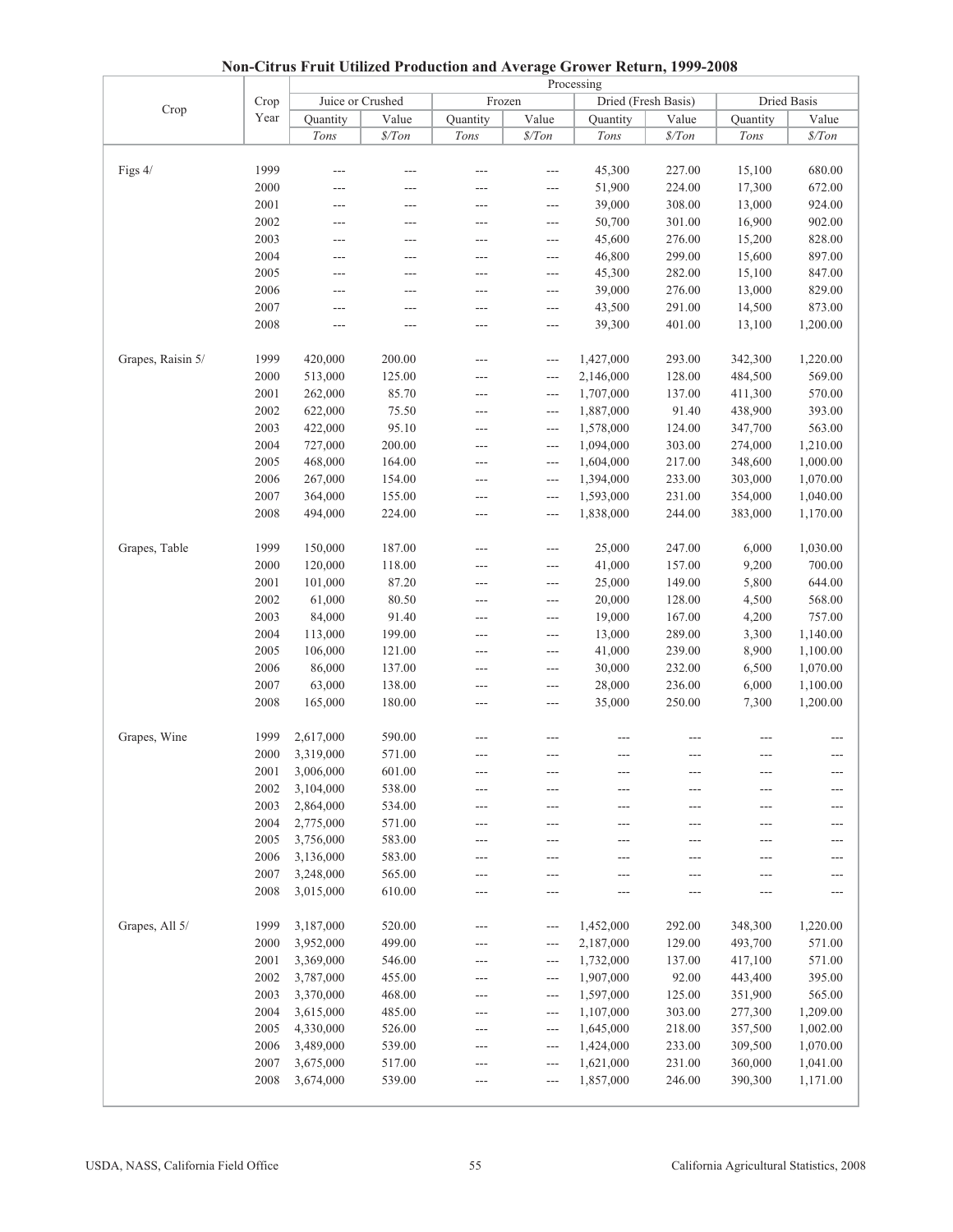## Non-Citrus Fruit Utilized Production and Average Grower Return, 1999-2008

| Crop | Crop Year | Processing | | | | | | | |
|---|---|---|---|---|---|---|---|---|---|
| | | Juice or Crushed | | Frozen | | Dried (Fresh Basis) | | Dried Basis | |
| | | Quantity | Value | Quantity | Value | Quantity | Value | Quantity | Value |
| | | *Tons* | *$/Ton* | *Tons* | *$/Ton* | *Tons* | *$/Ton* | *Tons* | *$/Ton* |
| Figs 4/ | 1999 | --- | --- | --- | --- | 45,300 | 227.00 | 15,100 | 680.00 |
| | 2000 | --- | --- | --- | --- | 51,900 | 224.00 | 17,300 | 672.00 |
| | 2001 | --- | --- | --- | --- | 39,000 | 308.00 | 13,000 | 924.00 |
| | 2002 | --- | --- | --- | --- | 50,700 | 301.00 | 16,900 | 902.00 |
| | 2003 | --- | --- | --- | --- | 45,600 | 276.00 | 15,200 | 828.00 |
| | 2004 | --- | --- | --- | --- | 46,800 | 299.00 | 15,600 | 897.00 |
| | 2005 | --- | --- | --- | --- | 45,300 | 282.00 | 15,100 | 847.00 |
| | 2006 | --- | --- | --- | --- | 39,000 | 276.00 | 13,000 | 829.00 |
| | 2007 | --- | --- | --- | --- | 43,500 | 291.00 | 14,500 | 873.00 |
| | 2008 | --- | --- | --- | --- | 39,300 | 401.00 | 13,100 | 1,200.00 |
| Grapes, Raisin 5/ | 1999 | 420,000 | 200.00 | --- | --- | 1,427,000 | 293.00 | 342,300 | 1,220.00 |
| | 2000 | 513,000 | 125.00 | --- | --- | 2,146,000 | 128.00 | 484,500 | 569.00 |
| | 2001 | 262,000 | 85.70 | --- | --- | 1,707,000 | 137.00 | 411,300 | 570.00 |
| | 2002 | 622,000 | 75.50 | --- | --- | 1,887,000 | 91.40 | 438,900 | 393.00 |
| | 2003 | 422,000 | 95.10 | --- | --- | 1,578,000 | 124.00 | 347,700 | 563.00 |
| | 2004 | 727,000 | 200.00 | --- | --- | 1,094,000 | 303.00 | 274,000 | 1,210.00 |
| | 2005 | 468,000 | 164.00 | --- | --- | 1,604,000 | 217.00 | 348,600 | 1,000.00 |
| | 2006 | 267,000 | 154.00 | --- | --- | 1,394,000 | 233.00 | 303,000 | 1,070.00 |
| | 2007 | 364,000 | 155.00 | --- | --- | 1,593,000 | 231.00 | 354,000 | 1,040.00 |
| | 2008 | 494,000 | 224.00 | --- | --- | 1,838,000 | 244.00 | 383,000 | 1,170.00 |
| Grapes, Table | 1999 | 150,000 | 187.00 | --- | --- | 25,000 | 247.00 | 6,000 | 1,030.00 |
| | 2000 | 120,000 | 118.00 | --- | --- | 41,000 | 157.00 | 9,200 | 700.00 |
| | 2001 | 101,000 | 87.20 | --- | --- | 25,000 | 149.00 | 5,800 | 644.00 |
| | 2002 | 61,000 | 80.50 | --- | --- | 20,000 | 128.00 | 4,500 | 568.00 |
| | 2003 | 84,000 | 91.40 | --- | --- | 19,000 | 167.00 | 4,200 | 757.00 |
| | 2004 | 113,000 | 199.00 | --- | --- | 13,000 | 289.00 | 3,300 | 1,140.00 |
| | 2005 | 106,000 | 121.00 | --- | --- | 41,000 | 239.00 | 8,900 | 1,100.00 |
| | 2006 | 86,000 | 137.00 | --- | --- | 30,000 | 232.00 | 6,500 | 1,070.00 |
| | 2007 | 63,000 | 138.00 | --- | --- | 28,000 | 236.00 | 6,000 | 1,100.00 |
| | 2008 | 165,000 | 180.00 | --- | --- | 35,000 | 250.00 | 7,300 | 1,200.00 |
| Grapes, Wine | 1999 | 2,617,000 | 590.00 | --- | --- | --- | --- | --- | --- |
| | 2000 | 3,319,000 | 571.00 | --- | --- | --- | --- | --- | --- |
| | 2001 | 3,006,000 | 601.00 | --- | --- | --- | --- | --- | --- |
| | 2002 | 3,104,000 | 538.00 | --- | --- | --- | --- | --- | --- |
| | 2003 | 2,864,000 | 534.00 | --- | --- | --- | --- | --- | --- |
| | 2004 | 2,775,000 | 571.00 | --- | --- | --- | --- | --- | --- |
| | 2005 | 3,756,000 | 583.00 | --- | --- | --- | --- | --- | --- |
| | 2006 | 3,136,000 | 583.00 | --- | --- | --- | --- | --- | --- |
| | 2007 | 3,248,000 | 565.00 | --- | --- | --- | --- | --- | --- |
| | 2008 | 3,015,000 | 610.00 | --- | --- | --- | --- | --- | --- |
| Grapes, All 5/ | 1999 | 3,187,000 | 520.00 | --- | --- | 1,452,000 | 292.00 | 348,300 | 1,220.00 |
| | 2000 | 3,952,000 | 499.00 | --- | --- | 2,187,000 | 129.00 | 493,700 | 571.00 |
| | 2001 | 3,369,000 | 546.00 | --- | --- | 1,732,000 | 137.00 | 417,100 | 571.00 |
| | 2002 | 3,787,000 | 455.00 | --- | --- | 1,907,000 | 92.00 | 443,400 | 395.00 |
| | 2003 | 3,370,000 | 468.00 | --- | --- | 1,597,000 | 125.00 | 351,900 | 565.00 |
| | 2004 | 3,615,000 | 485.00 | --- | --- | 1,107,000 | 303.00 | 277,300 | 1,209.00 |
| | 2005 | 4,330,000 | 526.00 | --- | --- | 1,645,000 | 218.00 | 357,500 | 1,002.00 |
| | 2006 | 3,489,000 | 539.00 | --- | --- | 1,424,000 | 233.00 | 309,500 | 1,070.00 |
| | 2007 | 3,675,000 | 517.00 | --- | --- | 1,621,000 | 231.00 | 360,000 | 1,041.00 |
| | 2008 | 3,674,000 | 539.00 | --- | --- | 1,857,000 | 246.00 | 390,300 | 1,171.00 |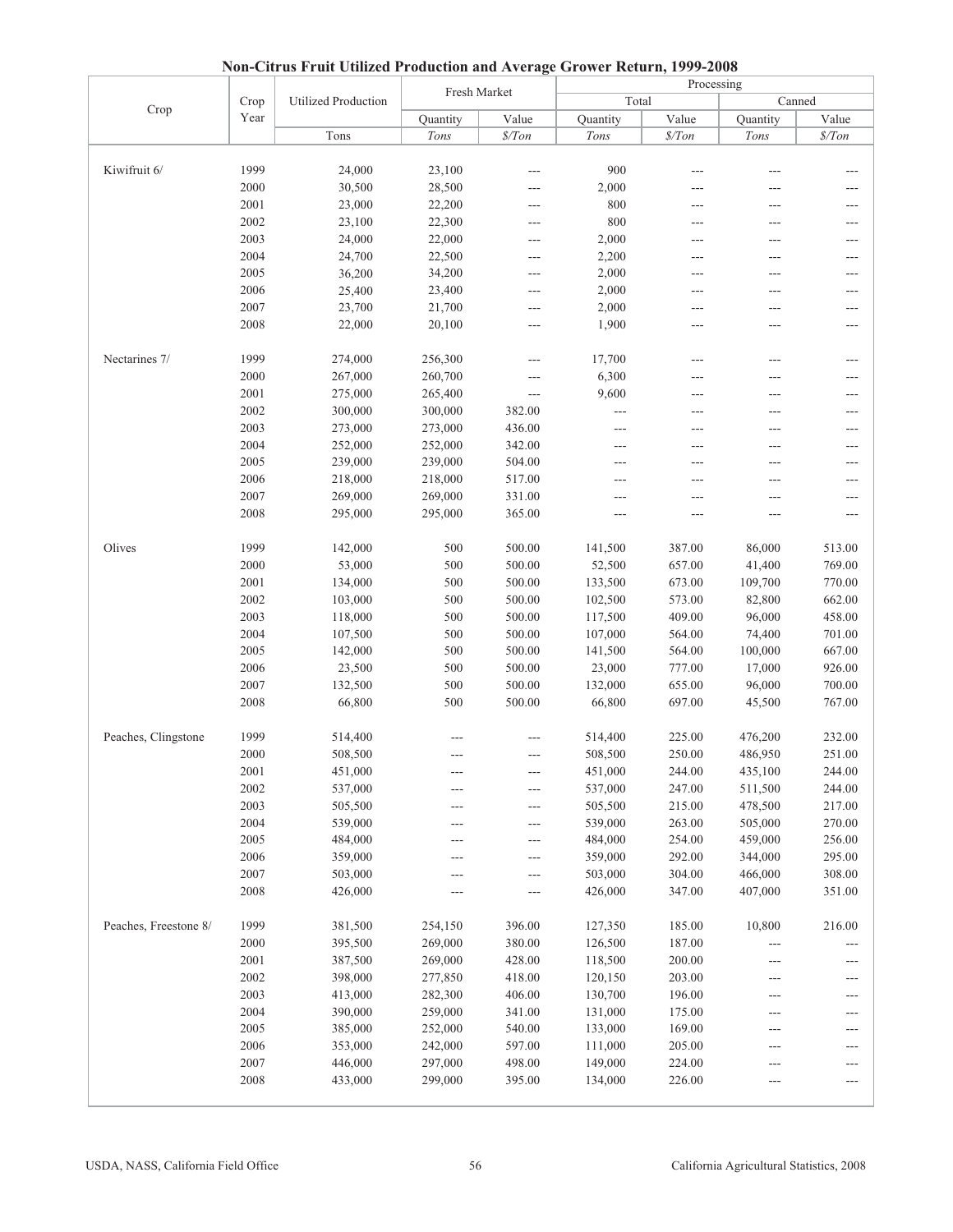# Non-Citrus Fruit Utilized Production and Average Grower Return, 1999-2008

| Crop | Crop Year | Utilized Production | Fresh Market | | Processing | | | |
|---|---|---|---|---|---|---|---|---|
| | | | | | Total | | Canned | |
| | | | Quantity | Value | Quantity | Value | Quantity | Value |
| | | Tons | *Tons* | *$/Ton* | *Tons* | *$/Ton* | *Tons* | *$/Ton* |
| Kiwifruit 6/ | 1999 | 24,000 | 23,100 | --- | 900 | --- | --- | --- |
| | 2000 | 30,500 | 28,500 | --- | 2,000 | --- | --- | --- |
| | 2001 | 23,000 | 22,200 | --- | 800 | --- | --- | --- |
| | 2002 | 23,100 | 22,300 | --- | 800 | --- | --- | --- |
| | 2003 | 24,000 | 22,000 | --- | 2,000 | --- | --- | --- |
| | 2004 | 24,700 | 22,500 | --- | 2,200 | --- | --- | --- |
| | 2005 | 36,200 | 34,200 | --- | 2,000 | --- | --- | --- |
| | 2006 | 25,400 | 23,400 | --- | 2,000 | --- | --- | --- |
| | 2007 | 23,700 | 21,700 | --- | 2,000 | --- | --- | --- |
| | 2008 | 22,000 | 20,100 | --- | 1,900 | --- | --- | --- |
| Nectarines 7/ | 1999 | 274,000 | 256,300 | --- | 17,700 | --- | --- | --- |
| | 2000 | 267,000 | 260,700 | --- | 6,300 | --- | --- | --- |
| | 2001 | 275,000 | 265,400 | --- | 9,600 | --- | --- | --- |
| | 2002 | 300,000 | 300,000 | 382.00 | --- | --- | --- | --- |
| | 2003 | 273,000 | 273,000 | 436.00 | --- | --- | --- | --- |
| | 2004 | 252,000 | 252,000 | 342.00 | --- | --- | --- | --- |
| | 2005 | 239,000 | 239,000 | 504.00 | --- | --- | --- | --- |
| | 2006 | 218,000 | 218,000 | 517.00 | --- | --- | --- | --- |
| | 2007 | 269,000 | 269,000 | 331.00 | --- | --- | --- | --- |
| | 2008 | 295,000 | 295,000 | 365.00 | --- | --- | --- | --- |
| Olives | 1999 | 142,000 | 500 | 500.00 | 141,500 | 387.00 | 86,000 | 513.00 |
| | 2000 | 53,000 | 500 | 500.00 | 52,500 | 657.00 | 41,400 | 769.00 |
| | 2001 | 134,000 | 500 | 500.00 | 133,500 | 673.00 | 109,700 | 770.00 |
| | 2002 | 103,000 | 500 | 500.00 | 102,500 | 573.00 | 82,800 | 662.00 |
| | 2003 | 118,000 | 500 | 500.00 | 117,500 | 409.00 | 96,000 | 458.00 |
| | 2004 | 107,500 | 500 | 500.00 | 107,000 | 564.00 | 74,400 | 701.00 |
| | 2005 | 142,000 | 500 | 500.00 | 141,500 | 564.00 | 100,000 | 667.00 |
| | 2006 | 23,500 | 500 | 500.00 | 23,000 | 777.00 | 17,000 | 926.00 |
| | 2007 | 132,500 | 500 | 500.00 | 132,000 | 655.00 | 96,000 | 700.00 |
| | 2008 | 66,800 | 500 | 500.00 | 66,800 | 697.00 | 45,500 | 767.00 |
| Peaches, Clingstone | 1999 | 514,400 | --- | --- | 514,400 | 225.00 | 476,200 | 232.00 |
| | 2000 | 508,500 | --- | --- | 508,500 | 250.00 | 486,950 | 251.00 |
| | 2001 | 451,000 | --- | --- | 451,000 | 244.00 | 435,100 | 244.00 |
| | 2002 | 537,000 | --- | --- | 537,000 | 247.00 | 511,500 | 244.00 |
| | 2003 | 505,500 | --- | --- | 505,500 | 215.00 | 478,500 | 217.00 |
| | 2004 | 539,000 | --- | --- | 539,000 | 263.00 | 505,000 | 270.00 |
| | 2005 | 484,000 | --- | --- | 484,000 | 254.00 | 459,000 | 256.00 |
| | 2006 | 359,000 | --- | --- | 359,000 | 292.00 | 344,000 | 295.00 |
| | 2007 | 503,000 | --- | --- | 503,000 | 304.00 | 466,000 | 308.00 |
| | 2008 | 426,000 | --- | --- | 426,000 | 347.00 | 407,000 | 351.00 |
| Peaches, Freestone 8/ | 1999 | 381,500 | 254,150 | 396.00 | 127,350 | 185.00 | 10,800 | 216.00 |
| | 2000 | 395,500 | 269,000 | 380.00 | 126,500 | 187.00 | --- | --- |
| | 2001 | 387,500 | 269,000 | 428.00 | 118,500 | 200.00 | --- | --- |
| | 2002 | 398,000 | 277,850 | 418.00 | 120,150 | 203.00 | --- | --- |
| | 2003 | 413,000 | 282,300 | 406.00 | 130,700 | 196.00 | --- | --- |
| | 2004 | 390,000 | 259,000 | 341.00 | 131,000 | 175.00 | --- | --- |
| | 2005 | 385,000 | 252,000 | 540.00 | 133,000 | 169.00 | --- | --- |
| | 2006 | 353,000 | 242,000 | 597.00 | 111,000 | 205.00 | --- | --- |
| | 2007 | 446,000 | 297,000 | 498.00 | 149,000 | 224.00 | --- | --- |
| | 2008 | 433,000 | 299,000 | 395.00 | 134,000 | 226.00 | --- | --- |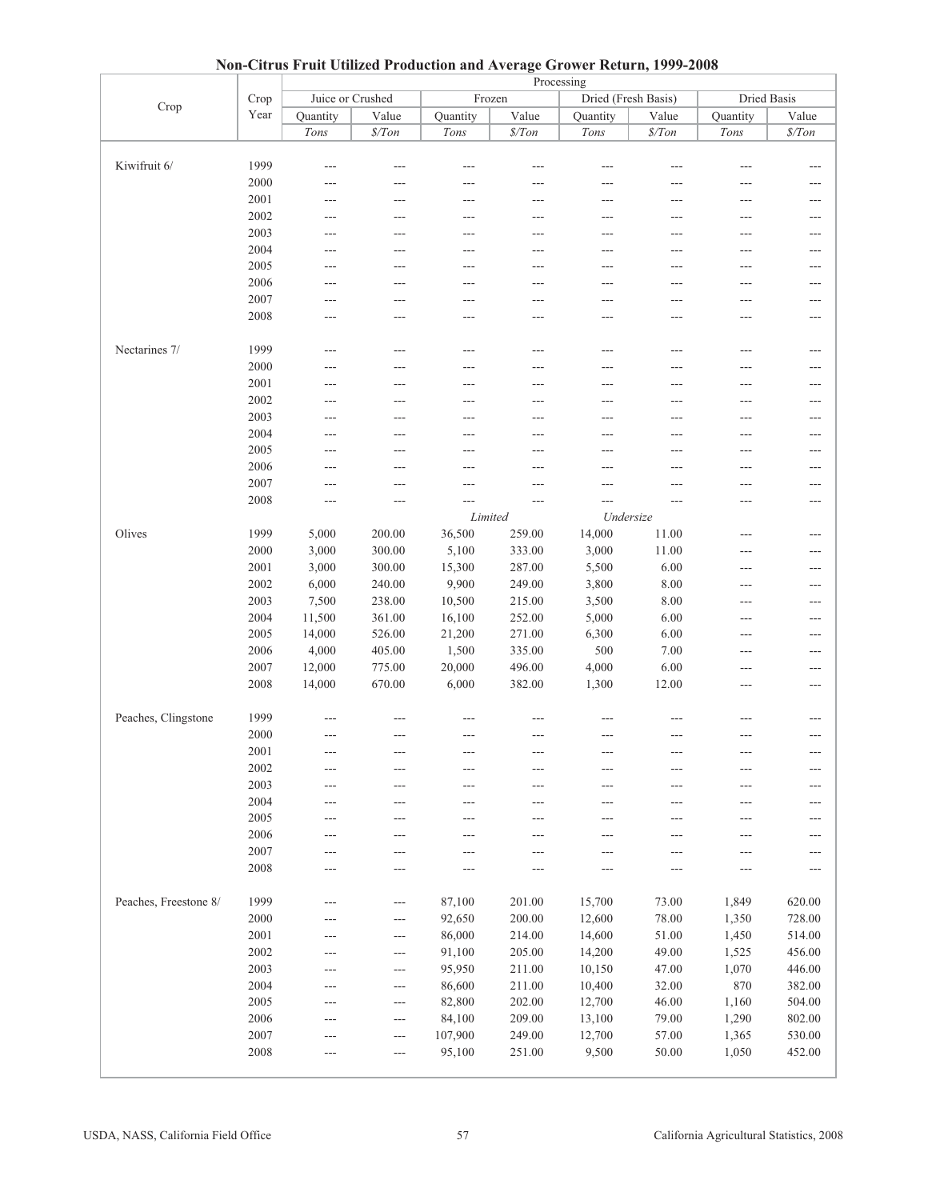## Non-Citrus Fruit Utilized Production and Average Grower Return, 1999-2008

| Crop | Crop Year | Processing | | | | | | | |
|---|---|---|---|---|---|---|---|---|---|
| | | Juice or Crushed | | Frozen | | Dried (Fresh Basis) | | Dried Basis | |
| | | Quantity | Value | Quantity | Value | Quantity | Value | Quantity | Value |
| | | *Tons* | *$/Ton* | *Tons* | *$/Ton* | *Tons* | *$/Ton* | *Tons* | *$/Ton* |
| Kiwifruit 6/ | 1999 | --- | --- | --- | --- | --- | --- | --- | --- |
| | 2000 | --- | --- | --- | --- | --- | --- | --- | --- |
| | 2001 | --- | --- | --- | --- | --- | --- | --- | --- |
| | 2002 | --- | --- | --- | --- | --- | --- | --- | --- |
| | 2003 | --- | --- | --- | --- | --- | --- | --- | --- |
| | 2004 | --- | --- | --- | --- | --- | --- | --- | --- |
| | 2005 | --- | --- | --- | --- | --- | --- | --- | --- |
| | 2006 | --- | --- | --- | --- | --- | --- | --- | --- |
| | 2007 | --- | --- | --- | --- | --- | --- | --- | --- |
| | 2008 | --- | --- | --- | --- | --- | --- | --- | --- |
| Nectarines 7/ | 1999 | --- | --- | --- | --- | --- | --- | --- | --- |
| | 2000 | --- | --- | --- | --- | --- | --- | --- | --- |
| | 2001 | --- | --- | --- | --- | --- | --- | --- | --- |
| | 2002 | --- | --- | --- | --- | --- | --- | --- | --- |
| | 2003 | --- | --- | --- | --- | --- | --- | --- | --- |
| | 2004 | --- | --- | --- | --- | --- | --- | --- | --- |
| | 2005 | --- | --- | --- | --- | --- | --- | --- | --- |
| | 2006 | --- | --- | --- | --- | --- | --- | --- | --- |
| | 2007 | --- | --- | --- | --- | --- | --- | --- | --- |
| | 2008 | --- | --- | --- | --- | --- | --- | --- | --- |
| | | | | *Limited* | | *Undersize* | | | |
| Olives | 1999 | 5,000 | 200.00 | 36,500 | 259.00 | 14,000 | 11.00 | --- | --- |
| | 2000 | 3,000 | 300.00 | 5,100 | 333.00 | 3,000 | 11.00 | --- | --- |
| | 2001 | 3,000 | 300.00 | 15,300 | 287.00 | 5,500 | 6.00 | --- | --- |
| | 2002 | 6,000 | 240.00 | 9,900 | 249.00 | 3,800 | 8.00 | --- | --- |
| | 2003 | 7,500 | 238.00 | 10,500 | 215.00 | 3,500 | 8.00 | --- | --- |
| | 2004 | 11,500 | 361.00 | 16,100 | 252.00 | 5,000 | 6.00 | --- | --- |
| | 2005 | 14,000 | 526.00 | 21,200 | 271.00 | 6,300 | 6.00 | --- | --- |
| | 2006 | 4,000 | 405.00 | 1,500 | 335.00 | 500 | 7.00 | --- | --- |
| | 2007 | 12,000 | 775.00 | 20,000 | 496.00 | 4,000 | 6.00 | --- | --- |
| | 2008 | 14,000 | 670.00 | 6,000 | 382.00 | 1,300 | 12.00 | --- | --- |
| Peaches, Clingstone | 1999 | --- | --- | --- | --- | --- | --- | --- | --- |
| | 2000 | --- | --- | --- | --- | --- | --- | --- | --- |
| | 2001 | --- | --- | --- | --- | --- | --- | --- | --- |
| | 2002 | --- | --- | --- | --- | --- | --- | --- | --- |
| | 2003 | --- | --- | --- | --- | --- | --- | --- | --- |
| | 2004 | --- | --- | --- | --- | --- | --- | --- | --- |
| | 2005 | --- | --- | --- | --- | --- | --- | --- | --- |
| | 2006 | --- | --- | --- | --- | --- | --- | --- | --- |
| | 2007 | --- | --- | --- | --- | --- | --- | --- | --- |
| | 2008 | --- | --- | --- | --- | --- | --- | --- | --- |
| Peaches, Freestone 8/ | 1999 | --- | --- | 87,100 | 201.00 | 15,700 | 73.00 | 1,849 | 620.00 |
| | 2000 | --- | --- | 92,650 | 200.00 | 12,600 | 78.00 | 1,350 | 728.00 |
| | 2001 | --- | --- | 86,000 | 214.00 | 14,600 | 51.00 | 1,450 | 514.00 |
| | 2002 | --- | --- | 91,100 | 205.00 | 14,200 | 49.00 | 1,525 | 456.00 |
| | 2003 | --- | --- | 95,950 | 211.00 | 10,150 | 47.00 | 1,070 | 446.00 |
| | 2004 | --- | --- | 86,600 | 211.00 | 10,400 | 32.00 | 870 | 382.00 |
| | 2005 | --- | --- | 82,800 | 202.00 | 12,700 | 46.00 | 1,160 | 504.00 |
| | 2006 | --- | --- | 84,100 | 209.00 | 13,100 | 79.00 | 1,290 | 802.00 |
| | 2007 | --- | --- | 107,900 | 249.00 | 12,700 | 57.00 | 1,365 | 530.00 |
| | 2008 | --- | --- | 95,100 | 251.00 | 9,500 | 50.00 | 1,050 | 452.00 |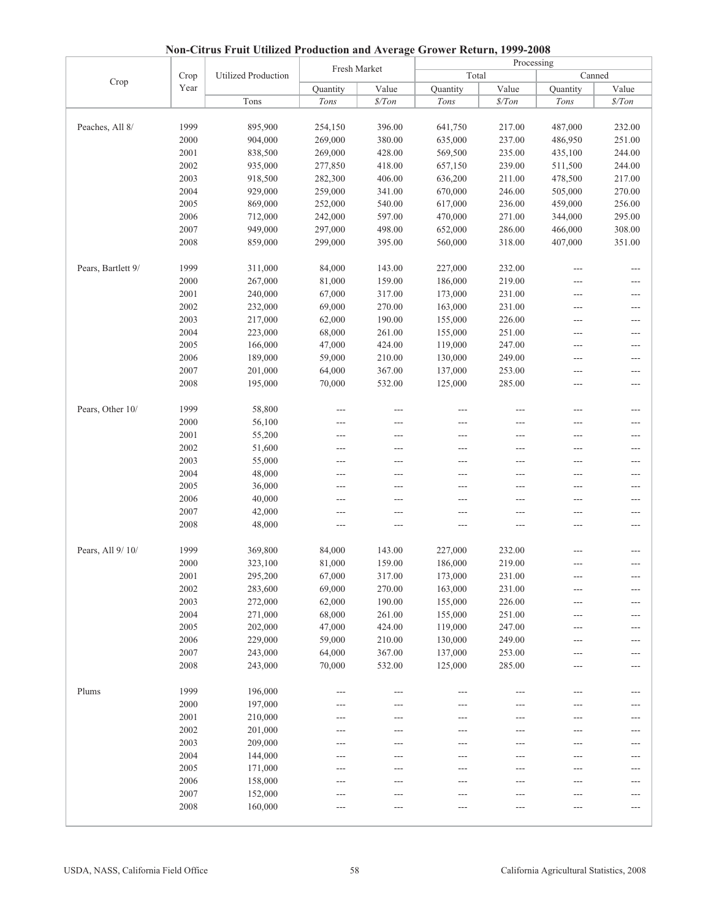## Non-Citrus Fruit Utilized Production and Average Grower Return, 1999-2008

| Crop | Crop Year | Utilized Production | Fresh Market | | Processing | | | |
|---|---|---|---|---|---|---|---|---|
| | | | | | Total | | Canned | |
| | | | Quantity | Value | Quantity | Value | Quantity | Value |
| | | Tons | *Tons* | *$/Ton* | *Tons* | *$/Ton* | *Tons* | *$/Ton* |
| Peaches, All 8/ | 1999 | 895,900 | 254,150 | 396.00 | 641,750 | 217.00 | 487,000 | 232.00 |
| | 2000 | 904,000 | 269,000 | 380.00 | 635,000 | 237.00 | 486,950 | 251.00 |
| | 2001 | 838,500 | 269,000 | 428.00 | 569,500 | 235.00 | 435,100 | 244.00 |
| | 2002 | 935,000 | 277,850 | 418.00 | 657,150 | 239.00 | 511,500 | 244.00 |
| | 2003 | 918,500 | 282,300 | 406.00 | 636,200 | 211.00 | 478,500 | 217.00 |
| | 2004 | 929,000 | 259,000 | 341.00 | 670,000 | 246.00 | 505,000 | 270.00 |
| | 2005 | 869,000 | 252,000 | 540.00 | 617,000 | 236.00 | 459,000 | 256.00 |
| | 2006 | 712,000 | 242,000 | 597.00 | 470,000 | 271.00 | 344,000 | 295.00 |
| | 2007 | 949,000 | 297,000 | 498.00 | 652,000 | 286.00 | 466,000 | 308.00 |
| | 2008 | 859,000 | 299,000 | 395.00 | 560,000 | 318.00 | 407,000 | 351.00 |
| Pears, Bartlett 9/ | 1999 | 311,000 | 84,000 | 143.00 | 227,000 | 232.00 | --- | --- |
| | 2000 | 267,000 | 81,000 | 159.00 | 186,000 | 219.00 | --- | --- |
| | 2001 | 240,000 | 67,000 | 317.00 | 173,000 | 231.00 | --- | --- |
| | 2002 | 232,000 | 69,000 | 270.00 | 163,000 | 231.00 | --- | --- |
| | 2003 | 217,000 | 62,000 | 190.00 | 155,000 | 226.00 | --- | --- |
| | 2004 | 223,000 | 68,000 | 261.00 | 155,000 | 251.00 | --- | --- |
| | 2005 | 166,000 | 47,000 | 424.00 | 119,000 | 247.00 | --- | --- |
| | 2006 | 189,000 | 59,000 | 210.00 | 130,000 | 249.00 | --- | --- |
| | 2007 | 201,000 | 64,000 | 367.00 | 137,000 | 253.00 | --- | --- |
| | 2008 | 195,000 | 70,000 | 532.00 | 125,000 | 285.00 | --- | --- |
| Pears, Other 10/ | 1999 | 58,800 | --- | --- | --- | --- | --- | --- |
| | 2000 | 56,100 | --- | --- | --- | --- | --- | --- |
| | 2001 | 55,200 | --- | --- | --- | --- | --- | --- |
| | 2002 | 51,600 | --- | --- | --- | --- | --- | --- |
| | 2003 | 55,000 | --- | --- | --- | --- | --- | --- |
| | 2004 | 48,000 | --- | --- | --- | --- | --- | --- |
| | 2005 | 36,000 | --- | --- | --- | --- | --- | --- |
| | 2006 | 40,000 | --- | --- | --- | --- | --- | --- |
| | 2007 | 42,000 | --- | --- | --- | --- | --- | --- |
| | 2008 | 48,000 | --- | --- | --- | --- | --- | --- |
| Pears, All 9/ 10/ | 1999 | 369,800 | 84,000 | 143.00 | 227,000 | 232.00 | --- | --- |
| | 2000 | 323,100 | 81,000 | 159.00 | 186,000 | 219.00 | --- | --- |
| | 2001 | 295,200 | 67,000 | 317.00 | 173,000 | 231.00 | --- | --- |
| | 2002 | 283,600 | 69,000 | 270.00 | 163,000 | 231.00 | --- | --- |
| | 2003 | 272,000 | 62,000 | 190.00 | 155,000 | 226.00 | --- | --- |
| | 2004 | 271,000 | 68,000 | 261.00 | 155,000 | 251.00 | --- | --- |
| | 2005 | 202,000 | 47,000 | 424.00 | 119,000 | 247.00 | --- | --- |
| | 2006 | 229,000 | 59,000 | 210.00 | 130,000 | 249.00 | --- | --- |
| | 2007 | 243,000 | 64,000 | 367.00 | 137,000 | 253.00 | --- | --- |
| | 2008 | 243,000 | 70,000 | 532.00 | 125,000 | 285.00 | --- | --- |
| Plums | 1999 | 196,000 | --- | --- | --- | --- | --- | --- |
| | 2000 | 197,000 | --- | --- | --- | --- | --- | --- |
| | 2001 | 210,000 | --- | --- | --- | --- | --- | --- |
| | 2002 | 201,000 | --- | --- | --- | --- | --- | --- |
| | 2003 | 209,000 | --- | --- | --- | --- | --- | --- |
| | 2004 | 144,000 | --- | --- | --- | --- | --- | --- |
| | 2005 | 171,000 | --- | --- | --- | --- | --- | --- |
| | 2006 | 158,000 | --- | --- | --- | --- | --- | --- |
| | 2007 | 152,000 | --- | --- | --- | --- | --- | --- |
| | 2008 | 160,000 | --- | --- | --- | --- | --- | --- |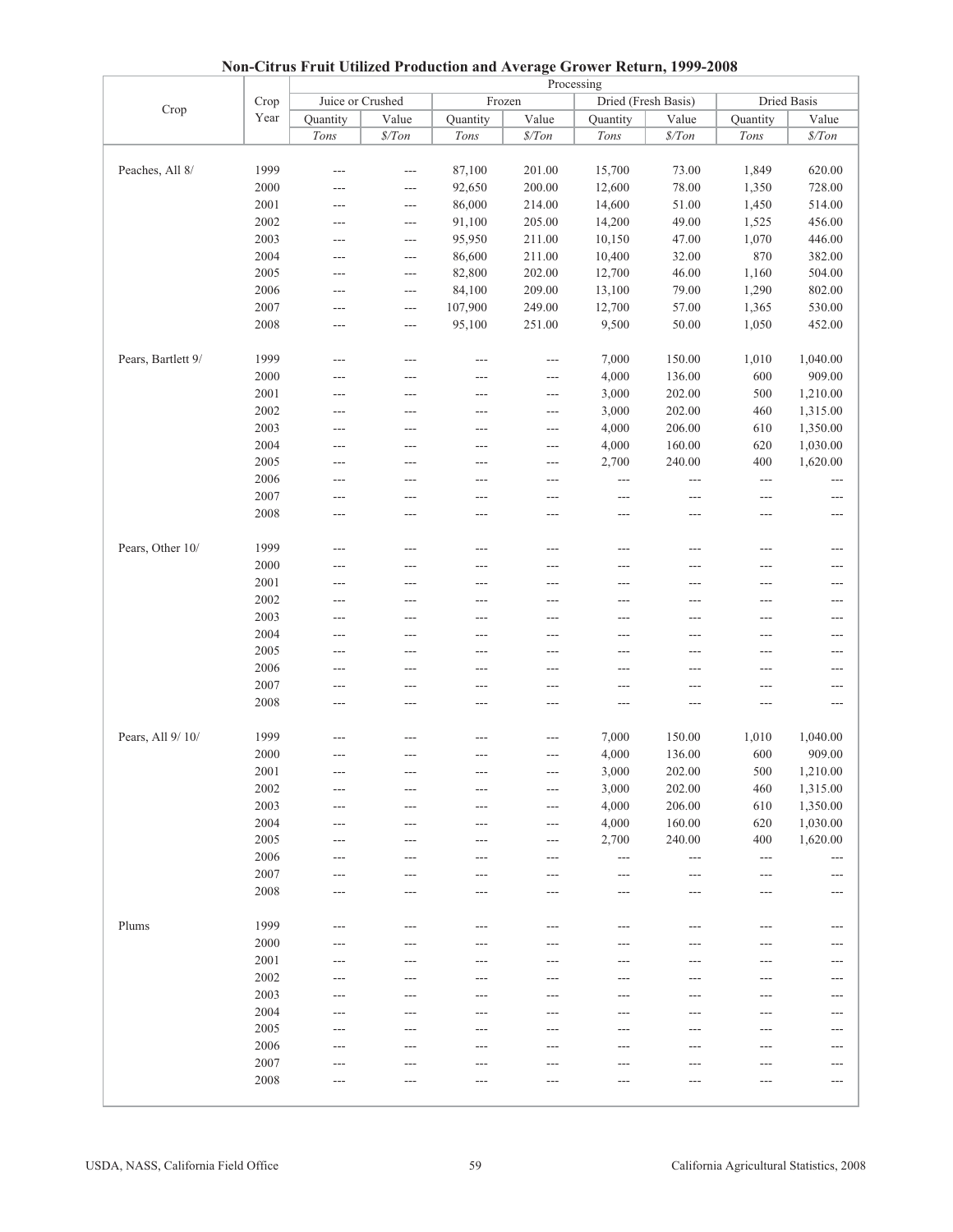# Non-Citrus Fruit Utilized Production and Average Grower Return, 1999-2008

| Crop | Crop Year | Processing | | | | | | | |
|---|---|---|---|---|---|---|---|---|---|
| | | Juice or Crushed | | Frozen | | Dried (Fresh Basis) | | Dried Basis | |
| | | Quantity | Value | Quantity | Value | Quantity | Value | Quantity | Value |
| | | *Tons* | *$/Ton* | *Tons* | *$/Ton* | *Tons* | *$/Ton* | *Tons* | *$/Ton* |
| Peaches, All 8/ | 1999 | --- | --- | 87,100 | 201.00 | 15,700 | 73.00 | 1,849 | 620.00 |
| | 2000 | --- | --- | 92,650 | 200.00 | 12,600 | 78.00 | 1,350 | 728.00 |
| | 2001 | --- | --- | 86,000 | 214.00 | 14,600 | 51.00 | 1,450 | 514.00 |
| | 2002 | --- | --- | 91,100 | 205.00 | 14,200 | 49.00 | 1,525 | 456.00 |
| | 2003 | --- | --- | 95,950 | 211.00 | 10,150 | 47.00 | 1,070 | 446.00 |
| | 2004 | --- | --- | 86,600 | 211.00 | 10,400 | 32.00 | 870 | 382.00 |
| | 2005 | --- | --- | 82,800 | 202.00 | 12,700 | 46.00 | 1,160 | 504.00 |
| | 2006 | --- | --- | 84,100 | 209.00 | 13,100 | 79.00 | 1,290 | 802.00 |
| | 2007 | --- | --- | 107,900 | 249.00 | 12,700 | 57.00 | 1,365 | 530.00 |
| | 2008 | --- | --- | 95,100 | 251.00 | 9,500 | 50.00 | 1,050 | 452.00 |
| Pears, Bartlett 9/ | 1999 | --- | --- | --- | --- | 7,000 | 150.00 | 1,010 | 1,040.00 |
| | 2000 | --- | --- | --- | --- | 4,000 | 136.00 | 600 | 909.00 |
| | 2001 | --- | --- | --- | --- | 3,000 | 202.00 | 500 | 1,210.00 |
| | 2002 | --- | --- | --- | --- | 3,000 | 202.00 | 460 | 1,315.00 |
| | 2003 | --- | --- | --- | --- | 4,000 | 206.00 | 610 | 1,350.00 |
| | 2004 | --- | --- | --- | --- | 4,000 | 160.00 | 620 | 1,030.00 |
| | 2005 | --- | --- | --- | --- | 2,700 | 240.00 | 400 | 1,620.00 |
| | 2006 | --- | --- | --- | --- | --- | --- | --- | --- |
| | 2007 | --- | --- | --- | --- | --- | --- | --- | --- |
| | 2008 | --- | --- | --- | --- | --- | --- | --- | --- |
| Pears, Other 10/ | 1999 | --- | --- | --- | --- | --- | --- | --- | --- |
| | 2000 | --- | --- | --- | --- | --- | --- | --- | --- |
| | 2001 | --- | --- | --- | --- | --- | --- | --- | --- |
| | 2002 | --- | --- | --- | --- | --- | --- | --- | --- |
| | 2003 | --- | --- | --- | --- | --- | --- | --- | --- |
| | 2004 | --- | --- | --- | --- | --- | --- | --- | --- |
| | 2005 | --- | --- | --- | --- | --- | --- | --- | --- |
| | 2006 | --- | --- | --- | --- | --- | --- | --- | --- |
| | 2007 | --- | --- | --- | --- | --- | --- | --- | --- |
| | 2008 | --- | --- | --- | --- | --- | --- | --- | --- |
| Pears, All 9/ 10/ | 1999 | --- | --- | --- | --- | 7,000 | 150.00 | 1,010 | 1,040.00 |
| | 2000 | --- | --- | --- | --- | 4,000 | 136.00 | 600 | 909.00 |
| | 2001 | --- | --- | --- | --- | 3,000 | 202.00 | 500 | 1,210.00 |
| | 2002 | --- | --- | --- | --- | 3,000 | 202.00 | 460 | 1,315.00 |
| | 2003 | --- | --- | --- | --- | 4,000 | 206.00 | 610 | 1,350.00 |
| | 2004 | --- | --- | --- | --- | 4,000 | 160.00 | 620 | 1,030.00 |
| | 2005 | --- | --- | --- | --- | 2,700 | 240.00 | 400 | 1,620.00 |
| | 2006 | --- | --- | --- | --- | --- | --- | --- | --- |
| | 2007 | --- | --- | --- | --- | --- | --- | --- | --- |
| | 2008 | --- | --- | --- | --- | --- | --- | --- | --- |
| Plums | 1999 | --- | --- | --- | --- | --- | --- | --- | --- |
| | 2000 | --- | --- | --- | --- | --- | --- | --- | --- |
| | 2001 | --- | --- | --- | --- | --- | --- | --- | --- |
| | 2002 | --- | --- | --- | --- | --- | --- | --- | --- |
| | 2003 | --- | --- | --- | --- | --- | --- | --- | --- |
| | 2004 | --- | --- | --- | --- | --- | --- | --- | --- |
| | 2005 | --- | --- | --- | --- | --- | --- | --- | --- |
| | 2006 | --- | --- | --- | --- | --- | --- | --- | --- |
| | 2007 | --- | --- | --- | --- | --- | --- | --- | --- |
| | 2008 | --- | --- | --- | --- | --- | --- | --- | --- |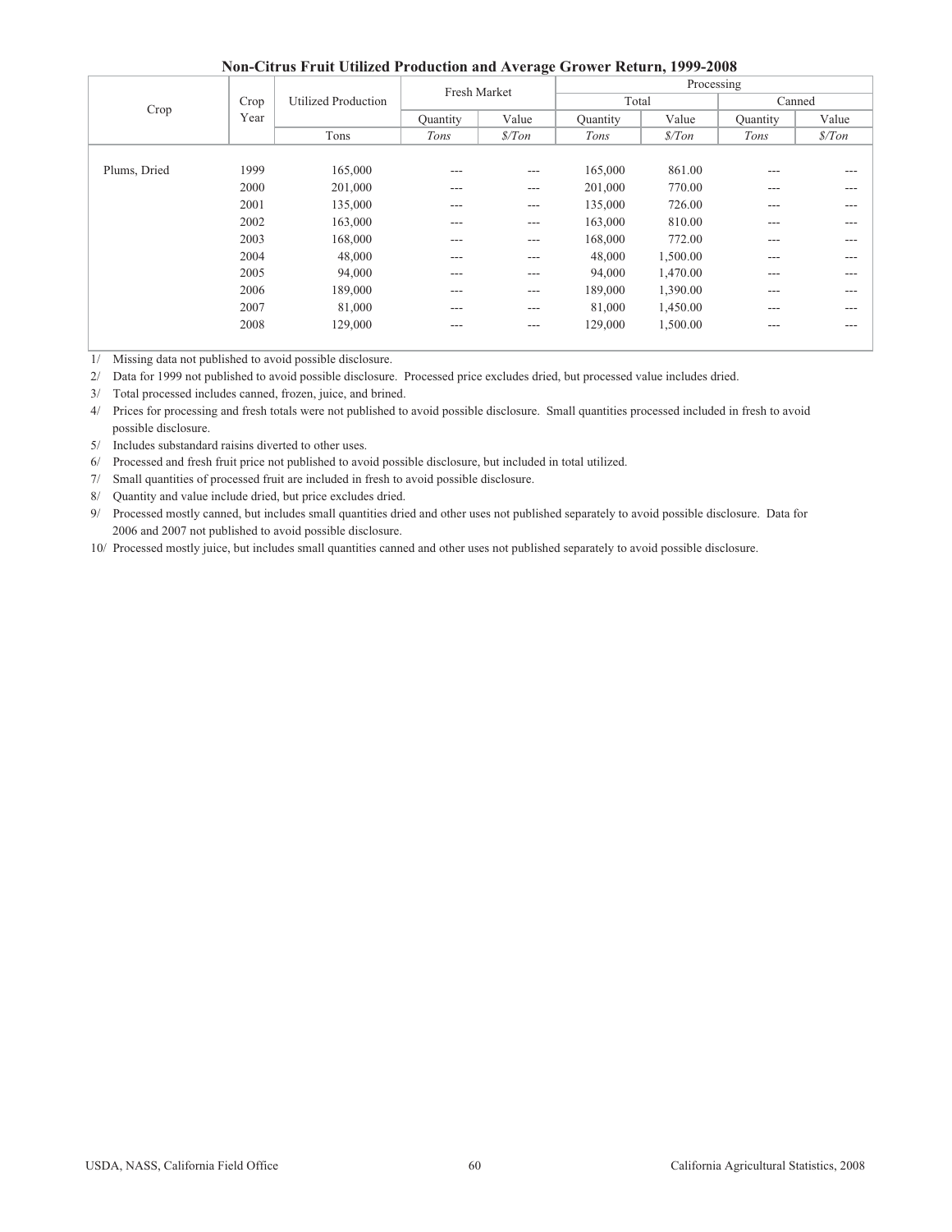## Non-Citrus Fruit Utilized Production and Average Grower Return, 1999-2008

| Crop | Crop Year | Utilized Production | Fresh Market | | Processing | | | |
|---|---|---|---|---|---|---|---|---|
| | | | | | Total | | Canned | |
| | | | Quantity | Value | Quantity | Value | Quantity | Value |
| | | Tons | *Tons* | *$/Ton* | *Tons* | *$/Ton* | *Tons* | *$/Ton* |
| Plums, Dried | 1999 | 165,000 | --- | --- | 165,000 | 861.00 | --- | --- |
| | 2000 | 201,000 | --- | --- | 201,000 | 770.00 | --- | --- |
| | 2001 | 135,000 | --- | --- | 135,000 | 726.00 | --- | --- |
| | 2002 | 163,000 | --- | --- | 163,000 | 810.00 | --- | --- |
| | 2003 | 168,000 | --- | --- | 168,000 | 772.00 | --- | --- |
| | 2004 | 48,000 | --- | --- | 48,000 | 1,500.00 | --- | --- |
| | 2005 | 94,000 | --- | --- | 94,000 | 1,470.00 | --- | --- |
| | 2006 | 189,000 | --- | --- | 189,000 | 1,390.00 | --- | --- |
| | 2007 | 81,000 | --- | --- | 81,000 | 1,450.00 | --- | --- |
| | 2008 | 129,000 | --- | --- | 129,000 | 1,500.00 | --- | --- |

1/ Missing data not published to avoid possible disclosure.

2/ Data for 1999 not published to avoid possible disclosure. Processed price excludes dried, but processed value includes dried.

3/ Total processed includes canned, frozen, juice, and brined.

4/ Prices for processing and fresh totals were not published to avoid possible disclosure. Small quantities processed included in fresh to avoid possible disclosure.

5/ Includes substandard raisins diverted to other uses.

6/ Processed and fresh fruit price not published to avoid possible disclosure, but included in total utilized.

7/ Small quantities of processed fruit are included in fresh to avoid possible disclosure.

8/ Quantity and value include dried, but price excludes dried.

9/ Processed mostly canned, but includes small quantities dried and other uses not published separately to avoid possible disclosure. Data for 2006 and 2007 not published to avoid possible disclosure.

10/ Processed mostly juice, but includes small quantities canned and other uses not published separately to avoid possible disclosure.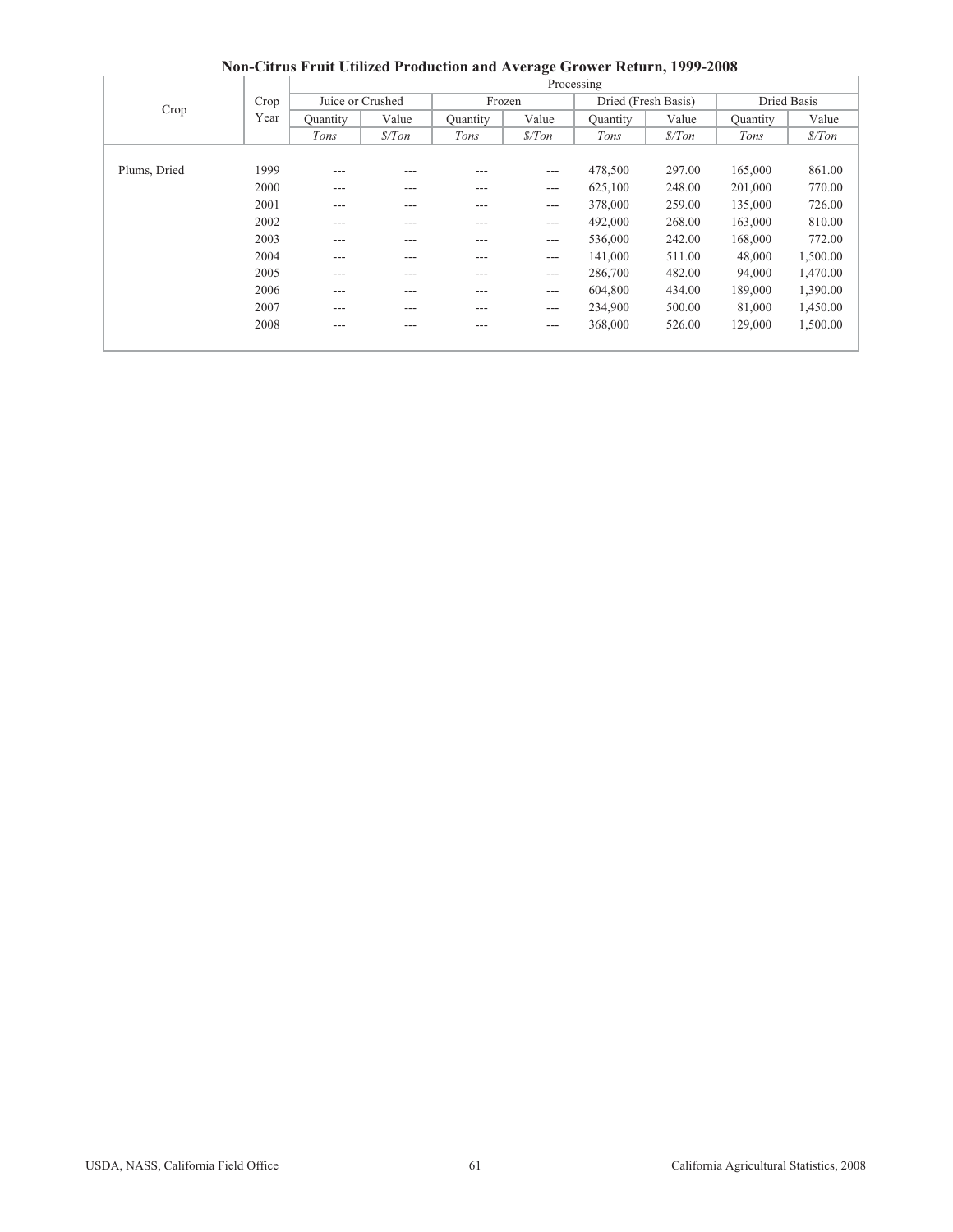**Non-Citrus Fruit Utilized Production and Average Grower Return, 1999-2008**

| Crop | Crop Year | Processing | | | | | | | |
|---|---|---|---|---|---|---|---|---|---|
| | | Juice or Crushed | | Frozen | | Dried (Fresh Basis) | | Dried Basis | |
| | | Quantity | Value | Quantity | Value | Quantity | Value | Quantity | Value |
| | | *Tons* | *$/Ton* | *Tons* | *$/Ton* | *Tons* | *$/Ton* | *Tons* | *$/Ton* |
| Plums, Dried | 1999 | --- | --- | --- | --- | 478,500 | 297.00 | 165,000 | 861.00 |
| | 2000 | --- | --- | --- | --- | 625,100 | 248.00 | 201,000 | 770.00 |
| | 2001 | --- | --- | --- | --- | 378,000 | 259.00 | 135,000 | 726.00 |
| | 2002 | --- | --- | --- | --- | 492,000 | 268.00 | 163,000 | 810.00 |
| | 2003 | --- | --- | --- | --- | 536,000 | 242.00 | 168,000 | 772.00 |
| | 2004 | --- | --- | --- | --- | 141,000 | 511.00 | 48,000 | 1,500.00 |
| | 2005 | --- | --- | --- | --- | 286,700 | 482.00 | 94,000 | 1,470.00 |
| | 2006 | --- | --- | --- | --- | 604,800 | 434.00 | 189,000 | 1,390.00 |
| | 2007 | --- | --- | --- | --- | 234,900 | 500.00 | 81,000 | 1,450.00 |
| | 2008 | --- | --- | --- | --- | 368,000 | 526.00 | 129,000 | 1,500.00 |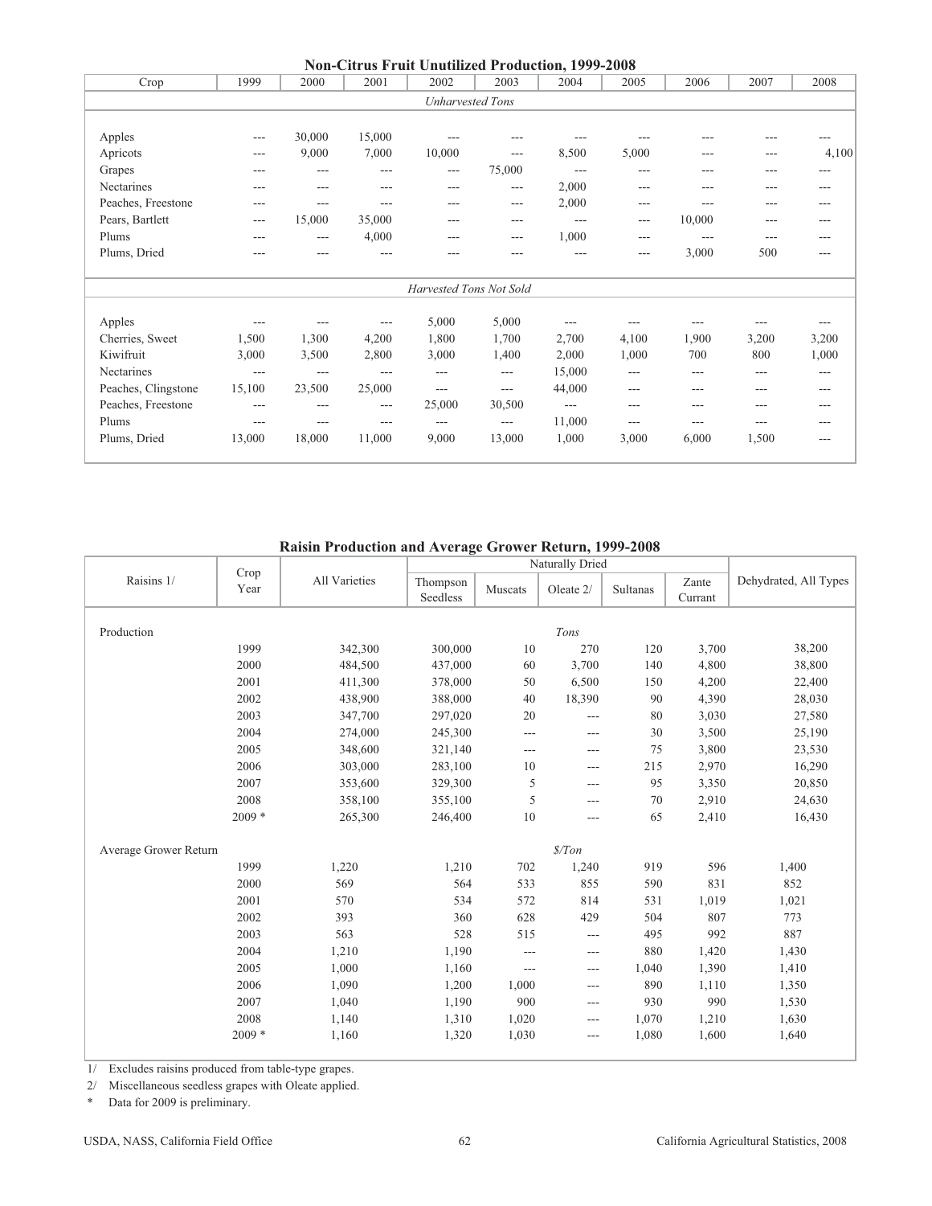## Non-Citrus Fruit Unutilized Production, 1999-2008

| Crop | 1999 | 2000 | 2001 | 2002 | 2003 | 2004 | 2005 | 2006 | 2007 | 2008 |
|---|---|---|---|---|---|---|---|---|---|---|
| | | | | *Unharvested Tons* | | | | | | |
| Apples | --- | 30,000 | 15,000 | --- | --- | --- | --- | --- | --- | --- |
| Apricots | --- | 9,000 | 7,000 | 10,000 | --- | 8,500 | 5,000 | --- | --- | 4,100 |
| Grapes | --- | --- | --- | --- | 75,000 | --- | --- | --- | --- | --- |
| Nectarines | --- | --- | --- | --- | --- | 2,000 | --- | --- | --- | --- |
| Peaches, Freestone | --- | --- | --- | --- | --- | 2,000 | --- | --- | --- | --- |
| Pears, Bartlett | --- | 15,000 | 35,000 | --- | --- | --- | --- | 10,000 | --- | --- |
| Plums | --- | --- | 4,000 | --- | --- | 1,000 | --- | --- | --- | --- |
| Plums, Dried | --- | --- | --- | --- | --- | --- | --- | 3,000 | 500 | --- |
| | | | | *Harvested Tons Not Sold* | | | | | | |
| Apples | --- | --- | --- | 5,000 | 5,000 | --- | --- | --- | --- | --- |
| Cherries, Sweet | 1,500 | 1,300 | 4,200 | 1,800 | 1,700 | 2,700 | 4,100 | 1,900 | 3,200 | 3,200 |
| Kiwifruit | 3,000 | 3,500 | 2,800 | 3,000 | 1,400 | 2,000 | 1,000 | 700 | 800 | 1,000 |
| Nectarines | --- | --- | --- | --- | --- | 15,000 | --- | --- | --- | --- |
| Peaches, Clingstone | 15,100 | 23,500 | 25,000 | --- | --- | 44,000 | --- | --- | --- | --- |
| Peaches, Freestone | --- | --- | --- | 25,000 | 30,500 | --- | --- | --- | --- | --- |
| Plums | --- | --- | --- | --- | --- | 11,000 | --- | --- | --- | --- |
| Plums, Dried | 13,000 | 18,000 | 11,000 | 9,000 | 13,000 | 1,000 | 3,000 | 6,000 | 1,500 | --- |

## Raisin Production and Average Grower Return, 1999-2008

| Raisins 1/ | Crop Year | All Varieties | Naturally Dried | | | | | Dehydrated, All Types |
|---|---|---|---|---|---|---|---|---|
| | | | Thompson Seedless | Muscats | Oleate 2/ | Sultanas | Zante Currant | |
| Production | | | | | *Tons* | | | |
| | 1999 | 342,300 | 300,000 | 10 | 270 | 120 | 3,700 | 38,200 |
| | 2000 | 484,500 | 437,000 | 60 | 3,700 | 140 | 4,800 | 38,800 |
| | 2001 | 411,300 | 378,000 | 50 | 6,500 | 150 | 4,200 | 22,400 |
| | 2002 | 438,900 | 388,000 | 40 | 18,390 | 90 | 4,390 | 28,030 |
| | 2003 | 347,700 | 297,020 | 20 | --- | 80 | 3,030 | 27,580 |
| | 2004 | 274,000 | 245,300 | --- | --- | 30 | 3,500 | 25,190 |
| | 2005 | 348,600 | 321,140 | --- | --- | 75 | 3,800 | 23,530 |
| | 2006 | 303,000 | 283,100 | 10 | --- | 215 | 2,970 | 16,290 |
| | 2007 | 353,600 | 329,300 | 5 | --- | 95 | 3,350 | 20,850 |
| | 2008 | 358,100 | 355,100 | 5 | --- | 70 | 2,910 | 24,630 |
| | 2009 * | 265,300 | 246,400 | 10 | --- | 65 | 2,410 | 16,430 |
| Average Grower Return | | | | | *$/Ton* | | | |
| | 1999 | 1,220 | 1,210 | 702 | 1,240 | 919 | 596 | 1,400 |
| | 2000 | 569 | 564 | 533 | 855 | 590 | 831 | 852 |
| | 2001 | 570 | 534 | 572 | 814 | 531 | 1,019 | 1,021 |
| | 2002 | 393 | 360 | 628 | 429 | 504 | 807 | 773 |
| | 2003 | 563 | 528 | 515 | --- | 495 | 992 | 887 |
| | 2004 | 1,210 | 1,190 | --- | --- | 880 | 1,420 | 1,430 |
| | 2005 | 1,000 | 1,160 | --- | --- | 1,040 | 1,390 | 1,410 |
| | 2006 | 1,090 | 1,200 | 1,000 | --- | 890 | 1,110 | 1,350 |
| | 2007 | 1,040 | 1,190 | 900 | --- | 930 | 990 | 1,530 |
| | 2008 | 1,140 | 1,310 | 1,020 | --- | 1,070 | 1,210 | 1,630 |
| | 2009 * | 1,160 | 1,320 | 1,030 | --- | 1,080 | 1,600 | 1,640 |

1/ Excludes raisins produced from table-type grapes.

2/ Miscellaneous seedless grapes with Oleate applied.

\* Data for 2009 is preliminary.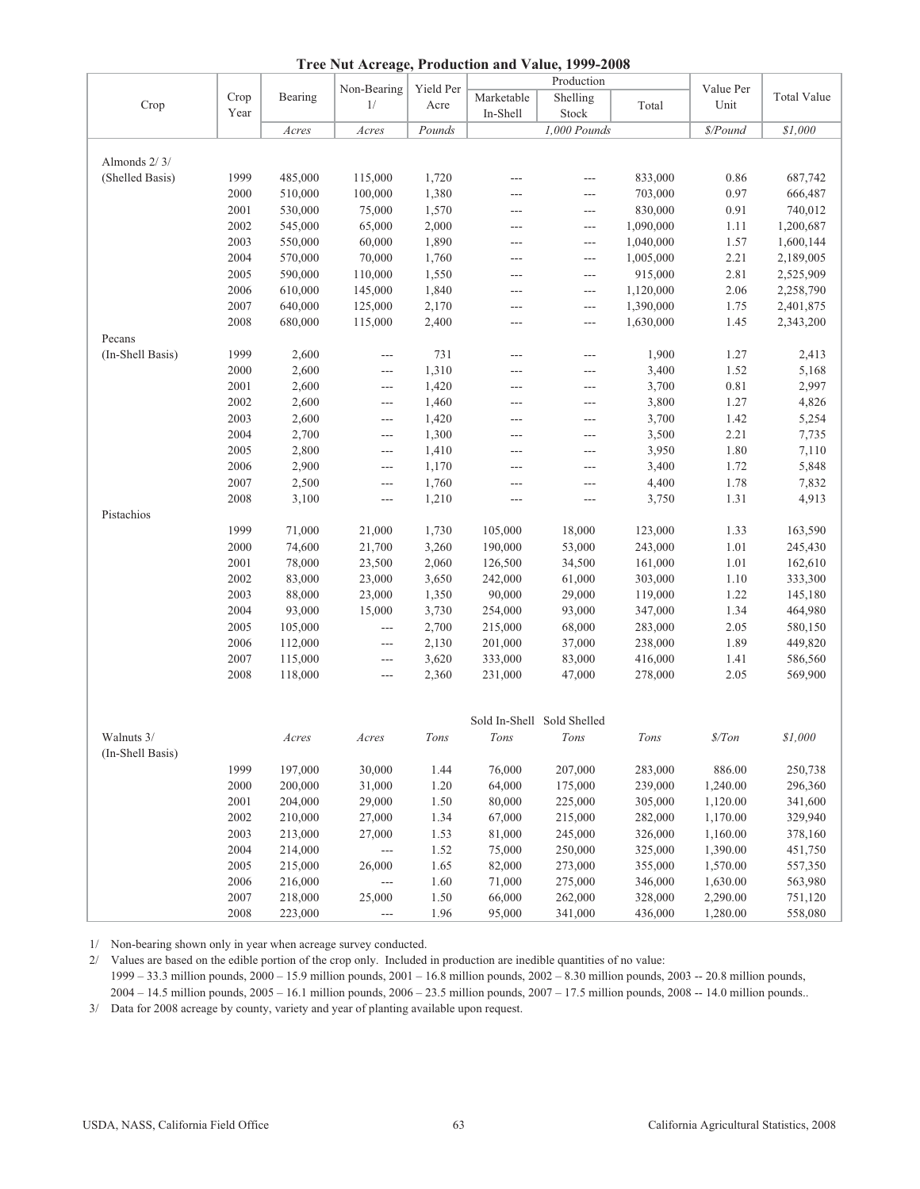# Tree Nut Acreage, Production and Value, 1999-2008

| Crop | Crop Year | Bearing | Non-Bearing 1/ | Yield Per Acre | Production | | | Value Per Unit | Total Value |
|---|---|---|---|---|---|---|---|---|---|
| | | | | | Marketable In-Shell | Shelling Stock | Total | | |
| | | *Acres* | *Acres* | *Pounds* | *1,000 Pounds* | | | *$/Pound* | *$1,000* |
| Almonds 2/ 3/ | | | | | | | | | |
| (Shelled Basis) | 1999 | 485,000 | 115,000 | 1,720 | --- | --- | 833,000 | 0.86 | 687,742 |
| | 2000 | 510,000 | 100,000 | 1,380 | --- | --- | 703,000 | 0.97 | 666,487 |
| | 2001 | 530,000 | 75,000 | 1,570 | --- | --- | 830,000 | 0.91 | 740,012 |
| | 2002 | 545,000 | 65,000 | 2,000 | --- | --- | 1,090,000 | 1.11 | 1,200,687 |
| | 2003 | 550,000 | 60,000 | 1,890 | --- | --- | 1,040,000 | 1.57 | 1,600,144 |
| | 2004 | 570,000 | 70,000 | 1,760 | --- | --- | 1,005,000 | 2.21 | 2,189,005 |
| | 2005 | 590,000 | 110,000 | 1,550 | --- | --- | 915,000 | 2.81 | 2,525,909 |
| | 2006 | 610,000 | 145,000 | 1,840 | --- | --- | 1,120,000 | 2.06 | 2,258,790 |
| | 2007 | 640,000 | 125,000 | 2,170 | --- | --- | 1,390,000 | 1.75 | 2,401,875 |
| | 2008 | 680,000 | 115,000 | 2,400 | --- | --- | 1,630,000 | 1.45 | 2,343,200 |
| Pecans | | | | | | | | | |
| (In-Shell Basis) | 1999 | 2,600 | --- | 731 | --- | --- | 1,900 | 1.27 | 2,413 |
| | 2000 | 2,600 | --- | 1,310 | --- | --- | 3,400 | 1.52 | 5,168 |
| | 2001 | 2,600 | --- | 1,420 | --- | --- | 3,700 | 0.81 | 2,997 |
| | 2002 | 2,600 | --- | 1,460 | --- | --- | 3,800 | 1.27 | 4,826 |
| | 2003 | 2,600 | --- | 1,420 | --- | --- | 3,700 | 1.42 | 5,254 |
| | 2004 | 2,700 | --- | 1,300 | --- | --- | 3,500 | 2.21 | 7,735 |
| | 2005 | 2,800 | --- | 1,410 | --- | --- | 3,950 | 1.80 | 7,110 |
| | 2006 | 2,900 | --- | 1,170 | --- | --- | 3,400 | 1.72 | 5,848 |
| | 2007 | 2,500 | --- | 1,760 | --- | --- | 4,400 | 1.78 | 7,832 |
| | 2008 | 3,100 | --- | 1,210 | --- | --- | 3,750 | 1.31 | 4,913 |
| Pistachios | | | | | | | | | |
| | 1999 | 71,000 | 21,000 | 1,730 | 105,000 | 18,000 | 123,000 | 1.33 | 163,590 |
| | 2000 | 74,600 | 21,700 | 3,260 | 190,000 | 53,000 | 243,000 | 1.01 | 245,430 |
| | 2001 | 78,000 | 23,500 | 2,060 | 126,500 | 34,500 | 161,000 | 1.01 | 162,610 |
| | 2002 | 83,000 | 23,000 | 3,650 | 242,000 | 61,000 | 303,000 | 1.10 | 333,300 |
| | 2003 | 88,000 | 23,000 | 1,350 | 90,000 | 29,000 | 119,000 | 1.22 | 145,180 |
| | 2004 | 93,000 | 15,000 | 3,730 | 254,000 | 93,000 | 347,000 | 1.34 | 464,980 |
| | 2005 | 105,000 | --- | 2,700 | 215,000 | 68,000 | 283,000 | 2.05 | 580,150 |
| | 2006 | 112,000 | --- | 2,130 | 201,000 | 37,000 | 238,000 | 1.89 | 449,820 |
| | 2007 | 115,000 | --- | 3,620 | 333,000 | 83,000 | 416,000 | 1.41 | 586,560 |
| | 2008 | 118,000 | --- | 2,360 | 231,000 | 47,000 | 278,000 | 2.05 | 569,900 |
| | | | | | Sold In-Shell | Sold Shelled | | | |
| Walnuts 3/ | | *Acres* | *Acres* | *Tons* | *Tons* | *Tons* | *Tons* | *$/Ton* | *$1,000* |
| (In-Shell Basis) | | | | | | | | | |
| | 1999 | 197,000 | 30,000 | 1.44 | 76,000 | 207,000 | 283,000 | 886.00 | 250,738 |
| | 2000 | 200,000 | 31,000 | 1.20 | 64,000 | 175,000 | 239,000 | 1,240.00 | 296,360 |
| | 2001 | 204,000 | 29,000 | 1.50 | 80,000 | 225,000 | 305,000 | 1,120.00 | 341,600 |
| | 2002 | 210,000 | 27,000 | 1.34 | 67,000 | 215,000 | 282,000 | 1,170.00 | 329,940 |
| | 2003 | 213,000 | 27,000 | 1.53 | 81,000 | 245,000 | 326,000 | 1,160.00 | 378,160 |
| | 2004 | 214,000 | --- | 1.52 | 75,000 | 250,000 | 325,000 | 1,390.00 | 451,750 |
| | 2005 | 215,000 | 26,000 | 1.65 | 82,000 | 273,000 | 355,000 | 1,570.00 | 557,350 |
| | 2006 | 216,000 | --- | 1.60 | 71,000 | 275,000 | 346,000 | 1,630.00 | 563,980 |
| | 2007 | 218,000 | 25,000 | 1.50 | 66,000 | 262,000 | 328,000 | 2,290.00 | 751,120 |
| | 2008 | 223,000 | --- | 1.96 | 95,000 | 341,000 | 436,000 | 1,280.00 | 558,080 |

1/ Non-bearing shown only in year when acreage survey conducted.

2/ Values are based on the edible portion of the crop only. Included in production are inedible quantities of no value:
1999 – 33.3 million pounds, 2000 – 15.9 million pounds, 2001 – 16.8 million pounds, 2002 – 8.30 million pounds, 2003 -- 20.8 million pounds, 2004 – 14.5 million pounds, 2005 – 16.1 million pounds, 2006 – 23.5 million pounds, 2007 – 17.5 million pounds, 2008 -- 14.0 million pounds..

3/ Data for 2008 acreage by county, variety and year of planting available upon request.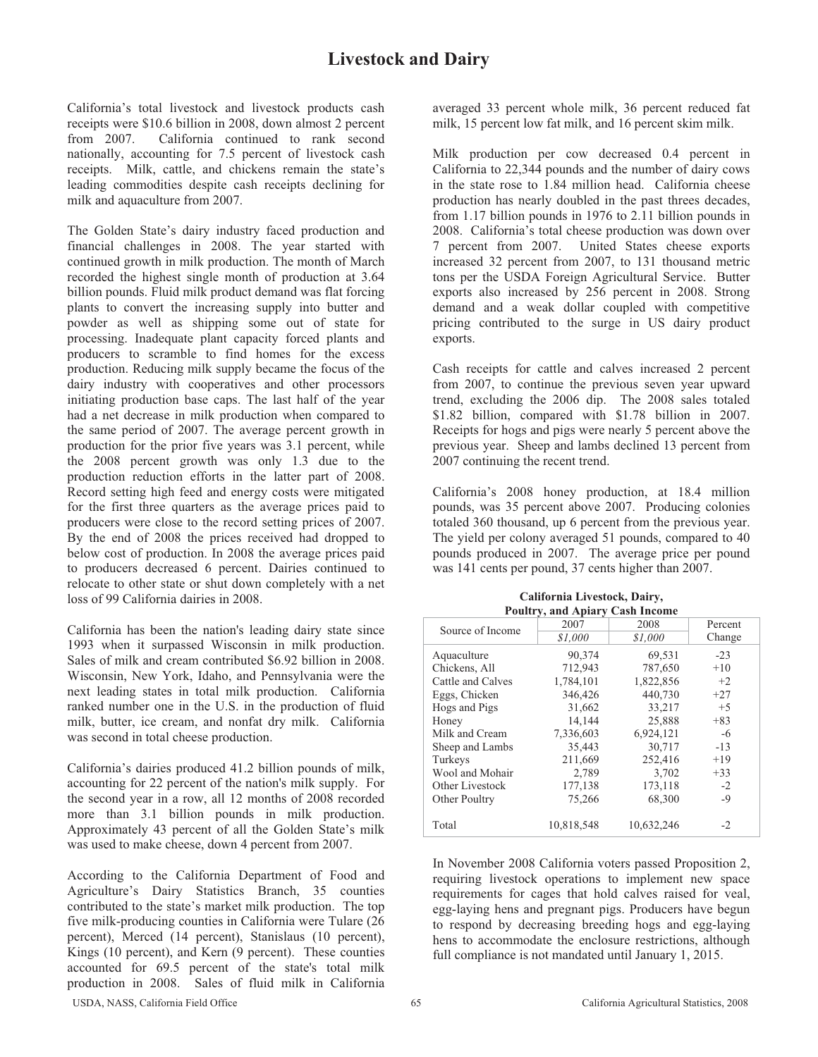# Livestock and Dairy

California's total livestock and livestock products cash receipts were $10.6 billion in 2008, down almost 2 percent from 2007. California continued to rank second nationally, accounting for 7.5 percent of livestock cash receipts. Milk, cattle, and chickens remain the state's leading commodities despite cash receipts declining for milk and aquaculture from 2007.

The Golden State's dairy industry faced production and financial challenges in 2008. The year started with continued growth in milk production. The month of March recorded the highest single month of production at 3.64 billion pounds. Fluid milk product demand was flat forcing plants to convert the increasing supply into butter and powder as well as shipping some out of state for processing. Inadequate plant capacity forced plants and producers to scramble to find homes for the excess production. Reducing milk supply became the focus of the dairy industry with cooperatives and other processors initiating production base caps. The last half of the year had a net decrease in milk production when compared to the same period of 2007. The average percent growth in production for the prior five years was 3.1 percent, while the 2008 percent growth was only 1.3 due to the production reduction efforts in the latter part of 2008. Record setting high feed and energy costs were mitigated for the first three quarters as the average prices paid to producers were close to the record setting prices of 2007. By the end of 2008 the prices received had dropped to below cost of production. In 2008 the average prices paid to producers decreased 6 percent. Dairies continued to relocate to other state or shut down completely with a net loss of 99 California dairies in 2008.

California has been the nation's leading dairy state since 1993 when it surpassed Wisconsin in milk production. Sales of milk and cream contributed $6.92 billion in 2008. Wisconsin, New York, Idaho, and Pennsylvania were the next leading states in total milk production. California ranked number one in the U.S. in the production of fluid milk, butter, ice cream, and nonfat dry milk. California was second in total cheese production.

California's dairies produced 41.2 billion pounds of milk, accounting for 22 percent of the nation's milk supply. For the second year in a row, all 12 months of 2008 recorded more than 3.1 billion pounds in milk production. Approximately 43 percent of all the Golden State's milk was used to make cheese, down 4 percent from 2007.

According to the California Department of Food and Agriculture's Dairy Statistics Branch, 35 counties contributed to the state's market milk production. The top five milk-producing counties in California were Tulare (26 percent), Merced (14 percent), Stanislaus (10 percent), Kings (10 percent), and Kern (9 percent). These counties accounted for 69.5 percent of the state's total milk production in 2008. Sales of fluid milk in California averaged 33 percent whole milk, 36 percent reduced fat milk, 15 percent low fat milk, and 16 percent skim milk.

Milk production per cow decreased 0.4 percent in California to 22,344 pounds and the number of dairy cows in the state rose to 1.84 million head. California cheese production has nearly doubled in the past threes decades, from 1.17 billion pounds in 1976 to 2.11 billion pounds in 2008. California's total cheese production was down over 7 percent from 2007. United States cheese exports increased 32 percent from 2007, to 131 thousand metric tons per the USDA Foreign Agricultural Service. Butter exports also increased by 256 percent in 2008. Strong demand and a weak dollar coupled with competitive pricing contributed to the surge in US dairy product exports.

Cash receipts for cattle and calves increased 2 percent from 2007, to continue the previous seven year upward trend, excluding the 2006 dip. The 2008 sales totaled $1.82 billion, compared with $1.78 billion in 2007. Receipts for hogs and pigs were nearly 5 percent above the previous year. Sheep and lambs declined 13 percent from 2007 continuing the recent trend.

California's 2008 honey production, at 18.4 million pounds, was 35 percent above 2007. Producing colonies totaled 360 thousand, up 6 percent from the previous year. The yield per colony averaged 51 pounds, compared to 40 pounds produced in 2007. The average price per pound was 141 cents per pound, 37 cents higher than 2007.

**California Livestock, Dairy, Poultry, and Apiary Cash Income**

| Source of Income | 2007 | 2008 | Percent Change |
|---|---|---|---|
| | *$1,000* | *$1,000* | |
| Aquaculture | 90,374 | 69,531 | -23 |
| Chickens, All | 712,943 | 787,650 | +10 |
| Cattle and Calves | 1,784,101 | 1,822,856 | +2 |
| Eggs, Chicken | 346,426 | 440,730 | +27 |
| Hogs and Pigs | 31,662 | 33,217 | +5 |
| Honey | 14,144 | 25,888 | +83 |
| Milk and Cream | 7,336,603 | 6,924,121 | -6 |
| Sheep and Lambs | 35,443 | 30,717 | -13 |
| Turkeys | 211,669 | 252,416 | +19 |
| Wool and Mohair | 2,789 | 3,702 | +33 |
| Other Livestock | 177,138 | 173,118 | -2 |
| Other Poultry | 75,266 | 68,300 | -9 |
| Total | 10,818,548 | 10,632,246 | -2 |

In November 2008 California voters passed Proposition 2, requiring livestock operations to implement new space requirements for cages that hold calves raised for veal, egg-laying hens and pregnant pigs. Producers have begun to respond by decreasing breeding hogs and egg-laying hens to accommodate the enclosure restrictions, although full compliance is not mandated until January 1, 2015.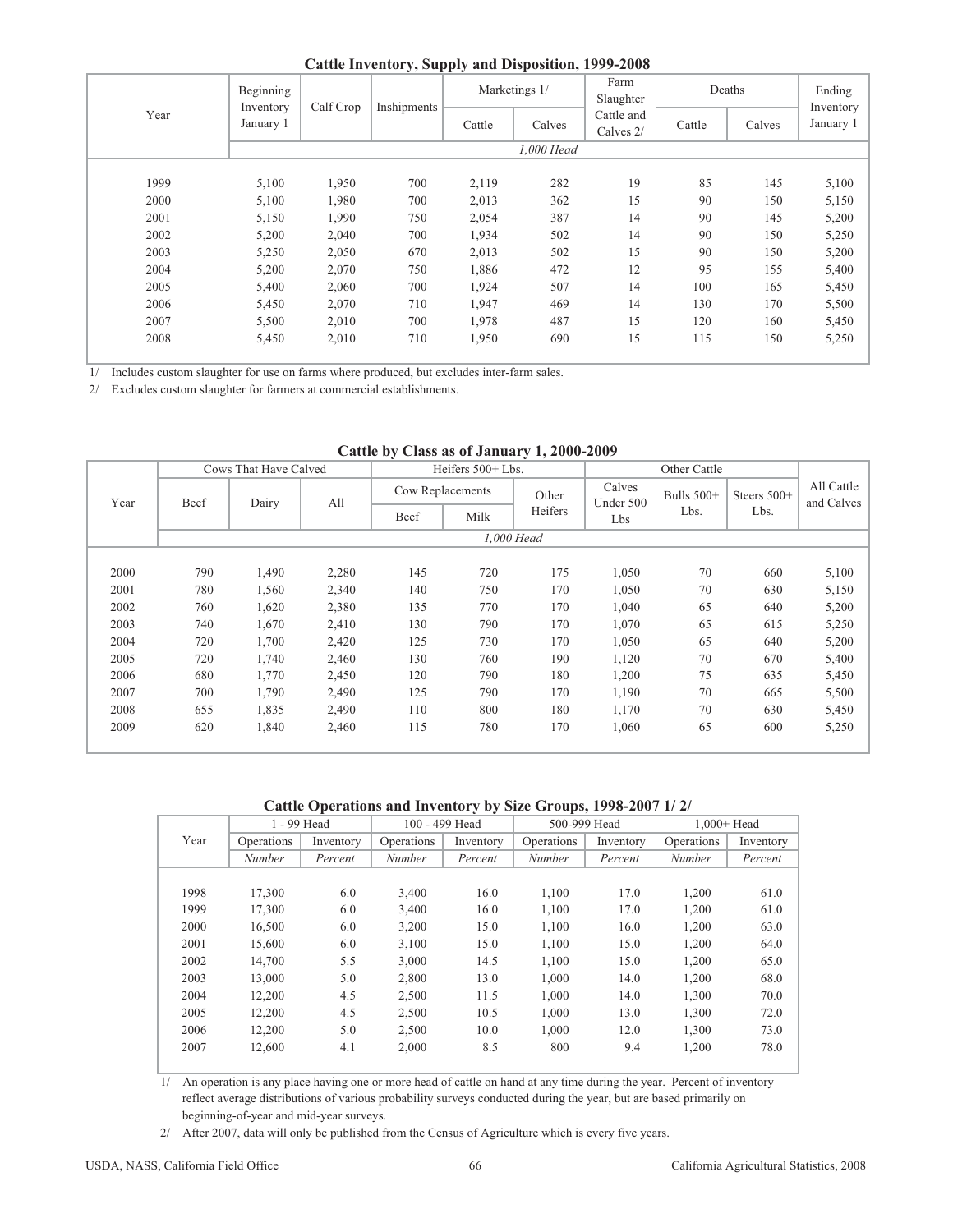## Cattle Inventory, Supply and Disposition, 1999-2008

| Year | Beginning Inventory January 1 | Calf Crop | Inshipments | Marketings 1/ | | Farm Slaughter Cattle and Calves 2/ | Deaths | | Ending Inventory January 1 |
|---|---|---|---|---|---|---|---|---|---|
| | | | | Cattle | Calves | | Cattle | Calves | |
| | *1,000 Head* | | | | | | | | |
| 1999 | 5,100 | 1,950 | 700 | 2,119 | 282 | 19 | 85 | 145 | 5,100 |
| 2000 | 5,100 | 1,980 | 700 | 2,013 | 362 | 15 | 90 | 150 | 5,150 |
| 2001 | 5,150 | 1,990 | 750 | 2,054 | 387 | 14 | 90 | 145 | 5,200 |
| 2002 | 5,200 | 2,040 | 700 | 1,934 | 502 | 14 | 90 | 150 | 5,250 |
| 2003 | 5,250 | 2,050 | 670 | 2,013 | 502 | 15 | 90 | 150 | 5,200 |
| 2004 | 5,200 | 2,070 | 750 | 1,886 | 472 | 12 | 95 | 155 | 5,400 |
| 2005 | 5,400 | 2,060 | 700 | 1,924 | 507 | 14 | 100 | 165 | 5,450 |
| 2006 | 5,450 | 2,070 | 710 | 1,947 | 469 | 14 | 130 | 170 | 5,500 |
| 2007 | 5,500 | 2,010 | 700 | 1,978 | 487 | 15 | 120 | 160 | 5,450 |
| 2008 | 5,450 | 2,010 | 710 | 1,950 | 690 | 15 | 115 | 150 | 5,250 |

1/ Includes custom slaughter for use on farms where produced, but excludes inter-farm sales.

2/ Excludes custom slaughter for farmers at commercial establishments.

## Cattle by Class as of January 1, 2000-2009

| Year | Cows That Have Calved | | | Heifers 500+ Lbs. | | | Other Cattle | | | All Cattle and Calves |
|---|---|---|---|---|---|---|---|---|---|---|
| | Beef | Dairy | All | Cow Replacements | | Other Heifers | Calves Under 500 Lbs | Bulls 500+ Lbs. | Steers 500+ Lbs. | |
| | | | | Beef | Milk | | | | | |
| | *1,000 Head* | | | | | | | | | |
| 2000 | 790 | 1,490 | 2,280 | 145 | 720 | 175 | 1,050 | 70 | 660 | 5,100 |
| 2001 | 780 | 1,560 | 2,340 | 140 | 750 | 170 | 1,050 | 70 | 630 | 5,150 |
| 2002 | 760 | 1,620 | 2,380 | 135 | 770 | 170 | 1,040 | 65 | 640 | 5,200 |
| 2003 | 740 | 1,670 | 2,410 | 130 | 790 | 170 | 1,070 | 65 | 615 | 5,250 |
| 2004 | 720 | 1,700 | 2,420 | 125 | 730 | 170 | 1,050 | 65 | 640 | 5,200 |
| 2005 | 720 | 1,740 | 2,460 | 130 | 760 | 190 | 1,120 | 70 | 670 | 5,400 |
| 2006 | 680 | 1,770 | 2,450 | 120 | 790 | 180 | 1,200 | 75 | 635 | 5,450 |
| 2007 | 700 | 1,790 | 2,490 | 125 | 790 | 170 | 1,190 | 70 | 665 | 5,500 |
| 2008 | 655 | 1,835 | 2,490 | 110 | 800 | 180 | 1,170 | 70 | 630 | 5,450 |
| 2009 | 620 | 1,840 | 2,460 | 115 | 780 | 170 | 1,060 | 65 | 600 | 5,250 |

## Cattle Operations and Inventory by Size Groups, 1998-2007 1/ 2/

| Year | 1 - 99 Head | | 100 - 499 Head | | 500-999 Head | | 1,000+ Head | |
|---|---|---|---|---|---|---|---|---|
| | Operations | Inventory | Operations | Inventory | Operations | Inventory | Operations | Inventory |
| | *Number* | *Percent* | *Number* | *Percent* | *Number* | *Percent* | *Number* | *Percent* |
| 1998 | 17,300 | 6.0 | 3,400 | 16.0 | 1,100 | 17.0 | 1,200 | 61.0 |
| 1999 | 17,300 | 6.0 | 3,400 | 16.0 | 1,100 | 17.0 | 1,200 | 61.0 |
| 2000 | 16,500 | 6.0 | 3,200 | 15.0 | 1,100 | 16.0 | 1,200 | 63.0 |
| 2001 | 15,600 | 6.0 | 3,100 | 15.0 | 1,100 | 15.0 | 1,200 | 64.0 |
| 2002 | 14,700 | 5.5 | 3,000 | 14.5 | 1,100 | 15.0 | 1,200 | 65.0 |
| 2003 | 13,000 | 5.0 | 2,800 | 13.0 | 1,000 | 14.0 | 1,200 | 68.0 |
| 2004 | 12,200 | 4.5 | 2,500 | 11.5 | 1,000 | 14.0 | 1,300 | 70.0 |
| 2005 | 12,200 | 4.5 | 2,500 | 10.5 | 1,000 | 13.0 | 1,300 | 72.0 |
| 2006 | 12,200 | 5.0 | 2,500 | 10.0 | 1,000 | 12.0 | 1,300 | 73.0 |
| 2007 | 12,600 | 4.1 | 2,000 | 8.5 | 800 | 9.4 | 1,200 | 78.0 |

1/ An operation is any place having one or more head of cattle on hand at any time during the year. Percent of inventory reflect average distributions of various probability surveys conducted during the year, but are based primarily on beginning-of-year and mid-year surveys.

2/ After 2007, data will only be published from the Census of Agriculture which is every five years.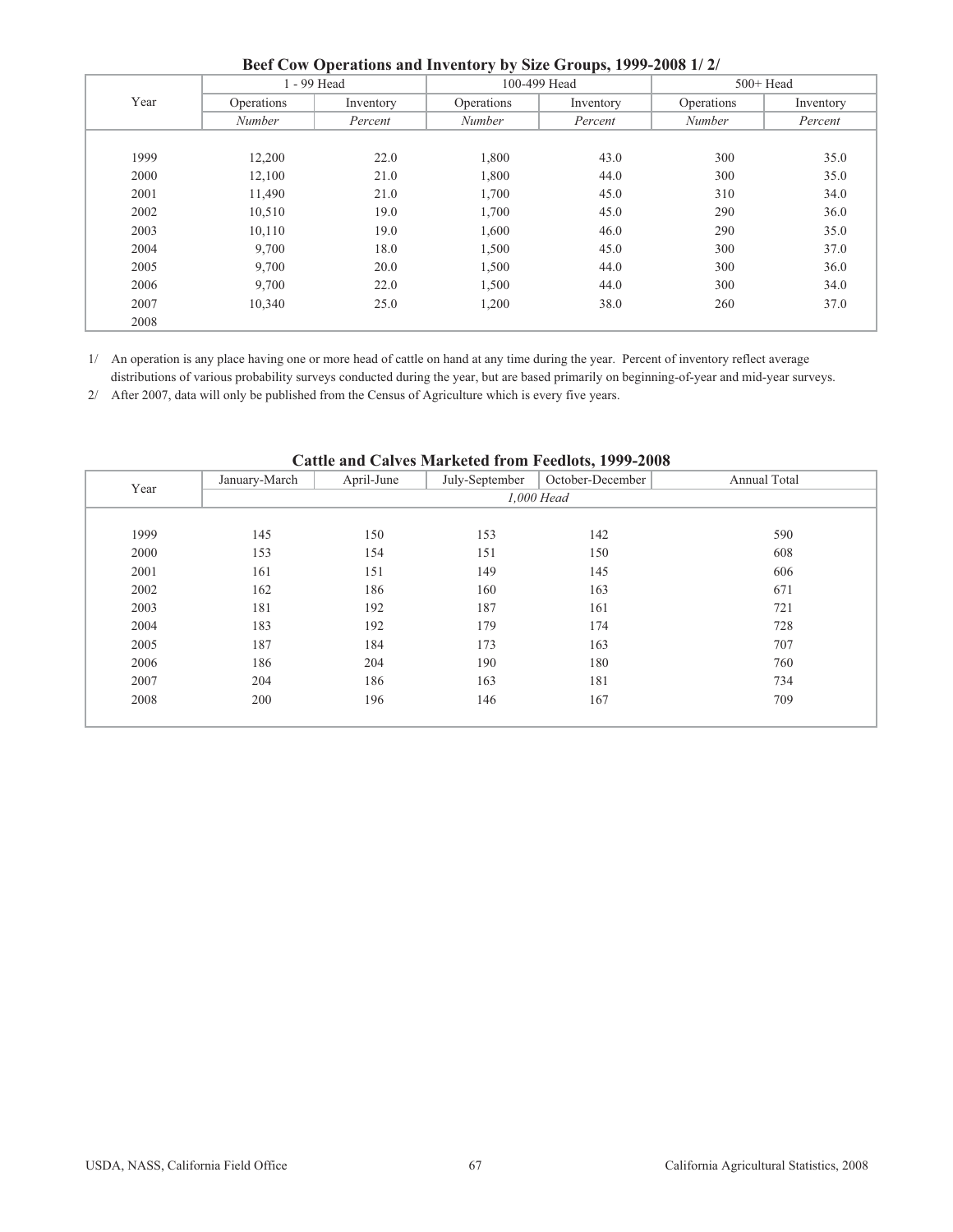## Beef Cow Operations and Inventory by Size Groups, 1999-2008 1/ 2/

| Year | 1 - 99 Head | | 100-499 Head | | 500+ Head | |
|---|---|---|---|---|---|---|
| | Operations | Inventory | Operations | Inventory | Operations | Inventory |
| | *Number* | *Percent* | *Number* | *Percent* | *Number* | *Percent* |
| 1999 | 12,200 | 22.0 | 1,800 | 43.0 | 300 | 35.0 |
| 2000 | 12,100 | 21.0 | 1,800 | 44.0 | 300 | 35.0 |
| 2001 | 11,490 | 21.0 | 1,700 | 45.0 | 310 | 34.0 |
| 2002 | 10,510 | 19.0 | 1,700 | 45.0 | 290 | 36.0 |
| 2003 | 10,110 | 19.0 | 1,600 | 46.0 | 290 | 35.0 |
| 2004 | 9,700 | 18.0 | 1,500 | 45.0 | 300 | 37.0 |
| 2005 | 9,700 | 20.0 | 1,500 | 44.0 | 300 | 36.0 |
| 2006 | 9,700 | 22.0 | 1,500 | 44.0 | 300 | 34.0 |
| 2007 | 10,340 | 25.0 | 1,200 | 38.0 | 260 | 37.0 |
| 2008 | | | | | | |

1/ An operation is any place having one or more head of cattle on hand at any time during the year. Percent of inventory reflect average distributions of various probability surveys conducted during the year, but are based primarily on beginning-of-year and mid-year surveys.

2/ After 2007, data will only be published from the Census of Agriculture which is every five years.

## Cattle and Calves Marketed from Feedlots, 1999-2008

| Year | January-March | April-June | July-September | October-December | Annual Total |
|---|---|---|---|---|---|
| | *1,000 Head* | | | | |
| 1999 | 145 | 150 | 153 | 142 | 590 |
| 2000 | 153 | 154 | 151 | 150 | 608 |
| 2001 | 161 | 151 | 149 | 145 | 606 |
| 2002 | 162 | 186 | 160 | 163 | 671 |
| 2003 | 181 | 192 | 187 | 161 | 721 |
| 2004 | 183 | 192 | 179 | 174 | 728 |
| 2005 | 187 | 184 | 173 | 163 | 707 |
| 2006 | 186 | 204 | 190 | 180 | 760 |
| 2007 | 204 | 186 | 163 | 181 | 734 |
| 2008 | 200 | 196 | 146 | 167 | 709 |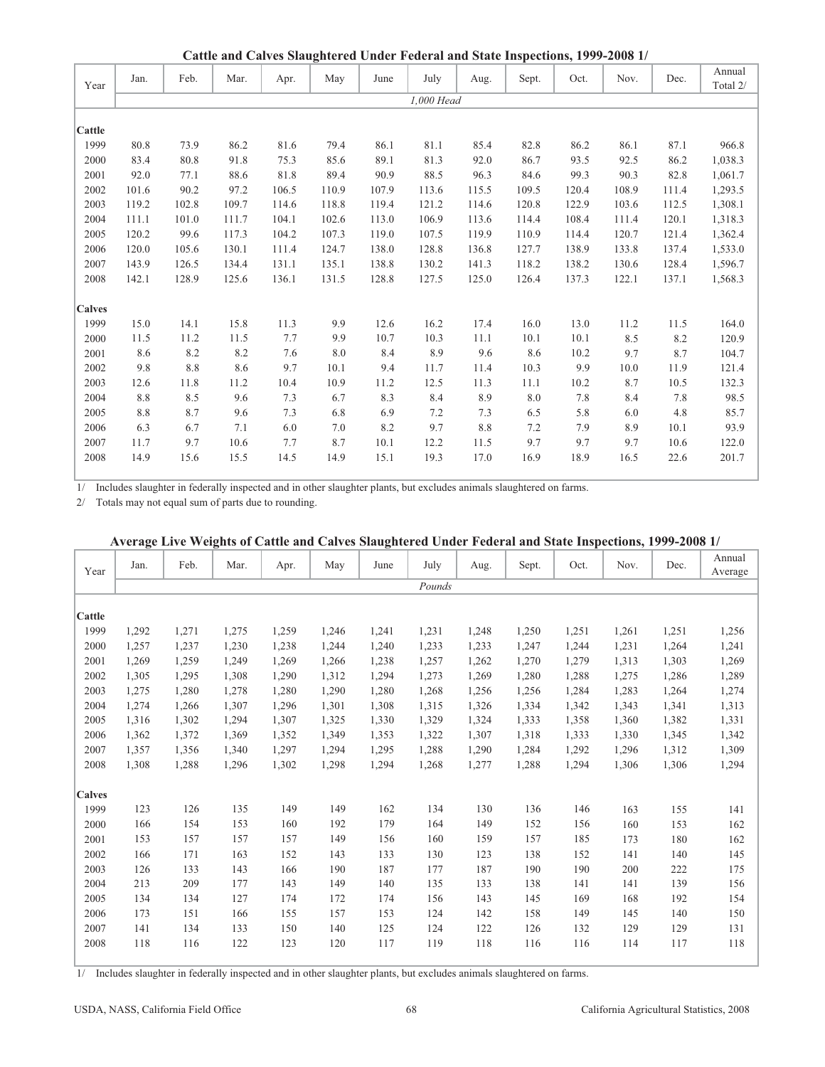## Cattle and Calves Slaughtered Under Federal and State Inspections, 1999-2008 1/

| Year | Jan. | Feb. | Mar. | Apr. | May | June | July | Aug. | Sept. | Oct. | Nov. | Dec. | Annual Total 2/ |
|---|---|---|---|---|---|---|---|---|---|---|---|---|---|
| | *1,000 Head* | | | | | | | | | | | | |
| **Cattle** | | | | | | | | | | | | | |
| 1999 | 80.8 | 73.9 | 86.2 | 81.6 | 79.4 | 86.1 | 81.1 | 85.4 | 82.8 | 86.2 | 86.1 | 87.1 | 966.8 |
| 2000 | 83.4 | 80.8 | 91.8 | 75.3 | 85.6 | 89.1 | 81.3 | 92.0 | 86.7 | 93.5 | 92.5 | 86.2 | 1,038.3 |
| 2001 | 92.0 | 77.1 | 88.6 | 81.8 | 89.4 | 90.9 | 88.5 | 96.3 | 84.6 | 99.3 | 90.3 | 82.8 | 1,061.7 |
| 2002 | 101.6 | 90.2 | 97.2 | 106.5 | 110.9 | 107.9 | 113.6 | 115.5 | 109.5 | 120.4 | 108.9 | 111.4 | 1,293.5 |
| 2003 | 119.2 | 102.8 | 109.7 | 114.6 | 118.8 | 119.4 | 121.2 | 114.6 | 120.8 | 122.9 | 103.6 | 112.5 | 1,308.1 |
| 2004 | 111.1 | 101.0 | 111.7 | 104.1 | 102.6 | 113.0 | 106.9 | 113.6 | 114.4 | 108.4 | 111.4 | 120.1 | 1,318.3 |
| 2005 | 120.2 | 99.6 | 117.3 | 104.2 | 107.3 | 119.0 | 107.5 | 119.9 | 110.9 | 114.4 | 120.7 | 121.4 | 1,362.4 |
| 2006 | 120.0 | 105.6 | 130.1 | 111.4 | 124.7 | 138.0 | 128.8 | 136.8 | 127.7 | 138.9 | 133.8 | 137.4 | 1,533.0 |
| 2007 | 143.9 | 126.5 | 134.4 | 131.1 | 135.1 | 138.8 | 130.2 | 141.3 | 118.2 | 138.2 | 130.6 | 128.4 | 1,596.7 |
| 2008 | 142.1 | 128.9 | 125.6 | 136.1 | 131.5 | 128.8 | 127.5 | 125.0 | 126.4 | 137.3 | 122.1 | 137.1 | 1,568.3 |
| **Calves** | | | | | | | | | | | | | |
| 1999 | 15.0 | 14.1 | 15.8 | 11.3 | 9.9 | 12.6 | 16.2 | 17.4 | 16.0 | 13.0 | 11.2 | 11.5 | 164.0 |
| 2000 | 11.5 | 11.2 | 11.5 | 7.7 | 9.9 | 10.7 | 10.3 | 11.1 | 10.1 | 10.1 | 8.5 | 8.2 | 120.9 |
| 2001 | 8.6 | 8.2 | 8.2 | 7.6 | 8.0 | 8.4 | 8.9 | 9.6 | 8.6 | 10.2 | 9.7 | 8.7 | 104.7 |
| 2002 | 9.8 | 8.8 | 8.6 | 9.7 | 10.1 | 9.4 | 11.7 | 11.4 | 10.3 | 9.9 | 10.0 | 11.9 | 121.4 |
| 2003 | 12.6 | 11.8 | 11.2 | 10.4 | 10.9 | 11.2 | 12.5 | 11.3 | 11.1 | 10.2 | 8.7 | 10.5 | 132.3 |
| 2004 | 8.8 | 8.5 | 9.6 | 7.3 | 6.7 | 8.3 | 8.4 | 8.9 | 8.0 | 7.8 | 8.4 | 7.8 | 98.5 |
| 2005 | 8.8 | 8.7 | 9.6 | 7.3 | 6.8 | 6.9 | 7.2 | 7.3 | 6.5 | 5.8 | 6.0 | 4.8 | 85.7 |
| 2006 | 6.3 | 6.7 | 7.1 | 6.0 | 7.0 | 8.2 | 9.7 | 8.8 | 7.2 | 7.9 | 8.9 | 10.1 | 93.9 |
| 2007 | 11.7 | 9.7 | 10.6 | 7.7 | 8.7 | 10.1 | 12.2 | 11.5 | 9.7 | 9.7 | 9.7 | 10.6 | 122.0 |
| 2008 | 14.9 | 15.6 | 15.5 | 14.5 | 14.9 | 15.1 | 19.3 | 17.0 | 16.9 | 18.9 | 16.5 | 22.6 | 201.7 |

1/ Includes slaughter in federally inspected and in other slaughter plants, but excludes animals slaughtered on farms.

2/ Totals may not equal sum of parts due to rounding.

## Average Live Weights of Cattle and Calves Slaughtered Under Federal and State Inspections, 1999-2008 1/

| Year | Jan. | Feb. | Mar. | Apr. | May | June | July | Aug. | Sept. | Oct. | Nov. | Dec. | Annual Average |
|---|---|---|---|---|---|---|---|---|---|---|---|---|---|
| | *Pounds* | | | | | | | | | | | | |
| **Cattle** | | | | | | | | | | | | | |
| 1999 | 1,292 | 1,271 | 1,275 | 1,259 | 1,246 | 1,241 | 1,231 | 1,248 | 1,250 | 1,251 | 1,261 | 1,251 | 1,256 |
| 2000 | 1,257 | 1,237 | 1,230 | 1,238 | 1,244 | 1,240 | 1,233 | 1,233 | 1,247 | 1,244 | 1,231 | 1,264 | 1,241 |
| 2001 | 1,269 | 1,259 | 1,249 | 1,269 | 1,266 | 1,238 | 1,257 | 1,262 | 1,270 | 1,279 | 1,313 | 1,303 | 1,269 |
| 2002 | 1,305 | 1,295 | 1,308 | 1,290 | 1,312 | 1,294 | 1,273 | 1,269 | 1,280 | 1,288 | 1,275 | 1,286 | 1,289 |
| 2003 | 1,275 | 1,280 | 1,278 | 1,280 | 1,290 | 1,280 | 1,268 | 1,256 | 1,256 | 1,284 | 1,283 | 1,264 | 1,274 |
| 2004 | 1,274 | 1,266 | 1,307 | 1,296 | 1,301 | 1,308 | 1,315 | 1,326 | 1,334 | 1,342 | 1,343 | 1,341 | 1,313 |
| 2005 | 1,316 | 1,302 | 1,294 | 1,307 | 1,325 | 1,330 | 1,329 | 1,324 | 1,333 | 1,358 | 1,360 | 1,382 | 1,331 |
| 2006 | 1,362 | 1,372 | 1,369 | 1,352 | 1,349 | 1,353 | 1,322 | 1,307 | 1,318 | 1,333 | 1,330 | 1,345 | 1,342 |
| 2007 | 1,357 | 1,356 | 1,340 | 1,297 | 1,294 | 1,295 | 1,288 | 1,290 | 1,284 | 1,292 | 1,296 | 1,312 | 1,309 |
| 2008 | 1,308 | 1,288 | 1,296 | 1,302 | 1,298 | 1,294 | 1,268 | 1,277 | 1,288 | 1,294 | 1,306 | 1,306 | 1,294 |
| **Calves** | | | | | | | | | | | | | |
| 1999 | 123 | 126 | 135 | 149 | 149 | 162 | 134 | 130 | 136 | 146 | 163 | 155 | 141 |
| 2000 | 166 | 154 | 153 | 160 | 192 | 179 | 164 | 149 | 152 | 156 | 160 | 153 | 162 |
| 2001 | 153 | 157 | 157 | 157 | 149 | 156 | 160 | 159 | 157 | 185 | 173 | 180 | 162 |
| 2002 | 166 | 171 | 163 | 152 | 143 | 133 | 130 | 123 | 138 | 152 | 141 | 140 | 145 |
| 2003 | 126 | 133 | 143 | 166 | 190 | 187 | 177 | 187 | 190 | 190 | 200 | 222 | 175 |
| 2004 | 213 | 209 | 177 | 143 | 149 | 140 | 135 | 133 | 138 | 141 | 141 | 139 | 156 |
| 2005 | 134 | 134 | 127 | 174 | 172 | 174 | 156 | 143 | 145 | 169 | 168 | 192 | 154 |
| 2006 | 173 | 151 | 166 | 155 | 157 | 153 | 124 | 142 | 158 | 149 | 145 | 140 | 150 |
| 2007 | 141 | 134 | 133 | 150 | 140 | 125 | 124 | 122 | 126 | 132 | 129 | 129 | 131 |
| 2008 | 118 | 116 | 122 | 123 | 120 | 117 | 119 | 118 | 116 | 116 | 114 | 117 | 118 |

1/ Includes slaughter in federally inspected and in other slaughter plants, but excludes animals slaughtered on farms.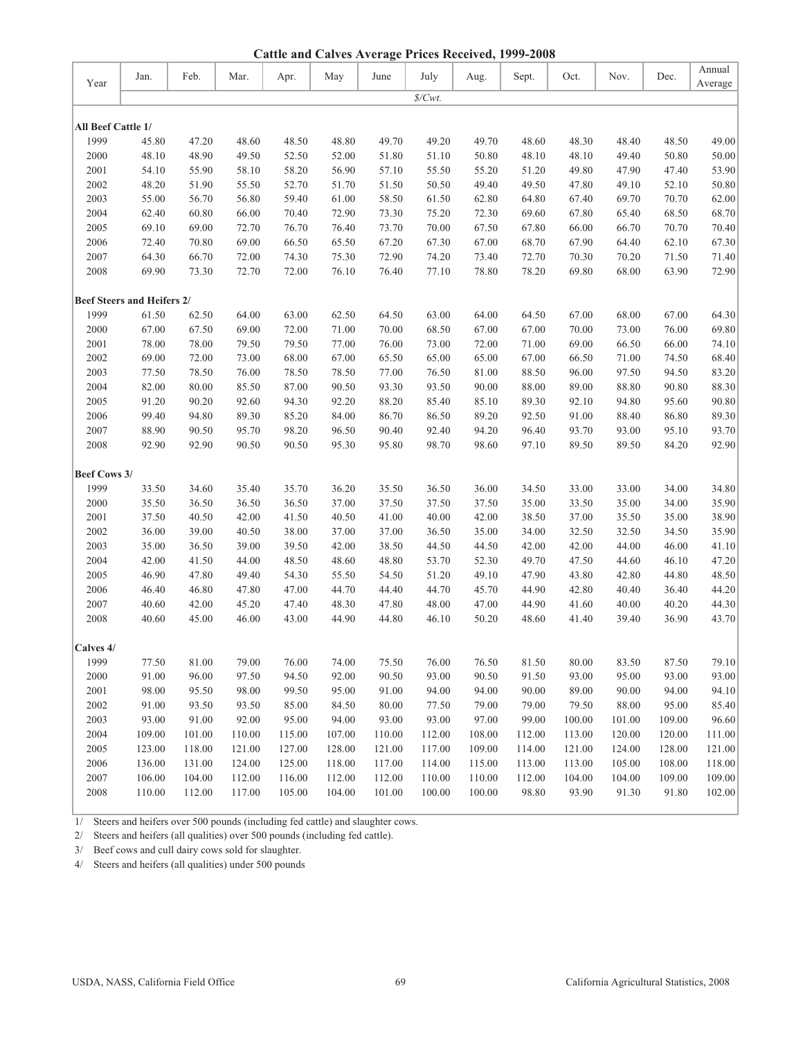# Cattle and Calves Average Prices Received, 1999-2008

| Year | Jan. | Feb. | Mar. | Apr. | May | June | July | Aug. | Sept. | Oct. | Nov. | Dec. | Annual Average |
|---|---|---|---|---|---|---|---|---|---|---|---|---|---|
| | | | | | | | $/Cwt. | | | | | | |
| **All Beef Cattle 1/** | | | | | | | | | | | | | |
| 1999 | 45.80 | 47.20 | 48.60 | 48.50 | 48.80 | 49.70 | 49.20 | 49.70 | 48.60 | 48.30 | 48.40 | 48.50 | 49.00 |
| 2000 | 48.10 | 48.90 | 49.50 | 52.50 | 52.00 | 51.80 | 51.10 | 50.80 | 48.10 | 48.10 | 49.40 | 50.80 | 50.00 |
| 2001 | 54.10 | 55.90 | 58.10 | 58.20 | 56.90 | 57.10 | 55.50 | 55.20 | 51.20 | 49.80 | 47.90 | 47.40 | 53.90 |
| 2002 | 48.20 | 51.90 | 55.50 | 52.70 | 51.70 | 51.50 | 50.50 | 49.40 | 49.50 | 47.80 | 49.10 | 52.10 | 50.80 |
| 2003 | 55.00 | 56.70 | 56.80 | 59.40 | 61.00 | 58.50 | 61.50 | 62.80 | 64.80 | 67.40 | 69.70 | 70.70 | 62.00 |
| 2004 | 62.40 | 60.80 | 66.00 | 70.40 | 72.90 | 73.30 | 75.20 | 72.30 | 69.60 | 67.80 | 65.40 | 68.50 | 68.70 |
| 2005 | 69.10 | 69.00 | 72.70 | 76.70 | 76.40 | 73.70 | 70.00 | 67.50 | 67.80 | 66.00 | 66.70 | 70.70 | 70.40 |
| 2006 | 72.40 | 70.80 | 69.00 | 66.50 | 65.50 | 67.20 | 67.30 | 67.00 | 68.70 | 67.90 | 64.40 | 62.10 | 67.30 |
| 2007 | 64.30 | 66.70 | 72.00 | 74.30 | 75.30 | 72.90 | 74.20 | 73.40 | 72.70 | 70.30 | 70.20 | 71.50 | 71.40 |
| 2008 | 69.90 | 73.30 | 72.70 | 72.00 | 76.10 | 76.40 | 77.10 | 78.80 | 78.20 | 69.80 | 68.00 | 63.90 | 72.90 |
| **Beef Steers and Heifers 2/** | | | | | | | | | | | | | |
| 1999 | 61.50 | 62.50 | 64.00 | 63.00 | 62.50 | 64.50 | 63.00 | 64.00 | 64.50 | 67.00 | 68.00 | 67.00 | 64.30 |
| 2000 | 67.00 | 67.50 | 69.00 | 72.00 | 71.00 | 70.00 | 68.50 | 67.00 | 67.00 | 70.00 | 73.00 | 76.00 | 69.80 |
| 2001 | 78.00 | 78.00 | 79.50 | 79.50 | 77.00 | 76.00 | 73.00 | 72.00 | 71.00 | 69.00 | 66.50 | 66.00 | 74.10 |
| 2002 | 69.00 | 72.00 | 73.00 | 68.00 | 67.00 | 65.50 | 65.00 | 65.00 | 67.00 | 66.50 | 71.00 | 74.50 | 68.40 |
| 2003 | 77.50 | 78.50 | 76.00 | 78.50 | 78.50 | 77.00 | 76.50 | 81.00 | 88.50 | 96.00 | 97.50 | 94.50 | 83.20 |
| 2004 | 82.00 | 80.00 | 85.50 | 87.00 | 90.50 | 93.30 | 93.50 | 90.00 | 88.00 | 89.00 | 88.80 | 90.80 | 88.30 |
| 2005 | 91.20 | 90.20 | 92.60 | 94.30 | 92.20 | 88.20 | 85.40 | 85.10 | 89.30 | 92.10 | 94.80 | 95.60 | 90.80 |
| 2006 | 99.40 | 94.80 | 89.30 | 85.20 | 84.00 | 86.70 | 86.50 | 89.20 | 92.50 | 91.00 | 88.40 | 86.80 | 89.30 |
| 2007 | 88.90 | 90.50 | 95.70 | 98.20 | 96.50 | 90.40 | 92.40 | 94.20 | 96.40 | 93.70 | 93.00 | 95.10 | 93.70 |
| 2008 | 92.90 | 92.90 | 90.50 | 90.50 | 95.30 | 95.80 | 98.70 | 98.60 | 97.10 | 89.50 | 89.50 | 84.20 | 92.90 |
| **Beef Cows 3/** | | | | | | | | | | | | | |
| 1999 | 33.50 | 34.60 | 35.40 | 35.70 | 36.20 | 35.50 | 36.50 | 36.00 | 34.50 | 33.00 | 33.00 | 34.00 | 34.80 |
| 2000 | 35.50 | 36.50 | 36.50 | 36.50 | 37.00 | 37.50 | 37.50 | 37.50 | 35.00 | 33.50 | 35.00 | 34.00 | 35.90 |
| 2001 | 37.50 | 40.50 | 42.00 | 41.50 | 40.50 | 41.00 | 40.00 | 42.00 | 38.50 | 37.00 | 35.50 | 35.00 | 38.90 |
| 2002 | 36.00 | 39.00 | 40.50 | 38.00 | 37.00 | 37.00 | 36.50 | 35.00 | 34.00 | 32.50 | 32.50 | 34.50 | 35.90 |
| 2003 | 35.00 | 36.50 | 39.00 | 39.50 | 42.00 | 38.50 | 44.50 | 44.50 | 42.00 | 42.00 | 44.00 | 46.00 | 41.10 |
| 2004 | 42.00 | 41.50 | 44.00 | 48.50 | 48.60 | 48.80 | 53.70 | 52.30 | 49.70 | 47.50 | 44.60 | 46.10 | 47.20 |
| 2005 | 46.90 | 47.80 | 49.40 | 54.30 | 55.50 | 54.50 | 51.20 | 49.10 | 47.90 | 43.80 | 42.80 | 44.80 | 48.50 |
| 2006 | 46.40 | 46.80 | 47.80 | 47.00 | 44.70 | 44.40 | 44.70 | 45.70 | 44.90 | 42.80 | 40.40 | 36.40 | 44.20 |
| 2007 | 40.60 | 42.00 | 45.20 | 47.40 | 48.30 | 47.80 | 48.00 | 47.00 | 44.90 | 41.60 | 40.00 | 40.20 | 44.30 |
| 2008 | 40.60 | 45.00 | 46.00 | 43.00 | 44.90 | 44.80 | 46.10 | 50.20 | 48.60 | 41.40 | 39.40 | 36.90 | 43.70 |
| **Calves 4/** | | | | | | | | | | | | | |
| 1999 | 77.50 | 81.00 | 79.00 | 76.00 | 74.00 | 75.50 | 76.00 | 76.50 | 81.50 | 80.00 | 83.50 | 87.50 | 79.10 |
| 2000 | 91.00 | 96.00 | 97.50 | 94.50 | 92.00 | 90.50 | 93.00 | 90.50 | 91.50 | 93.00 | 95.00 | 93.00 | 93.00 |
| 2001 | 98.00 | 95.50 | 98.00 | 99.50 | 95.00 | 91.00 | 94.00 | 94.00 | 90.00 | 89.00 | 90.00 | 94.00 | 94.10 |
| 2002 | 91.00 | 93.50 | 93.50 | 85.00 | 84.50 | 80.00 | 77.50 | 79.00 | 79.00 | 79.50 | 88.00 | 95.00 | 85.40 |
| 2003 | 93.00 | 91.00 | 92.00 | 95.00 | 94.00 | 93.00 | 93.00 | 97.00 | 99.00 | 100.00 | 101.00 | 109.00 | 96.60 |
| 2004 | 109.00 | 101.00 | 110.00 | 115.00 | 107.00 | 110.00 | 112.00 | 108.00 | 112.00 | 113.00 | 120.00 | 120.00 | 111.00 |
| 2005 | 123.00 | 118.00 | 121.00 | 127.00 | 128.00 | 121.00 | 117.00 | 109.00 | 114.00 | 121.00 | 124.00 | 128.00 | 121.00 |
| 2006 | 136.00 | 131.00 | 124.00 | 125.00 | 118.00 | 117.00 | 114.00 | 115.00 | 113.00 | 113.00 | 105.00 | 108.00 | 118.00 |
| 2007 | 106.00 | 104.00 | 112.00 | 116.00 | 112.00 | 112.00 | 110.00 | 110.00 | 112.00 | 104.00 | 104.00 | 109.00 | 109.00 |
| 2008 | 110.00 | 112.00 | 117.00 | 105.00 | 104.00 | 101.00 | 100.00 | 100.00 | 98.80 | 93.90 | 91.30 | 91.80 | 102.00 |

1/ Steers and heifers over 500 pounds (including fed cattle) and slaughter cows.

2/ Steers and heifers (all qualities) over 500 pounds (including fed cattle).

3/ Beef cows and cull dairy cows sold for slaughter.

4/ Steers and heifers (all qualities) under 500 pounds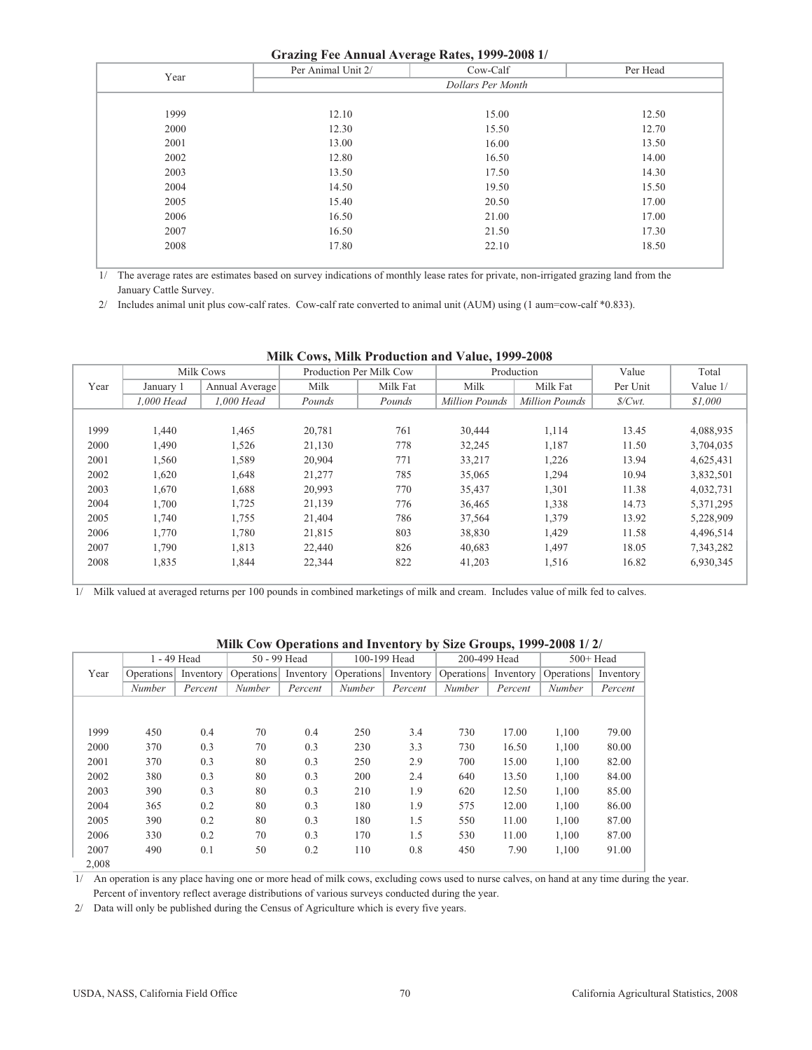## Grazing Fee Annual Average Rates, 1999-2008 1/

| Year | Per Animal Unit 2/ | Cow-Calf | Per Head |
|---|---|---|---|
| | *Dollars Per Month* | | |
| 1999 | 12.10 | 15.00 | 12.50 |
| 2000 | 12.30 | 15.50 | 12.70 |
| 2001 | 13.00 | 16.00 | 13.50 |
| 2002 | 12.80 | 16.50 | 14.00 |
| 2003 | 13.50 | 17.50 | 14.30 |
| 2004 | 14.50 | 19.50 | 15.50 |
| 2005 | 15.40 | 20.50 | 17.00 |
| 2006 | 16.50 | 21.00 | 17.00 |
| 2007 | 16.50 | 21.50 | 17.30 |
| 2008 | 17.80 | 22.10 | 18.50 |

1/ The average rates are estimates based on survey indications of monthly lease rates for private, non-irrigated grazing land from the January Cattle Survey.

2/ Includes animal unit plus cow-calf rates. Cow-calf rate converted to animal unit (AUM) using (1 aum=cow-calf *0.833).

## Milk Cows, Milk Production and Value, 1999-2008

| Year | Milk Cows | | Production Per Milk Cow | | Production | | Value | Total |
|---|---|---|---|---|---|---|---|---|
| | January 1 | Annual Average | Milk | Milk Fat | Milk | Milk Fat | Per Unit | Value 1/ |
| | *1,000 Head* | *1,000 Head* | *Pounds* | *Pounds* | *Million Pounds* | *Million Pounds* | *$/Cwt.* | *$1,000* |
| 1999 | 1,440 | 1,465 | 20,781 | 761 | 30,444 | 1,114 | 13.45 | 4,088,935 |
| 2000 | 1,490 | 1,526 | 21,130 | 778 | 32,245 | 1,187 | 11.50 | 3,704,035 |
| 2001 | 1,560 | 1,589 | 20,904 | 771 | 33,217 | 1,226 | 13.94 | 4,625,431 |
| 2002 | 1,620 | 1,648 | 21,277 | 785 | 35,065 | 1,294 | 10.94 | 3,832,501 |
| 2003 | 1,670 | 1,688 | 20,993 | 770 | 35,437 | 1,301 | 11.38 | 4,032,731 |
| 2004 | 1,700 | 1,725 | 21,139 | 776 | 36,465 | 1,338 | 14.73 | 5,371,295 |
| 2005 | 1,740 | 1,755 | 21,404 | 786 | 37,564 | 1,379 | 13.92 | 5,228,909 |
| 2006 | 1,770 | 1,780 | 21,815 | 803 | 38,830 | 1,429 | 11.58 | 4,496,514 |
| 2007 | 1,790 | 1,813 | 22,440 | 826 | 40,683 | 1,497 | 18.05 | 7,343,282 |
| 2008 | 1,835 | 1,844 | 22,344 | 822 | 41,203 | 1,516 | 16.82 | 6,930,345 |

1/ Milk valued at averaged returns per 100 pounds in combined marketings of milk and cream. Includes value of milk fed to calves.

## Milk Cow Operations and Inventory by Size Groups, 1999-2008 1/ 2/

| Year | 1 - 49 Head | | 50 - 99 Head | | 100-199 Head | | 200-499 Head | | 500+ Head | |
|---|---|---|---|---|---|---|---|---|---|---|
| | Operations | Inventory | Operations | Inventory | Operations | Inventory | Operations | Inventory | Operations | Inventory |
| | *Number* | *Percent* | *Number* | *Percent* | *Number* | *Percent* | *Number* | *Percent* | *Number* | *Percent* |
| 1999 | 450 | 0.4 | 70 | 0.4 | 250 | 3.4 | 730 | 17.00 | 1,100 | 79.00 |
| 2000 | 370 | 0.3 | 70 | 0.3 | 230 | 3.3 | 730 | 16.50 | 1,100 | 80.00 |
| 2001 | 370 | 0.3 | 80 | 0.3 | 250 | 2.9 | 700 | 15.00 | 1,100 | 82.00 |
| 2002 | 380 | 0.3 | 80 | 0.3 | 200 | 2.4 | 640 | 13.50 | 1,100 | 84.00 |
| 2003 | 390 | 0.3 | 80 | 0.3 | 210 | 1.9 | 620 | 12.50 | 1,100 | 85.00 |
| 2004 | 365 | 0.2 | 80 | 0.3 | 180 | 1.9 | 575 | 12.00 | 1,100 | 86.00 |
| 2005 | 390 | 0.2 | 80 | 0.3 | 180 | 1.5 | 550 | 11.00 | 1,100 | 87.00 |
| 2006 | 330 | 0.2 | 70 | 0.3 | 170 | 1.5 | 530 | 11.00 | 1,100 | 87.00 |
| 2007 | 490 | 0.1 | 50 | 0.2 | 110 | 0.8 | 450 | 7.90 | 1,100 | 91.00 |
| 2,008 | | | | | | | | | | |

1/ An operation is any place having one or more head of milk cows, excluding cows used to nurse calves, on hand at any time during the year. Percent of inventory reflect average distributions of various surveys conducted during the year.

2/ Data will only be published during the Census of Agriculture which is every five years.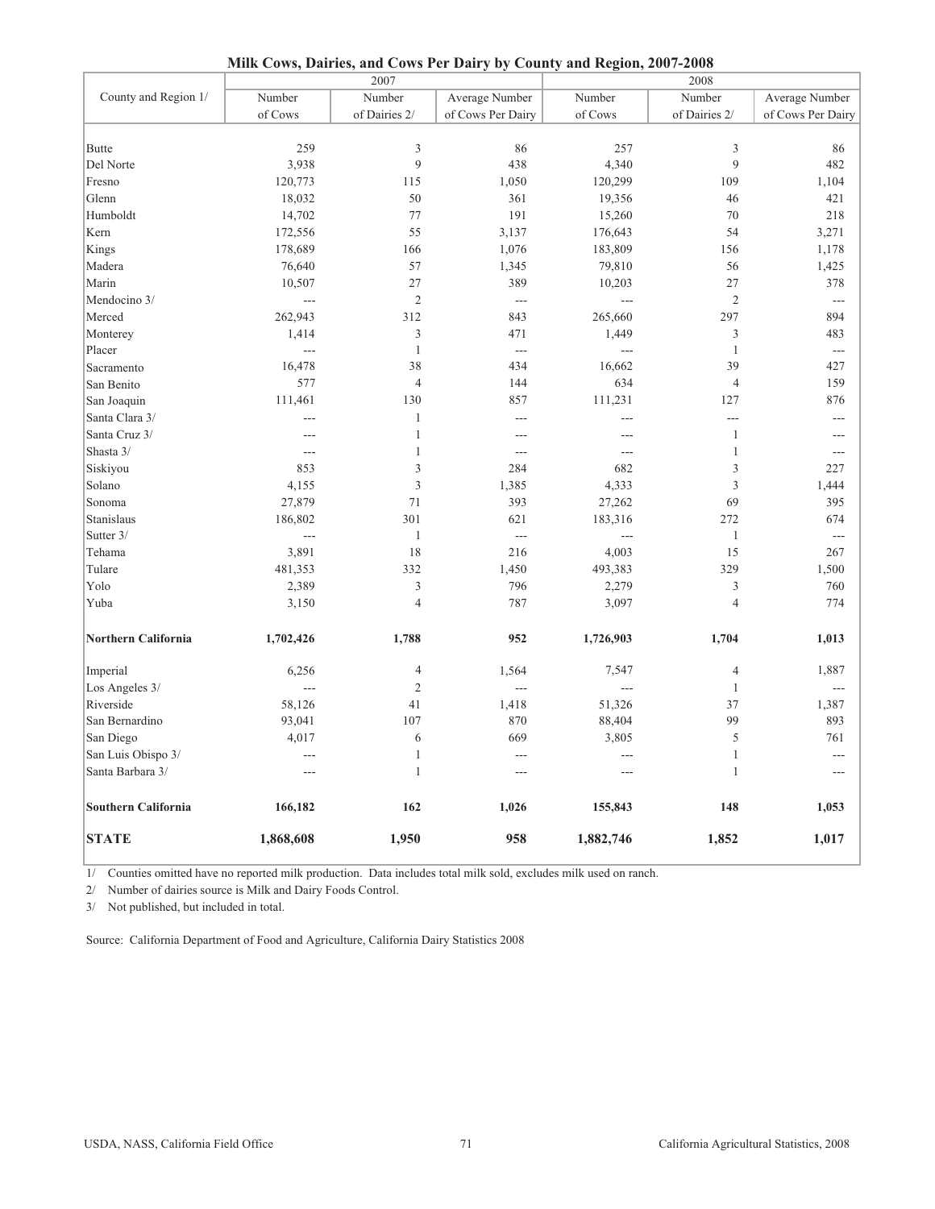**Milk Cows, Dairies, and Cows Per Dairy by County and Region, 2007-2008**

| County and Region 1/ | 2007 | | | 2008 | | |
|---|---|---|---|---|---|---|
| | Number of Cows | Number of Dairies 2/ | Average Number of Cows Per Dairy | Number of Cows | Number of Dairies 2/ | Average Number of Cows Per Dairy |
| Butte | 259 | 3 | 86 | 257 | 3 | 86 |
| Del Norte | 3,938 | 9 | 438 | 4,340 | 9 | 482 |
| Fresno | 120,773 | 115 | 1,050 | 120,299 | 109 | 1,104 |
| Glenn | 18,032 | 50 | 361 | 19,356 | 46 | 421 |
| Humboldt | 14,702 | 77 | 191 | 15,260 | 70 | 218 |
| Kern | 172,556 | 55 | 3,137 | 176,643 | 54 | 3,271 |
| Kings | 178,689 | 166 | 1,076 | 183,809 | 156 | 1,178 |
| Madera | 76,640 | 57 | 1,345 | 79,810 | 56 | 1,425 |
| Marin | 10,507 | 27 | 389 | 10,203 | 27 | 378 |
| Mendocino 3/ | --- | 2 | --- | --- | 2 | --- |
| Merced | 262,943 | 312 | 843 | 265,660 | 297 | 894 |
| Monterey | 1,414 | 3 | 471 | 1,449 | 3 | 483 |
| Placer | --- | 1 | --- | --- | 1 | --- |
| Sacramento | 16,478 | 38 | 434 | 16,662 | 39 | 427 |
| San Benito | 577 | 4 | 144 | 634 | 4 | 159 |
| San Joaquin | 111,461 | 130 | 857 | 111,231 | 127 | 876 |
| Santa Clara 3/ | --- | 1 | --- | --- | --- | --- |
| Santa Cruz 3/ | --- | 1 | --- | --- | 1 | --- |
| Shasta 3/ | --- | 1 | --- | --- | 1 | --- |
| Siskiyou | 853 | 3 | 284 | 682 | 3 | 227 |
| Solano | 4,155 | 3 | 1,385 | 4,333 | 3 | 1,444 |
| Sonoma | 27,879 | 71 | 393 | 27,262 | 69 | 395 |
| Stanislaus | 186,802 | 301 | 621 | 183,316 | 272 | 674 |
| Sutter 3/ | --- | 1 | --- | --- | 1 | --- |
| Tehama | 3,891 | 18 | 216 | 4,003 | 15 | 267 |
| Tulare | 481,353 | 332 | 1,450 | 493,383 | 329 | 1,500 |
| Yolo | 2,389 | 3 | 796 | 2,279 | 3 | 760 |
| Yuba | 3,150 | 4 | 787 | 3,097 | 4 | 774 |
| **Northern California** | **1,702,426** | **1,788** | **952** | **1,726,903** | **1,704** | **1,013** |
| Imperial | 6,256 | 4 | 1,564 | 7,547 | 4 | 1,887 |
| Los Angeles 3/ | --- | 2 | --- | --- | 1 | --- |
| Riverside | 58,126 | 41 | 1,418 | 51,326 | 37 | 1,387 |
| San Bernardino | 93,041 | 107 | 870 | 88,404 | 99 | 893 |
| San Diego | 4,017 | 6 | 669 | 3,805 | 5 | 761 |
| San Luis Obispo 3/ | --- | 1 | --- | --- | 1 | --- |
| Santa Barbara 3/ | --- | 1 | --- | --- | 1 | --- |
| **Southern California** | **166,182** | **162** | **1,026** | **155,843** | **148** | **1,053** |
| **STATE** | **1,868,608** | **1,950** | **958** | **1,882,746** | **1,852** | **1,017** |

1/ Counties omitted have no reported milk production. Data includes total milk sold, excludes milk used on ranch.

2/ Number of dairies source is Milk and Dairy Foods Control.

3/ Not published, but included in total.

Source: California Department of Food and Agriculture, California Dairy Statistics 2008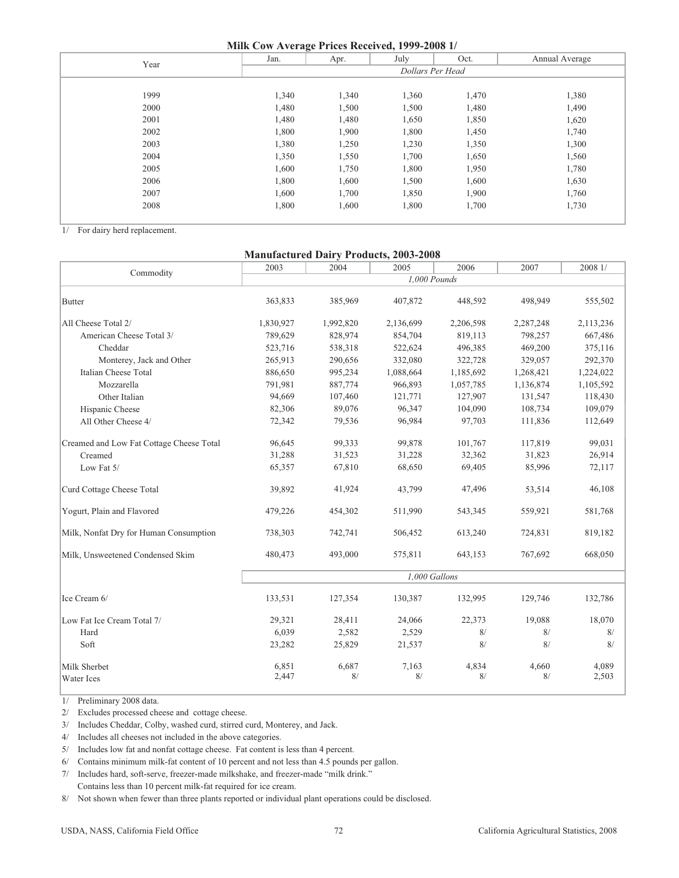## Milk Cow Average Prices Received, 1999-2008 1/

| Year | Jan. | Apr. | July | Oct. | Annual Average |
|---|---|---|---|---|---|
| | *Dollars Per Head* | | | | |
| 1999 | 1,340 | 1,340 | 1,360 | 1,470 | 1,380 |
| 2000 | 1,480 | 1,500 | 1,500 | 1,480 | 1,490 |
| 2001 | 1,480 | 1,480 | 1,650 | 1,850 | 1,620 |
| 2002 | 1,800 | 1,900 | 1,800 | 1,450 | 1,740 |
| 2003 | 1,380 | 1,250 | 1,230 | 1,350 | 1,300 |
| 2004 | 1,350 | 1,550 | 1,700 | 1,650 | 1,560 |
| 2005 | 1,600 | 1,750 | 1,800 | 1,950 | 1,780 |
| 2006 | 1,800 | 1,600 | 1,500 | 1,600 | 1,630 |
| 2007 | 1,600 | 1,700 | 1,850 | 1,900 | 1,760 |
| 2008 | 1,800 | 1,600 | 1,800 | 1,700 | 1,730 |

1/ For dairy herd replacement.

## Manufactured Dairy Products, 2003-2008

| Commodity | 2003 | 2004 | 2005 | 2006 | 2007 | 2008 1/ |
|---|---|---|---|---|---|---|
| | *1,000 Pounds* | | | | | |
| Butter | 363,833 | 385,969 | 407,872 | 448,592 | 498,949 | 555,502 |
| All Cheese Total 2/ | 1,830,927 | 1,992,820 | 2,136,699 | 2,206,598 | 2,287,248 | 2,113,236 |
| American Cheese Total 3/ | 789,629 | 828,974 | 854,704 | 819,113 | 798,257 | 667,486 |
| Cheddar | 523,716 | 538,318 | 522,624 | 496,385 | 469,200 | 375,116 |
| Monterey, Jack and Other | 265,913 | 290,656 | 332,080 | 322,728 | 329,057 | 292,370 |
| Italian Cheese Total | 886,650 | 995,234 | 1,088,664 | 1,185,692 | 1,268,421 | 1,224,022 |
| Mozzarella | 791,981 | 887,774 | 966,893 | 1,057,785 | 1,136,874 | 1,105,592 |
| Other Italian | 94,669 | 107,460 | 121,771 | 127,907 | 131,547 | 118,430 |
| Hispanic Cheese | 82,306 | 89,076 | 96,347 | 104,090 | 108,734 | 109,079 |
| All Other Cheese 4/ | 72,342 | 79,536 | 96,984 | 97,703 | 111,836 | 112,649 |
| Creamed and Low Fat Cottage Cheese Total | 96,645 | 99,333 | 99,878 | 101,767 | 117,819 | 99,031 |
| Creamed | 31,288 | 31,523 | 31,228 | 32,362 | 31,823 | 26,914 |
| Low Fat 5/ | 65,357 | 67,810 | 68,650 | 69,405 | 85,996 | 72,117 |
| Curd Cottage Cheese Total | 39,892 | 41,924 | 43,799 | 47,496 | 53,514 | 46,108 |
| Yogurt, Plain and Flavored | 479,226 | 454,302 | 511,990 | 543,345 | 559,921 | 581,768 |
| Milk, Nonfat Dry for Human Consumption | 738,303 | 742,741 | 506,452 | 613,240 | 724,831 | 819,182 |
| Milk, Unsweetened Condensed Skim | 480,473 | 493,000 | 575,811 | 643,153 | 767,692 | 668,050 |
| | *1,000 Gallons* | | | | | |
| Ice Cream 6/ | 133,531 | 127,354 | 130,387 | 132,995 | 129,746 | 132,786 |
| Low Fat Ice Cream Total 7/ | 29,321 | 28,411 | 24,066 | 22,373 | 19,088 | 18,070 |
| Hard | 6,039 | 2,582 | 2,529 | 8/ | 8/ | 8/ |
| Soft | 23,282 | 25,829 | 21,537 | 8/ | 8/ | 8/ |
| Milk Sherbet | 6,851 | 6,687 | 7,163 | 4,834 | 4,660 | 4,089 |
| Water Ices | 2,447 | 8/ | 8/ | 8/ | 8/ | 2,503 |

1/ Preliminary 2008 data.

2/ Excludes processed cheese and cottage cheese.

3/ Includes Cheddar, Colby, washed curd, stirred curd, Monterey, and Jack.

4/ Includes all cheeses not included in the above categories.

5/ Includes low fat and nonfat cottage cheese. Fat content is less than 4 percent.

6/ Contains minimum milk-fat content of 10 percent and not less than 4.5 pounds per gallon.

7/ Includes hard, soft-serve, freezer-made milkshake, and freezer-made "milk drink."
Contains less than 10 percent milk-fat required for ice cream.

8/ Not shown when fewer than three plants reported or individual plant operations could be disclosed.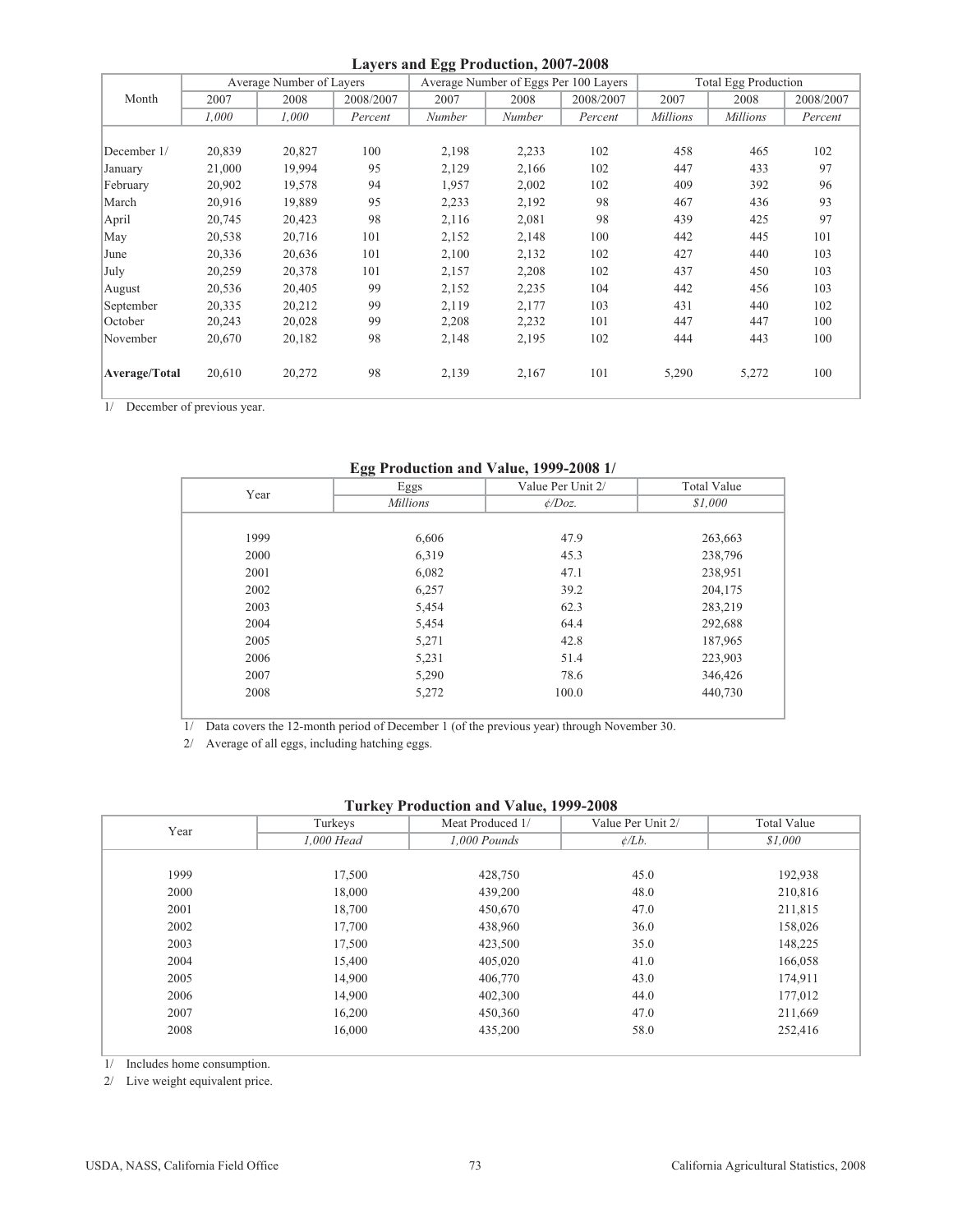## Layers and Egg Production, 2007-2008

| Month | Average Number of Layers | | | Average Number of Eggs Per 100 Layers | | | Total Egg Production | | |
|---|---|---|---|---|---|---|---|---|---|
| | 2007 | 2008 | 2008/2007 | 2007 | 2008 | 2008/2007 | 2007 | 2008 | 2008/2007 |
| | *1,000* | *1,000* | *Percent* | *Number* | *Number* | *Percent* | *Millions* | *Millions* | *Percent* |
| December 1/ | 20,839 | 20,827 | 100 | 2,198 | 2,233 | 102 | 458 | 465 | 102 |
| January | 21,000 | 19,994 | 95 | 2,129 | 2,166 | 102 | 447 | 433 | 97 |
| February | 20,902 | 19,578 | 94 | 1,957 | 2,002 | 102 | 409 | 392 | 96 |
| March | 20,916 | 19,889 | 95 | 2,233 | 2,192 | 98 | 467 | 436 | 93 |
| April | 20,745 | 20,423 | 98 | 2,116 | 2,081 | 98 | 439 | 425 | 97 |
| May | 20,538 | 20,716 | 101 | 2,152 | 2,148 | 100 | 442 | 445 | 101 |
| June | 20,336 | 20,636 | 101 | 2,100 | 2,132 | 102 | 427 | 440 | 103 |
| July | 20,259 | 20,378 | 101 | 2,157 | 2,208 | 102 | 437 | 450 | 103 |
| August | 20,536 | 20,405 | 99 | 2,152 | 2,235 | 104 | 442 | 456 | 103 |
| September | 20,335 | 20,212 | 99 | 2,119 | 2,177 | 103 | 431 | 440 | 102 |
| October | 20,243 | 20,028 | 99 | 2,208 | 2,232 | 101 | 447 | 447 | 100 |
| November | 20,670 | 20,182 | 98 | 2,148 | 2,195 | 102 | 444 | 443 | 100 |
| **Average/Total** | 20,610 | 20,272 | 98 | 2,139 | 2,167 | 101 | 5,290 | 5,272 | 100 |

1/ December of previous year.

## Egg Production and Value, 1999-2008 1/

| Year | Eggs | Value Per Unit 2/ | Total Value |
|---|---|---|---|
| | *Millions* | *¢/Doz.* | *$1,000* |
| 1999 | 6,606 | 47.9 | 263,663 |
| 2000 | 6,319 | 45.3 | 238,796 |
| 2001 | 6,082 | 47.1 | 238,951 |
| 2002 | 6,257 | 39.2 | 204,175 |
| 2003 | 5,454 | 62.3 | 283,219 |
| 2004 | 5,454 | 64.4 | 292,688 |
| 2005 | 5,271 | 42.8 | 187,965 |
| 2006 | 5,231 | 51.4 | 223,903 |
| 2007 | 5,290 | 78.6 | 346,426 |
| 2008 | 5,272 | 100.0 | 440,730 |

1/ Data covers the 12-month period of December 1 (of the previous year) through November 30.

2/ Average of all eggs, including hatching eggs.

## Turkey Production and Value, 1999-2008

| Year | Turkeys | Meat Produced 1/ | Value Per Unit 2/ | Total Value |
|---|---|---|---|---|
| | *1,000 Head* | *1,000 Pounds* | *¢/Lb.* | *$1,000* |
| 1999 | 17,500 | 428,750 | 45.0 | 192,938 |
| 2000 | 18,000 | 439,200 | 48.0 | 210,816 |
| 2001 | 18,700 | 450,670 | 47.0 | 211,815 |
| 2002 | 17,700 | 438,960 | 36.0 | 158,026 |
| 2003 | 17,500 | 423,500 | 35.0 | 148,225 |
| 2004 | 15,400 | 405,020 | 41.0 | 166,058 |
| 2005 | 14,900 | 406,770 | 43.0 | 174,911 |
| 2006 | 14,900 | 402,300 | 44.0 | 177,012 |
| 2007 | 16,200 | 450,360 | 47.0 | 211,669 |
| 2008 | 16,000 | 435,200 | 58.0 | 252,416 |

1/ Includes home consumption.

2/ Live weight equivalent price.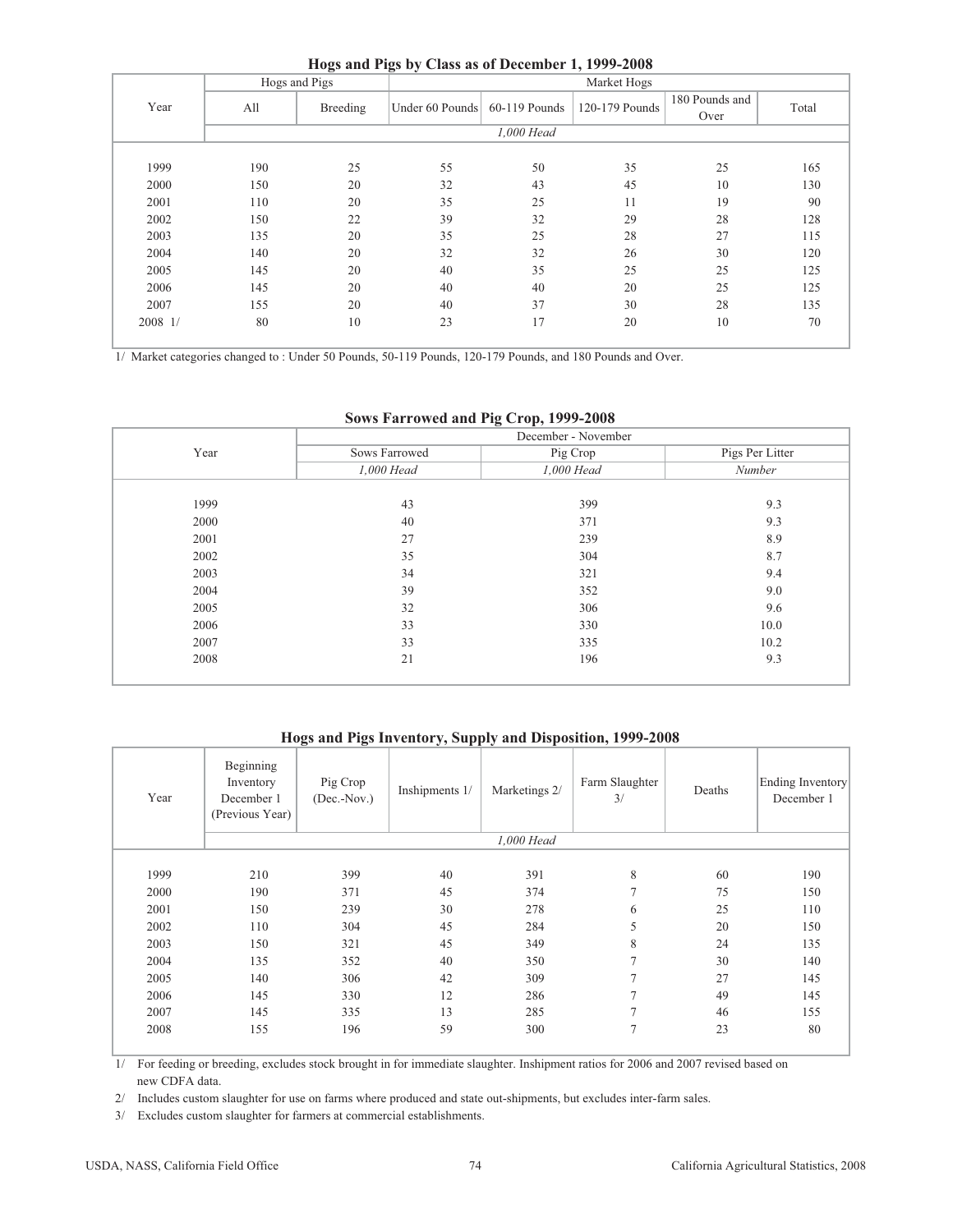## Hogs and Pigs by Class as of December 1, 1999-2008

| Year | Hogs and Pigs | | Market Hogs | | | | |
|---|---|---|---|---|---|---|---|
| | All | Breeding | Under 60 Pounds | 60-119 Pounds | 120-179 Pounds | 180 Pounds and Over | Total |
| | *1,000 Head* | | | | | | |
| 1999 | 190 | 25 | 55 | 50 | 35 | 25 | 165 |
| 2000 | 150 | 20 | 32 | 43 | 45 | 10 | 130 |
| 2001 | 110 | 20 | 35 | 25 | 11 | 19 | 90 |
| 2002 | 150 | 22 | 39 | 32 | 29 | 28 | 128 |
| 2003 | 135 | 20 | 35 | 25 | 28 | 27 | 115 |
| 2004 | 140 | 20 | 32 | 32 | 26 | 30 | 120 |
| 2005 | 145 | 20 | 40 | 35 | 25 | 25 | 125 |
| 2006 | 145 | 20 | 40 | 40 | 20 | 25 | 125 |
| 2007 | 155 | 20 | 40 | 37 | 30 | 28 | 135 |
| 2008 1/ | 80 | 10 | 23 | 17 | 20 | 10 | 70 |

1/ Market categories changed to : Under 50 Pounds, 50-119 Pounds, 120-179 Pounds, and 180 Pounds and Over.

## Sows Farrowed and Pig Crop, 1999-2008

| Year | December - November | | |
|---|---|---|---|
| | Sows Farrowed | Pig Crop | Pigs Per Litter |
| | *1,000 Head* | *1,000 Head* | *Number* |
| 1999 | 43 | 399 | 9.3 |
| 2000 | 40 | 371 | 9.3 |
| 2001 | 27 | 239 | 8.9 |
| 2002 | 35 | 304 | 8.7 |
| 2003 | 34 | 321 | 9.4 |
| 2004 | 39 | 352 | 9.0 |
| 2005 | 32 | 306 | 9.6 |
| 2006 | 33 | 330 | 10.0 |
| 2007 | 33 | 335 | 10.2 |
| 2008 | 21 | 196 | 9.3 |

## Hogs and Pigs Inventory, Supply and Disposition, 1999-2008

| Year | Beginning Inventory December 1 (Previous Year) | Pig Crop (Dec.-Nov.) | Inshipments 1/ | Marketings 2/ | Farm Slaughter 3/ | Deaths | Ending Inventory December 1 |
|---|---|---|---|---|---|---|---|
| | *1,000 Head* | | | | | | |
| 1999 | 210 | 399 | 40 | 391 | 8 | 60 | 190 |
| 2000 | 190 | 371 | 45 | 374 | 7 | 75 | 150 |
| 2001 | 150 | 239 | 30 | 278 | 6 | 25 | 110 |
| 2002 | 110 | 304 | 45 | 284 | 5 | 20 | 150 |
| 2003 | 150 | 321 | 45 | 349 | 8 | 24 | 135 |
| 2004 | 135 | 352 | 40 | 350 | 7 | 30 | 140 |
| 2005 | 140 | 306 | 42 | 309 | 7 | 27 | 145 |
| 2006 | 145 | 330 | 12 | 286 | 7 | 49 | 145 |
| 2007 | 145 | 335 | 13 | 285 | 7 | 46 | 155 |
| 2008 | 155 | 196 | 59 | 300 | 7 | 23 | 80 |

1/ For feeding or breeding, excludes stock brought in for immediate slaughter. Inshipment ratios for 2006 and 2007 revised based on new CDFA data.

2/ Includes custom slaughter for use on farms where produced and state out-shipments, but excludes inter-farm sales.

3/ Excludes custom slaughter for farmers at commercial establishments.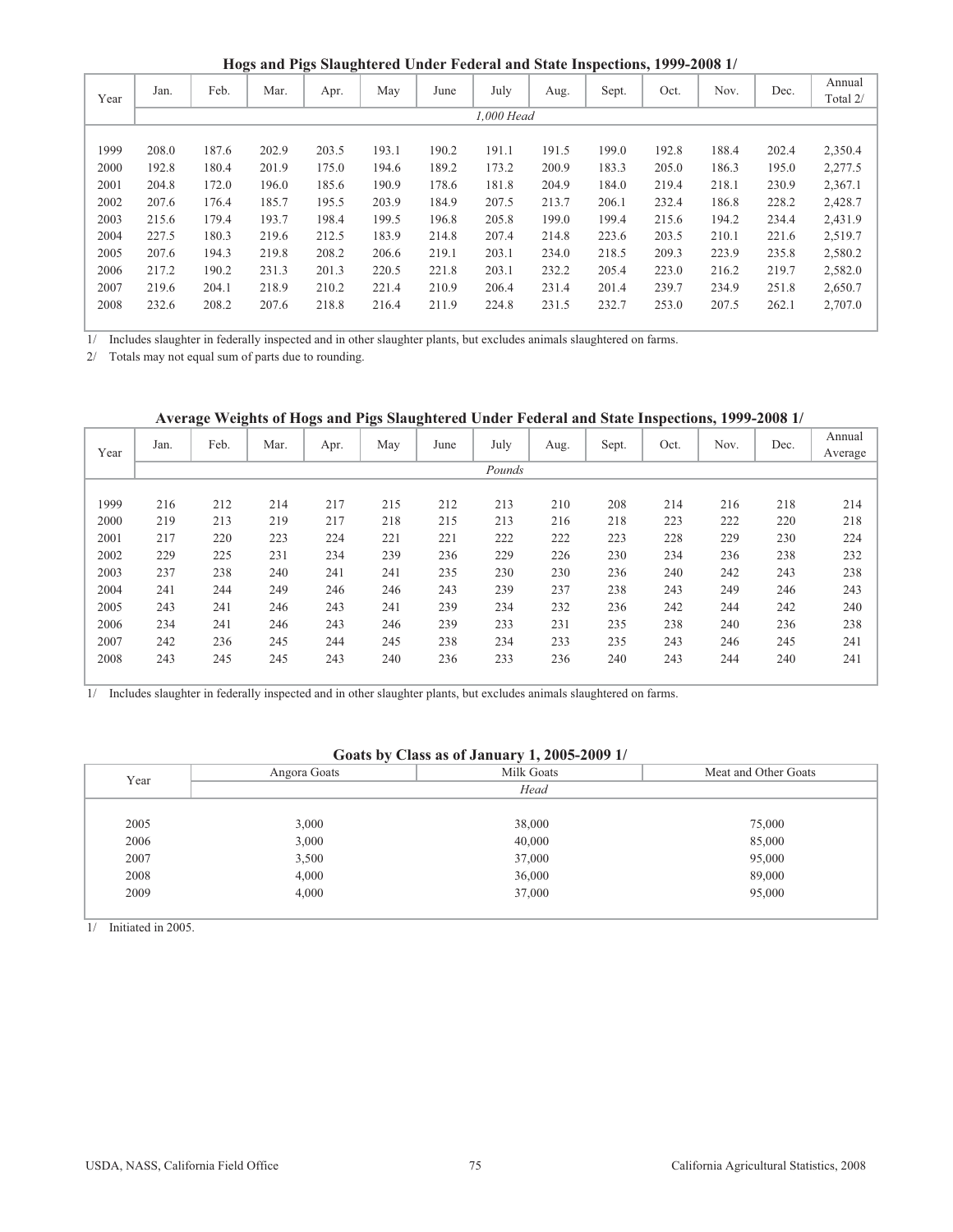## Hogs and Pigs Slaughtered Under Federal and State Inspections, 1999-2008 1/

| Year | Jan. | Feb. | Mar. | Apr. | May | June | July | Aug. | Sept. | Oct. | Nov. | Dec. | Annual Total 2/ |
|---|---|---|---|---|---|---|---|---|---|---|---|---|---|
| | 1,000 Head | | | | | | | | | | | | |
| 1999 | 208.0 | 187.6 | 202.9 | 203.5 | 193.1 | 190.2 | 191.1 | 191.5 | 199.0 | 192.8 | 188.4 | 202.4 | 2,350.4 |
| 2000 | 192.8 | 180.4 | 201.9 | 175.0 | 194.6 | 189.2 | 173.2 | 200.9 | 183.3 | 205.0 | 186.3 | 195.0 | 2,277.5 |
| 2001 | 204.8 | 172.0 | 196.0 | 185.6 | 190.9 | 178.6 | 181.8 | 204.9 | 184.0 | 219.4 | 218.1 | 230.9 | 2,367.1 |
| 2002 | 207.6 | 176.4 | 185.7 | 195.5 | 203.9 | 184.9 | 207.5 | 213.7 | 206.1 | 232.4 | 186.8 | 228.2 | 2,428.7 |
| 2003 | 215.6 | 179.4 | 193.7 | 198.4 | 199.5 | 196.8 | 205.8 | 199.0 | 199.4 | 215.6 | 194.2 | 234.4 | 2,431.9 |
| 2004 | 227.5 | 180.3 | 219.6 | 212.5 | 183.9 | 214.8 | 207.4 | 214.8 | 223.6 | 203.5 | 210.1 | 221.6 | 2,519.7 |
| 2005 | 207.6 | 194.3 | 219.8 | 208.2 | 206.6 | 219.1 | 203.1 | 234.0 | 218.5 | 209.3 | 223.9 | 235.8 | 2,580.2 |
| 2006 | 217.2 | 190.2 | 231.3 | 201.3 | 220.5 | 221.8 | 203.1 | 232.2 | 205.4 | 223.0 | 216.2 | 219.7 | 2,582.0 |
| 2007 | 219.6 | 204.1 | 218.9 | 210.2 | 221.4 | 210.9 | 206.4 | 231.4 | 201.4 | 239.7 | 234.9 | 251.8 | 2,650.7 |
| 2008 | 232.6 | 208.2 | 207.6 | 218.8 | 216.4 | 211.9 | 224.8 | 231.5 | 232.7 | 253.0 | 207.5 | 262.1 | 2,707.0 |

1/ Includes slaughter in federally inspected and in other slaughter plants, but excludes animals slaughtered on farms.

2/ Totals may not equal sum of parts due to rounding.

## Average Weights of Hogs and Pigs Slaughtered Under Federal and State Inspections, 1999-2008 1/

| Year | Jan. | Feb. | Mar. | Apr. | May | June | July | Aug. | Sept. | Oct. | Nov. | Dec. | Annual Average |
|---|---|---|---|---|---|---|---|---|---|---|---|---|---|
| | Pounds | | | | | | | | | | | | |
| 1999 | 216 | 212 | 214 | 217 | 215 | 212 | 213 | 210 | 208 | 214 | 216 | 218 | 214 |
| 2000 | 219 | 213 | 219 | 217 | 218 | 215 | 213 | 216 | 218 | 223 | 222 | 220 | 218 |
| 2001 | 217 | 220 | 223 | 224 | 221 | 221 | 222 | 222 | 223 | 228 | 229 | 230 | 224 |
| 2002 | 229 | 225 | 231 | 234 | 239 | 236 | 229 | 226 | 230 | 234 | 236 | 238 | 232 |
| 2003 | 237 | 238 | 240 | 241 | 241 | 235 | 230 | 230 | 236 | 240 | 242 | 243 | 238 |
| 2004 | 241 | 244 | 249 | 246 | 246 | 243 | 239 | 237 | 238 | 243 | 249 | 246 | 243 |
| 2005 | 243 | 241 | 246 | 243 | 241 | 239 | 234 | 232 | 236 | 242 | 244 | 242 | 240 |
| 2006 | 234 | 241 | 246 | 243 | 246 | 239 | 233 | 231 | 235 | 238 | 240 | 236 | 238 |
| 2007 | 242 | 236 | 245 | 244 | 245 | 238 | 234 | 233 | 235 | 243 | 246 | 245 | 241 |
| 2008 | 243 | 245 | 245 | 243 | 240 | 236 | 233 | 236 | 240 | 243 | 244 | 240 | 241 |

1/ Includes slaughter in federally inspected and in other slaughter plants, but excludes animals slaughtered on farms.

## Goats by Class as of January 1, 2005-2009 1/

| Year | Angora Goats | Milk Goats | Meat and Other Goats |
|---|---|---|---|
| | Head | | |
| 2005 | 3,000 | 38,000 | 75,000 |
| 2006 | 3,000 | 40,000 | 85,000 |
| 2007 | 3,500 | 37,000 | 95,000 |
| 2008 | 4,000 | 36,000 | 89,000 |
| 2009 | 4,000 | 37,000 | 95,000 |

1/ Initiated in 2005.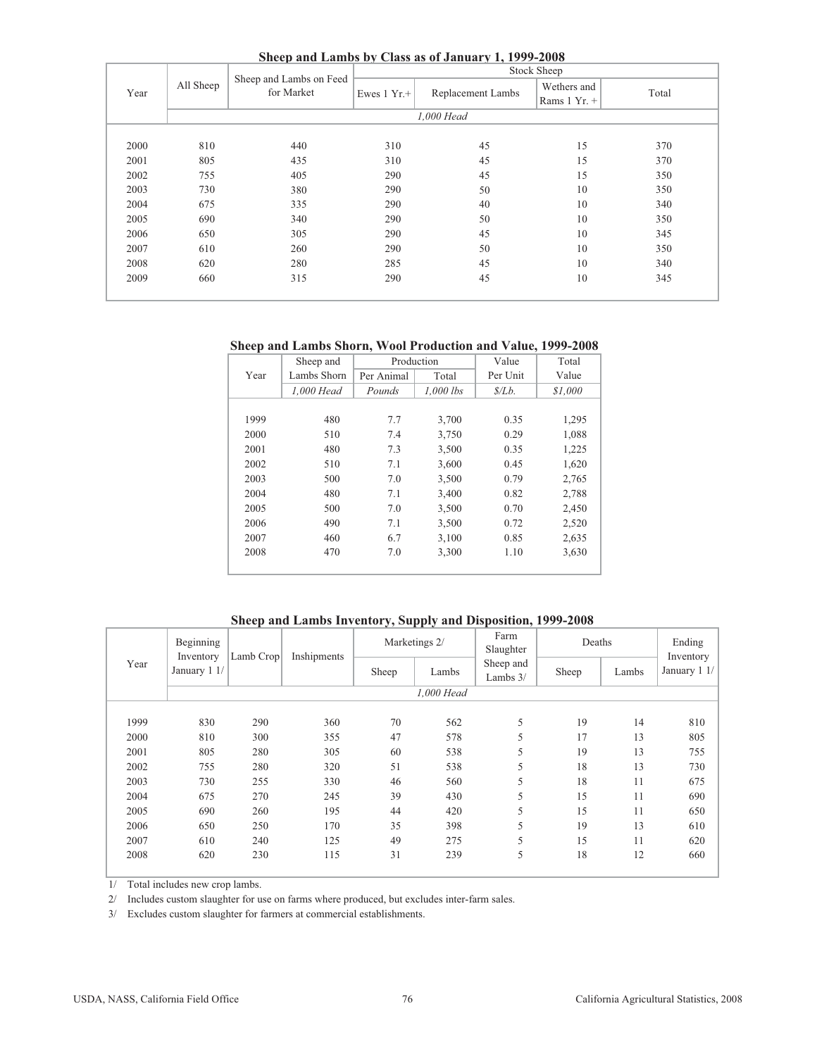## Sheep and Lambs by Class as of January 1, 1999-2008

| Year | All Sheep | Sheep and Lambs on Feed for Market | Stock Sheep | | | |
|---|---|---|---|---|---|---|
| | | | Ewes 1 Yr.+ | Replacement Lambs | Wethers and Rams 1 Yr. + | Total |
| | *1,000 Head* | | | | | |
| 2000 | 810 | 440 | 310 | 45 | 15 | 370 |
| 2001 | 805 | 435 | 310 | 45 | 15 | 370 |
| 2002 | 755 | 405 | 290 | 45 | 15 | 350 |
| 2003 | 730 | 380 | 290 | 50 | 10 | 350 |
| 2004 | 675 | 335 | 290 | 40 | 10 | 340 |
| 2005 | 690 | 340 | 290 | 50 | 10 | 350 |
| 2006 | 650 | 305 | 290 | 45 | 10 | 345 |
| 2007 | 610 | 260 | 290 | 50 | 10 | 350 |
| 2008 | 620 | 280 | 285 | 45 | 10 | 340 |
| 2009 | 660 | 315 | 290 | 45 | 10 | 345 |

## Sheep and Lambs Shorn, Wool Production and Value, 1999-2008

| Year | Sheep and Lambs Shorn | Production | | Value Per Unit | Total Value |
|---|---|---|---|---|---|
| | | Per Animal | Total | | |
| | *1,000 Head* | *Pounds* | *1,000 lbs* | *$/Lb.* | *$1,000* |
| 1999 | 480 | 7.7 | 3,700 | 0.35 | 1,295 |
| 2000 | 510 | 7.4 | 3,750 | 0.29 | 1,088 |
| 2001 | 480 | 7.3 | 3,500 | 0.35 | 1,225 |
| 2002 | 510 | 7.1 | 3,600 | 0.45 | 1,620 |
| 2003 | 500 | 7.0 | 3,500 | 0.79 | 2,765 |
| 2004 | 480 | 7.1 | 3,400 | 0.82 | 2,788 |
| 2005 | 500 | 7.0 | 3,500 | 0.70 | 2,450 |
| 2006 | 490 | 7.1 | 3,500 | 0.72 | 2,520 |
| 2007 | 460 | 6.7 | 3,100 | 0.85 | 2,635 |
| 2008 | 470 | 7.0 | 3,300 | 1.10 | 3,630 |

## Sheep and Lambs Inventory, Supply and Disposition, 1999-2008

| Year | Beginning Inventory January 1 1/ | Lamb Crop | Inshipments | Marketings 2/ | | Farm Slaughter Sheep and Lambs 3/ | Deaths | | Ending Inventory January 1 1/ |
|---|---|---|---|---|---|---|---|---|---|
| | | | | Sheep | Lambs | | Sheep | Lambs | |
| | *1,000 Head* | | | | | | | | |
| 1999 | 830 | 290 | 360 | 70 | 562 | 5 | 19 | 14 | 810 |
| 2000 | 810 | 300 | 355 | 47 | 578 | 5 | 17 | 13 | 805 |
| 2001 | 805 | 280 | 305 | 60 | 538 | 5 | 19 | 13 | 755 |
| 2002 | 755 | 280 | 320 | 51 | 538 | 5 | 18 | 13 | 730 |
| 2003 | 730 | 255 | 330 | 46 | 560 | 5 | 18 | 11 | 675 |
| 2004 | 675 | 270 | 245 | 39 | 430 | 5 | 15 | 11 | 690 |
| 2005 | 690 | 260 | 195 | 44 | 420 | 5 | 15 | 11 | 650 |
| 2006 | 650 | 250 | 170 | 35 | 398 | 5 | 19 | 13 | 610 |
| 2007 | 610 | 240 | 125 | 49 | 275 | 5 | 15 | 11 | 620 |
| 2008 | 620 | 230 | 115 | 31 | 239 | 5 | 18 | 12 | 660 |

1/ Total includes new crop lambs.

2/ Includes custom slaughter for use on farms where produced, but excludes inter-farm sales.

3/ Excludes custom slaughter for farmers at commercial establishments.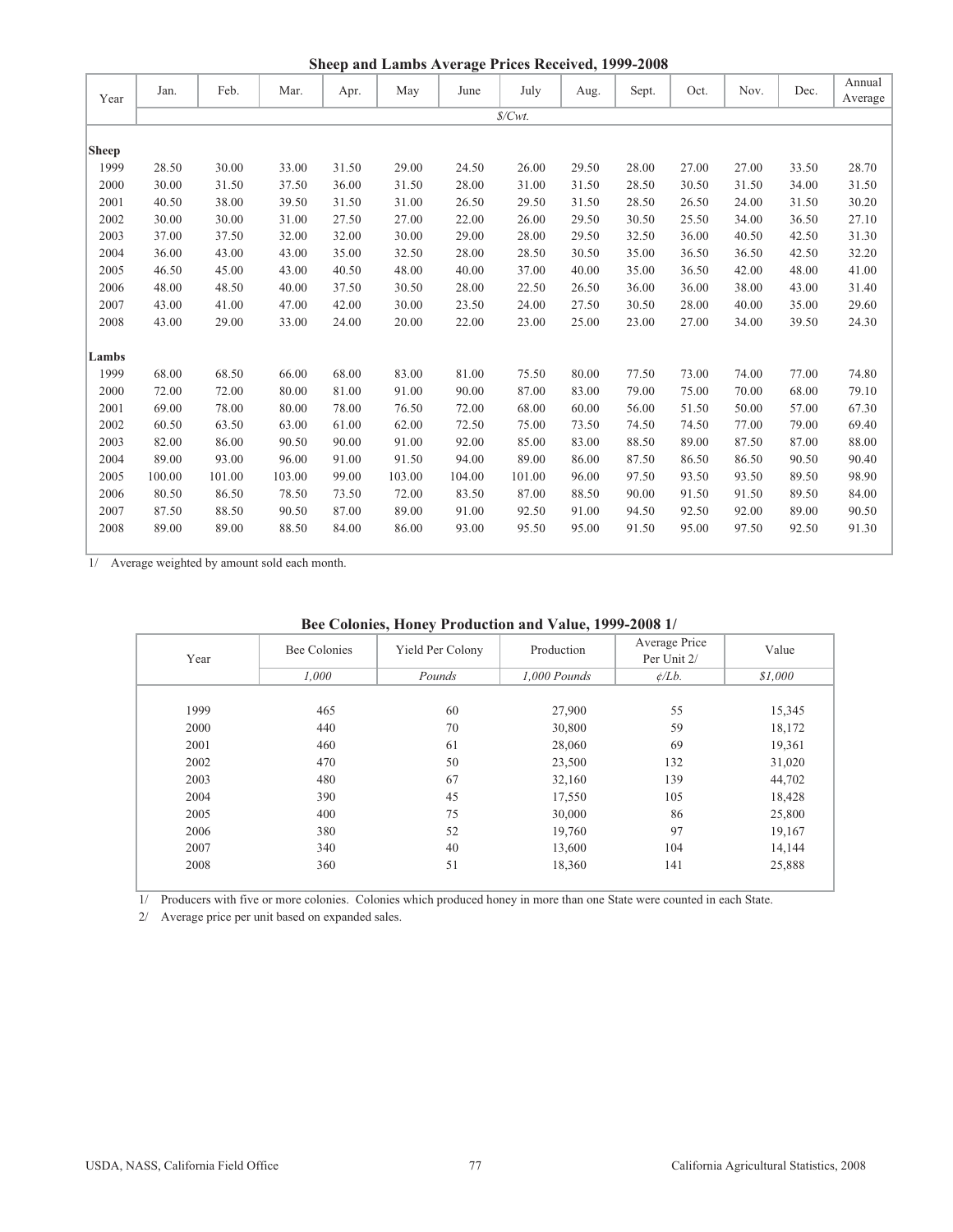## Sheep and Lambs Average Prices Received, 1999-2008

| Year | Jan. | Feb. | Mar. | Apr. | May | June | July | Aug. | Sept. | Oct. | Nov. | Dec. | Annual Average |
|---|---|---|---|---|---|---|---|---|---|---|---|---|---|
| | | | | | | | $/Cwt. | | | | | | |
| **Sheep** | | | | | | | | | | | | | |
| 1999 | 28.50 | 30.00 | 33.00 | 31.50 | 29.00 | 24.50 | 26.00 | 29.50 | 28.00 | 27.00 | 27.00 | 33.50 | 28.70 |
| 2000 | 30.00 | 31.50 | 37.50 | 36.00 | 31.50 | 28.00 | 31.00 | 31.50 | 28.50 | 30.50 | 31.50 | 34.00 | 31.50 |
| 2001 | 40.50 | 38.00 | 39.50 | 31.50 | 31.00 | 26.50 | 29.50 | 31.50 | 28.50 | 26.50 | 24.00 | 31.50 | 30.20 |
| 2002 | 30.00 | 30.00 | 31.00 | 27.50 | 27.00 | 22.00 | 26.00 | 29.50 | 30.50 | 25.50 | 34.00 | 36.50 | 27.10 |
| 2003 | 37.00 | 37.50 | 32.00 | 32.00 | 30.00 | 29.00 | 28.00 | 29.50 | 32.50 | 36.00 | 40.50 | 42.50 | 31.30 |
| 2004 | 36.00 | 43.00 | 43.00 | 35.00 | 32.50 | 28.00 | 28.50 | 30.50 | 35.00 | 36.50 | 36.50 | 42.50 | 32.20 |
| 2005 | 46.50 | 45.00 | 43.00 | 40.50 | 48.00 | 40.00 | 37.00 | 40.00 | 35.00 | 36.50 | 42.00 | 48.00 | 41.00 |
| 2006 | 48.00 | 48.50 | 40.00 | 37.50 | 30.50 | 28.00 | 22.50 | 26.50 | 36.00 | 36.00 | 38.00 | 43.00 | 31.40 |
| 2007 | 43.00 | 41.00 | 47.00 | 42.00 | 30.00 | 23.50 | 24.00 | 27.50 | 30.50 | 28.00 | 40.00 | 35.00 | 29.60 |
| 2008 | 43.00 | 29.00 | 33.00 | 24.00 | 20.00 | 22.00 | 23.00 | 25.00 | 23.00 | 27.00 | 34.00 | 39.50 | 24.30 |
| **Lambs** | | | | | | | | | | | | | |
| 1999 | 68.00 | 68.50 | 66.00 | 68.00 | 83.00 | 81.00 | 75.50 | 80.00 | 77.50 | 73.00 | 74.00 | 77.00 | 74.80 |
| 2000 | 72.00 | 72.00 | 80.00 | 81.00 | 91.00 | 90.00 | 87.00 | 83.00 | 79.00 | 75.00 | 70.00 | 68.00 | 79.10 |
| 2001 | 69.00 | 78.00 | 80.00 | 78.00 | 76.50 | 72.00 | 68.00 | 60.00 | 56.00 | 51.50 | 50.00 | 57.00 | 67.30 |
| 2002 | 60.50 | 63.50 | 63.00 | 61.00 | 62.00 | 72.50 | 75.00 | 73.50 | 74.50 | 74.50 | 77.00 | 79.00 | 69.40 |
| 2003 | 82.00 | 86.00 | 90.50 | 90.00 | 91.00 | 92.00 | 85.00 | 83.00 | 88.50 | 89.00 | 87.50 | 87.00 | 88.00 |
| 2004 | 89.00 | 93.00 | 96.00 | 91.00 | 91.50 | 94.00 | 89.00 | 86.00 | 87.50 | 86.50 | 86.50 | 90.50 | 90.40 |
| 2005 | 100.00 | 101.00 | 103.00 | 99.00 | 103.00 | 104.00 | 101.00 | 96.00 | 97.50 | 93.50 | 93.50 | 89.50 | 98.90 |
| 2006 | 80.50 | 86.50 | 78.50 | 73.50 | 72.00 | 83.50 | 87.00 | 88.50 | 90.00 | 91.50 | 91.50 | 89.50 | 84.00 |
| 2007 | 87.50 | 88.50 | 90.50 | 87.00 | 89.00 | 91.00 | 92.50 | 91.00 | 94.50 | 92.50 | 92.00 | 89.00 | 90.50 |
| 2008 | 89.00 | 89.00 | 88.50 | 84.00 | 86.00 | 93.00 | 95.50 | 95.00 | 91.50 | 95.00 | 97.50 | 92.50 | 91.30 |

1/ Average weighted by amount sold each month.

## Bee Colonies, Honey Production and Value, 1999-2008 1/

| Year | Bee Colonies | Yield Per Colony | Production | Average Price Per Unit 2/ | Value |
|---|---|---|---|---|---|
| | *1,000* | *Pounds* | *1,000 Pounds* | *¢/Lb.* | *$1,000* |
| 1999 | 465 | 60 | 27,900 | 55 | 15,345 |
| 2000 | 440 | 70 | 30,800 | 59 | 18,172 |
| 2001 | 460 | 61 | 28,060 | 69 | 19,361 |
| 2002 | 470 | 50 | 23,500 | 132 | 31,020 |
| 2003 | 480 | 67 | 32,160 | 139 | 44,702 |
| 2004 | 390 | 45 | 17,550 | 105 | 18,428 |
| 2005 | 400 | 75 | 30,000 | 86 | 25,800 |
| 2006 | 380 | 52 | 19,760 | 97 | 19,167 |
| 2007 | 340 | 40 | 13,600 | 104 | 14,144 |
| 2008 | 360 | 51 | 18,360 | 141 | 25,888 |

1/ Producers with five or more colonies. Colonies which produced honey in more than one State were counted in each State.

2/ Average price per unit based on expanded sales.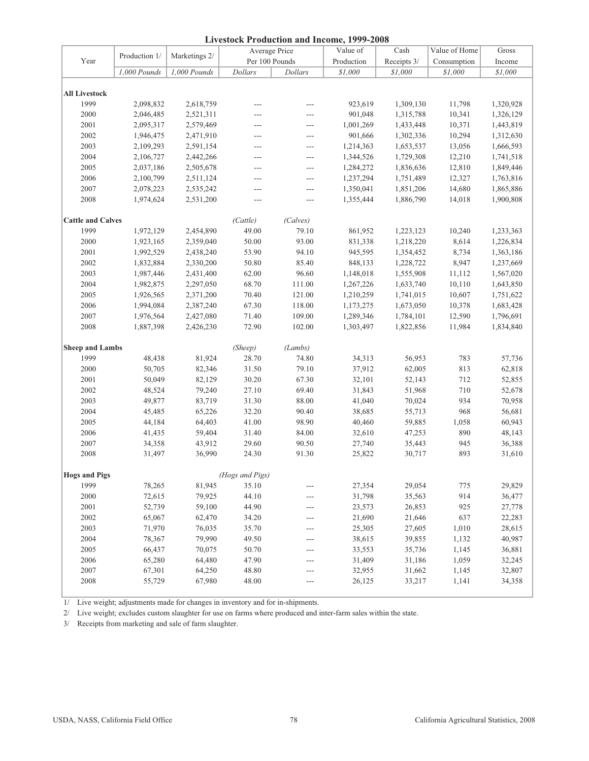## Livestock Production and Income, 1999-2008

| Year | Production 1/ | Marketings 2/ | Average Price Per 100 Pounds | | Value of Production | Cash Receipts 3/ | Value of Home Consumption | Gross Income |
|---|---|---|---|---|---|---|---|---|
| | *1,000 Pounds* | *1,000 Pounds* | *Dollars* | *Dollars* | *$1,000* | *$1,000* | *$1,000* | *$1,000* |
| **All Livestock** | | | | | | | | |
| 1999 | 2,098,832 | 2,618,759 | --- | --- | 923,619 | 1,309,130 | 11,798 | 1,320,928 |
| 2000 | 2,046,485 | 2,521,311 | --- | --- | 901,048 | 1,315,788 | 10,341 | 1,326,129 |
| 2001 | 2,095,317 | 2,579,469 | --- | --- | 1,001,269 | 1,433,448 | 10,371 | 1,443,819 |
| 2002 | 1,946,475 | 2,471,910 | --- | --- | 901,666 | 1,302,336 | 10,294 | 1,312,630 |
| 2003 | 2,109,293 | 2,591,154 | --- | --- | 1,214,363 | 1,653,537 | 13,056 | 1,666,593 |
| 2004 | 2,106,727 | 2,442,266 | --- | --- | 1,344,526 | 1,729,308 | 12,210 | 1,741,518 |
| 2005 | 2,037,186 | 2,505,678 | --- | --- | 1,284,272 | 1,836,636 | 12,810 | 1,849,446 |
| 2006 | 2,100,799 | 2,511,124 | --- | --- | 1,237,294 | 1,751,489 | 12,327 | 1,763,816 |
| 2007 | 2,078,223 | 2,535,242 | --- | --- | 1,350,041 | 1,851,206 | 14,680 | 1,865,886 |
| 2008 | 1,974,624 | 2,531,200 | --- | --- | 1,355,444 | 1,886,790 | 14,018 | 1,900,808 |
| **Cattle and Calves** | | | *(Cattle)* | *(Calves)* | | | | |
| 1999 | 1,972,129 | 2,454,890 | 49.00 | 79.10 | 861,952 | 1,223,123 | 10,240 | 1,233,363 |
| 2000 | 1,923,165 | 2,359,040 | 50.00 | 93.00 | 831,338 | 1,218,220 | 8,614 | 1,226,834 |
| 2001 | 1,992,529 | 2,438,240 | 53.90 | 94.10 | 945,595 | 1,354,452 | 8,734 | 1,363,186 |
| 2002 | 1,832,884 | 2,330,200 | 50.80 | 85.40 | 848,133 | 1,228,722 | 8,947 | 1,237,669 |
| 2003 | 1,987,446 | 2,431,400 | 62.00 | 96.60 | 1,148,018 | 1,555,908 | 11,112 | 1,567,020 |
| 2004 | 1,982,875 | 2,297,050 | 68.70 | 111.00 | 1,267,226 | 1,633,740 | 10,110 | 1,643,850 |
| 2005 | 1,926,565 | 2,371,200 | 70.40 | 121.00 | 1,210,259 | 1,741,015 | 10,607 | 1,751,622 |
| 2006 | 1,994,084 | 2,387,240 | 67.30 | 118.00 | 1,173,275 | 1,673,050 | 10,378 | 1,683,428 |
| 2007 | 1,976,564 | 2,427,080 | 71.40 | 109.00 | 1,289,346 | 1,784,101 | 12,590 | 1,796,691 |
| 2008 | 1,887,398 | 2,426,230 | 72.90 | 102.00 | 1,303,497 | 1,822,856 | 11,984 | 1,834,840 |
| **Sheep and Lambs** | | | *(Sheep)* | *(Lambs)* | | | | |
| 1999 | 48,438 | 81,924 | 28.70 | 74.80 | 34,313 | 56,953 | 783 | 57,736 |
| 2000 | 50,705 | 82,346 | 31.50 | 79.10 | 37,912 | 62,005 | 813 | 62,818 |
| 2001 | 50,049 | 82,129 | 30.20 | 67.30 | 32,101 | 52,143 | 712 | 52,855 |
| 2002 | 48,524 | 79,240 | 27.10 | 69.40 | 31,843 | 51,968 | 710 | 52,678 |
| 2003 | 49,877 | 83,719 | 31.30 | 88.00 | 41,040 | 70,024 | 934 | 70,958 |
| 2004 | 45,485 | 65,226 | 32.20 | 90.40 | 38,685 | 55,713 | 968 | 56,681 |
| 2005 | 44,184 | 64,403 | 41.00 | 98.90 | 40,460 | 59,885 | 1,058 | 60,943 |
| 2006 | 41,435 | 59,404 | 31.40 | 84.00 | 32,610 | 47,253 | 890 | 48,143 |
| 2007 | 34,358 | 43,912 | 29.60 | 90.50 | 27,740 | 35,443 | 945 | 36,388 |
| 2008 | 31,497 | 36,990 | 24.30 | 91.30 | 25,822 | 30,717 | 893 | 31,610 |
| **Hogs and Pigs** | | | *(Hogs and Pigs)* | | | | | |
| 1999 | 78,265 | 81,945 | 35.10 | --- | 27,354 | 29,054 | 775 | 29,829 |
| 2000 | 72,615 | 79,925 | 44.10 | --- | 31,798 | 35,563 | 914 | 36,477 |
| 2001 | 52,739 | 59,100 | 44.90 | --- | 23,573 | 26,853 | 925 | 27,778 |
| 2002 | 65,067 | 62,470 | 34.20 | --- | 21,690 | 21,646 | 637 | 22,283 |
| 2003 | 71,970 | 76,035 | 35.70 | --- | 25,305 | 27,605 | 1,010 | 28,615 |
| 2004 | 78,367 | 79,990 | 49.50 | --- | 38,615 | 39,855 | 1,132 | 40,987 |
| 2005 | 66,437 | 70,075 | 50.70 | --- | 33,553 | 35,736 | 1,145 | 36,881 |
| 2006 | 65,280 | 64,480 | 47.90 | --- | 31,409 | 31,186 | 1,059 | 32,245 |
| 2007 | 67,301 | 64,250 | 48.80 | --- | 32,955 | 31,662 | 1,145 | 32,807 |
| 2008 | 55,729 | 67,980 | 48.00 | --- | 26,125 | 33,217 | 1,141 | 34,358 |

1/ Live weight; adjustments made for changes in inventory and for in-shipments.

2/ Live weight; excludes custom slaughter for use on farms where produced and inter-farm sales within the state.

3/ Receipts from marketing and sale of farm slaughter.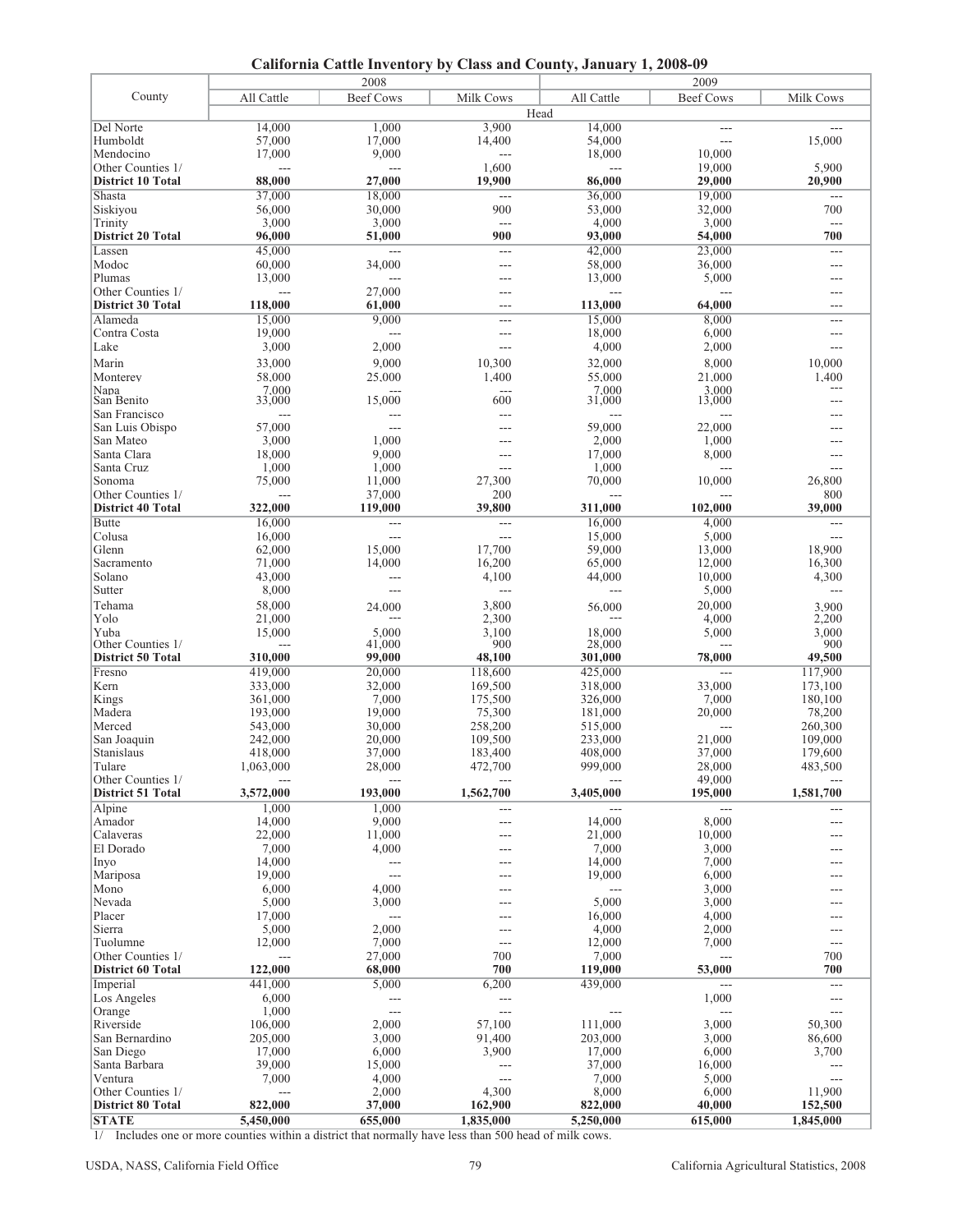# California Cattle Inventory by Class and County, January 1, 2008-09

| County | 2008 | | | 2009 | | |
|---|---|---|---|---|---|---|
| | All Cattle | Beef Cows | Milk Cows | All Cattle | Beef Cows | Milk Cows |
| | Head | | | | | |
| Del Norte | 14,000 | 1,000 | 3,900 | 14,000 | --- | --- |
| Humboldt | 57,000 | 17,000 | 14,400 | 54,000 | --- | 15,000 |
| Mendocino | 17,000 | 9,000 | --- | 18,000 | 10,000 | |
| Other Counties 1/ | --- | --- | 1,600 | --- | 19,000 | 5,900 |
| **District 10 Total** | **88,000** | **27,000** | **19,900** | **86,000** | **29,000** | **20,900** |
| Shasta | 37,000 | 18,000 | --- | 36,000 | 19,000 | --- |
| Siskiyou | 56,000 | 30,000 | 900 | 53,000 | 32,000 | 700 |
| Trinity | 3,000 | 3,000 | --- | 4,000 | 3,000 | --- |
| **District 20 Total** | **96,000** | **51,000** | **900** | **93,000** | **54,000** | **700** |
| Lassen | 45,000 | --- | --- | 42,000 | 23,000 | --- |
| Modoc | 60,000 | 34,000 | --- | 58,000 | 36,000 | --- |
| Plumas | 13,000 | --- | --- | 13,000 | 5,000 | --- |
| Other Counties 1/ | --- | 27,000 | --- | --- | --- | --- |
| **District 30 Total** | **118,000** | **61,000** | **---** | **113,000** | **64,000** | **---** |
| Alameda | 15,000 | 9,000 | --- | 15,000 | 8,000 | --- |
| Contra Costa | 19,000 | --- | --- | 18,000 | 6,000 | --- |
| Lake | 3,000 | 2,000 | --- | 4,000 | 2,000 | --- |
| Marin | 33,000 | 9,000 | 10,300 | 32,000 | 8,000 | 10,000 |
| Monterey | 58,000 | 25,000 | 1,400 | 55,000 | 21,000 | 1,400 |
| Napa | 7,000 | --- | --- | 7,000 | 3,000 | --- |
| San Benito | 33,000 | 15,000 | 600 | 31,000 | 13,000 | --- |
| San Francisco | --- | --- | --- | --- | --- | --- |
| San Luis Obispo | 57,000 | --- | --- | 59,000 | 22,000 | --- |
| San Mateo | 3,000 | 1,000 | --- | 2,000 | 1,000 | --- |
| Santa Clara | 18,000 | 9,000 | --- | 17,000 | 8,000 | --- |
| Santa Cruz | 1,000 | 1,000 | --- | 1,000 | --- | --- |
| Sonoma | 75,000 | 11,000 | 27,300 | 70,000 | 10,000 | 26,800 |
| Other Counties 1/ | --- | 37,000 | 200 | --- | --- | 800 |
| **District 40 Total** | **322,000** | **119,000** | **39,800** | **311,000** | **102,000** | **39,000** |
| Butte | 16,000 | --- | --- | 16,000 | 4,000 | --- |
| Colusa | 16,000 | --- | --- | 15,000 | 5,000 | --- |
| Glenn | 62,000 | 15,000 | 17,700 | 59,000 | 13,000 | 18,900 |
| Sacramento | 71,000 | 14,000 | 16,200 | 65,000 | 12,000 | 16,300 |
| Solano | 43,000 | --- | 4,100 | 44,000 | 10,000 | 4,300 |
| Sutter | 8,000 | --- | --- | --- | 5,000 | --- |
| Tehama | 58,000 | 24,000 | 3,800 | 56,000 | 20,000 | 3,900 |
| Yolo | 21,000 | --- | 2,300 | --- | 4,000 | 2,200 |
| Yuba | 15,000 | 5,000 | 3,100 | 18,000 | 5,000 | 3,000 |
| Other Counties 1/ | --- | 41,000 | 900 | 28,000 | --- | 900 |
| **District 50 Total** | **310,000** | **99,000** | **48,100** | **301,000** | **78,000** | **49,500** |
| Fresno | 419,000 | 20,000 | 118,600 | 425,000 | --- | 117,900 |
| Kern | 333,000 | 32,000 | 169,500 | 318,000 | 33,000 | 173,100 |
| Kings | 361,000 | 7,000 | 175,500 | 326,000 | 7,000 | 180,100 |
| Madera | 193,000 | 19,000 | 75,300 | 181,000 | 20,000 | 78,200 |
| Merced | 543,000 | 30,000 | 258,200 | 515,000 | --- | 260,300 |
| San Joaquin | 242,000 | 20,000 | 109,500 | 233,000 | 21,000 | 109,000 |
| Stanislaus | 418,000 | 37,000 | 183,400 | 408,000 | 37,000 | 179,600 |
| Tulare | 1,063,000 | 28,000 | 472,700 | 999,000 | 28,000 | 483,500 |
| Other Counties 1/ | --- | --- | --- | --- | 49,000 | --- |
| **District 51 Total** | **3,572,000** | **193,000** | **1,562,700** | **3,405,000** | **195,000** | **1,581,700** |
| Alpine | 1,000 | 1,000 | --- | --- | --- | --- |
| Amador | 14,000 | 9,000 | --- | 14,000 | 8,000 | --- |
| Calaveras | 22,000 | 11,000 | --- | 21,000 | 10,000 | --- |
| El Dorado | 7,000 | 4,000 | --- | 7,000 | 3,000 | --- |
| Inyo | 14,000 | --- | --- | 14,000 | 7,000 | --- |
| Mariposa | 19,000 | --- | --- | 19,000 | 6,000 | --- |
| Mono | 6,000 | 4,000 | --- | --- | 3,000 | --- |
| Nevada | 5,000 | 3,000 | --- | 5,000 | 3,000 | --- |
| Placer | 17,000 | --- | --- | 16,000 | 4,000 | --- |
| Sierra | 5,000 | 2,000 | --- | 4,000 | 2,000 | --- |
| Tuolumne | 12,000 | 7,000 | --- | 12,000 | 7,000 | --- |
| Other Counties 1/ | --- | 27,000 | 700 | 7,000 | --- | 700 |
| **District 60 Total** | **122,000** | **68,000** | **700** | **119,000** | **53,000** | **700** |
| Imperial | 441,000 | 5,000 | 6,200 | 439,000 | --- | --- |
| Los Angeles | 6,000 | --- | --- | | 1,000 | --- |
| Orange | 1,000 | --- | --- | --- | --- | --- |
| Riverside | 106,000 | 2,000 | 57,100 | 111,000 | 3,000 | 50,300 |
| San Bernardino | 205,000 | 3,000 | 91,400 | 203,000 | 3,000 | 86,600 |
| San Diego | 17,000 | 6,000 | 3,900 | 17,000 | 6,000 | 3,700 |
| Santa Barbara | 39,000 | 15,000 | --- | 37,000 | 16,000 | --- |
| Ventura | 7,000 | 4,000 | --- | 7,000 | 5,000 | --- |
| Other Counties 1/ | --- | 2,000 | 4,300 | 8,000 | 6,000 | 11,900 |
| **District 80 Total** | **822,000** | **37,000** | **162,900** | **822,000** | **40,000** | **152,500** |
| **STATE** | **5,450,000** | **655,000** | **1,835,000** | **5,250,000** | **615,000** | **1,845,000** |

1/ Includes one or more counties within a district that normally have less than 500 head of milk cows.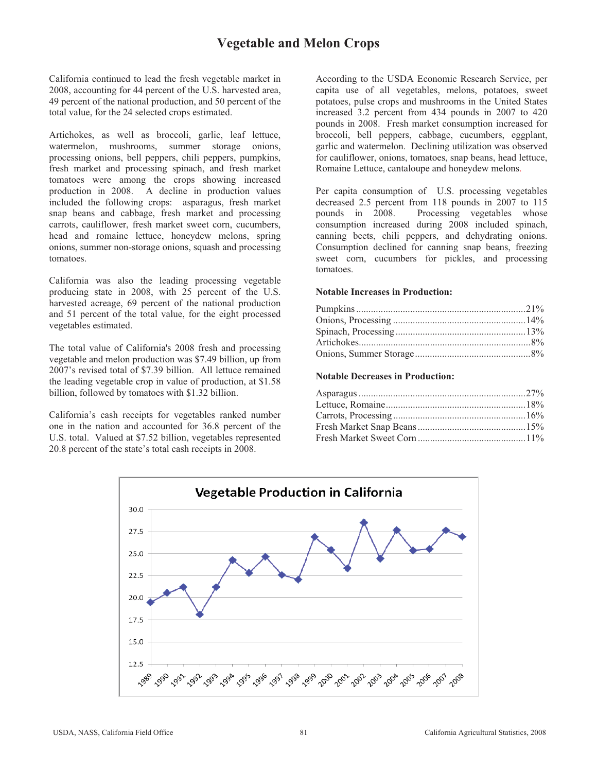# Vegetable and Melon Crops

California continued to lead the fresh vegetable market in 2008, accounting for 44 percent of the U.S. harvested area, 49 percent of the national production, and 50 percent of the total value, for the 24 selected crops estimated.

Artichokes, as well as broccoli, garlic, leaf lettuce, watermelon, mushrooms, summer storage onions, processing onions, bell peppers, chili peppers, pumpkins, fresh market and processing spinach, and fresh market tomatoes were among the crops showing increased production in 2008. A decline in production values included the following crops: asparagus, fresh market snap beans and cabbage, fresh market and processing carrots, cauliflower, fresh market sweet corn, cucumbers, head and romaine lettuce, honeydew melons, spring onions, summer non-storage onions, squash and processing tomatoes.

California was also the leading processing vegetable producing state in 2008, with 25 percent of the U.S. harvested acreage, 69 percent of the national production and 51 percent of the total value, for the eight processed vegetables estimated.

The total value of California's 2008 fresh and processing vegetable and melon production was $7.49 billion, up from 2007's revised total of $7.39 billion. All lettuce remained the leading vegetable crop in value of production, at $1.58 billion, followed by tomatoes with $1.32 billion.

California's cash receipts for vegetables ranked number one in the nation and accounted for 36.8 percent of the U.S. total. Valued at $7.52 billion, vegetables represented 20.8 percent of the state's total cash receipts in 2008.

According to the USDA Economic Research Service, per capita use of all vegetables, melons, potatoes, sweet potatoes, pulse crops and mushrooms in the United States increased 3.2 percent from 434 pounds in 2007 to 420 pounds in 2008. Fresh market consumption increased for broccoli, bell peppers, cabbage, cucumbers, eggplant, garlic and watermelon. Declining utilization was observed for cauliflower, onions, tomatoes, snap beans, head lettuce, Romaine Lettuce, cantaloupe and honeydew melons.

Per capita consumption of U.S. processing vegetables decreased 2.5 percent from 118 pounds in 2007 to 115 pounds in 2008. Processing vegetables whose consumption increased during 2008 included spinach, canning beets, chili peppers, and dehydrating onions. Consumption declined for canning snap beans, freezing sweet corn, cucumbers for pickles, and processing tomatoes.

**Notable Increases in Production:**

| | |
|---|---|
| Pumpkins | 21% |
| Onions, Processing | 14% |
| Spinach, Processing | 13% |
| Artichokes | 8% |
| Onions, Summer Storage | 8% |

**Notable Decreases in Production:**

| | |
|---|---|
| Asparagus | 27% |
| Lettuce, Romaine | 18% |
| Carrots, Processing | 16% |
| Fresh Market Snap Beans | 15% |
| Fresh Market Sweet Corn | 11% |

**Vegetable Production in California**

| Year | Production |
|---|---|
| 1989 | 19.5 |
| 1990 | 20.5 |
| 1991 | 21.2 |
| 1992 | 18.1 |
| 1993 | 21.2 |
| 1994 | 24.2 |
| 1995 | 22.8 |
| 1996 | 24.6 |
| 1997 | 22.6 |
| 1998 | 22.0 |
| 1999 | 26.9 |
| 2000 | 25.4 |
| 2001 | 23.3 |
| 2002 | 28.5 |
| 2003 | 24.4 |
| 2004 | 27.7 |
| 2005 | 25.3 |
| 2006 | 25.5 |
| 2007 | 27.6 |
| 2008 | 26.9 |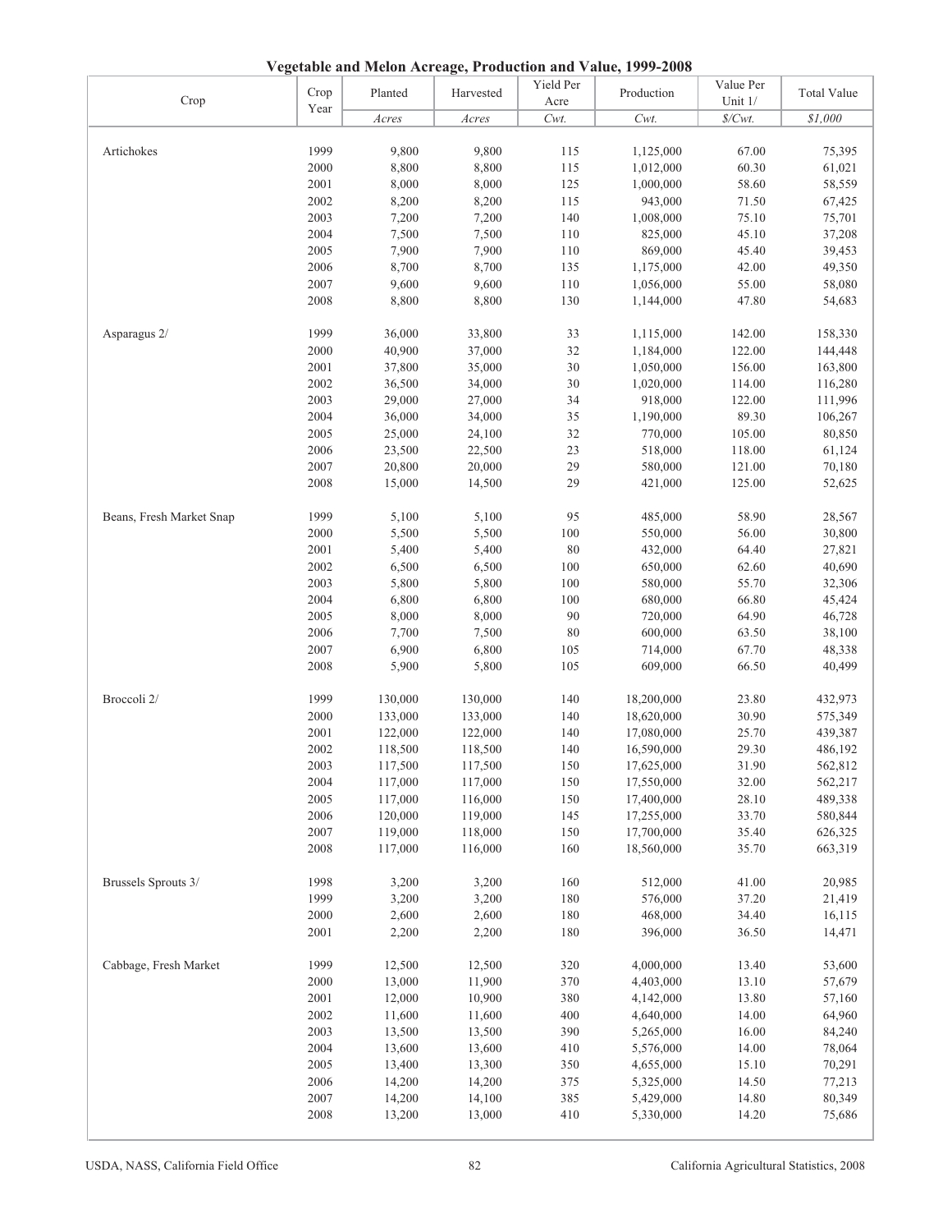## Vegetable and Melon Acreage, Production and Value, 1999-2008

| Crop | Crop Year | Planted | Harvested | Yield Per Acre | Production | Value Per Unit 1/ | Total Value |
|---|---|---|---|---|---|---|---|
| | | *Acres* | *Acres* | *Cwt.* | *Cwt.* | *$/Cwt.* | *$1,000* |
| Artichokes | 1999 | 9,800 | 9,800 | 115 | 1,125,000 | 67.00 | 75,395 |
| | 2000 | 8,800 | 8,800 | 115 | 1,012,000 | 60.30 | 61,021 |
| | 2001 | 8,000 | 8,000 | 125 | 1,000,000 | 58.60 | 58,559 |
| | 2002 | 8,200 | 8,200 | 115 | 943,000 | 71.50 | 67,425 |
| | 2003 | 7,200 | 7,200 | 140 | 1,008,000 | 75.10 | 75,701 |
| | 2004 | 7,500 | 7,500 | 110 | 825,000 | 45.10 | 37,208 |
| | 2005 | 7,900 | 7,900 | 110 | 869,000 | 45.40 | 39,453 |
| | 2006 | 8,700 | 8,700 | 135 | 1,175,000 | 42.00 | 49,350 |
| | 2007 | 9,600 | 9,600 | 110 | 1,056,000 | 55.00 | 58,080 |
| | 2008 | 8,800 | 8,800 | 130 | 1,144,000 | 47.80 | 54,683 |
| Asparagus 2/ | 1999 | 36,000 | 33,800 | 33 | 1,115,000 | 142.00 | 158,330 |
| | 2000 | 40,900 | 37,000 | 32 | 1,184,000 | 122.00 | 144,448 |
| | 2001 | 37,800 | 35,000 | 30 | 1,050,000 | 156.00 | 163,800 |
| | 2002 | 36,500 | 34,000 | 30 | 1,020,000 | 114.00 | 116,280 |
| | 2003 | 29,000 | 27,000 | 34 | 918,000 | 122.00 | 111,996 |
| | 2004 | 36,000 | 34,000 | 35 | 1,190,000 | 89.30 | 106,267 |
| | 2005 | 25,000 | 24,100 | 32 | 770,000 | 105.00 | 80,850 |
| | 2006 | 23,500 | 22,500 | 23 | 518,000 | 118.00 | 61,124 |
| | 2007 | 20,800 | 20,000 | 29 | 580,000 | 121.00 | 70,180 |
| | 2008 | 15,000 | 14,500 | 29 | 421,000 | 125.00 | 52,625 |
| Beans, Fresh Market Snap | 1999 | 5,100 | 5,100 | 95 | 485,000 | 58.90 | 28,567 |
| | 2000 | 5,500 | 5,500 | 100 | 550,000 | 56.00 | 30,800 |
| | 2001 | 5,400 | 5,400 | 80 | 432,000 | 64.40 | 27,821 |
| | 2002 | 6,500 | 6,500 | 100 | 650,000 | 62.60 | 40,690 |
| | 2003 | 5,800 | 5,800 | 100 | 580,000 | 55.70 | 32,306 |
| | 2004 | 6,800 | 6,800 | 100 | 680,000 | 66.80 | 45,424 |
| | 2005 | 8,000 | 8,000 | 90 | 720,000 | 64.90 | 46,728 |
| | 2006 | 7,700 | 7,500 | 80 | 600,000 | 63.50 | 38,100 |
| | 2007 | 6,900 | 6,800 | 105 | 714,000 | 67.70 | 48,338 |
| | 2008 | 5,900 | 5,800 | 105 | 609,000 | 66.50 | 40,499 |
| Broccoli 2/ | 1999 | 130,000 | 130,000 | 140 | 18,200,000 | 23.80 | 432,973 |
| | 2000 | 133,000 | 133,000 | 140 | 18,620,000 | 30.90 | 575,349 |
| | 2001 | 122,000 | 122,000 | 140 | 17,080,000 | 25.70 | 439,387 |
| | 2002 | 118,500 | 118,500 | 140 | 16,590,000 | 29.30 | 486,192 |
| | 2003 | 117,500 | 117,500 | 150 | 17,625,000 | 31.90 | 562,812 |
| | 2004 | 117,000 | 117,000 | 150 | 17,550,000 | 32.00 | 562,217 |
| | 2005 | 117,000 | 116,000 | 150 | 17,400,000 | 28.10 | 489,338 |
| | 2006 | 120,000 | 119,000 | 145 | 17,255,000 | 33.70 | 580,844 |
| | 2007 | 119,000 | 118,000 | 150 | 17,700,000 | 35.40 | 626,325 |
| | 2008 | 117,000 | 116,000 | 160 | 18,560,000 | 35.70 | 663,319 |
| Brussels Sprouts 3/ | 1998 | 3,200 | 3,200 | 160 | 512,000 | 41.00 | 20,985 |
| | 1999 | 3,200 | 3,200 | 180 | 576,000 | 37.20 | 21,419 |
| | 2000 | 2,600 | 2,600 | 180 | 468,000 | 34.40 | 16,115 |
| | 2001 | 2,200 | 2,200 | 180 | 396,000 | 36.50 | 14,471 |
| Cabbage, Fresh Market | 1999 | 12,500 | 12,500 | 320 | 4,000,000 | 13.40 | 53,600 |
| | 2000 | 13,000 | 11,900 | 370 | 4,403,000 | 13.10 | 57,679 |
| | 2001 | 12,000 | 10,900 | 380 | 4,142,000 | 13.80 | 57,160 |
| | 2002 | 11,600 | 11,600 | 400 | 4,640,000 | 14.00 | 64,960 |
| | 2003 | 13,500 | 13,500 | 390 | 5,265,000 | 16.00 | 84,240 |
| | 2004 | 13,600 | 13,600 | 410 | 5,576,000 | 14.00 | 78,064 |
| | 2005 | 13,400 | 13,300 | 350 | 4,655,000 | 15.10 | 70,291 |
| | 2006 | 14,200 | 14,200 | 375 | 5,325,000 | 14.50 | 77,213 |
| | 2007 | 14,200 | 14,100 | 385 | 5,429,000 | 14.80 | 80,349 |
| | 2008 | 13,200 | 13,000 | 410 | 5,330,000 | 14.20 | 75,686 |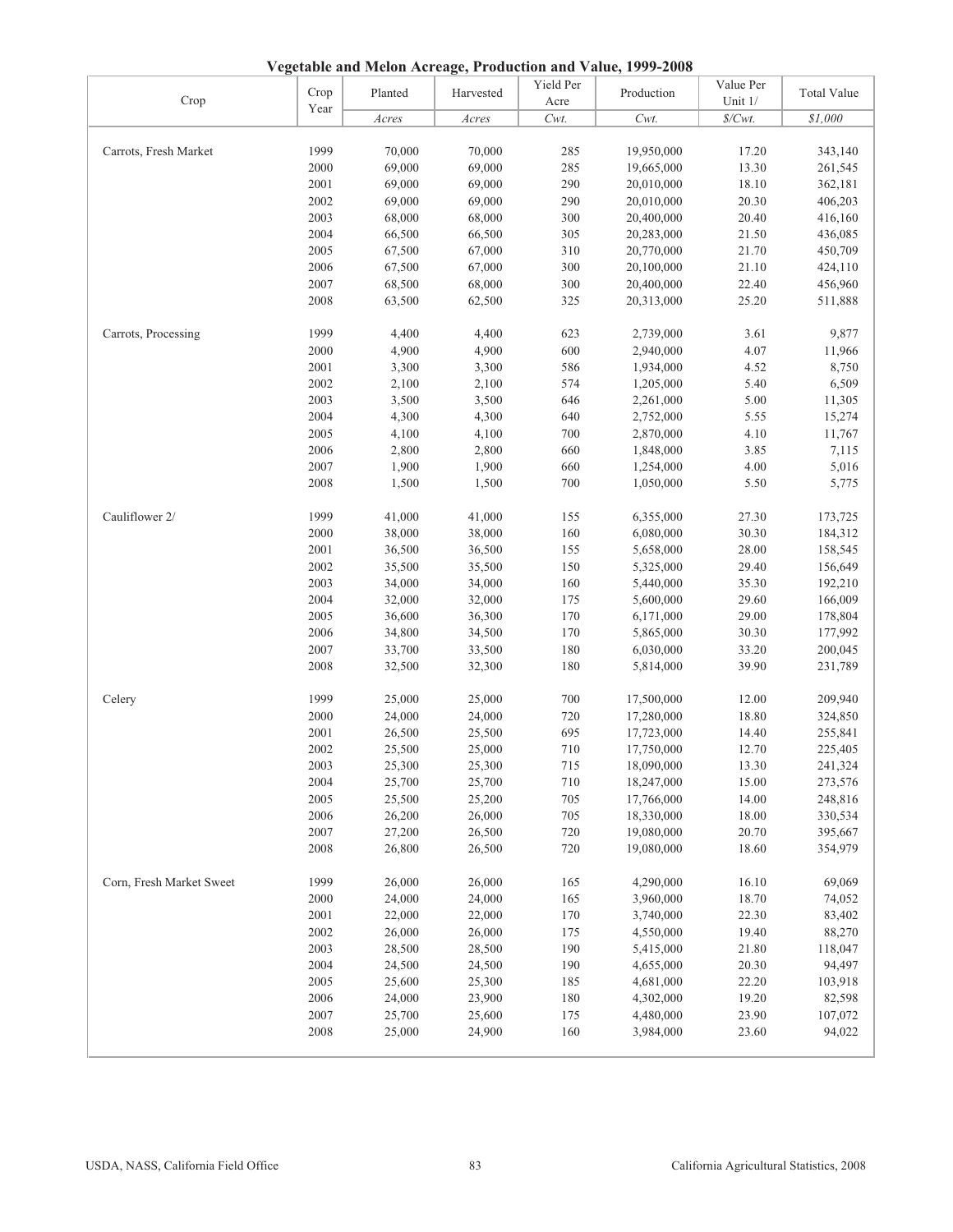## Vegetable and Melon Acreage, Production and Value, 1999-2008

| Crop | Crop Year | Planted | Harvested | Yield Per Acre | Production | Value Per Unit 1/ | Total Value |
|---|---|---|---|---|---|---|---|
| | | *Acres* | *Acres* | *Cwt.* | *Cwt.* | *$/Cwt.* | *$1,000* |
| Carrots, Fresh Market | 1999 | 70,000 | 70,000 | 285 | 19,950,000 | 17.20 | 343,140 |
| | 2000 | 69,000 | 69,000 | 285 | 19,665,000 | 13.30 | 261,545 |
| | 2001 | 69,000 | 69,000 | 290 | 20,010,000 | 18.10 | 362,181 |
| | 2002 | 69,000 | 69,000 | 290 | 20,010,000 | 20.30 | 406,203 |
| | 2003 | 68,000 | 68,000 | 300 | 20,400,000 | 20.40 | 416,160 |
| | 2004 | 66,500 | 66,500 | 305 | 20,283,000 | 21.50 | 436,085 |
| | 2005 | 67,500 | 67,000 | 310 | 20,770,000 | 21.70 | 450,709 |
| | 2006 | 67,500 | 67,000 | 300 | 20,100,000 | 21.10 | 424,110 |
| | 2007 | 68,500 | 68,000 | 300 | 20,400,000 | 22.40 | 456,960 |
| | 2008 | 63,500 | 62,500 | 325 | 20,313,000 | 25.20 | 511,888 |
| Carrots, Processing | 1999 | 4,400 | 4,400 | 623 | 2,739,000 | 3.61 | 9,877 |
| | 2000 | 4,900 | 4,900 | 600 | 2,940,000 | 4.07 | 11,966 |
| | 2001 | 3,300 | 3,300 | 586 | 1,934,000 | 4.52 | 8,750 |
| | 2002 | 2,100 | 2,100 | 574 | 1,205,000 | 5.40 | 6,509 |
| | 2003 | 3,500 | 3,500 | 646 | 2,261,000 | 5.00 | 11,305 |
| | 2004 | 4,300 | 4,300 | 640 | 2,752,000 | 5.55 | 15,274 |
| | 2005 | 4,100 | 4,100 | 700 | 2,870,000 | 4.10 | 11,767 |
| | 2006 | 2,800 | 2,800 | 660 | 1,848,000 | 3.85 | 7,115 |
| | 2007 | 1,900 | 1,900 | 660 | 1,254,000 | 4.00 | 5,016 |
| | 2008 | 1,500 | 1,500 | 700 | 1,050,000 | 5.50 | 5,775 |
| Cauliflower 2/ | 1999 | 41,000 | 41,000 | 155 | 6,355,000 | 27.30 | 173,725 |
| | 2000 | 38,000 | 38,000 | 160 | 6,080,000 | 30.30 | 184,312 |
| | 2001 | 36,500 | 36,500 | 155 | 5,658,000 | 28.00 | 158,545 |
| | 2002 | 35,500 | 35,500 | 150 | 5,325,000 | 29.40 | 156,649 |
| | 2003 | 34,000 | 34,000 | 160 | 5,440,000 | 35.30 | 192,210 |
| | 2004 | 32,000 | 32,000 | 175 | 5,600,000 | 29.60 | 166,009 |
| | 2005 | 36,600 | 36,300 | 170 | 6,171,000 | 29.00 | 178,804 |
| | 2006 | 34,800 | 34,500 | 170 | 5,865,000 | 30.30 | 177,992 |
| | 2007 | 33,700 | 33,500 | 180 | 6,030,000 | 33.20 | 200,045 |
| | 2008 | 32,500 | 32,300 | 180 | 5,814,000 | 39.90 | 231,789 |
| Celery | 1999 | 25,000 | 25,000 | 700 | 17,500,000 | 12.00 | 209,940 |
| | 2000 | 24,000 | 24,000 | 720 | 17,280,000 | 18.80 | 324,850 |
| | 2001 | 26,500 | 25,500 | 695 | 17,723,000 | 14.40 | 255,841 |
| | 2002 | 25,500 | 25,000 | 710 | 17,750,000 | 12.70 | 225,405 |
| | 2003 | 25,300 | 25,300 | 715 | 18,090,000 | 13.30 | 241,324 |
| | 2004 | 25,700 | 25,700 | 710 | 18,247,000 | 15.00 | 273,576 |
| | 2005 | 25,500 | 25,200 | 705 | 17,766,000 | 14.00 | 248,816 |
| | 2006 | 26,200 | 26,000 | 705 | 18,330,000 | 18.00 | 330,534 |
| | 2007 | 27,200 | 26,500 | 720 | 19,080,000 | 20.70 | 395,667 |
| | 2008 | 26,800 | 26,500 | 720 | 19,080,000 | 18.60 | 354,979 |
| Corn, Fresh Market Sweet | 1999 | 26,000 | 26,000 | 165 | 4,290,000 | 16.10 | 69,069 |
| | 2000 | 24,000 | 24,000 | 165 | 3,960,000 | 18.70 | 74,052 |
| | 2001 | 22,000 | 22,000 | 170 | 3,740,000 | 22.30 | 83,402 |
| | 2002 | 26,000 | 26,000 | 175 | 4,550,000 | 19.40 | 88,270 |
| | 2003 | 28,500 | 28,500 | 190 | 5,415,000 | 21.80 | 118,047 |
| | 2004 | 24,500 | 24,500 | 190 | 4,655,000 | 20.30 | 94,497 |
| | 2005 | 25,600 | 25,300 | 185 | 4,681,000 | 22.20 | 103,918 |
| | 2006 | 24,000 | 23,900 | 180 | 4,302,000 | 19.20 | 82,598 |
| | 2007 | 25,700 | 25,600 | 175 | 4,480,000 | 23.90 | 107,072 |
| | 2008 | 25,000 | 24,900 | 160 | 3,984,000 | 23.60 | 94,022 |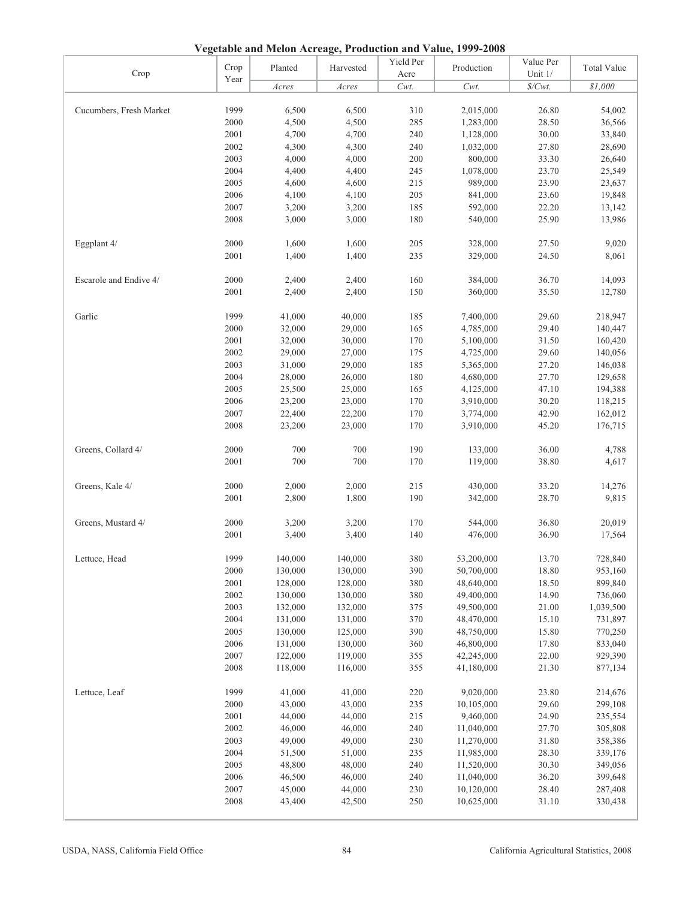**Vegetable and Melon Acreage, Production and Value, 1999-2008**

| Crop | Crop Year | Planted | Harvested | Yield Per Acre | Production | Value Per Unit 1/ | Total Value |
|---|---|---|---|---|---|---|---|
| | | *Acres* | *Acres* | *Cwt.* | *Cwt.* | *$/Cwt.* | *$1,000* |
| Cucumbers, Fresh Market | 1999 | 6,500 | 6,500 | 310 | 2,015,000 | 26.80 | 54,002 |
| | 2000 | 4,500 | 4,500 | 285 | 1,283,000 | 28.50 | 36,566 |
| | 2001 | 4,700 | 4,700 | 240 | 1,128,000 | 30.00 | 33,840 |
| | 2002 | 4,300 | 4,300 | 240 | 1,032,000 | 27.80 | 28,690 |
| | 2003 | 4,000 | 4,000 | 200 | 800,000 | 33.30 | 26,640 |
| | 2004 | 4,400 | 4,400 | 245 | 1,078,000 | 23.70 | 25,549 |
| | 2005 | 4,600 | 4,600 | 215 | 989,000 | 23.90 | 23,637 |
| | 2006 | 4,100 | 4,100 | 205 | 841,000 | 23.60 | 19,848 |
| | 2007 | 3,200 | 3,200 | 185 | 592,000 | 22.20 | 13,142 |
| | 2008 | 3,000 | 3,000 | 180 | 540,000 | 25.90 | 13,986 |
| Eggplant 4/ | 2000 | 1,600 | 1,600 | 205 | 328,000 | 27.50 | 9,020 |
| | 2001 | 1,400 | 1,400 | 235 | 329,000 | 24.50 | 8,061 |
| Escarole and Endive 4/ | 2000 | 2,400 | 2,400 | 160 | 384,000 | 36.70 | 14,093 |
| | 2001 | 2,400 | 2,400 | 150 | 360,000 | 35.50 | 12,780 |
| Garlic | 1999 | 41,000 | 40,000 | 185 | 7,400,000 | 29.60 | 218,947 |
| | 2000 | 32,000 | 29,000 | 165 | 4,785,000 | 29.40 | 140,447 |
| | 2001 | 32,000 | 30,000 | 170 | 5,100,000 | 31.50 | 160,420 |
| | 2002 | 29,000 | 27,000 | 175 | 4,725,000 | 29.60 | 140,056 |
| | 2003 | 31,000 | 29,000 | 185 | 5,365,000 | 27.20 | 146,038 |
| | 2004 | 28,000 | 26,000 | 180 | 4,680,000 | 27.70 | 129,658 |
| | 2005 | 25,500 | 25,000 | 165 | 4,125,000 | 47.10 | 194,388 |
| | 2006 | 23,200 | 23,000 | 170 | 3,910,000 | 30.20 | 118,215 |
| | 2007 | 22,400 | 22,200 | 170 | 3,774,000 | 42.90 | 162,012 |
| | 2008 | 23,200 | 23,000 | 170 | 3,910,000 | 45.20 | 176,715 |
| Greens, Collard 4/ | 2000 | 700 | 700 | 190 | 133,000 | 36.00 | 4,788 |
| | 2001 | 700 | 700 | 170 | 119,000 | 38.80 | 4,617 |
| Greens, Kale 4/ | 2000 | 2,000 | 2,000 | 215 | 430,000 | 33.20 | 14,276 |
| | 2001 | 2,800 | 1,800 | 190 | 342,000 | 28.70 | 9,815 |
| Greens, Mustard 4/ | 2000 | 3,200 | 3,200 | 170 | 544,000 | 36.80 | 20,019 |
| | 2001 | 3,400 | 3,400 | 140 | 476,000 | 36.90 | 17,564 |
| Lettuce, Head | 1999 | 140,000 | 140,000 | 380 | 53,200,000 | 13.70 | 728,840 |
| | 2000 | 130,000 | 130,000 | 390 | 50,700,000 | 18.80 | 953,160 |
| | 2001 | 128,000 | 128,000 | 380 | 48,640,000 | 18.50 | 899,840 |
| | 2002 | 130,000 | 130,000 | 380 | 49,400,000 | 14.90 | 736,060 |
| | 2003 | 132,000 | 132,000 | 375 | 49,500,000 | 21.00 | 1,039,500 |
| | 2004 | 131,000 | 131,000 | 370 | 48,470,000 | 15.10 | 731,897 |
| | 2005 | 130,000 | 125,000 | 390 | 48,750,000 | 15.80 | 770,250 |
| | 2006 | 131,000 | 130,000 | 360 | 46,800,000 | 17.80 | 833,040 |
| | 2007 | 122,000 | 119,000 | 355 | 42,245,000 | 22.00 | 929,390 |
| | 2008 | 118,000 | 116,000 | 355 | 41,180,000 | 21.30 | 877,134 |
| Lettuce, Leaf | 1999 | 41,000 | 41,000 | 220 | 9,020,000 | 23.80 | 214,676 |
| | 2000 | 43,000 | 43,000 | 235 | 10,105,000 | 29.60 | 299,108 |
| | 2001 | 44,000 | 44,000 | 215 | 9,460,000 | 24.90 | 235,554 |
| | 2002 | 46,000 | 46,000 | 240 | 11,040,000 | 27.70 | 305,808 |
| | 2003 | 49,000 | 49,000 | 230 | 11,270,000 | 31.80 | 358,386 |
| | 2004 | 51,500 | 51,000 | 235 | 11,985,000 | 28.30 | 339,176 |
| | 2005 | 48,800 | 48,000 | 240 | 11,520,000 | 30.30 | 349,056 |
| | 2006 | 46,500 | 46,000 | 240 | 11,040,000 | 36.20 | 399,648 |
| | 2007 | 45,000 | 44,000 | 230 | 10,120,000 | 28.40 | 287,408 |
| | 2008 | 43,400 | 42,500 | 250 | 10,625,000 | 31.10 | 330,438 |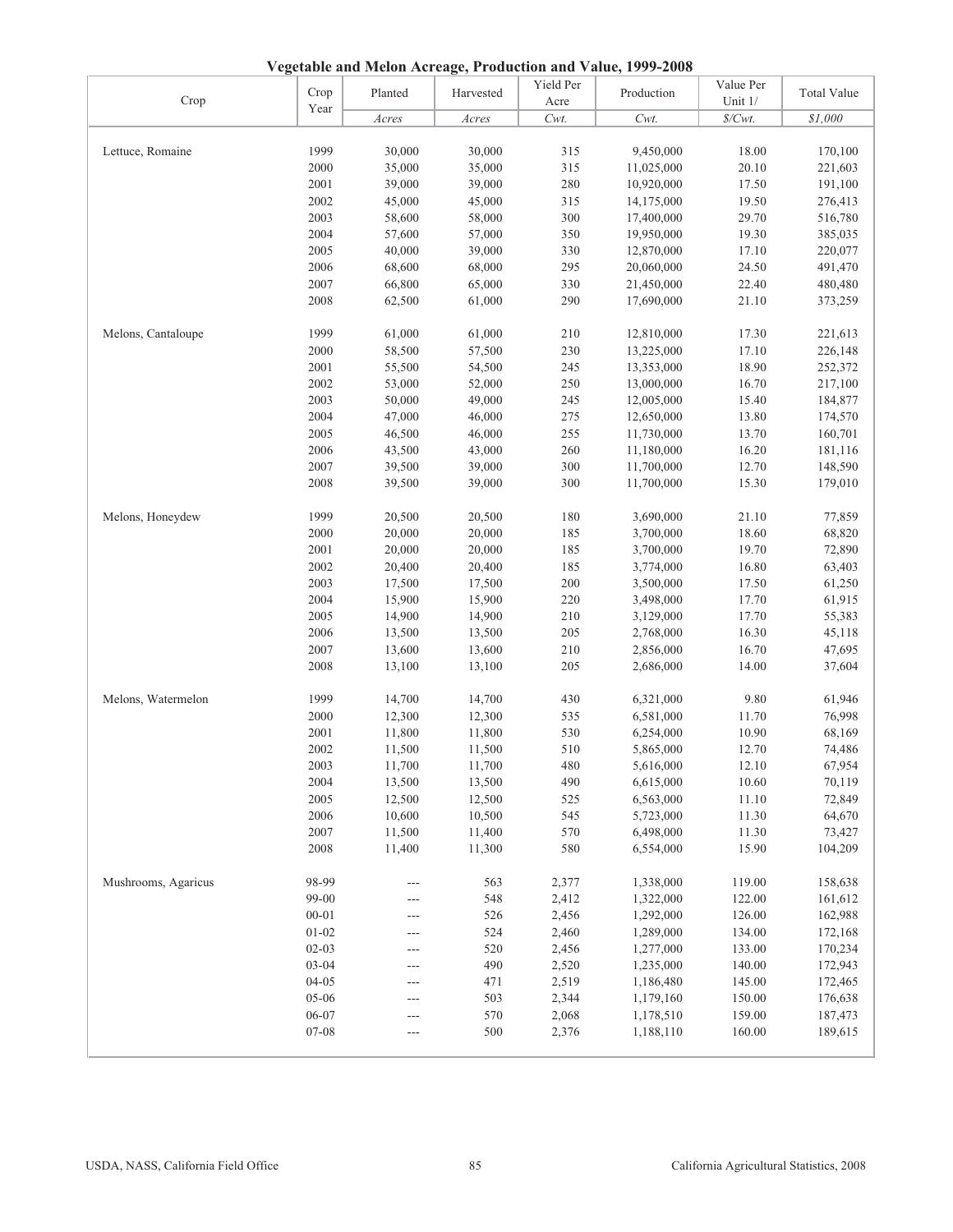# Vegetable and Melon Acreage, Production and Value, 1999-2008

| Crop | Crop Year | Planted | Harvested | Yield Per Acre | Production | Value Per Unit 1/ | Total Value |
|---|---|---|---|---|---|---|---|
| | | *Acres* | *Acres* | *Cwt.* | *Cwt.* | *$/Cwt.* | *$1,000* |
| Lettuce, Romaine | 1999 | 30,000 | 30,000 | 315 | 9,450,000 | 18.00 | 170,100 |
| | 2000 | 35,000 | 35,000 | 315 | 11,025,000 | 20.10 | 221,603 |
| | 2001 | 39,000 | 39,000 | 280 | 10,920,000 | 17.50 | 191,100 |
| | 2002 | 45,000 | 45,000 | 315 | 14,175,000 | 19.50 | 276,413 |
| | 2003 | 58,600 | 58,000 | 300 | 17,400,000 | 29.70 | 516,780 |
| | 2004 | 57,600 | 57,000 | 350 | 19,950,000 | 19.30 | 385,035 |
| | 2005 | 40,000 | 39,000 | 330 | 12,870,000 | 17.10 | 220,077 |
| | 2006 | 68,600 | 68,000 | 295 | 20,060,000 | 24.50 | 491,470 |
| | 2007 | 66,800 | 65,000 | 330 | 21,450,000 | 22.40 | 480,480 |
| | 2008 | 62,500 | 61,000 | 290 | 17,690,000 | 21.10 | 373,259 |
| Melons, Cantaloupe | 1999 | 61,000 | 61,000 | 210 | 12,810,000 | 17.30 | 221,613 |
| | 2000 | 58,500 | 57,500 | 230 | 13,225,000 | 17.10 | 226,148 |
| | 2001 | 55,500 | 54,500 | 245 | 13,353,000 | 18.90 | 252,372 |
| | 2002 | 53,000 | 52,000 | 250 | 13,000,000 | 16.70 | 217,100 |
| | 2003 | 50,000 | 49,000 | 245 | 12,005,000 | 15.40 | 184,877 |
| | 2004 | 47,000 | 46,000 | 275 | 12,650,000 | 13.80 | 174,570 |
| | 2005 | 46,500 | 46,000 | 255 | 11,730,000 | 13.70 | 160,701 |
| | 2006 | 43,500 | 43,000 | 260 | 11,180,000 | 16.20 | 181,116 |
| | 2007 | 39,500 | 39,000 | 300 | 11,700,000 | 12.70 | 148,590 |
| | 2008 | 39,500 | 39,000 | 300 | 11,700,000 | 15.30 | 179,010 |
| Melons, Honeydew | 1999 | 20,500 | 20,500 | 180 | 3,690,000 | 21.10 | 77,859 |
| | 2000 | 20,000 | 20,000 | 185 | 3,700,000 | 18.60 | 68,820 |
| | 2001 | 20,000 | 20,000 | 185 | 3,700,000 | 19.70 | 72,890 |
| | 2002 | 20,400 | 20,400 | 185 | 3,774,000 | 16.80 | 63,403 |
| | 2003 | 17,500 | 17,500 | 200 | 3,500,000 | 17.50 | 61,250 |
| | 2004 | 15,900 | 15,900 | 220 | 3,498,000 | 17.70 | 61,915 |
| | 2005 | 14,900 | 14,900 | 210 | 3,129,000 | 17.70 | 55,383 |
| | 2006 | 13,500 | 13,500 | 205 | 2,768,000 | 16.30 | 45,118 |
| | 2007 | 13,600 | 13,600 | 210 | 2,856,000 | 16.70 | 47,695 |
| | 2008 | 13,100 | 13,100 | 205 | 2,686,000 | 14.00 | 37,604 |
| Melons, Watermelon | 1999 | 14,700 | 14,700 | 430 | 6,321,000 | 9.80 | 61,946 |
| | 2000 | 12,300 | 12,300 | 535 | 6,581,000 | 11.70 | 76,998 |
| | 2001 | 11,800 | 11,800 | 530 | 6,254,000 | 10.90 | 68,169 |
| | 2002 | 11,500 | 11,500 | 510 | 5,865,000 | 12.70 | 74,486 |
| | 2003 | 11,700 | 11,700 | 480 | 5,616,000 | 12.10 | 67,954 |
| | 2004 | 13,500 | 13,500 | 490 | 6,615,000 | 10.60 | 70,119 |
| | 2005 | 12,500 | 12,500 | 525 | 6,563,000 | 11.10 | 72,849 |
| | 2006 | 10,600 | 10,500 | 545 | 5,723,000 | 11.30 | 64,670 |
| | 2007 | 11,500 | 11,400 | 570 | 6,498,000 | 11.30 | 73,427 |
| | 2008 | 11,400 | 11,300 | 580 | 6,554,000 | 15.90 | 104,209 |
| Mushrooms, Agaricus | 98-99 | --- | 563 | 2,377 | 1,338,000 | 119.00 | 158,638 |
| | 99-00 | --- | 548 | 2,412 | 1,322,000 | 122.00 | 161,612 |
| | 00-01 | --- | 526 | 2,456 | 1,292,000 | 126.00 | 162,988 |
| | 01-02 | --- | 524 | 2,460 | 1,289,000 | 134.00 | 172,168 |
| | 02-03 | --- | 520 | 2,456 | 1,277,000 | 133.00 | 170,234 |
| | 03-04 | --- | 490 | 2,520 | 1,235,000 | 140.00 | 172,943 |
| | 04-05 | --- | 471 | 2,519 | 1,186,480 | 145.00 | 172,465 |
| | 05-06 | --- | 503 | 2,344 | 1,179,160 | 150.00 | 176,638 |
| | 06-07 | --- | 570 | 2,068 | 1,178,510 | 159.00 | 187,473 |
| | 07-08 | --- | 500 | 2,376 | 1,188,110 | 160.00 | 189,615 |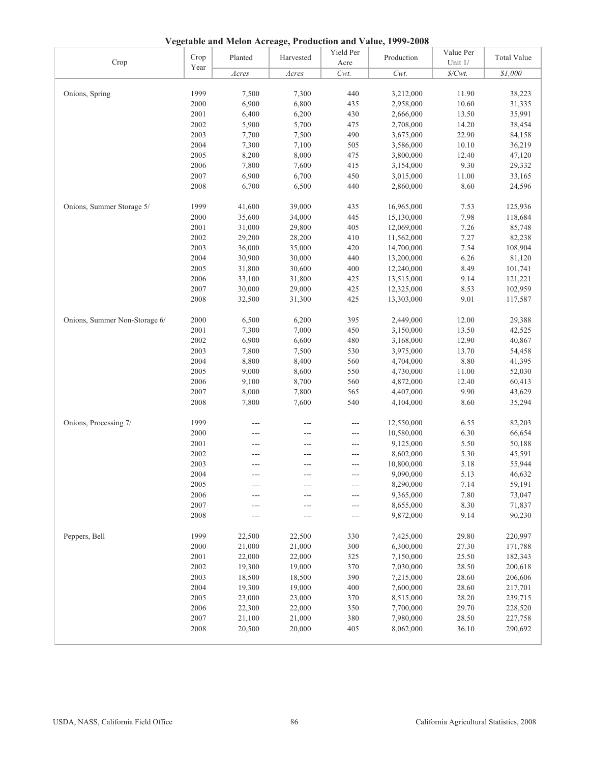# Vegetable and Melon Acreage, Production and Value, 1999-2008

| Crop | Crop Year | Planted | Harvested | Yield Per Acre | Production | Value Per Unit 1/ | Total Value |
|---|---|---|---|---|---|---|---|
| | | *Acres* | *Acres* | *Cwt.* | *Cwt.* | *$/Cwt.* | *$1,000* |
| Onions, Spring | 1999 | 7,500 | 7,300 | 440 | 3,212,000 | 11.90 | 38,223 |
| | 2000 | 6,900 | 6,800 | 435 | 2,958,000 | 10.60 | 31,335 |
| | 2001 | 6,400 | 6,200 | 430 | 2,666,000 | 13.50 | 35,991 |
| | 2002 | 5,900 | 5,700 | 475 | 2,708,000 | 14.20 | 38,454 |
| | 2003 | 7,700 | 7,500 | 490 | 3,675,000 | 22.90 | 84,158 |
| | 2004 | 7,300 | 7,100 | 505 | 3,586,000 | 10.10 | 36,219 |
| | 2005 | 8,200 | 8,000 | 475 | 3,800,000 | 12.40 | 47,120 |
| | 2006 | 7,800 | 7,600 | 415 | 3,154,000 | 9.30 | 29,332 |
| | 2007 | 6,900 | 6,700 | 450 | 3,015,000 | 11.00 | 33,165 |
| | 2008 | 6,700 | 6,500 | 440 | 2,860,000 | 8.60 | 24,596 |
| Onions, Summer Storage 5/ | 1999 | 41,600 | 39,000 | 435 | 16,965,000 | 7.53 | 125,936 |
| | 2000 | 35,600 | 34,000 | 445 | 15,130,000 | 7.98 | 118,684 |
| | 2001 | 31,000 | 29,800 | 405 | 12,069,000 | 7.26 | 85,748 |
| | 2002 | 29,200 | 28,200 | 410 | 11,562,000 | 7.27 | 82,238 |
| | 2003 | 36,000 | 35,000 | 420 | 14,700,000 | 7.54 | 108,904 |
| | 2004 | 30,900 | 30,000 | 440 | 13,200,000 | 6.26 | 81,120 |
| | 2005 | 31,800 | 30,600 | 400 | 12,240,000 | 8.49 | 101,741 |
| | 2006 | 33,100 | 31,800 | 425 | 13,515,000 | 9.14 | 121,221 |
| | 2007 | 30,000 | 29,000 | 425 | 12,325,000 | 8.53 | 102,959 |
| | 2008 | 32,500 | 31,300 | 425 | 13,303,000 | 9.01 | 117,587 |
| Onions, Summer Non-Storage 6/ | 2000 | 6,500 | 6,200 | 395 | 2,449,000 | 12.00 | 29,388 |
| | 2001 | 7,300 | 7,000 | 450 | 3,150,000 | 13.50 | 42,525 |
| | 2002 | 6,900 | 6,600 | 480 | 3,168,000 | 12.90 | 40,867 |
| | 2003 | 7,800 | 7,500 | 530 | 3,975,000 | 13.70 | 54,458 |
| | 2004 | 8,800 | 8,400 | 560 | 4,704,000 | 8.80 | 41,395 |
| | 2005 | 9,000 | 8,600 | 550 | 4,730,000 | 11.00 | 52,030 |
| | 2006 | 9,100 | 8,700 | 560 | 4,872,000 | 12.40 | 60,413 |
| | 2007 | 8,000 | 7,800 | 565 | 4,407,000 | 9.90 | 43,629 |
| | 2008 | 7,800 | 7,600 | 540 | 4,104,000 | 8.60 | 35,294 |
| Onions, Processing 7/ | 1999 | --- | --- | --- | 12,550,000 | 6.55 | 82,203 |
| | 2000 | --- | --- | --- | 10,580,000 | 6.30 | 66,654 |
| | 2001 | --- | --- | --- | 9,125,000 | 5.50 | 50,188 |
| | 2002 | --- | --- | --- | 8,602,000 | 5.30 | 45,591 |
| | 2003 | --- | --- | --- | 10,800,000 | 5.18 | 55,944 |
| | 2004 | --- | --- | --- | 9,090,000 | 5.13 | 46,632 |
| | 2005 | --- | --- | --- | 8,290,000 | 7.14 | 59,191 |
| | 2006 | --- | --- | --- | 9,365,000 | 7.80 | 73,047 |
| | 2007 | --- | --- | --- | 8,655,000 | 8.30 | 71,837 |
| | 2008 | --- | --- | --- | 9,872,000 | 9.14 | 90,230 |
| Peppers, Bell | 1999 | 22,500 | 22,500 | 330 | 7,425,000 | 29.80 | 220,997 |
| | 2000 | 21,000 | 21,000 | 300 | 6,300,000 | 27.30 | 171,788 |
| | 2001 | 22,000 | 22,000 | 325 | 7,150,000 | 25.50 | 182,343 |
| | 2002 | 19,300 | 19,000 | 370 | 7,030,000 | 28.50 | 200,618 |
| | 2003 | 18,500 | 18,500 | 390 | 7,215,000 | 28.60 | 206,606 |
| | 2004 | 19,300 | 19,000 | 400 | 7,600,000 | 28.60 | 217,701 |
| | 2005 | 23,000 | 23,000 | 370 | 8,515,000 | 28.20 | 239,715 |
| | 2006 | 22,300 | 22,000 | 350 | 7,700,000 | 29.70 | 228,520 |
| | 2007 | 21,100 | 21,000 | 380 | 7,980,000 | 28.50 | 227,758 |
| | 2008 | 20,500 | 20,000 | 405 | 8,062,000 | 36.10 | 290,692 |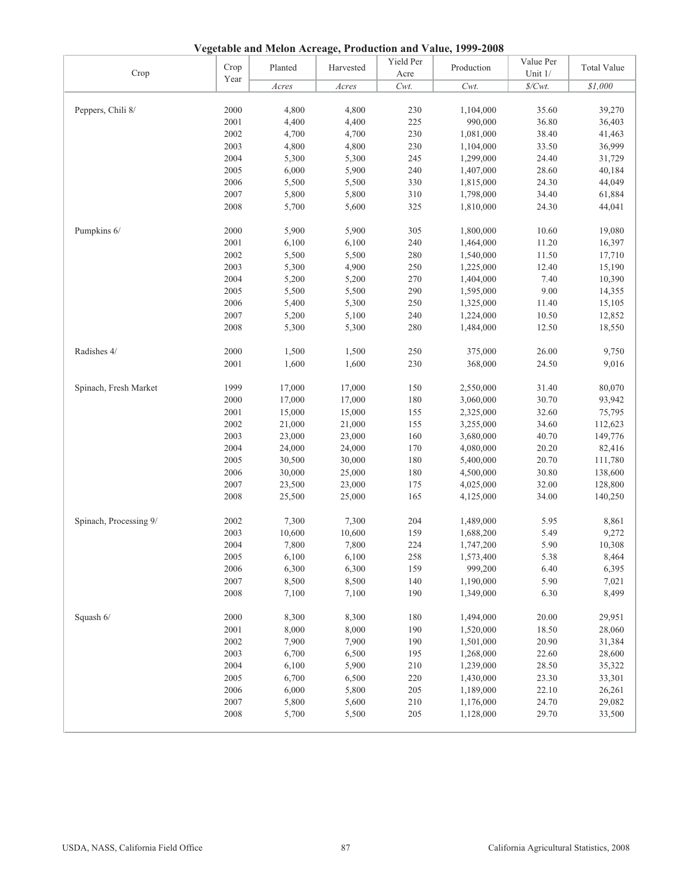**Vegetable and Melon Acreage, Production and Value, 1999-2008**

| Crop | Crop Year | Planted | Harvested | Yield Per Acre | Production | Value Per Unit 1/ | Total Value |
|---|---|---|---|---|---|---|---|
| | | *Acres* | *Acres* | *Cwt.* | *Cwt.* | *$/Cwt.* | *$1,000* |
| Peppers, Chili 8/ | 2000 | 4,800 | 4,800 | 230 | 1,104,000 | 35.60 | 39,270 |
| | 2001 | 4,400 | 4,400 | 225 | 990,000 | 36.80 | 36,403 |
| | 2002 | 4,700 | 4,700 | 230 | 1,081,000 | 38.40 | 41,463 |
| | 2003 | 4,800 | 4,800 | 230 | 1,104,000 | 33.50 | 36,999 |
| | 2004 | 5,300 | 5,300 | 245 | 1,299,000 | 24.40 | 31,729 |
| | 2005 | 6,000 | 5,900 | 240 | 1,407,000 | 28.60 | 40,184 |
| | 2006 | 5,500 | 5,500 | 330 | 1,815,000 | 24.30 | 44,049 |
| | 2007 | 5,800 | 5,800 | 310 | 1,798,000 | 34.40 | 61,884 |
| | 2008 | 5,700 | 5,600 | 325 | 1,810,000 | 24.30 | 44,041 |
| Pumpkins 6/ | 2000 | 5,900 | 5,900 | 305 | 1,800,000 | 10.60 | 19,080 |
| | 2001 | 6,100 | 6,100 | 240 | 1,464,000 | 11.20 | 16,397 |
| | 2002 | 5,500 | 5,500 | 280 | 1,540,000 | 11.50 | 17,710 |
| | 2003 | 5,300 | 4,900 | 250 | 1,225,000 | 12.40 | 15,190 |
| | 2004 | 5,200 | 5,200 | 270 | 1,404,000 | 7.40 | 10,390 |
| | 2005 | 5,500 | 5,500 | 290 | 1,595,000 | 9.00 | 14,355 |
| | 2006 | 5,400 | 5,300 | 250 | 1,325,000 | 11.40 | 15,105 |
| | 2007 | 5,200 | 5,100 | 240 | 1,224,000 | 10.50 | 12,852 |
| | 2008 | 5,300 | 5,300 | 280 | 1,484,000 | 12.50 | 18,550 |
| Radishes 4/ | 2000 | 1,500 | 1,500 | 250 | 375,000 | 26.00 | 9,750 |
| | 2001 | 1,600 | 1,600 | 230 | 368,000 | 24.50 | 9,016 |
| Spinach, Fresh Market | 1999 | 17,000 | 17,000 | 150 | 2,550,000 | 31.40 | 80,070 |
| | 2000 | 17,000 | 17,000 | 180 | 3,060,000 | 30.70 | 93,942 |
| | 2001 | 15,000 | 15,000 | 155 | 2,325,000 | 32.60 | 75,795 |
| | 2002 | 21,000 | 21,000 | 155 | 3,255,000 | 34.60 | 112,623 |
| | 2003 | 23,000 | 23,000 | 160 | 3,680,000 | 40.70 | 149,776 |
| | 2004 | 24,000 | 24,000 | 170 | 4,080,000 | 20.20 | 82,416 |
| | 2005 | 30,500 | 30,000 | 180 | 5,400,000 | 20.70 | 111,780 |
| | 2006 | 30,000 | 25,000 | 180 | 4,500,000 | 30.80 | 138,600 |
| | 2007 | 23,500 | 23,000 | 175 | 4,025,000 | 32.00 | 128,800 |
| | 2008 | 25,500 | 25,000 | 165 | 4,125,000 | 34.00 | 140,250 |
| Spinach, Processing 9/ | 2002 | 7,300 | 7,300 | 204 | 1,489,000 | 5.95 | 8,861 |
| | 2003 | 10,600 | 10,600 | 159 | 1,688,200 | 5.49 | 9,272 |
| | 2004 | 7,800 | 7,800 | 224 | 1,747,200 | 5.90 | 10,308 |
| | 2005 | 6,100 | 6,100 | 258 | 1,573,400 | 5.38 | 8,464 |
| | 2006 | 6,300 | 6,300 | 159 | 999,200 | 6.40 | 6,395 |
| | 2007 | 8,500 | 8,500 | 140 | 1,190,000 | 5.90 | 7,021 |
| | 2008 | 7,100 | 7,100 | 190 | 1,349,000 | 6.30 | 8,499 |
| Squash 6/ | 2000 | 8,300 | 8,300 | 180 | 1,494,000 | 20.00 | 29,951 |
| | 2001 | 8,000 | 8,000 | 190 | 1,520,000 | 18.50 | 28,060 |
| | 2002 | 7,900 | 7,900 | 190 | 1,501,000 | 20.90 | 31,384 |
| | 2003 | 6,700 | 6,500 | 195 | 1,268,000 | 22.60 | 28,600 |
| | 2004 | 6,100 | 5,900 | 210 | 1,239,000 | 28.50 | 35,322 |
| | 2005 | 6,700 | 6,500 | 220 | 1,430,000 | 23.30 | 33,301 |
| | 2006 | 6,000 | 5,800 | 205 | 1,189,000 | 22.10 | 26,261 |
| | 2007 | 5,800 | 5,600 | 210 | 1,176,000 | 24.70 | 29,082 |
| | 2008 | 5,700 | 5,500 | 205 | 1,128,000 | 29.70 | 33,500 |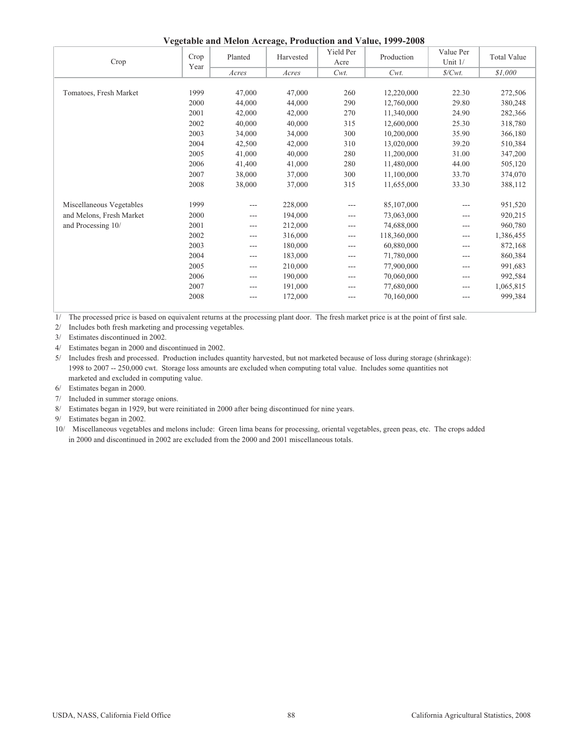## Vegetable and Melon Acreage, Production and Value, 1999-2008

| Crop | Crop Year | Planted | Harvested | Yield Per Acre | Production | Value Per Unit 1/ | Total Value |
|---|---|---|---|---|---|---|---|
| | | *Acres* | *Acres* | *Cwt.* | *Cwt.* | *$/Cwt.* | *$1,000* |
| Tomatoes, Fresh Market | 1999 | 47,000 | 47,000 | 260 | 12,220,000 | 22.30 | 272,506 |
| | 2000 | 44,000 | 44,000 | 290 | 12,760,000 | 29.80 | 380,248 |
| | 2001 | 42,000 | 42,000 | 270 | 11,340,000 | 24.90 | 282,366 |
| | 2002 | 40,000 | 40,000 | 315 | 12,600,000 | 25.30 | 318,780 |
| | 2003 | 34,000 | 34,000 | 300 | 10,200,000 | 35.90 | 366,180 |
| | 2004 | 42,500 | 42,000 | 310 | 13,020,000 | 39.20 | 510,384 |
| | 2005 | 41,000 | 40,000 | 280 | 11,200,000 | 31.00 | 347,200 |
| | 2006 | 41,400 | 41,000 | 280 | 11,480,000 | 44.00 | 505,120 |
| | 2007 | 38,000 | 37,000 | 300 | 11,100,000 | 33.70 | 374,070 |
| | 2008 | 38,000 | 37,000 | 315 | 11,655,000 | 33.30 | 388,112 |
| Miscellaneous Vegetables and Melons, Fresh Market and Processing 10/ | 1999 | --- | 228,000 | --- | 85,107,000 | --- | 951,520 |
| | 2000 | --- | 194,000 | --- | 73,063,000 | --- | 920,215 |
| | 2001 | --- | 212,000 | --- | 74,688,000 | --- | 960,780 |
| | 2002 | --- | 316,000 | --- | 118,360,000 | --- | 1,386,455 |
| | 2003 | --- | 180,000 | --- | 60,880,000 | --- | 872,168 |
| | 2004 | --- | 183,000 | --- | 71,780,000 | --- | 860,384 |
| | 2005 | --- | 210,000 | --- | 77,900,000 | --- | 991,683 |
| | 2006 | --- | 190,000 | --- | 70,060,000 | --- | 992,584 |
| | 2007 | --- | 191,000 | --- | 77,680,000 | --- | 1,065,815 |
| | 2008 | --- | 172,000 | --- | 70,160,000 | --- | 999,384 |

1/ The processed price is based on equivalent returns at the processing plant door. The fresh market price is at the point of first sale.

2/ Includes both fresh marketing and processing vegetables.

3/ Estimates discontinued in 2002.

4/ Estimates began in 2000 and discontinued in 2002.

5/ Includes fresh and processed. Production includes quantity harvested, but not marketed because of loss during storage (shrinkage): 1998 to 2007 -- 250,000 cwt. Storage loss amounts are excluded when computing total value. Includes some quantities not marketed and excluded in computing value.

6/ Estimates began in 2000.

7/ Included in summer storage onions.

8/ Estimates began in 1929, but were reinitiated in 2000 after being discontinued for nine years.

9/ Estimates began in 2002.

10/ Miscellaneous vegetables and melons include: Green lima beans for processing, oriental vegetables, green peas, etc. The crops added in 2000 and discontinued in 2002 are excluded from the 2000 and 2001 miscellaneous totals.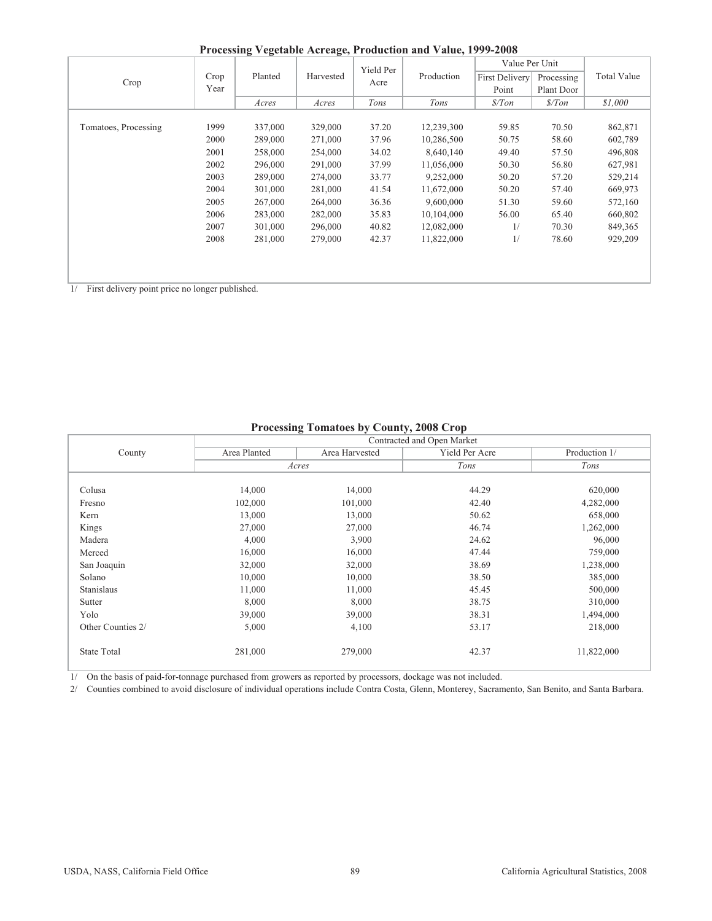## Processing Vegetable Acreage, Production and Value, 1999-2008

| Crop | Crop Year | Planted | Harvested | Yield Per Acre | Production | Value Per Unit | | Total Value |
|---|---|---|---|---|---|---|---|---|
| | | | | | | First Delivery Point | Processing Plant Door | |
| | | *Acres* | *Acres* | *Tons* | *Tons* | *$/Ton* | *$/Ton* | *$1,000* |
| Tomatoes, Processing | 1999 | 337,000 | 329,000 | 37.20 | 12,239,300 | 59.85 | 70.50 | 862,871 |
| | 2000 | 289,000 | 271,000 | 37.96 | 10,286,500 | 50.75 | 58.60 | 602,789 |
| | 2001 | 258,000 | 254,000 | 34.02 | 8,640,140 | 49.40 | 57.50 | 496,808 |
| | 2002 | 296,000 | 291,000 | 37.99 | 11,056,000 | 50.30 | 56.80 | 627,981 |
| | 2003 | 289,000 | 274,000 | 33.77 | 9,252,000 | 50.20 | 57.20 | 529,214 |
| | 2004 | 301,000 | 281,000 | 41.54 | 11,672,000 | 50.20 | 57.40 | 669,973 |
| | 2005 | 267,000 | 264,000 | 36.36 | 9,600,000 | 51.30 | 59.60 | 572,160 |
| | 2006 | 283,000 | 282,000 | 35.83 | 10,104,000 | 56.00 | 65.40 | 660,802 |
| | 2007 | 301,000 | 296,000 | 40.82 | 12,082,000 | 1/ | 70.30 | 849,365 |
| | 2008 | 281,000 | 279,000 | 42.37 | 11,822,000 | 1/ | 78.60 | 929,209 |

1/ First delivery point price no longer published.

## Processing Tomatoes by County, 2008 Crop

| County | Contracted and Open Market | | | |
|---|---|---|---|---|
| | Area Planted | Area Harvested | Yield Per Acre | Production 1/ |
| | *Acres* | | *Tons* | *Tons* |
| Colusa | 14,000 | 14,000 | 44.29 | 620,000 |
| Fresno | 102,000 | 101,000 | 42.40 | 4,282,000 |
| Kern | 13,000 | 13,000 | 50.62 | 658,000 |
| Kings | 27,000 | 27,000 | 46.74 | 1,262,000 |
| Madera | 4,000 | 3,900 | 24.62 | 96,000 |
| Merced | 16,000 | 16,000 | 47.44 | 759,000 |
| San Joaquin | 32,000 | 32,000 | 38.69 | 1,238,000 |
| Solano | 10,000 | 10,000 | 38.50 | 385,000 |
| Stanislaus | 11,000 | 11,000 | 45.45 | 500,000 |
| Sutter | 8,000 | 8,000 | 38.75 | 310,000 |
| Yolo | 39,000 | 39,000 | 38.31 | 1,494,000 |
| Other Counties 2/ | 5,000 | 4,100 | 53.17 | 218,000 |
| State Total | 281,000 | 279,000 | 42.37 | 11,822,000 |

1/ On the basis of paid-for-tonnage purchased from growers as reported by processors, dockage was not included.

2/ Counties combined to avoid disclosure of individual operations include Contra Costa, Glenn, Monterey, Sacramento, San Benito, and Santa Barbara.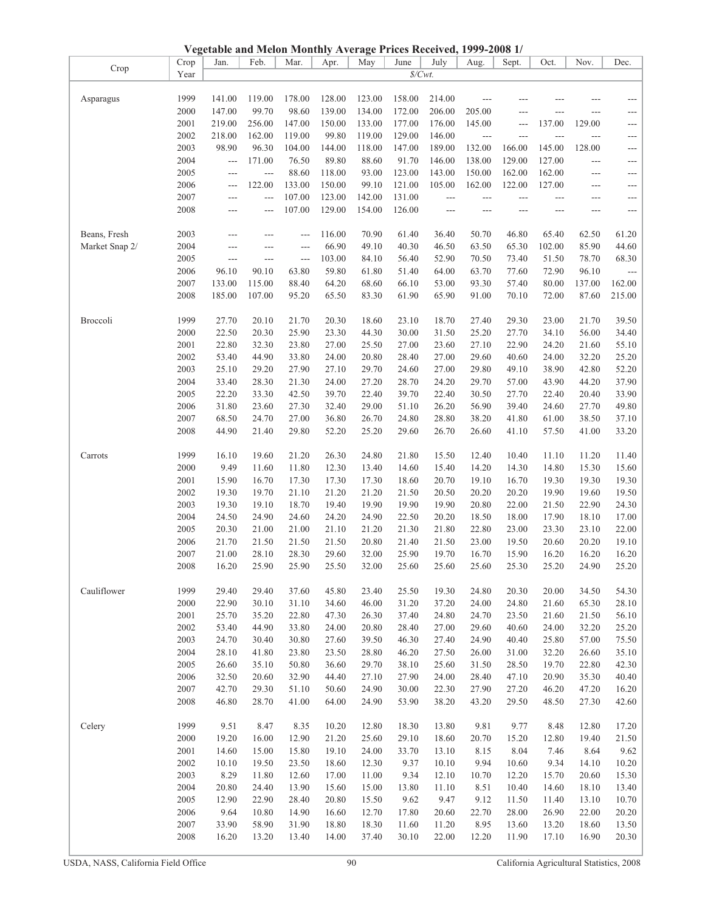**Vegetable and Melon Monthly Average Prices Received, 1999-2008 1/**

| Crop | Crop Year | Jan. | Feb. | Mar. | Apr. | May | June | July | Aug. | Sept. | Oct. | Nov. | Dec. |
|---|---|---|---|---|---|---|---|---|---|---|---|---|---|
| | | $/Cwt. | | | | | | | | | | | |
| Asparagus | 1999 | 141.00 | 119.00 | 178.00 | 128.00 | 123.00 | 158.00 | 214.00 | --- | --- | --- | --- | --- |
| | 2000 | 147.00 | 99.70 | 98.60 | 139.00 | 134.00 | 172.00 | 206.00 | 205.00 | --- | --- | --- | --- |
| | 2001 | 219.00 | 256.00 | 147.00 | 150.00 | 133.00 | 177.00 | 176.00 | 145.00 | --- | 137.00 | 129.00 | --- |
| | 2002 | 218.00 | 162.00 | 119.00 | 99.80 | 119.00 | 129.00 | 146.00 | --- | --- | --- | --- | --- |
| | 2003 | 98.90 | 96.30 | 104.00 | 144.00 | 118.00 | 147.00 | 189.00 | 132.00 | 166.00 | 145.00 | 128.00 | --- |
| | 2004 | --- | 171.00 | 76.50 | 89.80 | 88.60 | 91.70 | 146.00 | 138.00 | 129.00 | 127.00 | --- | --- |
| | 2005 | --- | --- | 88.60 | 118.00 | 93.00 | 123.00 | 143.00 | 150.00 | 162.00 | 162.00 | --- | --- |
| | 2006 | --- | 122.00 | 133.00 | 150.00 | 99.10 | 121.00 | 105.00 | 162.00 | 122.00 | 127.00 | --- | --- |
| | 2007 | --- | --- | 107.00 | 123.00 | 142.00 | 131.00 | --- | --- | --- | --- | --- | --- |
| | 2008 | --- | --- | 107.00 | 129.00 | 154.00 | 126.00 | --- | --- | --- | --- | --- | --- |
| Beans, Fresh Market Snap 2/ | 2003 | --- | --- | --- | 116.00 | 70.90 | 61.40 | 36.40 | 50.70 | 46.80 | 65.40 | 62.50 | 61.20 |
| | 2004 | --- | --- | --- | 66.90 | 49.10 | 40.30 | 46.50 | 63.50 | 65.30 | 102.00 | 85.90 | 44.60 |
| | 2005 | --- | --- | --- | 103.00 | 84.10 | 56.40 | 52.90 | 70.50 | 73.40 | 51.50 | 78.70 | 68.30 |
| | 2006 | 96.10 | 90.10 | 63.80 | 59.80 | 61.80 | 51.40 | 64.00 | 63.70 | 77.60 | 72.90 | 96.10 | --- |
| | 2007 | 133.00 | 115.00 | 88.40 | 64.20 | 68.60 | 66.10 | 53.00 | 93.30 | 57.40 | 80.00 | 137.00 | 162.00 |
| | 2008 | 185.00 | 107.00 | 95.20 | 65.50 | 83.30 | 61.90 | 65.90 | 91.00 | 70.10 | 72.00 | 87.60 | 215.00 |
| Broccoli | 1999 | 27.70 | 20.10 | 21.70 | 20.30 | 18.60 | 23.10 | 18.70 | 27.40 | 29.30 | 23.00 | 21.70 | 39.50 |
| | 2000 | 22.50 | 20.30 | 25.90 | 23.30 | 44.30 | 30.00 | 31.50 | 25.20 | 27.70 | 34.10 | 56.00 | 34.40 |
| | 2001 | 22.80 | 32.30 | 23.80 | 27.00 | 25.50 | 27.00 | 23.60 | 27.10 | 22.90 | 24.20 | 21.60 | 55.10 |
| | 2002 | 53.40 | 44.90 | 33.80 | 24.00 | 20.80 | 28.40 | 27.00 | 29.60 | 40.60 | 24.00 | 32.20 | 25.20 |
| | 2003 | 25.10 | 29.20 | 27.90 | 27.10 | 29.70 | 24.60 | 27.00 | 29.80 | 49.10 | 38.90 | 42.80 | 52.20 |
| | 2004 | 33.40 | 28.30 | 21.30 | 24.00 | 27.20 | 28.70 | 24.20 | 29.70 | 57.00 | 43.90 | 44.20 | 37.90 |
| | 2005 | 22.20 | 33.30 | 42.50 | 39.70 | 22.40 | 39.70 | 22.40 | 30.50 | 27.70 | 22.40 | 20.40 | 33.90 |
| | 2006 | 31.80 | 23.60 | 27.30 | 32.40 | 29.00 | 51.10 | 26.20 | 56.90 | 39.40 | 24.60 | 27.70 | 49.80 |
| | 2007 | 68.50 | 24.70 | 27.00 | 36.80 | 26.70 | 24.80 | 28.80 | 38.20 | 41.80 | 61.00 | 38.50 | 37.10 |
| | 2008 | 44.90 | 21.40 | 29.80 | 52.20 | 25.20 | 29.60 | 26.70 | 26.60 | 41.10 | 57.50 | 41.00 | 33.20 |
| Carrots | 1999 | 16.10 | 19.60 | 21.20 | 26.30 | 24.80 | 21.80 | 15.50 | 12.40 | 10.40 | 11.10 | 11.20 | 11.40 |
| | 2000 | 9.49 | 11.60 | 11.80 | 12.30 | 13.40 | 14.60 | 15.40 | 14.20 | 14.30 | 14.80 | 15.30 | 15.60 |
| | 2001 | 15.90 | 16.70 | 17.30 | 17.30 | 17.30 | 18.60 | 20.70 | 19.10 | 16.70 | 19.30 | 19.30 | 19.30 |
| | 2002 | 19.30 | 19.70 | 21.10 | 21.20 | 21.20 | 21.50 | 20.50 | 20.20 | 20.20 | 19.90 | 19.60 | 19.50 |
| | 2003 | 19.30 | 19.10 | 18.70 | 19.40 | 19.90 | 19.90 | 19.90 | 20.80 | 22.00 | 21.50 | 22.90 | 24.30 |
| | 2004 | 24.50 | 24.90 | 24.60 | 24.20 | 24.90 | 22.50 | 20.20 | 18.50 | 18.00 | 17.90 | 18.10 | 17.00 |
| | 2005 | 20.30 | 21.00 | 21.00 | 21.10 | 21.20 | 21.30 | 21.80 | 22.80 | 23.00 | 23.30 | 23.10 | 22.00 |
| | 2006 | 21.70 | 21.50 | 21.50 | 21.50 | 20.80 | 21.40 | 21.50 | 23.00 | 19.50 | 20.60 | 20.20 | 19.10 |
| | 2007 | 21.00 | 28.10 | 28.30 | 29.60 | 32.00 | 25.90 | 19.70 | 16.70 | 15.90 | 16.20 | 16.20 | 16.20 |
| | 2008 | 16.20 | 25.90 | 25.90 | 25.50 | 32.00 | 25.60 | 25.60 | 25.60 | 25.30 | 25.20 | 24.90 | 25.20 |
| Cauliflower | 1999 | 29.40 | 29.40 | 37.60 | 45.80 | 23.40 | 25.50 | 19.30 | 24.80 | 20.30 | 20.00 | 34.50 | 54.30 |
| | 2000 | 22.90 | 30.10 | 31.10 | 34.60 | 46.00 | 31.20 | 37.20 | 24.00 | 24.80 | 21.60 | 65.30 | 28.10 |
| | 2001 | 25.70 | 35.20 | 22.80 | 47.30 | 26.30 | 37.40 | 24.80 | 24.70 | 23.50 | 21.60 | 21.50 | 56.10 |
| | 2002 | 53.40 | 44.90 | 33.80 | 24.00 | 20.80 | 28.40 | 27.00 | 29.60 | 40.60 | 24.00 | 32.20 | 25.20 |
| | 2003 | 24.70 | 30.40 | 30.80 | 27.60 | 39.50 | 46.30 | 27.40 | 24.90 | 40.40 | 25.80 | 57.00 | 75.50 |
| | 2004 | 28.10 | 41.80 | 23.80 | 23.50 | 28.80 | 46.20 | 27.50 | 26.00 | 31.00 | 32.20 | 26.60 | 35.10 |
| | 2005 | 26.60 | 35.10 | 50.80 | 36.60 | 29.70 | 38.10 | 25.60 | 31.50 | 28.50 | 19.70 | 22.80 | 42.30 |
| | 2006 | 32.50 | 20.60 | 32.90 | 44.40 | 27.10 | 27.90 | 24.00 | 28.40 | 47.10 | 20.90 | 35.30 | 40.40 |
| | 2007 | 42.70 | 29.30 | 51.10 | 50.60 | 24.90 | 30.00 | 22.30 | 27.90 | 27.20 | 46.20 | 47.20 | 16.20 |
| | 2008 | 46.80 | 28.70 | 41.00 | 64.00 | 24.90 | 53.90 | 38.20 | 43.20 | 29.50 | 48.50 | 27.30 | 42.60 |
| Celery | 1999 | 9.51 | 8.47 | 8.35 | 10.20 | 12.80 | 18.30 | 13.80 | 9.81 | 9.77 | 8.48 | 12.80 | 17.20 |
| | 2000 | 19.20 | 16.00 | 12.90 | 21.20 | 25.60 | 29.10 | 18.60 | 20.70 | 15.20 | 12.80 | 19.40 | 21.50 |
| | 2001 | 14.60 | 15.00 | 15.80 | 19.10 | 24.00 | 33.70 | 13.10 | 8.15 | 8.04 | 7.46 | 8.64 | 9.62 |
| | 2002 | 10.10 | 19.50 | 23.50 | 18.60 | 12.30 | 9.37 | 10.10 | 9.94 | 10.60 | 9.34 | 14.10 | 10.20 |
| | 2003 | 8.29 | 11.80 | 12.60 | 17.00 | 11.00 | 9.34 | 12.10 | 10.70 | 12.20 | 15.70 | 20.60 | 15.30 |
| | 2004 | 20.80 | 24.40 | 13.90 | 15.60 | 15.00 | 13.80 | 11.10 | 8.51 | 10.40 | 14.60 | 18.10 | 13.40 |
| | 2005 | 12.90 | 22.90 | 28.40 | 20.80 | 15.50 | 9.62 | 9.47 | 9.12 | 11.50 | 11.40 | 13.10 | 10.70 |
| | 2006 | 9.64 | 10.80 | 14.90 | 16.60 | 12.70 | 17.80 | 20.60 | 22.70 | 28.00 | 26.90 | 22.00 | 20.20 |
| | 2007 | 33.90 | 58.90 | 31.90 | 18.80 | 18.30 | 11.60 | 11.20 | 8.95 | 13.60 | 13.20 | 18.60 | 13.50 |
| | 2008 | 16.20 | 13.20 | 13.40 | 14.00 | 37.40 | 30.10 | 22.00 | 12.20 | 11.90 | 17.10 | 16.90 | 20.30 |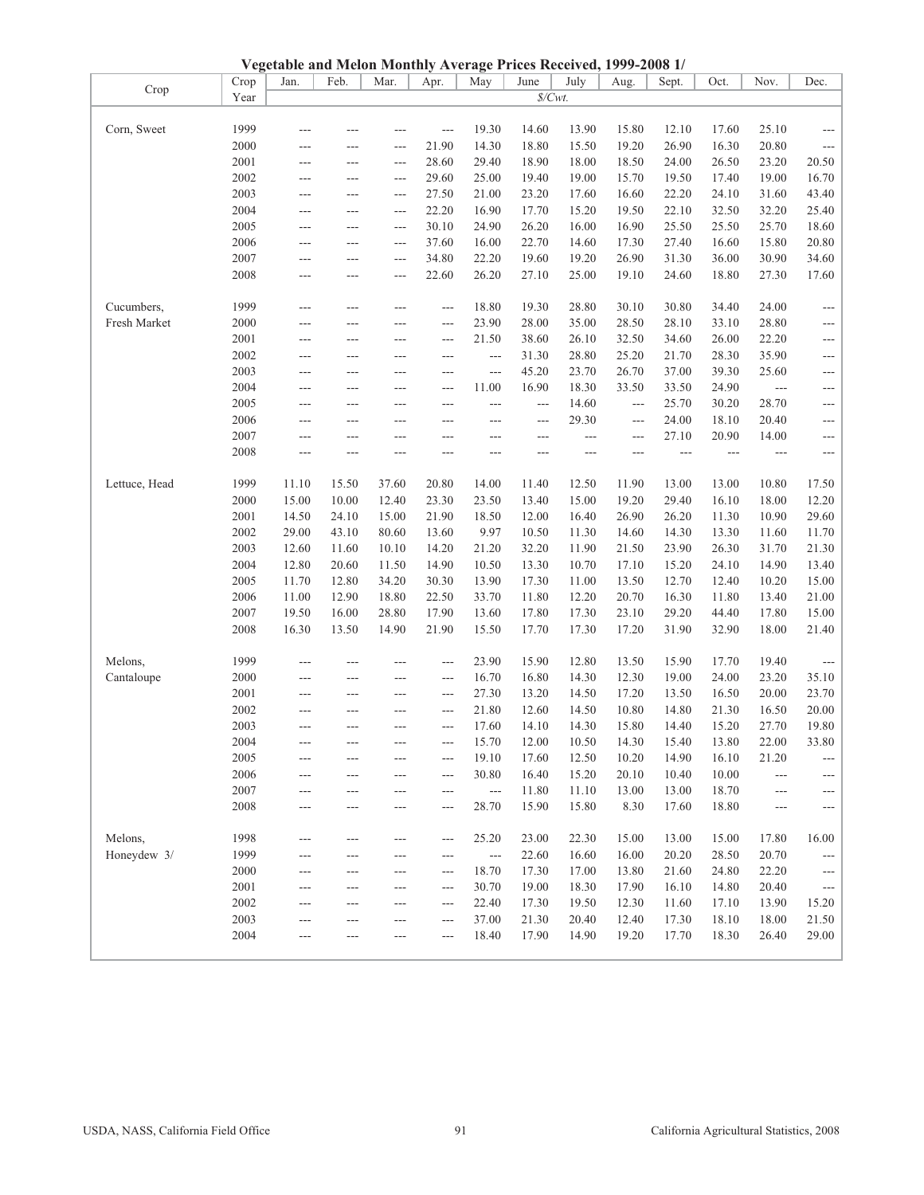# Vegetable and Melon Monthly Average Prices Received, 1999-2008 1/

| Crop | Crop Year | Jan. | Feb. | Mar. | Apr. | May | June | July | Aug. | Sept. | Oct. | Nov. | Dec. |
|---|---|---|---|---|---|---|---|---|---|---|---|---|---|
| | | $/Cwt. | | | | | | | | | | | |
| Corn, Sweet | 1999 | --- | --- | --- | --- | 19.30 | 14.60 | 13.90 | 15.80 | 12.10 | 17.60 | 25.10 | --- |
| | 2000 | --- | --- | --- | 21.90 | 14.30 | 18.80 | 15.50 | 19.20 | 26.90 | 16.30 | 20.80 | --- |
| | 2001 | --- | --- | --- | 28.60 | 29.40 | 18.90 | 18.00 | 18.50 | 24.00 | 26.50 | 23.20 | 20.50 |
| | 2002 | --- | --- | --- | 29.60 | 25.00 | 19.40 | 19.00 | 15.70 | 19.50 | 17.40 | 19.00 | 16.70 |
| | 2003 | --- | --- | --- | 27.50 | 21.00 | 23.20 | 17.60 | 16.60 | 22.20 | 24.10 | 31.60 | 43.40 |
| | 2004 | --- | --- | --- | 22.20 | 16.90 | 17.70 | 15.20 | 19.50 | 22.10 | 32.50 | 32.20 | 25.40 |
| | 2005 | --- | --- | --- | 30.10 | 24.90 | 26.20 | 16.00 | 16.90 | 25.50 | 25.50 | 25.70 | 18.60 |
| | 2006 | --- | --- | --- | 37.60 | 16.00 | 22.70 | 14.60 | 17.30 | 27.40 | 16.60 | 15.80 | 20.80 |
| | 2007 | --- | --- | --- | 34.80 | 22.20 | 19.60 | 19.20 | 26.90 | 31.30 | 36.00 | 30.90 | 34.60 |
| | 2008 | --- | --- | --- | 22.60 | 26.20 | 27.10 | 25.00 | 19.10 | 24.60 | 18.80 | 27.30 | 17.60 |
| Cucumbers, Fresh Market | 1999 | --- | --- | --- | --- | 18.80 | 19.30 | 28.80 | 30.10 | 30.80 | 34.40 | 24.00 | --- |
| | 2000 | --- | --- | --- | --- | 23.90 | 28.00 | 35.00 | 28.50 | 28.10 | 33.10 | 28.80 | --- |
| | 2001 | --- | --- | --- | --- | 21.50 | 38.60 | 26.10 | 32.50 | 34.60 | 26.00 | 22.20 | --- |
| | 2002 | --- | --- | --- | --- | --- | 31.30 | 28.80 | 25.20 | 21.70 | 28.30 | 35.90 | --- |
| | 2003 | --- | --- | --- | --- | --- | 45.20 | 23.70 | 26.70 | 37.00 | 39.30 | 25.60 | --- |
| | 2004 | --- | --- | --- | --- | 11.00 | 16.90 | 18.30 | 33.50 | 33.50 | 24.90 | --- | --- |
| | 2005 | --- | --- | --- | --- | --- | --- | 14.60 | --- | 25.70 | 30.20 | 28.70 | --- |
| | 2006 | --- | --- | --- | --- | --- | --- | 29.30 | --- | 24.00 | 18.10 | 20.40 | --- |
| | 2007 | --- | --- | --- | --- | --- | --- | --- | --- | 27.10 | 20.90 | 14.00 | --- |
| | 2008 | --- | --- | --- | --- | --- | --- | --- | --- | --- | --- | --- | --- |
| Lettuce, Head | 1999 | 11.10 | 15.50 | 37.60 | 20.80 | 14.00 | 11.40 | 12.50 | 11.90 | 13.00 | 13.00 | 10.80 | 17.50 |
| | 2000 | 15.00 | 10.00 | 12.40 | 23.30 | 23.50 | 13.40 | 15.00 | 19.20 | 29.40 | 16.10 | 18.00 | 12.20 |
| | 2001 | 14.50 | 24.10 | 15.00 | 21.90 | 18.50 | 12.00 | 16.40 | 26.90 | 26.20 | 11.30 | 10.90 | 29.60 |
| | 2002 | 29.00 | 43.10 | 80.60 | 13.60 | 9.97 | 10.50 | 11.30 | 14.60 | 14.30 | 13.30 | 11.60 | 11.70 |
| | 2003 | 12.60 | 11.60 | 10.10 | 14.20 | 21.20 | 32.20 | 11.90 | 21.50 | 23.90 | 26.30 | 31.70 | 21.30 |
| | 2004 | 12.80 | 20.60 | 11.50 | 14.90 | 10.50 | 13.30 | 10.70 | 17.10 | 15.20 | 24.10 | 14.90 | 13.40 |
| | 2005 | 11.70 | 12.80 | 34.20 | 30.30 | 13.90 | 17.30 | 11.00 | 13.50 | 12.70 | 12.40 | 10.20 | 15.00 |
| | 2006 | 11.00 | 12.90 | 18.80 | 22.50 | 33.70 | 11.80 | 12.20 | 20.70 | 16.30 | 11.80 | 13.40 | 21.00 |
| | 2007 | 19.50 | 16.00 | 28.80 | 17.90 | 13.60 | 17.80 | 17.30 | 23.10 | 29.20 | 44.40 | 17.80 | 15.00 |
| | 2008 | 16.30 | 13.50 | 14.90 | 21.90 | 15.50 | 17.70 | 17.30 | 17.20 | 31.90 | 32.90 | 18.00 | 21.40 |
| Melons, Cantaloupe | 1999 | --- | --- | --- | --- | 23.90 | 15.90 | 12.80 | 13.50 | 15.90 | 17.70 | 19.40 | --- |
| | 2000 | --- | --- | --- | --- | 16.70 | 16.80 | 14.30 | 12.30 | 19.00 | 24.00 | 23.20 | 35.10 |
| | 2001 | --- | --- | --- | --- | 27.30 | 13.20 | 14.50 | 17.20 | 13.50 | 16.50 | 20.00 | 23.70 |
| | 2002 | --- | --- | --- | --- | 21.80 | 12.60 | 14.50 | 10.80 | 14.80 | 21.30 | 16.50 | 20.00 |
| | 2003 | --- | --- | --- | --- | 17.60 | 14.10 | 14.30 | 15.80 | 14.40 | 15.20 | 27.70 | 19.80 |
| | 2004 | --- | --- | --- | --- | 15.70 | 12.00 | 10.50 | 14.30 | 15.40 | 13.80 | 22.00 | 33.80 |
| | 2005 | --- | --- | --- | --- | 19.10 | 17.60 | 12.50 | 10.20 | 14.90 | 16.10 | 21.20 | --- |
| | 2006 | --- | --- | --- | --- | 30.80 | 16.40 | 15.20 | 20.10 | 10.40 | 10.00 | --- | --- |
| | 2007 | --- | --- | --- | --- | --- | 11.80 | 11.10 | 13.00 | 13.00 | 18.70 | --- | --- |
| | 2008 | --- | --- | --- | --- | 28.70 | 15.90 | 15.80 | 8.30 | 17.60 | 18.80 | --- | --- |
| Melons, Honeydew 3/ | 1998 | --- | --- | --- | --- | 25.20 | 23.00 | 22.30 | 15.00 | 13.00 | 15.00 | 17.80 | 16.00 |
| | 1999 | --- | --- | --- | --- | --- | 22.60 | 16.60 | 16.00 | 20.20 | 28.50 | 20.70 | --- |
| | 2000 | --- | --- | --- | --- | 18.70 | 17.30 | 17.00 | 13.80 | 21.60 | 24.80 | 22.20 | --- |
| | 2001 | --- | --- | --- | --- | 30.70 | 19.00 | 18.30 | 17.90 | 16.10 | 14.80 | 20.40 | --- |
| | 2002 | --- | --- | --- | --- | 22.40 | 17.30 | 19.50 | 12.30 | 11.60 | 17.10 | 13.90 | 15.20 |
| | 2003 | --- | --- | --- | --- | 37.00 | 21.30 | 20.40 | 12.40 | 17.30 | 18.10 | 18.00 | 21.50 |
| | 2004 | --- | --- | --- | --- | 18.40 | 17.90 | 14.90 | 19.20 | 17.70 | 18.30 | 26.40 | 29.00 |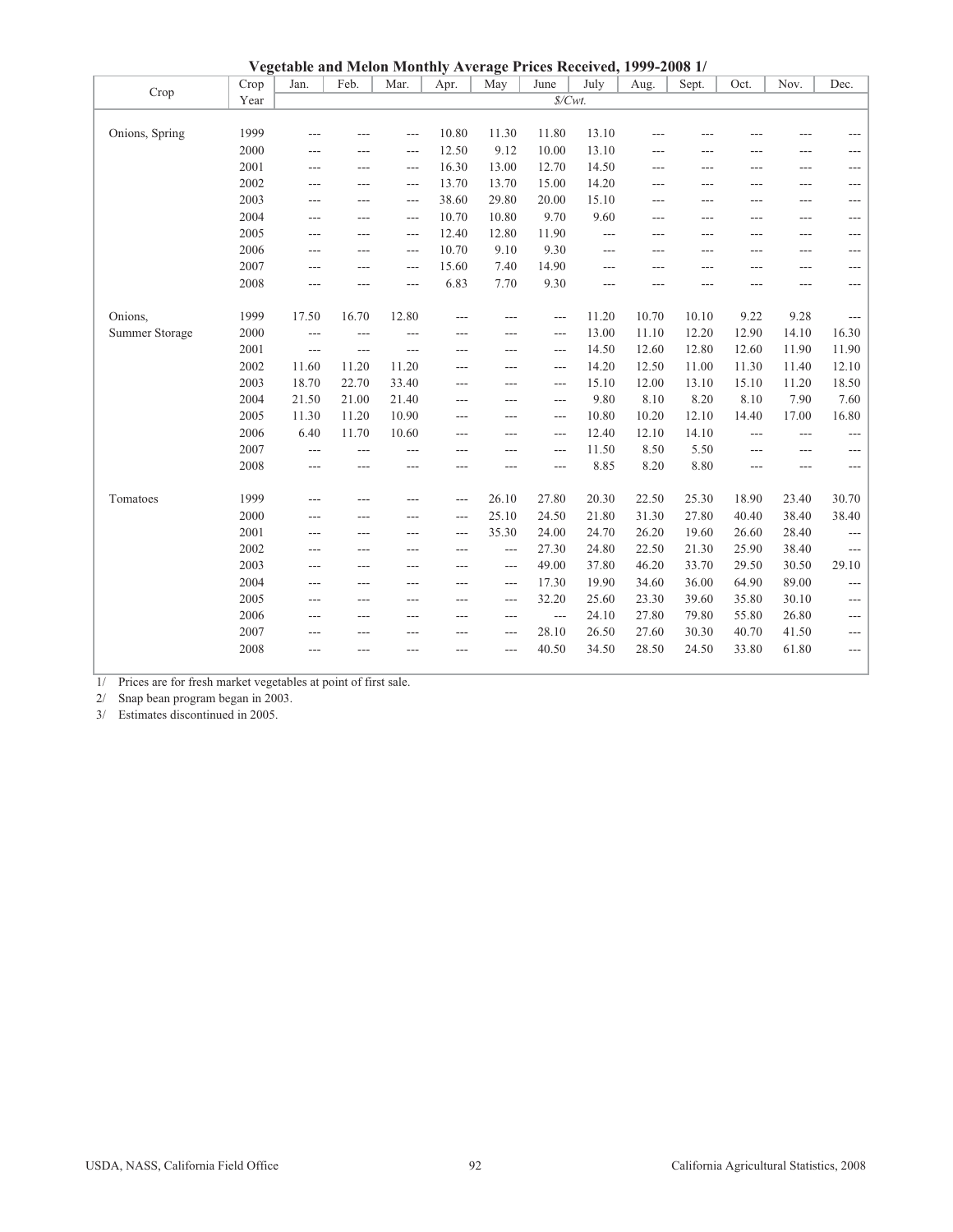**Vegetable and Melon Monthly Average Prices Received, 1999-2008 1/**

| Crop | Crop Year | Jan. | Feb. | Mar. | Apr. | May | June | July | Aug. | Sept. | Oct. | Nov. | Dec. |
|---|---|---|---|---|---|---|---|---|---|---|---|---|---|
| | | | | | | | $/Cwt. | | | | | | |
| Onions, Spring | 1999 | --- | --- | --- | 10.80 | 11.30 | 11.80 | 13.10 | --- | --- | --- | --- | --- |
| | 2000 | --- | --- | --- | 12.50 | 9.12 | 10.00 | 13.10 | --- | --- | --- | --- | --- |
| | 2001 | --- | --- | --- | 16.30 | 13.00 | 12.70 | 14.50 | --- | --- | --- | --- | --- |
| | 2002 | --- | --- | --- | 13.70 | 13.70 | 15.00 | 14.20 | --- | --- | --- | --- | --- |
| | 2003 | --- | --- | --- | 38.60 | 29.80 | 20.00 | 15.10 | --- | --- | --- | --- | --- |
| | 2004 | --- | --- | --- | 10.70 | 10.80 | 9.70 | 9.60 | --- | --- | --- | --- | --- |
| | 2005 | --- | --- | --- | 12.40 | 12.80 | 11.90 | --- | --- | --- | --- | --- | --- |
| | 2006 | --- | --- | --- | 10.70 | 9.10 | 9.30 | --- | --- | --- | --- | --- | --- |
| | 2007 | --- | --- | --- | 15.60 | 7.40 | 14.90 | --- | --- | --- | --- | --- | --- |
| | 2008 | --- | --- | --- | 6.83 | 7.70 | 9.30 | --- | --- | --- | --- | --- | --- |
| Onions, Summer Storage | 1999 | 17.50 | 16.70 | 12.80 | --- | --- | --- | 11.20 | 10.70 | 10.10 | 9.22 | 9.28 | --- |
| | 2000 | --- | --- | --- | --- | --- | --- | 13.00 | 11.10 | 12.20 | 12.90 | 14.10 | 16.30 |
| | 2001 | --- | --- | --- | --- | --- | --- | 14.50 | 12.60 | 12.80 | 12.60 | 11.90 | 11.90 |
| | 2002 | 11.60 | 11.20 | 11.20 | --- | --- | --- | 14.20 | 12.50 | 11.00 | 11.30 | 11.40 | 12.10 |
| | 2003 | 18.70 | 22.70 | 33.40 | --- | --- | --- | 15.10 | 12.00 | 13.10 | 15.10 | 11.20 | 18.50 |
| | 2004 | 21.50 | 21.00 | 21.40 | --- | --- | --- | 9.80 | 8.10 | 8.20 | 8.10 | 7.90 | 7.60 |
| | 2005 | 11.30 | 11.20 | 10.90 | --- | --- | --- | 10.80 | 10.20 | 12.10 | 14.40 | 17.00 | 16.80 |
| | 2006 | 6.40 | 11.70 | 10.60 | --- | --- | --- | 12.40 | 12.10 | 14.10 | --- | --- | --- |
| | 2007 | --- | --- | --- | --- | --- | --- | 11.50 | 8.50 | 5.50 | --- | --- | --- |
| | 2008 | --- | --- | --- | --- | --- | --- | 8.85 | 8.20 | 8.80 | --- | --- | --- |
| Tomatoes | 1999 | --- | --- | --- | --- | 26.10 | 27.80 | 20.30 | 22.50 | 25.30 | 18.90 | 23.40 | 30.70 |
| | 2000 | --- | --- | --- | --- | 25.10 | 24.50 | 21.80 | 31.30 | 27.80 | 40.40 | 38.40 | 38.40 |
| | 2001 | --- | --- | --- | --- | 35.30 | 24.00 | 24.70 | 26.20 | 19.60 | 26.60 | 28.40 | --- |
| | 2002 | --- | --- | --- | --- | --- | 27.30 | 24.80 | 22.50 | 21.30 | 25.90 | 38.40 | --- |
| | 2003 | --- | --- | --- | --- | --- | 49.00 | 37.80 | 46.20 | 33.70 | 29.50 | 30.50 | 29.10 |
| | 2004 | --- | --- | --- | --- | --- | 17.30 | 19.90 | 34.60 | 36.00 | 64.90 | 89.00 | --- |
| | 2005 | --- | --- | --- | --- | --- | 32.20 | 25.60 | 23.30 | 39.60 | 35.80 | 30.10 | --- |
| | 2006 | --- | --- | --- | --- | --- | --- | 24.10 | 27.80 | 79.80 | 55.80 | 26.80 | --- |
| | 2007 | --- | --- | --- | --- | --- | 28.10 | 26.50 | 27.60 | 30.30 | 40.70 | 41.50 | --- |
| | 2008 | --- | --- | --- | --- | --- | 40.50 | 34.50 | 28.50 | 24.50 | 33.80 | 61.80 | --- |

1/ Prices are for fresh market vegetables at point of first sale.
2/ Snap bean program began in 2003.
3/ Estimates discontinued in 2005.